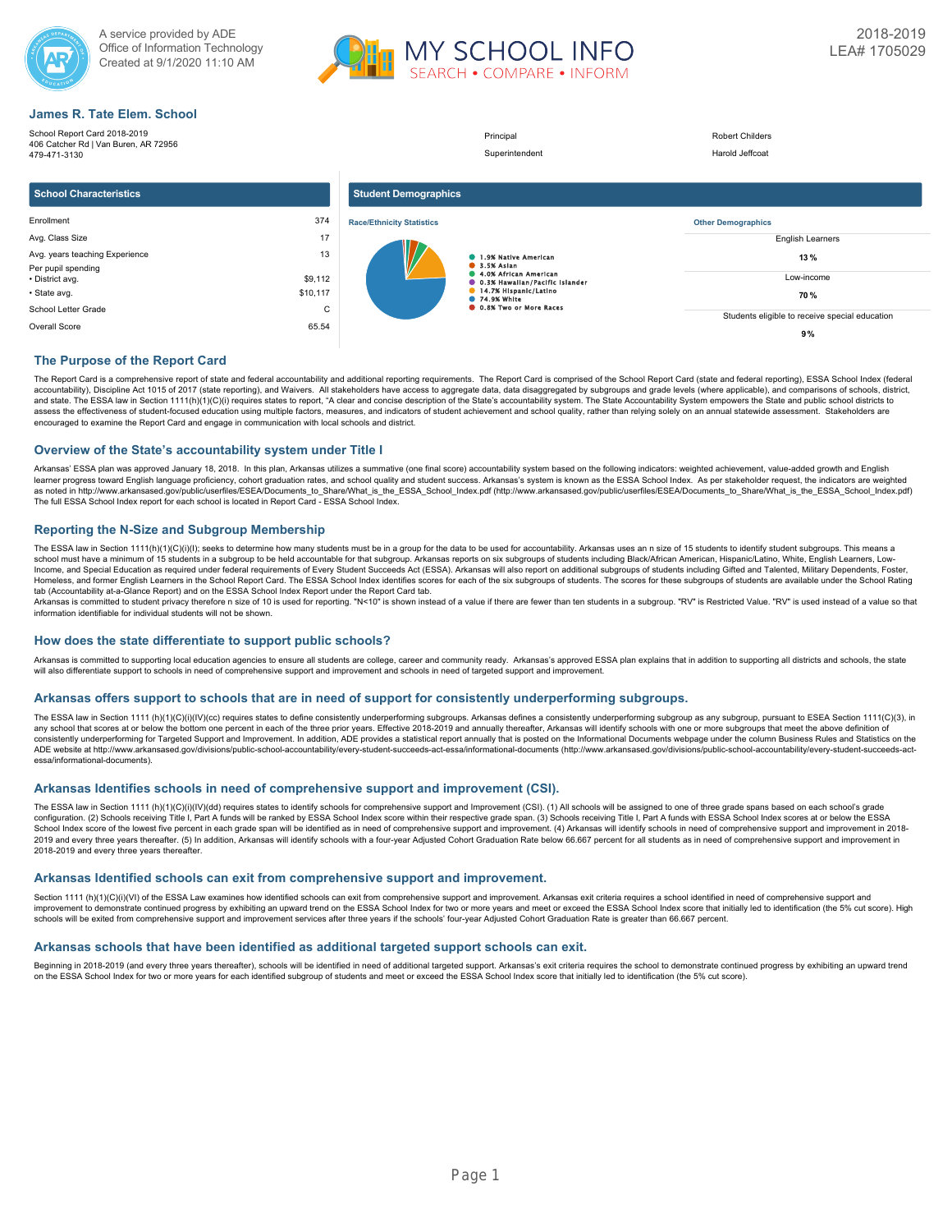A service provided by ADE
Office of Information Technology
Created at 9/1/2020 11:10 AM

MY SCHOOL INFO
SEARCH • COMPARE • INFORM

2018-2019
LEA# 1705029

## James R. Tate Elem. School

School Report Card 2018-2019
406 Catcher Rd | Van Buren, AR 72956
479-471-3130

| | |
|---|---|
| Principal | Robert Childers |
| Superintendent | Harold Jeffcoat |

### School Characteristics

| | |
|---|---|
| Enrollment | 374 |
| Avg. Class Size | 17 |
| Avg. years teaching Experience | 13 |
| Per pupil spending | |
| • District avg. | $9,112 |
| • State avg. | $10,117 |
| School Letter Grade | C |
| Overall Score | 65.54 |

### Student Demographics

**Race/Ethnicity Statistics**

- 1.9% Native American
- 3.5% Asian
- 4.0% African American
- 0.3% Hawaiian/Pacific Islander
- 14.7% Hispanic/Latino
- 74.9% White
- 0.8% Two or More Races

**Other Demographics**

| | |
|---|---|
| English Learners | 13 % |
| Low-income | 70 % |
| Students eligible to receive special education | 9 % |

## The Purpose of the Report Card

The Report Card is a comprehensive report of state and federal accountability and additional reporting requirements. The Report Card is comprised of the School Report Card (state and federal reporting), ESSA School Index (federal accountability), Discipline Act 1015 of 2017 (state reporting), and Waivers. All stakeholders have access to aggregate data, data disaggregated by subgroups and grade levels (where applicable), and comparisons of schools, district, and state. The ESSA law in Section 1111(h)(1)(C)(i) requires states to report, "A clear and concise description of the State's accountability system. The State Accountability System empowers the State and public school districts to assess the effectiveness of student-focused education using multiple factors, measures, and indicators of student achievement and school quality, rather than relying solely on an annual statewide assessment. Stakeholders are encouraged to examine the Report Card and engage in communication with local schools and district.

## Overview of the State's accountability system under Title I

Arkansas' ESSA plan was approved January 18, 2018. In this plan, Arkansas utilizes a summative (one final score) accountability system based on the following indicators: weighted achievement, value-added growth and English learner progress toward English language proficiency, cohort graduation rates, and school quality and student success. Arkansas's system is known as the ESSA School Index. As per stakeholder request, the indicators are weighted as noted in http://www.arkansased.gov/public/userfiles/ESEA/Documents_to_Share/What_is_the_ESSA_School_Index.pdf (http://www.arkansased.gov/public/userfiles/ESEA/Documents_to_Share/What_is_the_ESSA_School_Index.pdf) The full ESSA School Index report for each school is located in Report Card - ESSA School Index.

## Reporting the N-Size and Subgroup Membership

The ESSA law in Section 1111(h)(1)(C)(i)(I); seeks to determine how many students must be in a group for the data to be used for accountability. Arkansas uses an n size of 15 students to identify student subgroups. This means a school must have a minimum of 15 students in a subgroup to be held accountable for that subgroup. Arkansas reports on six subgroups of students including Black/African American, Hispanic/Latino, White, English Learners, Low-Income, and Special Education as required under federal requirements of Every Student Succeeds Act (ESSA). Arkansas will also report on additional subgroups of students including Gifted and Talented, Military Dependents, Foster, Homeless, and former English Learners in the School Report Card. The ESSA School Index identifies scores for each of the six subgroups of students. The scores for these subgroups of students are available under the School Rating tab (Accountability at-a-Glance Report) and on the ESSA School Index Report under the Report Card tab.
Arkansas is committed to student privacy therefore n size of 10 is used for reporting. "N<10" is shown instead of a value if there are fewer than ten students in a subgroup. "RV" is Restricted Value. "RV" is used instead of a value so that information identifiable for individual students will not be shown.

## How does the state differentiate to support public schools?

Arkansas is committed to supporting local education agencies to ensure all students are college, career and community ready. Arkansas's approved ESSA plan explains that in addition to supporting all districts and schools, the state will also differentiate support to schools in need of comprehensive support and improvement and schools in need of targeted support and improvement.

## Arkansas offers support to schools that are in need of support for consistently underperforming subgroups.

The ESSA law in Section 1111 (h)(1)(C)(i)(IV)(cc) requires states to define consistently underperforming subgroups. Arkansas defines a consistently underperforming subgroup as any subgroup, pursuant to ESEA Section 1111(C)(3), in any school that scores at or below the bottom one percent in each of the three prior years. Effective 2018-2019 and annually thereafter, Arkansas will identify schools with one or more subgroups that meet the above definition of consistently underperforming for Targeted Support and Improvement. In addition, ADE provides a statistical report annually that is posted on the Informational Documents webpage under the column Business Rules and Statistics on the ADE website at http://www.arkansased.gov/divisions/public-school-accountability/every-student-succeeds-act-essa/informational-documents (http://www.arkansased.gov/divisions/public-school-accountability/every-student-succeeds-act-essa/informational-documents).

## Arkansas Identifies schools in need of comprehensive support and improvement (CSI).

The ESSA law in Section 1111 (h)(1)(C)(i)(IV)(dd) requires states to identify schools for comprehensive support and Improvement (CSI). (1) All schools will be assigned to one of three grade spans based on each school's grade configuration. (2) Schools receiving Title I, Part A funds will be ranked by ESSA School Index score within their respective grade span. (3) Schools receiving Title I, Part A funds with ESSA School Index scores at or below the ESSA School Index score of the lowest five percent in each grade span will be identified as in need of comprehensive support and improvement. (4) Arkansas will identify schools in need of comprehensive support and improvement in 2018-2019 and every three years thereafter. (5) In addition, Arkansas will identify schools with a four-year Adjusted Cohort Graduation Rate below 66.667 percent for all students as in need of comprehensive support and improvement in 2018-2019 and every three years thereafter.

## Arkansas Identified schools can exit from comprehensive support and improvement.

Section 1111 (h)(1)(C)(i)(VI) of the ESSA Law examines how identified schools can exit from comprehensive support and improvement. Arkansas exit criteria requires a school identified in need of comprehensive support and improvement to demonstrate continued progress by exhibiting an upward trend on the ESSA School Index for two or more years and meet or exceed the ESSA School Index score that initially led to identification (the 5% cut score). High schools will be exited from comprehensive support and improvement services after three years if the schools' four-year Adjusted Cohort Graduation Rate is greater than 66.667 percent.

## Arkansas schools that have been identified as additional targeted support schools can exit.

Beginning in 2018-2019 (and every three years thereafter), schools will be identified in need of additional targeted support. Arkansas's exit criteria requires the school to demonstrate continued progress by exhibiting an upward trend on the ESSA School Index for two or more years for each identified subgroup of students and meet or exceed the ESSA School Index score that initially led to identification (the 5% cut score).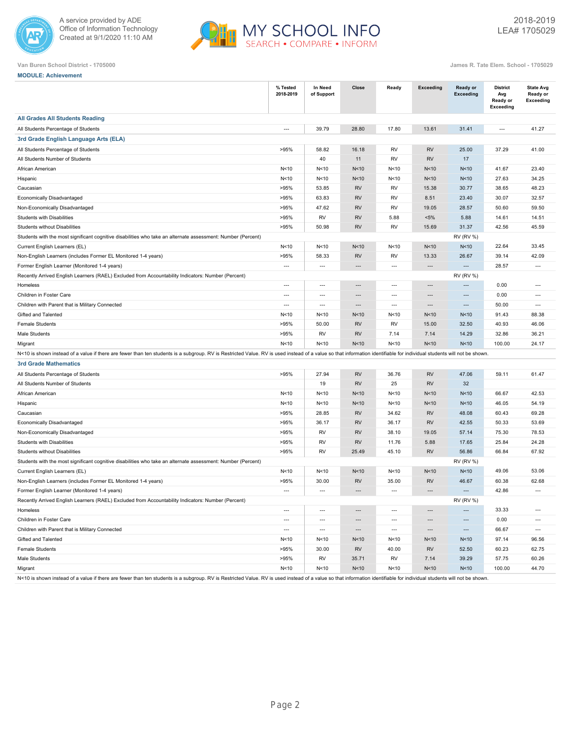Van Buren School District - 1705000

James R. Tate Elem. School - 1705029

**MODULE: Achievement**

| | % Tested 2018-2019 | In Need of Support | Close | Ready | Exceeding | Ready or Exceeding | District Avg Ready or Exceeding | State Avg Ready or Exceeding |
|---|---|---|---|---|---|---|---|---|
| **All Grades All Students Reading** | | | | | | | | |
| All Students Percentage of Students | --- | 39.79 | 28.80 | 17.80 | 13.61 | 31.41 | --- | 41.27 |
| **3rd Grade English Language Arts (ELA)** | | | | | | | | |
| All Students Percentage of Students | >95% | 58.82 | 16.18 | RV | RV | 25.00 | 37.29 | 41.00 |
| All Students Number of Students | | 40 | 11 | RV | RV | 17 | | |
| African American | N<10 | N<10 | N<10 | N<10 | N<10 | N<10 | 41.67 | 23.40 |
| Hispanic | N<10 | N<10 | N<10 | N<10 | N<10 | N<10 | 27.63 | 34.25 |
| Caucasian | >95% | 53.85 | RV | RV | 15.38 | 30.77 | 38.65 | 48.23 |
| Economically Disadvantaged | >95% | 63.83 | RV | RV | 8.51 | 23.40 | 30.07 | 32.57 |
| Non-Economically Disadvantaged | >95% | 47.62 | RV | RV | 19.05 | 28.57 | 50.60 | 59.50 |
| Students with Disabilities | >95% | RV | RV | 5.88 | <5% | 5.88 | 14.61 | 14.51 |
| Students without Disabilities | >95% | 50.98 | RV | RV | 15.69 | 31.37 | 42.56 | 45.59 |
| Students with the most significant cognitive disabilities who take an alternate assessment: Number (Percent) | | | | | | RV (RV %) | | |
| Current English Learners (EL) | N<10 | N<10 | N<10 | N<10 | N<10 | N<10 | 22.64 | 33.45 |
| Non-English Learners (includes Former EL Monitored 1-4 years) | >95% | 58.33 | RV | RV | 13.33 | 26.67 | 39.14 | 42.09 |
| Former English Learner (Monitored 1-4 years) | --- | --- | --- | --- | --- | --- | 28.57 | --- |
| Recently Arrived English Learners (RAEL) Excluded from Accountability Indicators: Number (Percent) | | | | | | RV (RV %) | | |
| Homeless | --- | --- | --- | --- | --- | --- | 0.00 | --- |
| Children in Foster Care | --- | --- | --- | --- | --- | --- | 0.00 | --- |
| Children with Parent that is Military Connected | --- | --- | --- | --- | --- | --- | 50.00 | --- |
| Gifted and Talented | N<10 | N<10 | N<10 | N<10 | N<10 | N<10 | 91.43 | 88.38 |
| Female Students | >95% | 50.00 | RV | RV | 15.00 | 32.50 | 40.93 | 46.06 |
| Male Students | >95% | RV | RV | 7.14 | 7.14 | 14.29 | 32.86 | 36.21 |
| Migrant | N<10 | N<10 | N<10 | N<10 | N<10 | N<10 | 100.00 | 24.17 |

N<10 is shown instead of a value if there are fewer than ten students is a subgroup. RV is Restricted Value. RV is used instead of a value so that information identifiable for individual students will not be shown.

| | % Tested 2018-2019 | In Need of Support | Close | Ready | Exceeding | Ready or Exceeding | District Avg Ready or Exceeding | State Avg Ready or Exceeding |
|---|---|---|---|---|---|---|---|---|
| **3rd Grade Mathematics** | | | | | | | | |
| All Students Percentage of Students | >95% | 27.94 | RV | 36.76 | RV | 47.06 | 59.11 | 61.47 |
| All Students Number of Students | | 19 | RV | 25 | RV | 32 | | |
| African American | N<10 | N<10 | N<10 | N<10 | N<10 | N<10 | 66.67 | 42.53 |
| Hispanic | N<10 | N<10 | N<10 | N<10 | N<10 | N<10 | 46.05 | 54.19 |
| Caucasian | >95% | 28.85 | RV | 34.62 | RV | 48.08 | 60.43 | 69.28 |
| Economically Disadvantaged | >95% | 36.17 | RV | 36.17 | RV | 42.55 | 50.33 | 53.69 |
| Non-Economically Disadvantaged | >95% | RV | RV | 38.10 | 19.05 | 57.14 | 75.30 | 78.53 |
| Students with Disabilities | >95% | RV | RV | 11.76 | 5.88 | 17.65 | 25.84 | 24.28 |
| Students without Disabilities | >95% | RV | 25.49 | 45.10 | RV | 56.86 | 66.84 | 67.92 |
| Students with the most significant cognitive disabilities who take an alternate assessment: Number (Percent) | | | | | | RV (RV %) | | |
| Current English Learners (EL) | N<10 | N<10 | N<10 | N<10 | N<10 | N<10 | 49.06 | 53.06 |
| Non-English Learners (includes Former EL Monitored 1-4 years) | >95% | 30.00 | RV | 35.00 | RV | 46.67 | 60.38 | 62.68 |
| Former English Learner (Monitored 1-4 years) | --- | --- | --- | --- | --- | --- | 42.86 | --- |
| Recently Arrived English Learners (RAEL) Excluded from Accountability Indicators: Number (Percent) | | | | | | RV (RV %) | | |
| Homeless | --- | --- | --- | --- | --- | --- | 33.33 | --- |
| Children in Foster Care | --- | --- | --- | --- | --- | --- | 0.00 | --- |
| Children with Parent that is Military Connected | --- | --- | --- | --- | --- | --- | 66.67 | --- |
| Gifted and Talented | N<10 | N<10 | N<10 | N<10 | N<10 | N<10 | 97.14 | 96.56 |
| Female Students | >95% | 30.00 | RV | 40.00 | RV | 52.50 | 60.23 | 62.75 |
| Male Students | >95% | RV | 35.71 | RV | 7.14 | 39.29 | 57.75 | 60.26 |
| Migrant | N<10 | N<10 | N<10 | N<10 | N<10 | N<10 | 100.00 | 44.70 |

N<10 is shown instead of a value if there are fewer than ten students is a subgroup. RV is Restricted Value. RV is used instead of a value so that information identifiable for individual students will not be shown.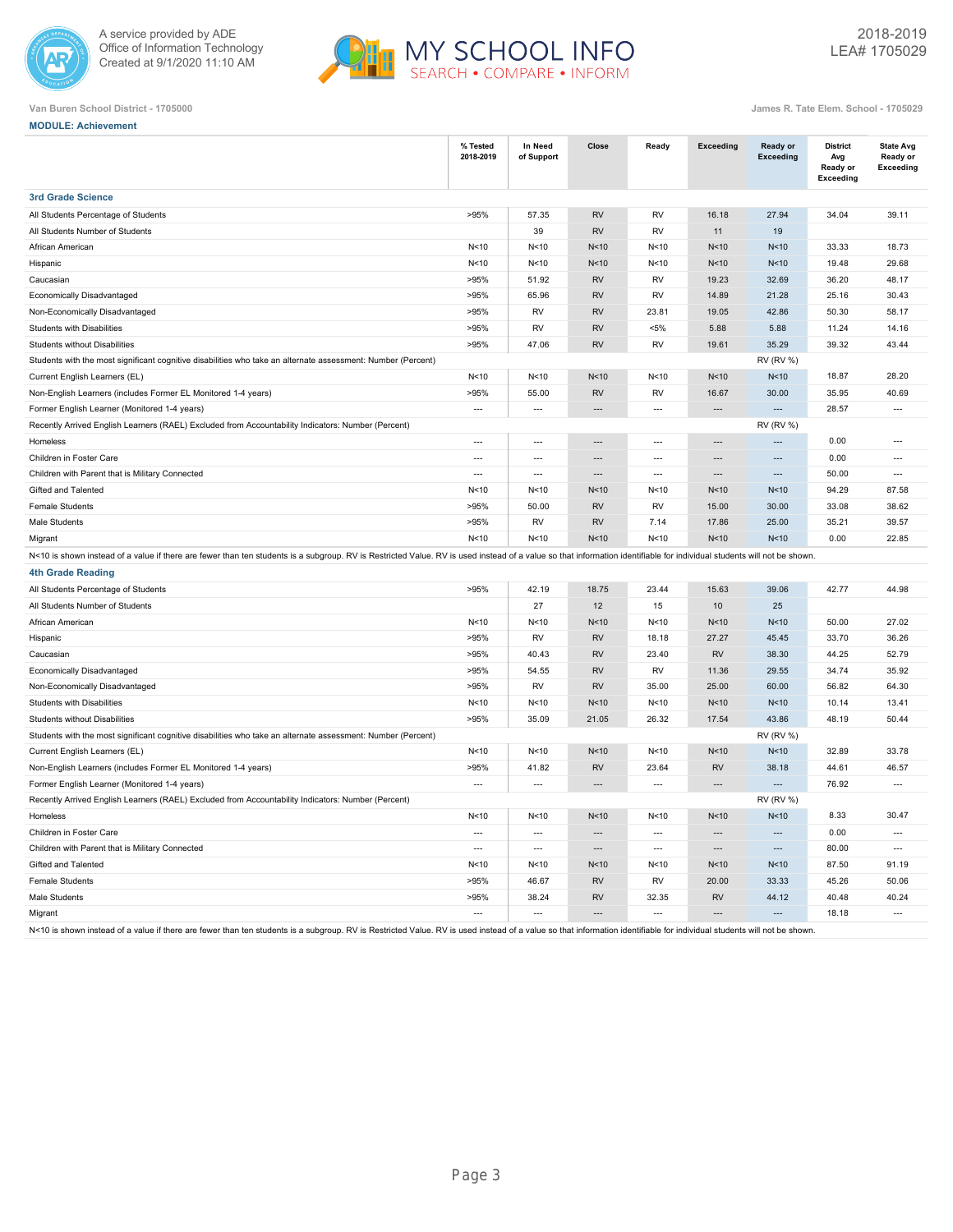Van Buren School District - 1705000

James R. Tate Elem. School - 1705029

**MODULE: Achievement**

| | % Tested 2018-2019 | In Need of Support | Close | Ready | Exceeding | Ready or Exceeding | District Avg Ready or Exceeding | State Avg Ready or Exceeding |
|---|---|---|---|---|---|---|---|---|
| **3rd Grade Science** | | | | | | | | |
| All Students Percentage of Students | >95% | 57.35 | RV | RV | 16.18 | 27.94 | 34.04 | 39.11 |
| All Students Number of Students | | 39 | RV | RV | 11 | 19 | | |
| African American | N<10 | N<10 | N<10 | N<10 | N<10 | N<10 | 33.33 | 18.73 |
| Hispanic | N<10 | N<10 | N<10 | N<10 | N<10 | N<10 | 19.48 | 29.68 |
| Caucasian | >95% | 51.92 | RV | RV | 19.23 | 32.69 | 36.20 | 48.17 |
| Economically Disadvantaged | >95% | 65.96 | RV | RV | 14.89 | 21.28 | 25.16 | 30.43 |
| Non-Economically Disadvantaged | >95% | RV | RV | 23.81 | 19.05 | 42.86 | 50.30 | 58.17 |
| Students with Disabilities | >95% | RV | RV | <5% | 5.88 | 5.88 | 11.24 | 14.16 |
| Students without Disabilities | >95% | 47.06 | RV | RV | 19.61 | 35.29 | 39.32 | 43.44 |
| Students with the most significant cognitive disabilities who take an alternate assessment: Number (Percent) | | | | | | RV (RV %) | | |
| Current English Learners (EL) | N<10 | N<10 | N<10 | N<10 | N<10 | N<10 | 18.87 | 28.20 |
| Non-English Learners (includes Former EL Monitored 1-4 years) | >95% | 55.00 | RV | RV | 16.67 | 30.00 | 35.95 | 40.69 |
| Former English Learner (Monitored 1-4 years) | --- | --- | --- | --- | --- | --- | 28.57 | --- |
| Recently Arrived English Learners (RAEL) Excluded from Accountability Indicators: Number (Percent) | | | | | | RV (RV %) | | |
| Homeless | --- | --- | --- | --- | --- | --- | 0.00 | --- |
| Children in Foster Care | --- | --- | --- | --- | --- | --- | 0.00 | --- |
| Children with Parent that is Military Connected | --- | --- | --- | --- | --- | --- | 50.00 | --- |
| Gifted and Talented | N<10 | N<10 | N<10 | N<10 | N<10 | N<10 | 94.29 | 87.58 |
| Female Students | >95% | 50.00 | RV | RV | 15.00 | 30.00 | 33.08 | 38.62 |
| Male Students | >95% | RV | RV | 7.14 | 17.86 | 25.00 | 35.21 | 39.57 |
| Migrant | N<10 | N<10 | N<10 | N<10 | N<10 | N<10 | 0.00 | 22.85 |

N<10 is shown instead of a value if there are fewer than ten students is a subgroup. RV is Restricted Value. RV is used instead of a value so that information identifiable for individual students will not be shown.

| | % Tested 2018-2019 | In Need of Support | Close | Ready | Exceeding | Ready or Exceeding | District Avg Ready or Exceeding | State Avg Ready or Exceeding |
|---|---|---|---|---|---|---|---|---|
| **4th Grade Reading** | | | | | | | | |
| All Students Percentage of Students | >95% | 42.19 | 18.75 | 23.44 | 15.63 | 39.06 | 42.77 | 44.98 |
| All Students Number of Students | | 27 | 12 | 15 | 10 | 25 | | |
| African American | N<10 | N<10 | N<10 | N<10 | N<10 | N<10 | 50.00 | 27.02 |
| Hispanic | >95% | RV | RV | 18.18 | 27.27 | 45.45 | 33.70 | 36.26 |
| Caucasian | >95% | 40.43 | RV | 23.40 | RV | 38.30 | 44.25 | 52.79 |
| Economically Disadvantaged | >95% | 54.55 | RV | RV | 11.36 | 29.55 | 34.74 | 35.92 |
| Non-Economically Disadvantaged | >95% | RV | RV | 35.00 | 25.00 | 60.00 | 56.82 | 64.30 |
| Students with Disabilities | N<10 | N<10 | N<10 | N<10 | N<10 | N<10 | 10.14 | 13.41 |
| Students without Disabilities | >95% | 35.09 | 21.05 | 26.32 | 17.54 | 43.86 | 48.19 | 50.44 |
| Students with the most significant cognitive disabilities who take an alternate assessment: Number (Percent) | | | | | | RV (RV %) | | |
| Current English Learners (EL) | N<10 | N<10 | N<10 | N<10 | N<10 | N<10 | 32.89 | 33.78 |
| Non-English Learners (includes Former EL Monitored 1-4 years) | >95% | 41.82 | RV | 23.64 | RV | 38.18 | 44.61 | 46.57 |
| Former English Learner (Monitored 1-4 years) | --- | --- | --- | --- | --- | --- | 76.92 | --- |
| Recently Arrived English Learners (RAEL) Excluded from Accountability Indicators: Number (Percent) | | | | | | RV (RV %) | | |
| Homeless | N<10 | N<10 | N<10 | N<10 | N<10 | N<10 | 8.33 | 30.47 |
| Children in Foster Care | --- | --- | --- | --- | --- | --- | 0.00 | --- |
| Children with Parent that is Military Connected | --- | --- | --- | --- | --- | --- | 80.00 | --- |
| Gifted and Talented | N<10 | N<10 | N<10 | N<10 | N<10 | N<10 | 87.50 | 91.19 |
| Female Students | >95% | 46.67 | RV | RV | 20.00 | 33.33 | 45.26 | 50.06 |
| Male Students | >95% | 38.24 | RV | 32.35 | RV | 44.12 | 40.48 | 40.24 |
| Migrant | --- | --- | --- | --- | --- | --- | 18.18 | --- |

N<10 is shown instead of a value if there are fewer than ten students is a subgroup. RV is Restricted Value. RV is used instead of a value so that information identifiable for individual students will not be shown.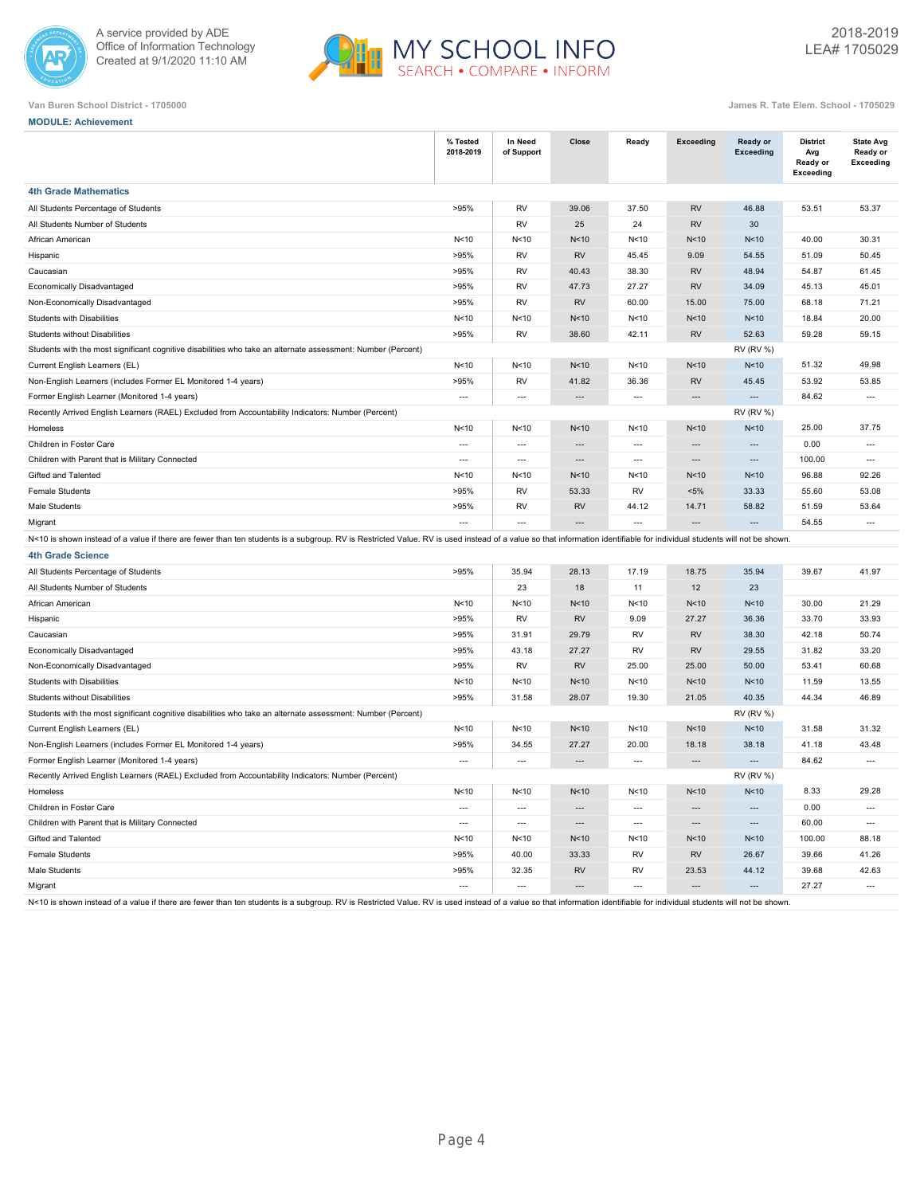Van Buren School District - 1705000

James R. Tate Elem. School - 1705029

**MODULE: Achievement**

| | % Tested 2018-2019 | In Need of Support | Close | Ready | Exceeding | Ready or Exceeding | District Avg Ready or Exceeding | State Avg Ready or Exceeding |
|---|---|---|---|---|---|---|---|---|
| **4th Grade Mathematics** | | | | | | | | |
| All Students Percentage of Students | >95% | RV | 39.06 | 37.50 | RV | 46.88 | 53.51 | 53.37 |
| All Students Number of Students | | RV | 25 | 24 | RV | 30 | | |
| African American | N<10 | N<10 | N<10 | N<10 | N<10 | N<10 | 40.00 | 30.31 |
| Hispanic | >95% | RV | RV | 45.45 | 9.09 | 54.55 | 51.09 | 50.45 |
| Caucasian | >95% | RV | 40.43 | 38.30 | RV | 48.94 | 54.87 | 61.45 |
| Economically Disadvantaged | >95% | RV | 47.73 | 27.27 | RV | 34.09 | 45.13 | 45.01 |
| Non-Economically Disadvantaged | >95% | RV | RV | 60.00 | 15.00 | 75.00 | 68.18 | 71.21 |
| Students with Disabilities | N<10 | N<10 | N<10 | N<10 | N<10 | N<10 | 18.84 | 20.00 |
| Students without Disabilities | >95% | RV | 38.60 | 42.11 | RV | 52.63 | 59.28 | 59.15 |
| Students with the most significant cognitive disabilities who take an alternate assessment: Number (Percent) | | | | | | RV (RV %) | | |
| Current English Learners (EL) | N<10 | N<10 | N<10 | N<10 | N<10 | N<10 | 51.32 | 49.98 |
| Non-English Learners (includes Former EL Monitored 1-4 years) | >95% | RV | 41.82 | 36.36 | RV | 45.45 | 53.92 | 53.85 |
| Former English Learner (Monitored 1-4 years) | --- | --- | --- | --- | --- | --- | 84.62 | --- |
| Recently Arrived English Learners (RAEL) Excluded from Accountability Indicators: Number (Percent) | | | | | | RV (RV %) | | |
| Homeless | N<10 | N<10 | N<10 | N<10 | N<10 | N<10 | 25.00 | 37.75 |
| Children in Foster Care | --- | --- | --- | --- | --- | --- | 0.00 | --- |
| Children with Parent that is Military Connected | --- | --- | --- | --- | --- | --- | 100.00 | --- |
| Gifted and Talented | N<10 | N<10 | N<10 | N<10 | N<10 | N<10 | 96.88 | 92.26 |
| Female Students | >95% | RV | 53.33 | RV | <5% | 33.33 | 55.60 | 53.08 |
| Male Students | >95% | RV | RV | 44.12 | 14.71 | 58.82 | 51.59 | 53.64 |
| Migrant | --- | --- | --- | --- | --- | --- | 54.55 | --- |

N<10 is shown instead of a value if there are fewer than ten students is a subgroup. RV is Restricted Value. RV is used instead of a value so that information identifiable for individual students will not be shown.

| | % Tested 2018-2019 | In Need of Support | Close | Ready | Exceeding | Ready or Exceeding | District Avg Ready or Exceeding | State Avg Ready or Exceeding |
|---|---|---|---|---|---|---|---|---|
| **4th Grade Science** | | | | | | | | |
| All Students Percentage of Students | >95% | 35.94 | 28.13 | 17.19 | 18.75 | 35.94 | 39.67 | 41.97 |
| All Students Number of Students | | 23 | 18 | 11 | 12 | 23 | | |
| African American | N<10 | N<10 | N<10 | N<10 | N<10 | N<10 | 30.00 | 21.29 |
| Hispanic | >95% | RV | RV | 9.09 | 27.27 | 36.36 | 33.70 | 33.93 |
| Caucasian | >95% | 31.91 | 29.79 | RV | RV | 38.30 | 42.18 | 50.74 |
| Economically Disadvantaged | >95% | 43.18 | 27.27 | RV | RV | 29.55 | 31.82 | 33.20 |
| Non-Economically Disadvantaged | >95% | RV | RV | 25.00 | 25.00 | 50.00 | 53.41 | 60.68 |
| Students with Disabilities | N<10 | N<10 | N<10 | N<10 | N<10 | N<10 | 11.59 | 13.55 |
| Students without Disabilities | >95% | 31.58 | 28.07 | 19.30 | 21.05 | 40.35 | 44.34 | 46.89 |
| Students with the most significant cognitive disabilities who take an alternate assessment: Number (Percent) | | | | | | RV (RV %) | | |
| Current English Learners (EL) | N<10 | N<10 | N<10 | N<10 | N<10 | N<10 | 31.58 | 31.32 |
| Non-English Learners (includes Former EL Monitored 1-4 years) | >95% | 34.55 | 27.27 | 20.00 | 18.18 | 38.18 | 41.18 | 43.48 |
| Former English Learner (Monitored 1-4 years) | --- | --- | --- | --- | --- | --- | 84.62 | --- |
| Recently Arrived English Learners (RAEL) Excluded from Accountability Indicators: Number (Percent) | | | | | | RV (RV %) | | |
| Homeless | N<10 | N<10 | N<10 | N<10 | N<10 | N<10 | 8.33 | 29.28 |
| Children in Foster Care | --- | --- | --- | --- | --- | --- | 0.00 | --- |
| Children with Parent that is Military Connected | --- | --- | --- | --- | --- | --- | 60.00 | --- |
| Gifted and Talented | N<10 | N<10 | N<10 | N<10 | N<10 | N<10 | 100.00 | 88.18 |
| Female Students | >95% | 40.00 | 33.33 | RV | RV | 26.67 | 39.66 | 41.26 |
| Male Students | >95% | 32.35 | RV | RV | 23.53 | 44.12 | 39.68 | 42.63 |
| Migrant | --- | --- | --- | --- | --- | --- | 27.27 | --- |

N<10 is shown instead of a value if there are fewer than ten students is a subgroup. RV is Restricted Value. RV is used instead of a value so that information identifiable for individual students will not be shown.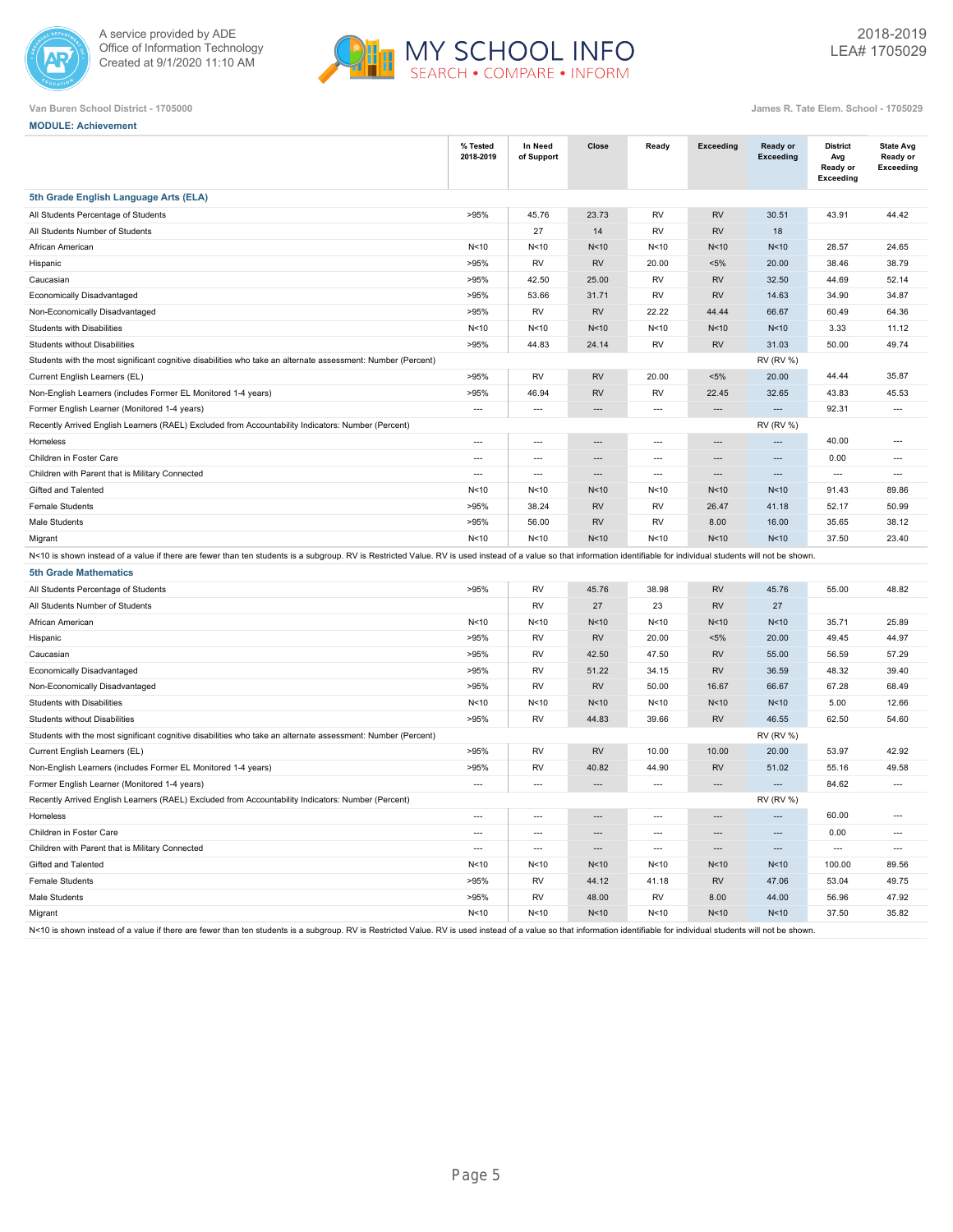A service provided by ADE
Office of Information Technology
Created at 9/1/2020 11:10 AM

MY SCHOOL INFO
SEARCH • COMPARE • INFORM

2018-2019
LEA# 1705029

Van Buren School District - 1705000

James R. Tate Elem. School - 1705029

**MODULE: Achievement**

| | % Tested 2018-2019 | In Need of Support | Close | Ready | Exceeding | Ready or Exceeding | District Avg Ready or Exceeding | State Avg Ready or Exceeding |
|---|---|---|---|---|---|---|---|---|
| **5th Grade English Language Arts (ELA)** | | | | | | | | |
| All Students Percentage of Students | >95% | 45.76 | 23.73 | RV | RV | 30.51 | 43.91 | 44.42 |
| All Students Number of Students | | 27 | 14 | RV | RV | 18 | | |
| African American | N<10 | N<10 | N<10 | N<10 | N<10 | N<10 | 28.57 | 24.65 |
| Hispanic | >95% | RV | RV | 20.00 | <5% | 20.00 | 38.46 | 38.79 |
| Caucasian | >95% | 42.50 | 25.00 | RV | RV | 32.50 | 44.69 | 52.14 |
| Economically Disadvantaged | >95% | 53.66 | 31.71 | RV | RV | 14.63 | 34.90 | 34.87 |
| Non-Economically Disadvantaged | >95% | RV | RV | 22.22 | 44.44 | 66.67 | 60.49 | 64.36 |
| Students with Disabilities | N<10 | N<10 | N<10 | N<10 | N<10 | N<10 | 3.33 | 11.12 |
| Students without Disabilities | >95% | 44.83 | 24.14 | RV | RV | 31.03 | 50.00 | 49.74 |
| Students with the most significant cognitive disabilities who take an alternate assessment: Number (Percent) | | | | | | RV (RV %) | | |
| Current English Learners (EL) | >95% | RV | RV | 20.00 | <5% | 20.00 | 44.44 | 35.87 |
| Non-English Learners (includes Former EL Monitored 1-4 years) | >95% | 46.94 | RV | RV | 22.45 | 32.65 | 43.83 | 45.53 |
| Former English Learner (Monitored 1-4 years) | --- | --- | --- | --- | --- | --- | 92.31 | --- |
| Recently Arrived English Learners (RAEL) Excluded from Accountability Indicators: Number (Percent) | | | | | | RV (RV %) | | |
| Homeless | --- | --- | --- | --- | --- | --- | 40.00 | --- |
| Children in Foster Care | --- | --- | --- | --- | --- | --- | 0.00 | --- |
| Children with Parent that is Military Connected | --- | --- | --- | --- | --- | --- | --- | --- |
| Gifted and Talented | N<10 | N<10 | N<10 | N<10 | N<10 | N<10 | 91.43 | 89.86 |
| Female Students | >95% | 38.24 | RV | RV | 26.47 | 41.18 | 52.17 | 50.99 |
| Male Students | >95% | 56.00 | RV | RV | 8.00 | 16.00 | 35.65 | 38.12 |
| Migrant | N<10 | N<10 | N<10 | N<10 | N<10 | N<10 | 37.50 | 23.40 |

N<10 is shown instead of a value if there are fewer than ten students is a subgroup. RV is Restricted Value. RV is used instead of a value so that information identifiable for individual students will not be shown.

| | % Tested 2018-2019 | In Need of Support | Close | Ready | Exceeding | Ready or Exceeding | District Avg Ready or Exceeding | State Avg Ready or Exceeding |
|---|---|---|---|---|---|---|---|---|
| **5th Grade Mathematics** | | | | | | | | |
| All Students Percentage of Students | >95% | RV | 45.76 | 38.98 | RV | 45.76 | 55.00 | 48.82 |
| All Students Number of Students | | RV | 27 | 23 | RV | 27 | | |
| African American | N<10 | N<10 | N<10 | N<10 | N<10 | N<10 | 35.71 | 25.89 |
| Hispanic | >95% | RV | RV | 20.00 | <5% | 20.00 | 49.45 | 44.97 |
| Caucasian | >95% | RV | 42.50 | 47.50 | RV | 55.00 | 56.59 | 57.29 |
| Economically Disadvantaged | >95% | RV | 51.22 | 34.15 | RV | 36.59 | 48.32 | 39.40 |
| Non-Economically Disadvantaged | >95% | RV | RV | 50.00 | 16.67 | 66.67 | 67.28 | 68.49 |
| Students with Disabilities | N<10 | N<10 | N<10 | N<10 | N<10 | N<10 | 5.00 | 12.66 |
| Students without Disabilities | >95% | RV | 44.83 | 39.66 | RV | 46.55 | 62.50 | 54.60 |
| Students with the most significant cognitive disabilities who take an alternate assessment: Number (Percent) | | | | | | RV (RV %) | | |
| Current English Learners (EL) | >95% | RV | RV | 10.00 | 10.00 | 20.00 | 53.97 | 42.92 |
| Non-English Learners (includes Former EL Monitored 1-4 years) | >95% | RV | 40.82 | 44.90 | RV | 51.02 | 55.16 | 49.58 |
| Former English Learner (Monitored 1-4 years) | --- | --- | --- | --- | --- | --- | 84.62 | --- |
| Recently Arrived English Learners (RAEL) Excluded from Accountability Indicators: Number (Percent) | | | | | | RV (RV %) | | |
| Homeless | --- | --- | --- | --- | --- | --- | 60.00 | --- |
| Children in Foster Care | --- | --- | --- | --- | --- | --- | 0.00 | --- |
| Children with Parent that is Military Connected | --- | --- | --- | --- | --- | --- | --- | --- |
| Gifted and Talented | N<10 | N<10 | N<10 | N<10 | N<10 | N<10 | 100.00 | 89.56 |
| Female Students | >95% | RV | 44.12 | 41.18 | RV | 47.06 | 53.04 | 49.75 |
| Male Students | >95% | RV | 48.00 | RV | 8.00 | 44.00 | 56.96 | 47.92 |
| Migrant | N<10 | N<10 | N<10 | N<10 | N<10 | N<10 | 37.50 | 35.82 |

N<10 is shown instead of a value if there are fewer than ten students is a subgroup. RV is Restricted Value. RV is used instead of a value so that information identifiable for individual students will not be shown.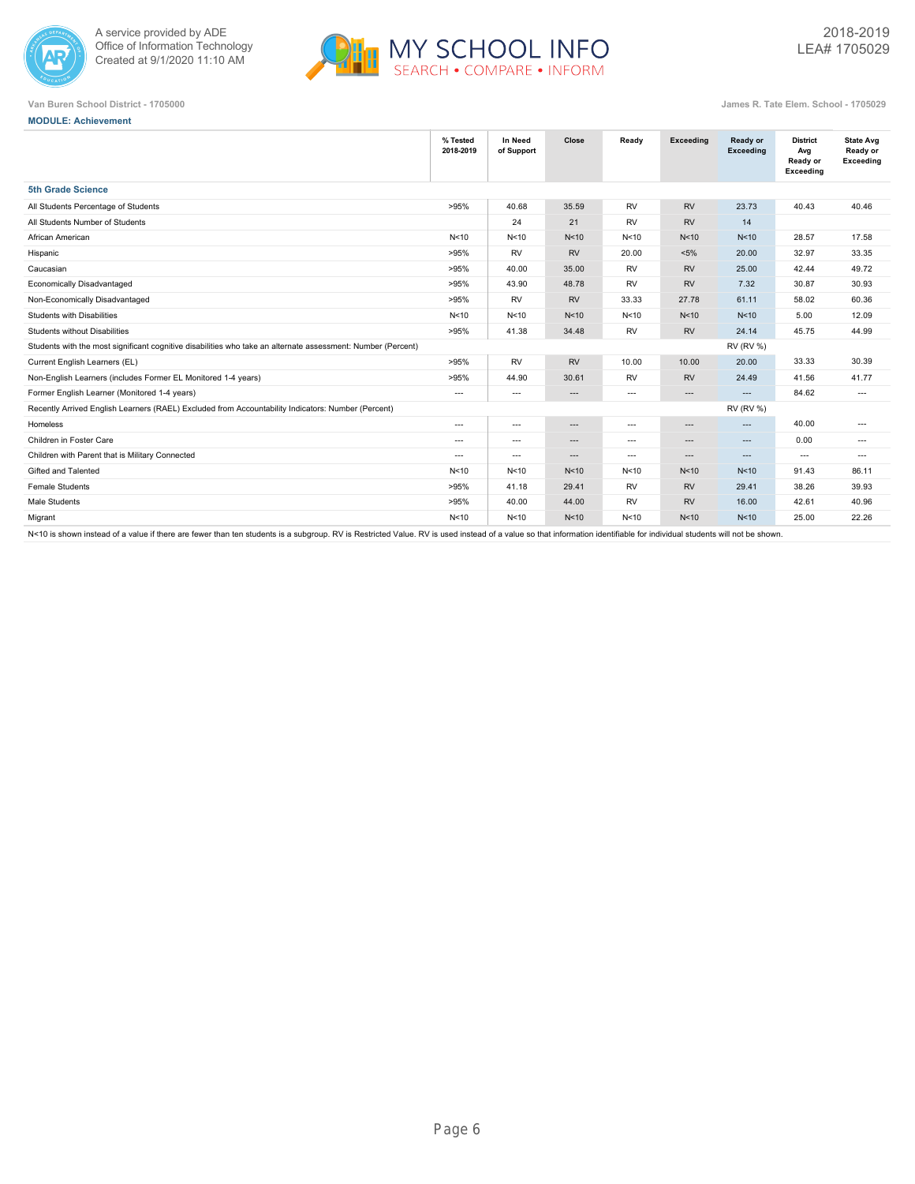A service provided by ADE
Office of Information Technology
Created at 9/1/2020 11:10 AM

MY SCHOOL INFO
SEARCH • COMPARE • INFORM

2018-2019
LEA# 1705029

Van Buren School District - 1705000

James R. Tate Elem. School - 1705029

**MODULE: Achievement**

| | % Tested 2018-2019 | In Need of Support | Close | Ready | Exceeding | Ready or Exceeding | District Avg Ready or Exceeding | State Avg Ready or Exceeding |
|---|---|---|---|---|---|---|---|---|
| **5th Grade Science** | | | | | | | | |
| All Students Percentage of Students | >95% | 40.68 | 35.59 | RV | RV | 23.73 | 40.43 | 40.46 |
| All Students Number of Students | | 24 | 21 | RV | RV | 14 | | |
| African American | N<10 | N<10 | N<10 | N<10 | N<10 | N<10 | 28.57 | 17.58 |
| Hispanic | >95% | RV | RV | 20.00 | <5% | 20.00 | 32.97 | 33.35 |
| Caucasian | >95% | 40.00 | 35.00 | RV | RV | 25.00 | 42.44 | 49.72 |
| Economically Disadvantaged | >95% | 43.90 | 48.78 | RV | RV | 7.32 | 30.87 | 30.93 |
| Non-Economically Disadvantaged | >95% | RV | RV | 33.33 | 27.78 | 61.11 | 58.02 | 60.36 |
| Students with Disabilities | N<10 | N<10 | N<10 | N<10 | N<10 | N<10 | 5.00 | 12.09 |
| Students without Disabilities | >95% | 41.38 | 34.48 | RV | RV | 24.14 | 45.75 | 44.99 |
| Students with the most significant cognitive disabilities who take an alternate assessment: Number (Percent) | | | | | | RV (RV %) | | |
| Current English Learners (EL) | >95% | RV | RV | 10.00 | 10.00 | 20.00 | 33.33 | 30.39 |
| Non-English Learners (includes Former EL Monitored 1-4 years) | >95% | 44.90 | 30.61 | RV | RV | 24.49 | 41.56 | 41.77 |
| Former English Learner (Monitored 1-4 years) | --- | --- | --- | --- | --- | --- | 84.62 | --- |
| Recently Arrived English Learners (RAEL) Excluded from Accountability Indicators: Number (Percent) | | | | | | RV (RV %) | | |
| Homeless | --- | --- | --- | --- | --- | --- | 40.00 | --- |
| Children in Foster Care | --- | --- | --- | --- | --- | --- | 0.00 | --- |
| Children with Parent that is Military Connected | --- | --- | --- | --- | --- | --- | --- | --- |
| Gifted and Talented | N<10 | N<10 | N<10 | N<10 | N<10 | N<10 | 91.43 | 86.11 |
| Female Students | >95% | 41.18 | 29.41 | RV | RV | 29.41 | 38.26 | 39.93 |
| Male Students | >95% | 40.00 | 44.00 | RV | RV | 16.00 | 42.61 | 40.96 |
| Migrant | N<10 | N<10 | N<10 | N<10 | N<10 | N<10 | 25.00 | 22.26 |

N<10 is shown instead of a value if there are fewer than ten students is a subgroup. RV is Restricted Value. RV is used instead of a value so that information identifiable for individual students will not be shown.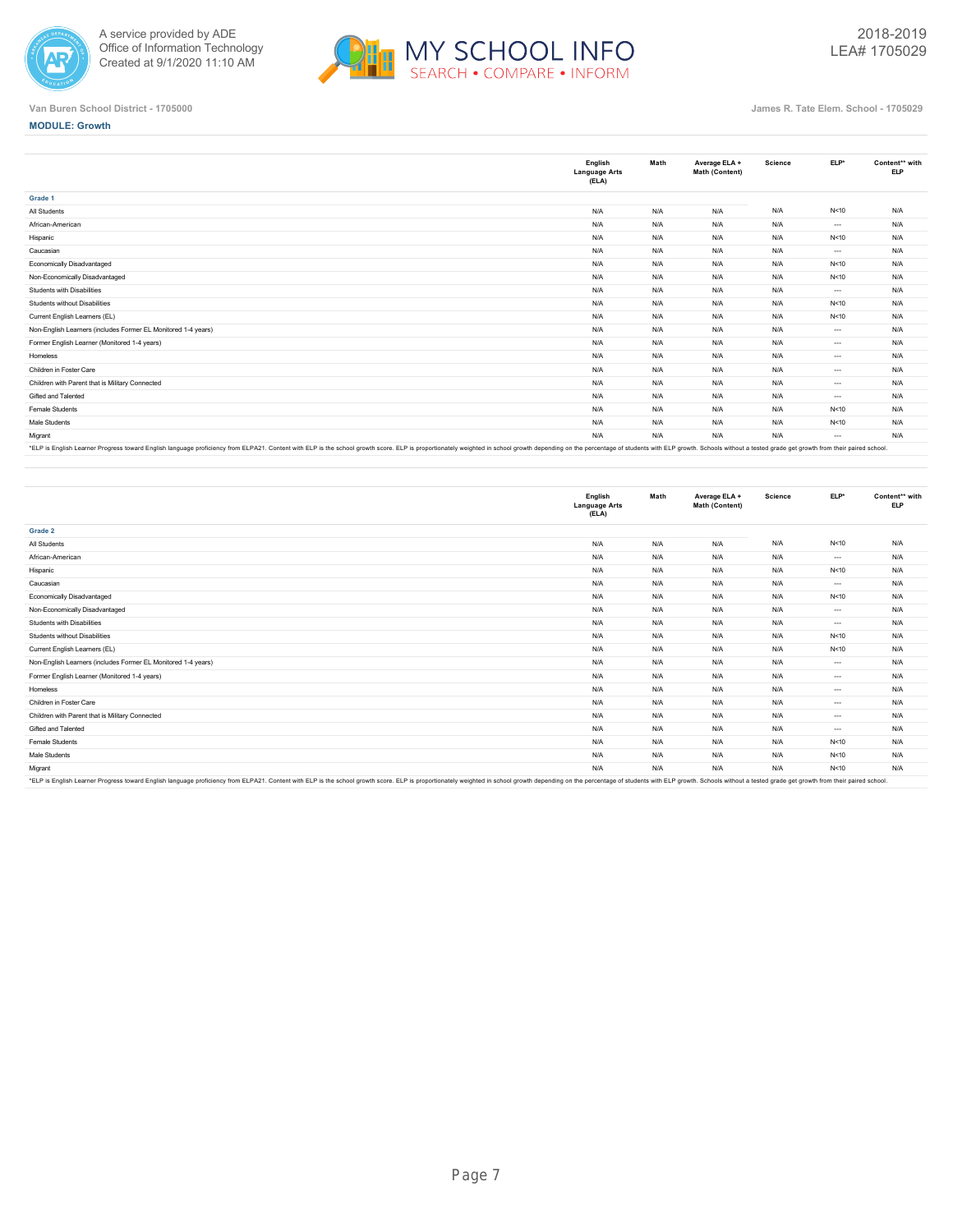Van Buren School District - 1705000

James R. Tate Elem. School - 1705029

**MODULE: Growth**

| | English Language Arts (ELA) | Math | Average ELA + Math (Content) | Science | ELP* | Content** with ELP |
|---|---|---|---|---|---|---|
| **Grade 1** | | | | | | |
| All Students | N/A | N/A | N/A | N/A | N<10 | N/A |
| African-American | N/A | N/A | N/A | N/A | --- | N/A |
| Hispanic | N/A | N/A | N/A | N/A | N<10 | N/A |
| Caucasian | N/A | N/A | N/A | N/A | --- | N/A |
| Economically Disadvantaged | N/A | N/A | N/A | N/A | N<10 | N/A |
| Non-Economically Disadvantaged | N/A | N/A | N/A | N/A | N<10 | N/A |
| Students with Disabilities | N/A | N/A | N/A | N/A | --- | N/A |
| Students without Disabilities | N/A | N/A | N/A | N/A | N<10 | N/A |
| Current English Learners (EL) | N/A | N/A | N/A | N/A | N<10 | N/A |
| Non-English Learners (includes Former EL Monitored 1-4 years) | N/A | N/A | N/A | N/A | --- | N/A |
| Former English Learner (Monitored 1-4 years) | N/A | N/A | N/A | N/A | --- | N/A |
| Homeless | N/A | N/A | N/A | N/A | --- | N/A |
| Children in Foster Care | N/A | N/A | N/A | N/A | --- | N/A |
| Children with Parent that is Military Connected | N/A | N/A | N/A | N/A | --- | N/A |
| Gifted and Talented | N/A | N/A | N/A | N/A | --- | N/A |
| Female Students | N/A | N/A | N/A | N/A | N<10 | N/A |
| Male Students | N/A | N/A | N/A | N/A | N<10 | N/A |
| Migrant | N/A | N/A | N/A | N/A | --- | N/A |

*ELP is English Learner Progress toward English language proficiency from ELPA21. Content with ELP is the school growth score. ELP is proportionately weighted in school growth depending on the percentage of students with ELP growth. Schools without a tested grade get growth from their paired school.

| | English Language Arts (ELA) | Math | Average ELA + Math (Content) | Science | ELP* | Content** with ELP |
|---|---|---|---|---|---|---|
| **Grade 2** | | | | | | |
| All Students | N/A | N/A | N/A | N/A | N<10 | N/A |
| African-American | N/A | N/A | N/A | N/A | --- | N/A |
| Hispanic | N/A | N/A | N/A | N/A | N<10 | N/A |
| Caucasian | N/A | N/A | N/A | N/A | --- | N/A |
| Economically Disadvantaged | N/A | N/A | N/A | N/A | N<10 | N/A |
| Non-Economically Disadvantaged | N/A | N/A | N/A | N/A | --- | N/A |
| Students with Disabilities | N/A | N/A | N/A | N/A | --- | N/A |
| Students without Disabilities | N/A | N/A | N/A | N/A | N<10 | N/A |
| Current English Learners (EL) | N/A | N/A | N/A | N/A | N<10 | N/A |
| Non-English Learners (includes Former EL Monitored 1-4 years) | N/A | N/A | N/A | N/A | --- | N/A |
| Former English Learner (Monitored 1-4 years) | N/A | N/A | N/A | N/A | --- | N/A |
| Homeless | N/A | N/A | N/A | N/A | --- | N/A |
| Children in Foster Care | N/A | N/A | N/A | N/A | --- | N/A |
| Children with Parent that is Military Connected | N/A | N/A | N/A | N/A | --- | N/A |
| Gifted and Talented | N/A | N/A | N/A | N/A | --- | N/A |
| Female Students | N/A | N/A | N/A | N/A | N<10 | N/A |
| Male Students | N/A | N/A | N/A | N/A | N<10 | N/A |
| Migrant | N/A | N/A | N/A | N/A | N<10 | N/A |

*ELP is English Learner Progress toward English language proficiency from ELPA21. Content with ELP is the school growth score. ELP is proportionately weighted in school growth depending on the percentage of students with ELP growth. Schools without a tested grade get growth from their paired school.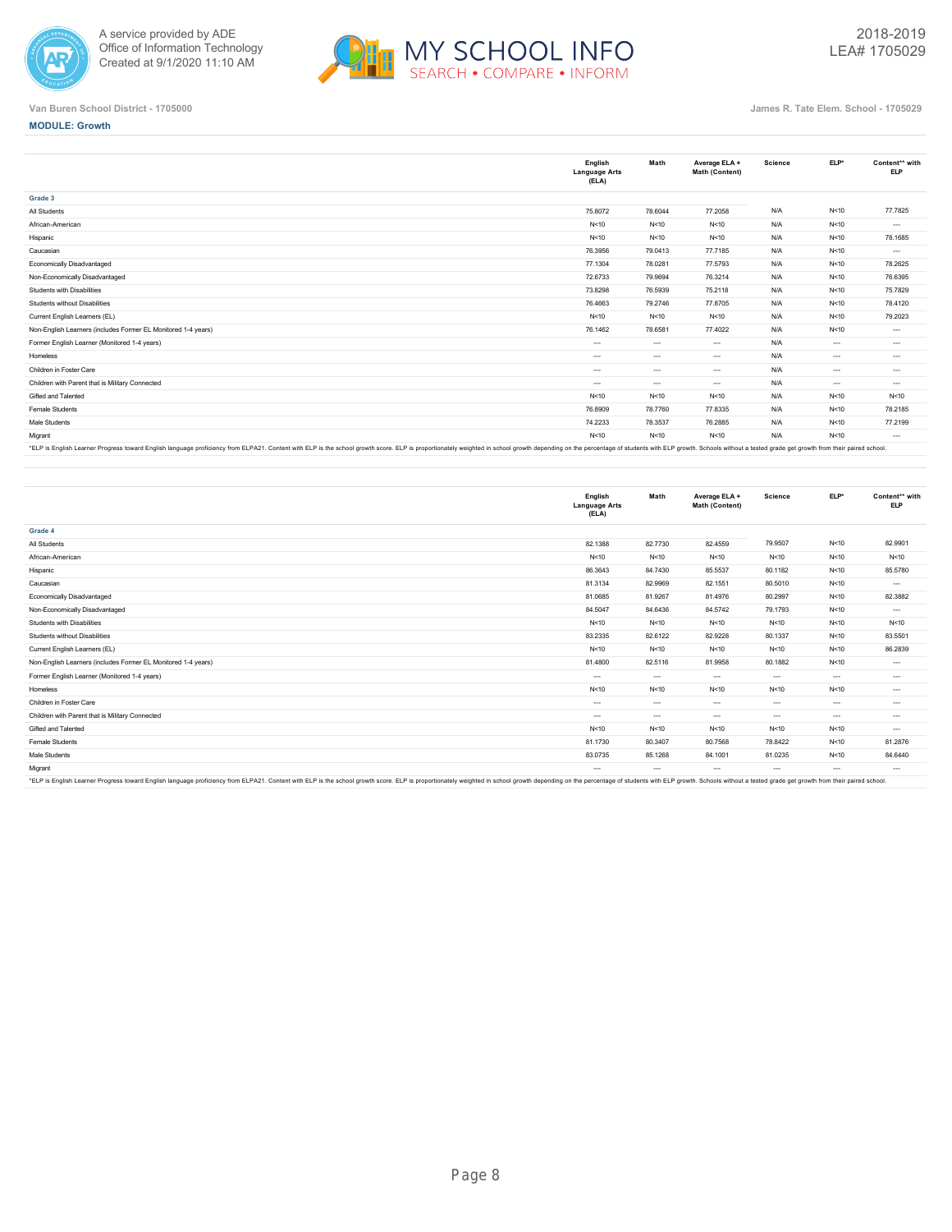Van Buren School District - 1705000

James R. Tate Elem. School - 1705029

**MODULE: Growth**

| | English Language Arts (ELA) | Math | Average ELA + Math (Content) | Science | ELP* | Content** with ELP |
|---|---|---|---|---|---|---|
| **Grade 3** | | | | | | |
| All Students | 75.8072 | 78.6044 | 77.2058 | N/A | N<10 | 77.7825 |
| African-American | N<10 | N<10 | N<10 | N/A | N<10 | --- |
| Hispanic | N<10 | N<10 | N<10 | N/A | N<10 | 78.1685 |
| Caucasian | 76.3956 | 79.0413 | 77.7185 | N/A | N<10 | --- |
| Economically Disadvantaged | 77.1304 | 78.0281 | 77.5793 | N/A | N<10 | 78.2625 |
| Non-Economically Disadvantaged | 72.6733 | 79.9694 | 76.3214 | N/A | N<10 | 76.6395 |
| Students with Disabilities | 73.8298 | 76.5939 | 75.2118 | N/A | N<10 | 75.7829 |
| Students without Disabilities | 76.4663 | 79.2746 | 77.8705 | N/A | N<10 | 78.4120 |
| Current English Learners (EL) | N<10 | N<10 | N<10 | N/A | N<10 | 79.2023 |
| Non-English Learners (includes Former EL Monitored 1-4 years) | 76.1462 | 78.6581 | 77.4022 | N/A | N<10 | --- |
| Former English Learner (Monitored 1-4 years) | --- | --- | --- | N/A | --- | --- |
| Homeless | --- | --- | --- | N/A | --- | --- |
| Children in Foster Care | --- | --- | --- | N/A | --- | --- |
| Children with Parent that is Military Connected | --- | --- | --- | N/A | --- | --- |
| Gifted and Talented | N<10 | N<10 | N<10 | N/A | N<10 | N<10 |
| Female Students | 76.8909 | 78.7760 | 77.8335 | N/A | N<10 | 78.2185 |
| Male Students | 74.2233 | 78.3537 | 76.2885 | N/A | N<10 | 77.2199 |
| Migrant | N<10 | N<10 | N<10 | N/A | N<10 | --- |

*ELP is English Learner Progress toward English language proficiency from ELPA21. Content with ELP is the school growth score. ELP is proportionately weighted in school growth depending on the percentage of students with ELP growth. Schools without a tested grade get growth from their paired school.

| | English Language Arts (ELA) | Math | Average ELA + Math (Content) | Science | ELP* | Content** with ELP |
|---|---|---|---|---|---|---|
| **Grade 4** | | | | | | |
| All Students | 82.1388 | 82.7730 | 82.4559 | 79.9507 | N<10 | 82.9901 |
| African-American | N<10 | N<10 | N<10 | N<10 | N<10 | N<10 |
| Hispanic | 86.3643 | 84.7430 | 85.5537 | 80.1182 | N<10 | 85.5780 |
| Caucasian | 81.3134 | 82.9969 | 82.1551 | 80.5010 | N<10 | --- |
| Economically Disadvantaged | 81.0685 | 81.9267 | 81.4976 | 80.2997 | N<10 | 82.3882 |
| Non-Economically Disadvantaged | 84.5047 | 84.6436 | 84.5742 | 79.1793 | N<10 | --- |
| Students with Disabilities | N<10 | N<10 | N<10 | N<10 | N<10 | N<10 |
| Students without Disabilities | 83.2335 | 82.6122 | 82.9228 | 80.1337 | N<10 | 83.5501 |
| Current English Learners (EL) | N<10 | N<10 | N<10 | N<10 | N<10 | 86.2839 |
| Non-English Learners (includes Former EL Monitored 1-4 years) | 81.4800 | 82.5116 | 81.9958 | 80.1882 | N<10 | --- |
| Former English Learner (Monitored 1-4 years) | --- | --- | --- | --- | --- | --- |
| Homeless | N<10 | N<10 | N<10 | N<10 | N<10 | --- |
| Children in Foster Care | --- | --- | --- | --- | --- | --- |
| Children with Parent that is Military Connected | --- | --- | --- | --- | --- | --- |
| Gifted and Talented | N<10 | N<10 | N<10 | N<10 | N<10 | --- |
| Female Students | 81.1730 | 80.3407 | 80.7568 | 78.8422 | N<10 | 81.2876 |
| Male Students | 83.0735 | 85.1268 | 84.1001 | 81.0235 | N<10 | 84.6440 |
| Migrant | --- | --- | --- | --- | --- | --- |

*ELP is English Learner Progress toward English language proficiency from ELPA21. Content with ELP is the school growth score. ELP is proportionately weighted in school growth depending on the percentage of students with ELP growth. Schools without a tested grade get growth from their paired school.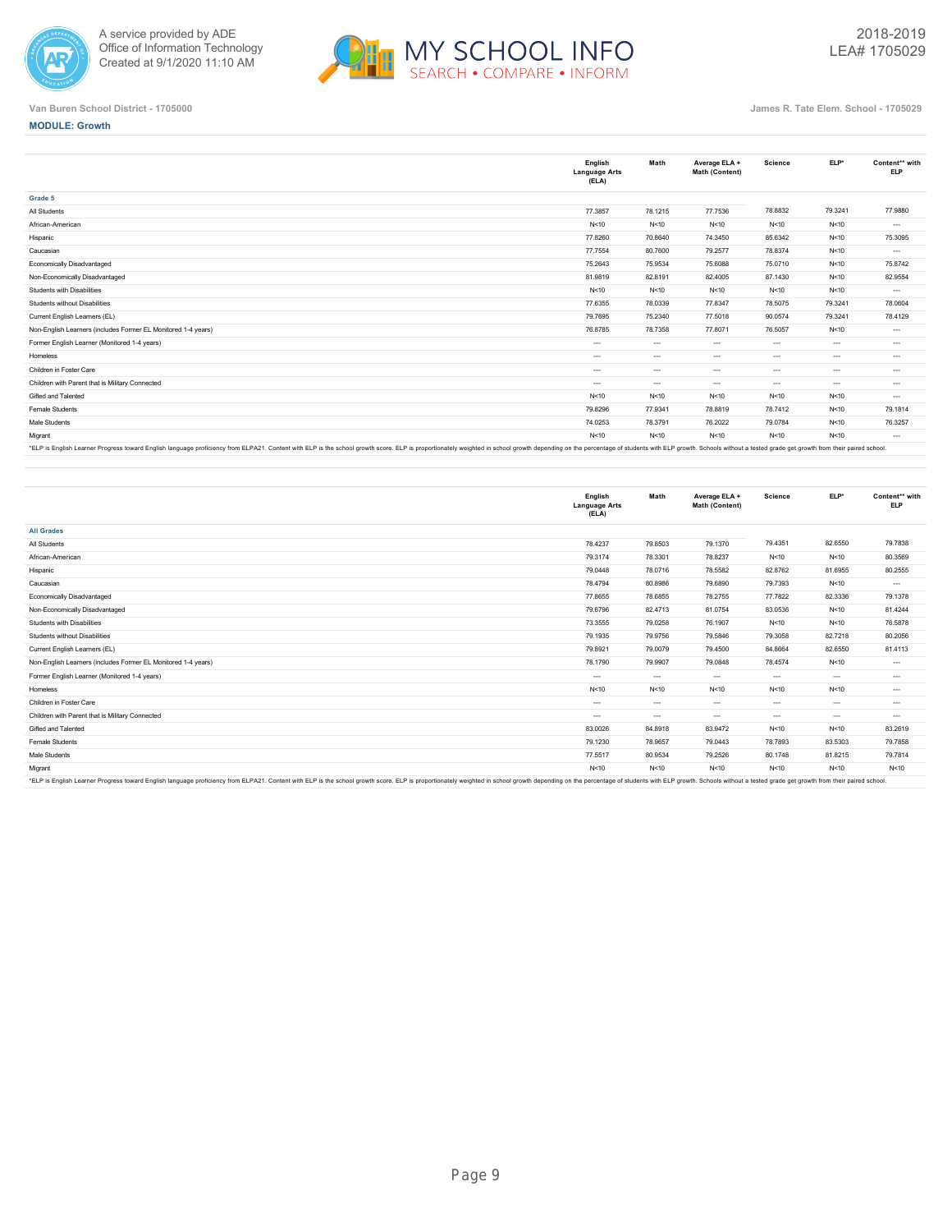Van Buren School District - 1705000

James R. Tate Elem. School - 1705029

**MODULE: Growth**

| | English Language Arts (ELA) | Math | Average ELA + Math (Content) | Science | ELP* | Content** with ELP |
|---|---|---|---|---|---|---|
| **Grade 5** | | | | | | |
| All Students | 77.3857 | 78.1215 | 77.7536 | 78.8832 | 79.3241 | 77.9880 |
| African-American | N<10 | N<10 | N<10 | N<10 | N<10 | --- |
| Hispanic | 77.8260 | 70.8640 | 74.3450 | 85.6342 | N<10 | 75.3095 |
| Caucasian | 77.7554 | 80.7600 | 79.2577 | 78.8374 | N<10 | --- |
| Economically Disadvantaged | 75.2643 | 75.9534 | 75.6088 | 75.0710 | N<10 | 75.8742 |
| Non-Economically Disadvantaged | 81.9819 | 82.8191 | 82.4005 | 87.1430 | N<10 | 82.9554 |
| Students with Disabilities | N<10 | N<10 | N<10 | N<10 | N<10 | --- |
| Students without Disabilities | 77.6355 | 78.0339 | 77.8347 | 78.5075 | 79.3241 | 78.0604 |
| Current English Learners (EL) | 79.7695 | 75.2340 | 77.5018 | 90.0574 | 79.3241 | 78.4129 |
| Non-English Learners (includes Former EL Monitored 1-4 years) | 76.8785 | 78.7358 | 77.8071 | 76.5057 | N<10 | --- |
| Former English Learner (Monitored 1-4 years) | --- | --- | --- | --- | --- | --- |
| Homeless | --- | --- | --- | --- | --- | --- |
| Children in Foster Care | --- | --- | --- | --- | --- | --- |
| Children with Parent that is Military Connected | --- | --- | --- | --- | --- | --- |
| Gifted and Talented | N<10 | N<10 | N<10 | N<10 | N<10 | --- |
| Female Students | 79.8296 | 77.9341 | 78.8819 | 78.7412 | N<10 | 79.1814 |
| Male Students | 74.0253 | 78.3791 | 76.2022 | 79.0784 | N<10 | 76.3257 |
| Migrant | N<10 | N<10 | N<10 | N<10 | N<10 | --- |

*ELP is English Learner Progress toward English language proficiency from ELPA21. Content with ELP is the school growth score. ELP is proportionately weighted in school growth depending on the percentage of students with ELP growth. Schools without a tested grade get growth from their paired school.

| | English Language Arts (ELA) | Math | Average ELA + Math (Content) | Science | ELP* | Content** with ELP |
|---|---|---|---|---|---|---|
| **All Grades** | | | | | | |
| All Students | 78.4237 | 79.8503 | 79.1370 | 79.4351 | 82.6550 | 79.7838 |
| African-American | 79.3174 | 78.3301 | 78.8237 | N<10 | N<10 | 80.3569 |
| Hispanic | 79.0448 | 78.0716 | 78.5582 | 82.8762 | 81.6955 | 80.2555 |
| Caucasian | 78.4794 | 80.8986 | 79.6890 | 79.7393 | N<10 | --- |
| Economically Disadvantaged | 77.8655 | 78.6855 | 78.2755 | 77.7822 | 82.3336 | 79.1378 |
| Non-Economically Disadvantaged | 79.6796 | 82.4713 | 81.0754 | 83.0536 | N<10 | 81.4244 |
| Students with Disabilities | 73.3555 | 79.0258 | 76.1907 | N<10 | N<10 | 76.5878 |
| Students without Disabilities | 79.1935 | 79.9756 | 79.5846 | 79.3058 | 82.7218 | 80.2056 |
| Current English Learners (EL) | 79.8921 | 79.0079 | 79.4500 | 84.8664 | 82.6550 | 81.4113 |
| Non-English Learners (includes Former EL Monitored 1-4 years) | 78.1790 | 79.9907 | 79.0848 | 78.4574 | N<10 | --- |
| Former English Learner (Monitored 1-4 years) | --- | --- | --- | --- | --- | --- |
| Homeless | N<10 | N<10 | N<10 | N<10 | N<10 | --- |
| Children in Foster Care | --- | --- | --- | --- | --- | --- |
| Children with Parent that is Military Connected | --- | --- | --- | --- | --- | --- |
| Gifted and Talented | 83.0026 | 84.8918 | 83.9472 | N<10 | N<10 | 83.2619 |
| Female Students | 79.1230 | 78.9657 | 79.0443 | 78.7893 | 83.5303 | 79.7858 |
| Male Students | 77.5517 | 80.9534 | 79.2526 | 80.1748 | 81.8215 | 79.7814 |
| Migrant | N<10 | N<10 | N<10 | N<10 | N<10 | N<10 |

*ELP is English Learner Progress toward English language proficiency from ELPA21. Content with ELP is the school growth score. ELP is proportionately weighted in school growth depending on the percentage of students with ELP growth. Schools without a tested grade get growth from their paired school.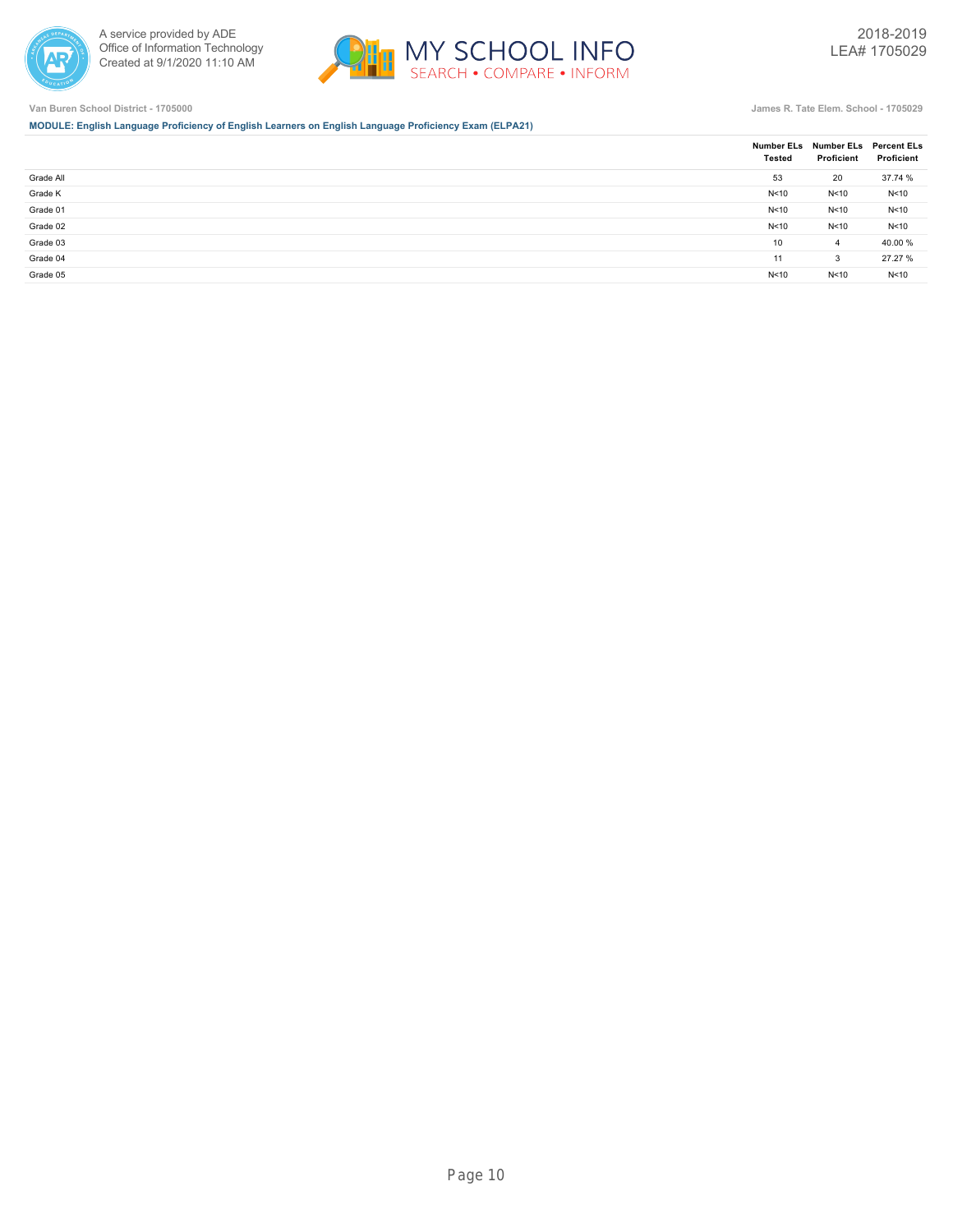Van Buren School District - 1705000

James R. Tate Elem. School - 1705029

**MODULE: English Language Proficiency of English Learners on English Language Proficiency Exam (ELPA21)**

| | Number ELs Tested | Number ELs Proficient | Percent ELs Proficient |
|---|---|---|---|
| Grade All | 53 | 20 | 37.74 % |
| Grade K | N<10 | N<10 | N<10 |
| Grade 01 | N<10 | N<10 | N<10 |
| Grade 02 | N<10 | N<10 | N<10 |
| Grade 03 | 10 | 4 | 40.00 % |
| Grade 04 | 11 | 3 | 27.27 % |
| Grade 05 | N<10 | N<10 | N<10 |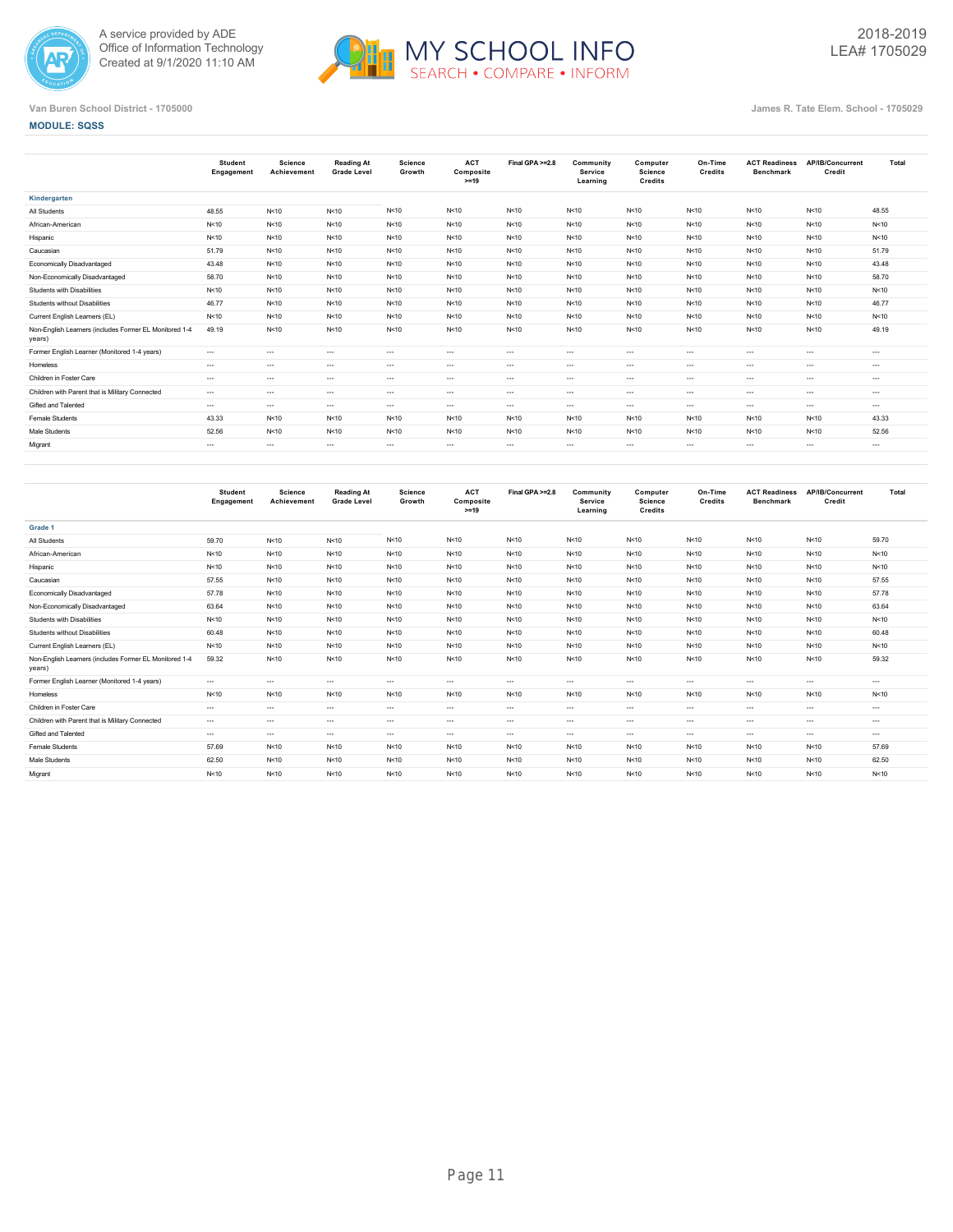Van Buren School District - 1705000

James R. Tate Elem. School - 1705029

**MODULE: SQSS**

| | Student Engagement | Science Achievement | Reading At Grade Level | Science Growth | ACT Composite >=19 | Final GPA >=2.8 | Community Service Learning | Computer Science Credits | On-Time Credits | ACT Readiness Benchmark | AP/IB/Concurrent Credit | Total |
|---|---|---|---|---|---|---|---|---|---|---|---|---|
| **Kindergarten** | | | | | | | | | | | | |
| All Students | 48.55 | N<10 | N<10 | N<10 | N<10 | N<10 | N<10 | N<10 | N<10 | N<10 | N<10 | 48.55 |
| African-American | N<10 | N<10 | N<10 | N<10 | N<10 | N<10 | N<10 | N<10 | N<10 | N<10 | N<10 | N<10 |
| Hispanic | N<10 | N<10 | N<10 | N<10 | N<10 | N<10 | N<10 | N<10 | N<10 | N<10 | N<10 | N<10 |
| Caucasian | 51.79 | N<10 | N<10 | N<10 | N<10 | N<10 | N<10 | N<10 | N<10 | N<10 | N<10 | 51.79 |
| Economically Disadvantaged | 43.48 | N<10 | N<10 | N<10 | N<10 | N<10 | N<10 | N<10 | N<10 | N<10 | N<10 | 43.48 |
| Non-Economically Disadvantaged | 58.70 | N<10 | N<10 | N<10 | N<10 | N<10 | N<10 | N<10 | N<10 | N<10 | N<10 | 58.70 |
| Students with Disabilities | N<10 | N<10 | N<10 | N<10 | N<10 | N<10 | N<10 | N<10 | N<10 | N<10 | N<10 | N<10 |
| Students without Disabilities | 46.77 | N<10 | N<10 | N<10 | N<10 | N<10 | N<10 | N<10 | N<10 | N<10 | N<10 | 46.77 |
| Current English Learners (EL) | N<10 | N<10 | N<10 | N<10 | N<10 | N<10 | N<10 | N<10 | N<10 | N<10 | N<10 | N<10 |
| Non-English Learners (includes Former EL Monitored 1-4 years) | 49.19 | N<10 | N<10 | N<10 | N<10 | N<10 | N<10 | N<10 | N<10 | N<10 | N<10 | 49.19 |
| Former English Learner (Monitored 1-4 years) | --- | --- | --- | --- | --- | --- | --- | --- | --- | --- | --- | --- |
| Homeless | --- | --- | --- | --- | --- | --- | --- | --- | --- | --- | --- | --- |
| Children in Foster Care | --- | --- | --- | --- | --- | --- | --- | --- | --- | --- | --- | --- |
| Children with Parent that is Military Connected | --- | --- | --- | --- | --- | --- | --- | --- | --- | --- | --- | --- |
| Gifted and Talented | --- | --- | --- | --- | --- | --- | --- | --- | --- | --- | --- | --- |
| Female Students | 43.33 | N<10 | N<10 | N<10 | N<10 | N<10 | N<10 | N<10 | N<10 | N<10 | N<10 | 43.33 |
| Male Students | 52.56 | N<10 | N<10 | N<10 | N<10 | N<10 | N<10 | N<10 | N<10 | N<10 | N<10 | 52.56 |
| Migrant | --- | --- | --- | --- | --- | --- | --- | --- | --- | --- | --- | --- |

| | Student Engagement | Science Achievement | Reading At Grade Level | Science Growth | ACT Composite >=19 | Final GPA >=2.8 | Community Service Learning | Computer Science Credits | On-Time Credits | ACT Readiness Benchmark | AP/IB/Concurrent Credit | Total |
|---|---|---|---|---|---|---|---|---|---|---|---|---|
| **Grade 1** | | | | | | | | | | | | |
| All Students | 59.70 | N<10 | N<10 | N<10 | N<10 | N<10 | N<10 | N<10 | N<10 | N<10 | N<10 | 59.70 |
| African-American | N<10 | N<10 | N<10 | N<10 | N<10 | N<10 | N<10 | N<10 | N<10 | N<10 | N<10 | N<10 |
| Hispanic | N<10 | N<10 | N<10 | N<10 | N<10 | N<10 | N<10 | N<10 | N<10 | N<10 | N<10 | N<10 |
| Caucasian | 57.55 | N<10 | N<10 | N<10 | N<10 | N<10 | N<10 | N<10 | N<10 | N<10 | N<10 | 57.55 |
| Economically Disadvantaged | 57.78 | N<10 | N<10 | N<10 | N<10 | N<10 | N<10 | N<10 | N<10 | N<10 | N<10 | 57.78 |
| Non-Economically Disadvantaged | 63.64 | N<10 | N<10 | N<10 | N<10 | N<10 | N<10 | N<10 | N<10 | N<10 | N<10 | 63.64 |
| Students with Disabilities | N<10 | N<10 | N<10 | N<10 | N<10 | N<10 | N<10 | N<10 | N<10 | N<10 | N<10 | N<10 |
| Students without Disabilities | 60.48 | N<10 | N<10 | N<10 | N<10 | N<10 | N<10 | N<10 | N<10 | N<10 | N<10 | 60.48 |
| Current English Learners (EL) | N<10 | N<10 | N<10 | N<10 | N<10 | N<10 | N<10 | N<10 | N<10 | N<10 | N<10 | N<10 |
| Non-English Learners (includes Former EL Monitored 1-4 years) | 59.32 | N<10 | N<10 | N<10 | N<10 | N<10 | N<10 | N<10 | N<10 | N<10 | N<10 | 59.32 |
| Former English Learner (Monitored 1-4 years) | --- | --- | --- | --- | --- | --- | --- | --- | --- | --- | --- | --- |
| Homeless | N<10 | N<10 | N<10 | N<10 | N<10 | N<10 | N<10 | N<10 | N<10 | N<10 | N<10 | N<10 |
| Children in Foster Care | --- | --- | --- | --- | --- | --- | --- | --- | --- | --- | --- | --- |
| Children with Parent that is Military Connected | --- | --- | --- | --- | --- | --- | --- | --- | --- | --- | --- | --- |
| Gifted and Talented | --- | --- | --- | --- | --- | --- | --- | --- | --- | --- | --- | --- |
| Female Students | 57.69 | N<10 | N<10 | N<10 | N<10 | N<10 | N<10 | N<10 | N<10 | N<10 | N<10 | 57.69 |
| Male Students | 62.50 | N<10 | N<10 | N<10 | N<10 | N<10 | N<10 | N<10 | N<10 | N<10 | N<10 | 62.50 |
| Migrant | N<10 | N<10 | N<10 | N<10 | N<10 | N<10 | N<10 | N<10 | N<10 | N<10 | N<10 | N<10 |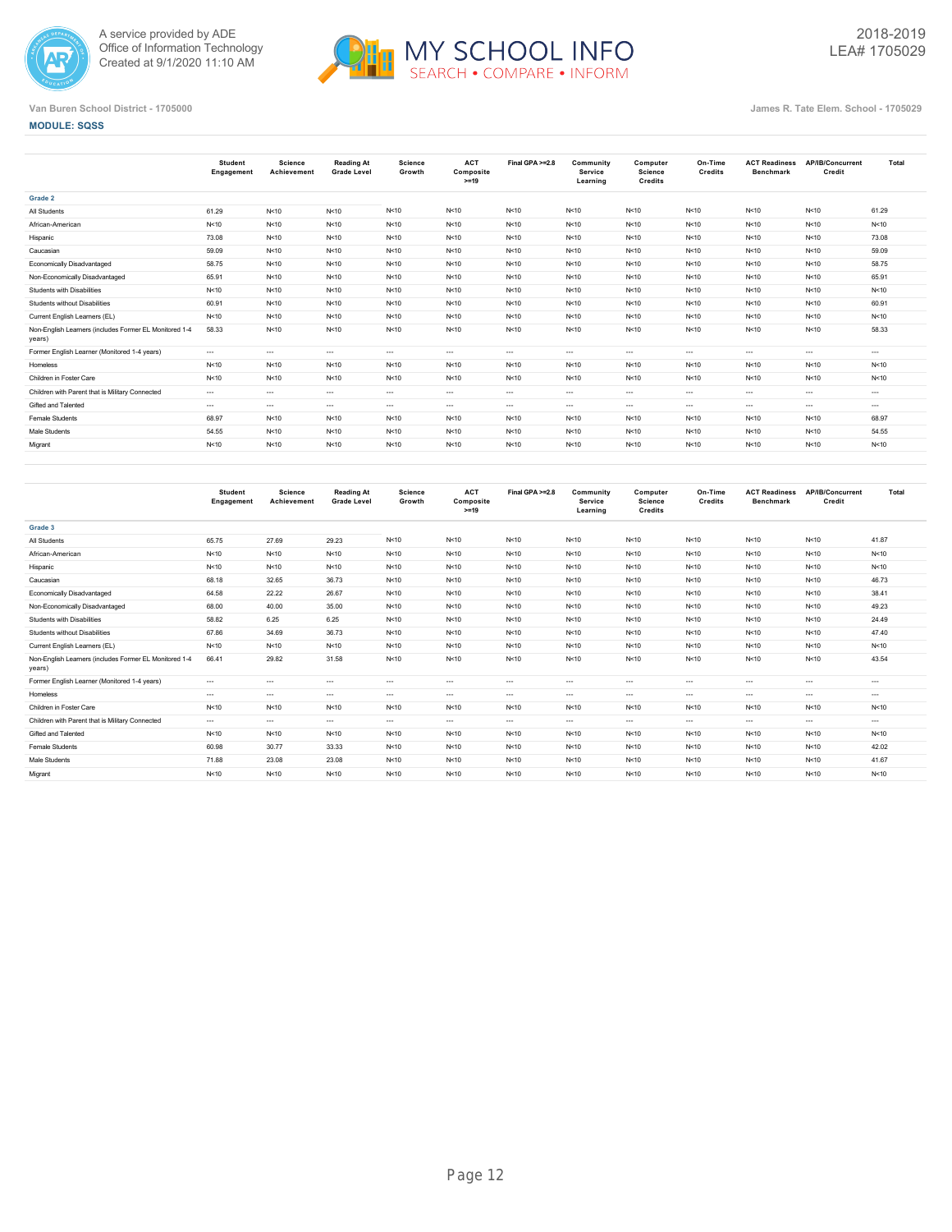Van Buren School District - 1705000

James R. Tate Elem. School - 1705029

2018-2019
LEA# 1705029

**MODULE: SQSS**

| | Student Engagement | Science Achievement | Reading At Grade Level | Science Growth | ACT Composite >=19 | Final GPA >=2.8 | Community Service Learning | Computer Science Credits | On-Time Credits | ACT Readiness Benchmark | AP/IB/Concurrent Credit | Total |
|---|---|---|---|---|---|---|---|---|---|---|---|---|
| **Grade 2** | | | | | | | | | | | | |
| All Students | 61.29 | N<10 | N<10 | N<10 | N<10 | N<10 | N<10 | N<10 | N<10 | N<10 | N<10 | 61.29 |
| African-American | N<10 | N<10 | N<10 | N<10 | N<10 | N<10 | N<10 | N<10 | N<10 | N<10 | N<10 | N<10 |
| Hispanic | 73.08 | N<10 | N<10 | N<10 | N<10 | N<10 | N<10 | N<10 | N<10 | N<10 | N<10 | 73.08 |
| Caucasian | 59.09 | N<10 | N<10 | N<10 | N<10 | N<10 | N<10 | N<10 | N<10 | N<10 | N<10 | 59.09 |
| Economically Disadvantaged | 58.75 | N<10 | N<10 | N<10 | N<10 | N<10 | N<10 | N<10 | N<10 | N<10 | N<10 | 58.75 |
| Non-Economically Disadvantaged | 65.91 | N<10 | N<10 | N<10 | N<10 | N<10 | N<10 | N<10 | N<10 | N<10 | N<10 | 65.91 |
| Students with Disabilities | N<10 | N<10 | N<10 | N<10 | N<10 | N<10 | N<10 | N<10 | N<10 | N<10 | N<10 | N<10 |
| Students without Disabilities | 60.91 | N<10 | N<10 | N<10 | N<10 | N<10 | N<10 | N<10 | N<10 | N<10 | N<10 | 60.91 |
| Current English Learners (EL) | N<10 | N<10 | N<10 | N<10 | N<10 | N<10 | N<10 | N<10 | N<10 | N<10 | N<10 | N<10 |
| Non-English Learners (includes Former EL Monitored 1-4 years) | 58.33 | N<10 | N<10 | N<10 | N<10 | N<10 | N<10 | N<10 | N<10 | N<10 | N<10 | 58.33 |
| Former English Learner (Monitored 1-4 years) | --- | --- | --- | --- | --- | --- | --- | --- | --- | --- | --- | --- |
| Homeless | N<10 | N<10 | N<10 | N<10 | N<10 | N<10 | N<10 | N<10 | N<10 | N<10 | N<10 | N<10 |
| Children in Foster Care | N<10 | N<10 | N<10 | N<10 | N<10 | N<10 | N<10 | N<10 | N<10 | N<10 | N<10 | N<10 |
| Children with Parent that is Military Connected | --- | --- | --- | --- | --- | --- | --- | --- | --- | --- | --- | --- |
| Gifted and Talented | --- | --- | --- | --- | --- | --- | --- | --- | --- | --- | --- | --- |
| Female Students | 68.97 | N<10 | N<10 | N<10 | N<10 | N<10 | N<10 | N<10 | N<10 | N<10 | N<10 | 68.97 |
| Male Students | 54.55 | N<10 | N<10 | N<10 | N<10 | N<10 | N<10 | N<10 | N<10 | N<10 | N<10 | 54.55 |
| Migrant | N<10 | N<10 | N<10 | N<10 | N<10 | N<10 | N<10 | N<10 | N<10 | N<10 | N<10 | N<10 |

| | Student Engagement | Science Achievement | Reading At Grade Level | Science Growth | ACT Composite >=19 | Final GPA >=2.8 | Community Service Learning | Computer Science Credits | On-Time Credits | ACT Readiness Benchmark | AP/IB/Concurrent Credit | Total |
|---|---|---|---|---|---|---|---|---|---|---|---|---|
| **Grade 3** | | | | | | | | | | | | |
| All Students | 65.75 | 27.69 | 29.23 | N<10 | N<10 | N<10 | N<10 | N<10 | N<10 | N<10 | N<10 | 41.87 |
| African-American | N<10 | N<10 | N<10 | N<10 | N<10 | N<10 | N<10 | N<10 | N<10 | N<10 | N<10 | N<10 |
| Hispanic | N<10 | N<10 | N<10 | N<10 | N<10 | N<10 | N<10 | N<10 | N<10 | N<10 | N<10 | N<10 |
| Caucasian | 68.18 | 32.65 | 36.73 | N<10 | N<10 | N<10 | N<10 | N<10 | N<10 | N<10 | N<10 | 46.73 |
| Economically Disadvantaged | 64.58 | 22.22 | 26.67 | N<10 | N<10 | N<10 | N<10 | N<10 | N<10 | N<10 | N<10 | 38.41 |
| Non-Economically Disadvantaged | 68.00 | 40.00 | 35.00 | N<10 | N<10 | N<10 | N<10 | N<10 | N<10 | N<10 | N<10 | 49.23 |
| Students with Disabilities | 58.82 | 6.25 | 6.25 | N<10 | N<10 | N<10 | N<10 | N<10 | N<10 | N<10 | N<10 | 24.49 |
| Students without Disabilities | 67.86 | 34.69 | 36.73 | N<10 | N<10 | N<10 | N<10 | N<10 | N<10 | N<10 | N<10 | 47.40 |
| Current English Learners (EL) | N<10 | N<10 | N<10 | N<10 | N<10 | N<10 | N<10 | N<10 | N<10 | N<10 | N<10 | N<10 |
| Non-English Learners (includes Former EL Monitored 1-4 years) | 66.41 | 29.82 | 31.58 | N<10 | N<10 | N<10 | N<10 | N<10 | N<10 | N<10 | N<10 | 43.54 |
| Former English Learner (Monitored 1-4 years) | --- | --- | --- | --- | --- | --- | --- | --- | --- | --- | --- | --- |
| Homeless | --- | --- | --- | --- | --- | --- | --- | --- | --- | --- | --- | --- |
| Children in Foster Care | N<10 | N<10 | N<10 | N<10 | N<10 | N<10 | N<10 | N<10 | N<10 | N<10 | N<10 | N<10 |
| Children with Parent that is Military Connected | --- | --- | --- | --- | --- | --- | --- | --- | --- | --- | --- | --- |
| Gifted and Talented | N<10 | N<10 | N<10 | N<10 | N<10 | N<10 | N<10 | N<10 | N<10 | N<10 | N<10 | N<10 |
| Female Students | 60.98 | 30.77 | 33.33 | N<10 | N<10 | N<10 | N<10 | N<10 | N<10 | N<10 | N<10 | 42.02 |
| Male Students | 71.88 | 23.08 | 23.08 | N<10 | N<10 | N<10 | N<10 | N<10 | N<10 | N<10 | N<10 | 41.67 |
| Migrant | N<10 | N<10 | N<10 | N<10 | N<10 | N<10 | N<10 | N<10 | N<10 | N<10 | N<10 | N<10 |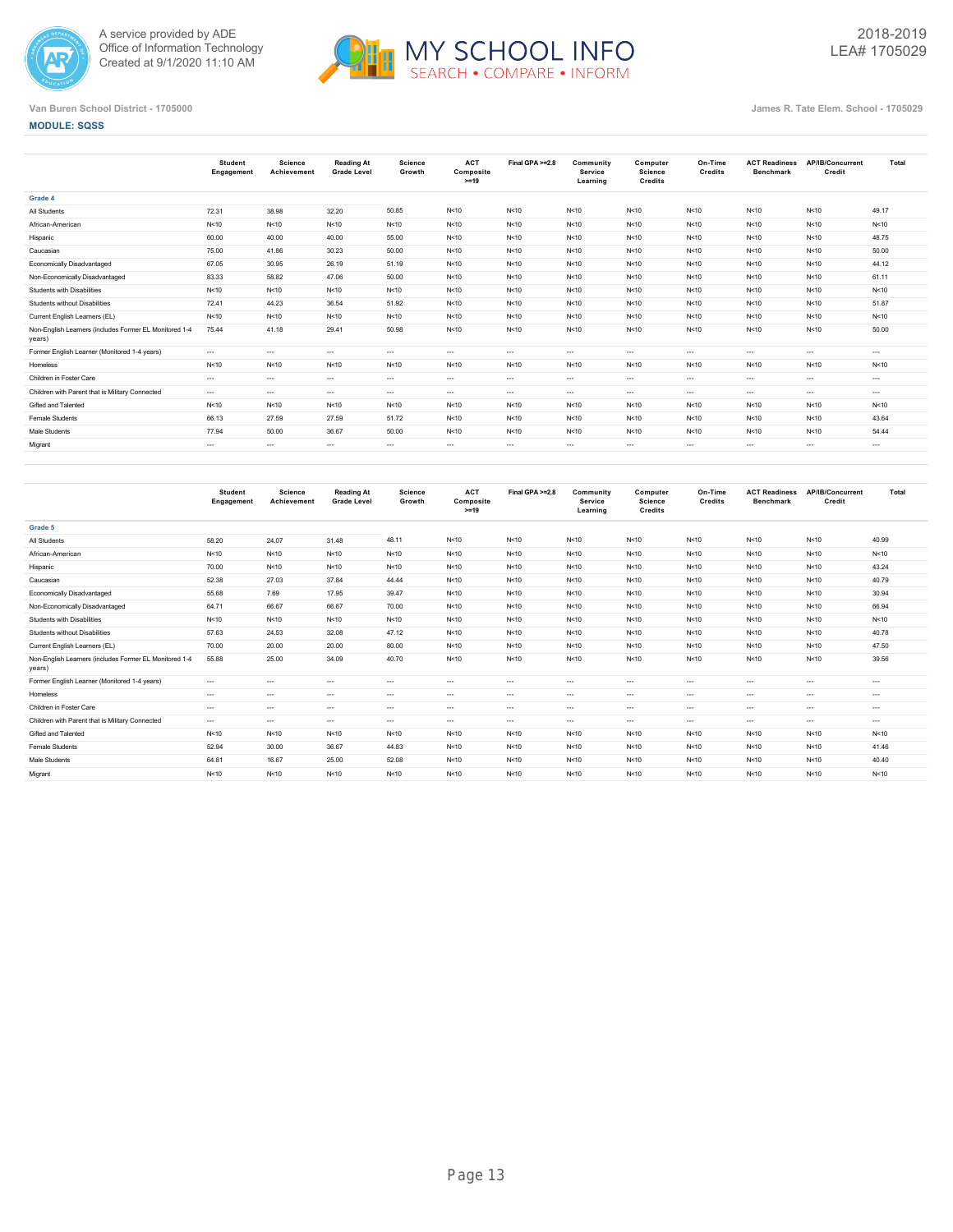Van Buren School District - 1705000

James R. Tate Elem. School - 1705029

**MODULE: SQSS**

| | Student Engagement | Science Achievement | Reading At Grade Level | Science Growth | ACT Composite >=19 | Final GPA >=2.8 | Community Service Learning | Computer Science Credits | On-Time Credits | ACT Readiness Benchmark | AP/IB/Concurrent Credit | Total |
|---|---|---|---|---|---|---|---|---|---|---|---|---|
| **Grade 4** | | | | | | | | | | | | |
| All Students | 72.31 | 38.98 | 32.20 | 50.85 | N<10 | N<10 | N<10 | N<10 | N<10 | N<10 | N<10 | 49.17 |
| African-American | N<10 | N<10 | N<10 | N<10 | N<10 | N<10 | N<10 | N<10 | N<10 | N<10 | N<10 | N<10 |
| Hispanic | 60.00 | 40.00 | 40.00 | 55.00 | N<10 | N<10 | N<10 | N<10 | N<10 | N<10 | N<10 | 48.75 |
| Caucasian | 75.00 | 41.86 | 30.23 | 50.00 | N<10 | N<10 | N<10 | N<10 | N<10 | N<10 | N<10 | 50.00 |
| Economically Disadvantaged | 67.05 | 30.95 | 26.19 | 51.19 | N<10 | N<10 | N<10 | N<10 | N<10 | N<10 | N<10 | 44.12 |
| Non-Economically Disadvantaged | 83.33 | 58.82 | 47.06 | 50.00 | N<10 | N<10 | N<10 | N<10 | N<10 | N<10 | N<10 | 61.11 |
| Students with Disabilities | N<10 | N<10 | N<10 | N<10 | N<10 | N<10 | N<10 | N<10 | N<10 | N<10 | N<10 | N<10 |
| Students without Disabilities | 72.41 | 44.23 | 36.54 | 51.92 | N<10 | N<10 | N<10 | N<10 | N<10 | N<10 | N<10 | 51.87 |
| Current English Learners (EL) | N<10 | N<10 | N<10 | N<10 | N<10 | N<10 | N<10 | N<10 | N<10 | N<10 | N<10 | N<10 |
| Non-English Learners (includes Former EL Monitored 1-4 years) | 75.44 | 41.18 | 29.41 | 50.98 | N<10 | N<10 | N<10 | N<10 | N<10 | N<10 | N<10 | 50.00 |
| Former English Learner (Monitored 1-4 years) | --- | --- | --- | --- | --- | --- | --- | --- | --- | --- | --- | --- |
| Homeless | N<10 | N<10 | N<10 | N<10 | N<10 | N<10 | N<10 | N<10 | N<10 | N<10 | N<10 | N<10 |
| Children in Foster Care | --- | --- | --- | --- | --- | --- | --- | --- | --- | --- | --- | --- |
| Children with Parent that is Military Connected | --- | --- | --- | --- | --- | --- | --- | --- | --- | --- | --- | --- |
| Gifted and Talented | N<10 | N<10 | N<10 | N<10 | N<10 | N<10 | N<10 | N<10 | N<10 | N<10 | N<10 | N<10 |
| Female Students | 66.13 | 27.59 | 27.59 | 51.72 | N<10 | N<10 | N<10 | N<10 | N<10 | N<10 | N<10 | 43.64 |
| Male Students | 77.94 | 50.00 | 36.67 | 50.00 | N<10 | N<10 | N<10 | N<10 | N<10 | N<10 | N<10 | 54.44 |
| Migrant | --- | --- | --- | --- | --- | --- | --- | --- | --- | --- | --- | --- |

| | Student Engagement | Science Achievement | Reading At Grade Level | Science Growth | ACT Composite >=19 | Final GPA >=2.8 | Community Service Learning | Computer Science Credits | On-Time Credits | ACT Readiness Benchmark | AP/IB/Concurrent Credit | Total |
|---|---|---|---|---|---|---|---|---|---|---|---|---|
| **Grade 5** | | | | | | | | | | | | |
| All Students | 58.20 | 24.07 | 31.48 | 48.11 | N<10 | N<10 | N<10 | N<10 | N<10 | N<10 | N<10 | 40.99 |
| African-American | N<10 | N<10 | N<10 | N<10 | N<10 | N<10 | N<10 | N<10 | N<10 | N<10 | N<10 | N<10 |
| Hispanic | 70.00 | N<10 | N<10 | N<10 | N<10 | N<10 | N<10 | N<10 | N<10 | N<10 | N<10 | 43.24 |
| Caucasian | 52.38 | 27.03 | 37.84 | 44.44 | N<10 | N<10 | N<10 | N<10 | N<10 | N<10 | N<10 | 40.79 |
| Economically Disadvantaged | 55.68 | 7.69 | 17.95 | 39.47 | N<10 | N<10 | N<10 | N<10 | N<10 | N<10 | N<10 | 30.94 |
| Non-Economically Disadvantaged | 64.71 | 66.67 | 66.67 | 70.00 | N<10 | N<10 | N<10 | N<10 | N<10 | N<10 | N<10 | 66.94 |
| Students with Disabilities | N<10 | N<10 | N<10 | N<10 | N<10 | N<10 | N<10 | N<10 | N<10 | N<10 | N<10 | N<10 |
| Students without Disabilities | 57.63 | 24.53 | 32.08 | 47.12 | N<10 | N<10 | N<10 | N<10 | N<10 | N<10 | N<10 | 40.78 |
| Current English Learners (EL) | 70.00 | 20.00 | 20.00 | 80.00 | N<10 | N<10 | N<10 | N<10 | N<10 | N<10 | N<10 | 47.50 |
| Non-English Learners (includes Former EL Monitored 1-4 years) | 55.88 | 25.00 | 34.09 | 40.70 | N<10 | N<10 | N<10 | N<10 | N<10 | N<10 | N<10 | 39.56 |
| Former English Learner (Monitored 1-4 years) | --- | --- | --- | --- | --- | --- | --- | --- | --- | --- | --- | --- |
| Homeless | --- | --- | --- | --- | --- | --- | --- | --- | --- | --- | --- | --- |
| Children in Foster Care | --- | --- | --- | --- | --- | --- | --- | --- | --- | --- | --- | --- |
| Children with Parent that is Military Connected | --- | --- | --- | --- | --- | --- | --- | --- | --- | --- | --- | --- |
| Gifted and Talented | N<10 | N<10 | N<10 | N<10 | N<10 | N<10 | N<10 | N<10 | N<10 | N<10 | N<10 | N<10 |
| Female Students | 52.94 | 30.00 | 36.67 | 44.83 | N<10 | N<10 | N<10 | N<10 | N<10 | N<10 | N<10 | 41.46 |
| Male Students | 64.81 | 16.67 | 25.00 | 52.08 | N<10 | N<10 | N<10 | N<10 | N<10 | N<10 | N<10 | 40.40 |
| Migrant | N<10 | N<10 | N<10 | N<10 | N<10 | N<10 | N<10 | N<10 | N<10 | N<10 | N<10 | N<10 |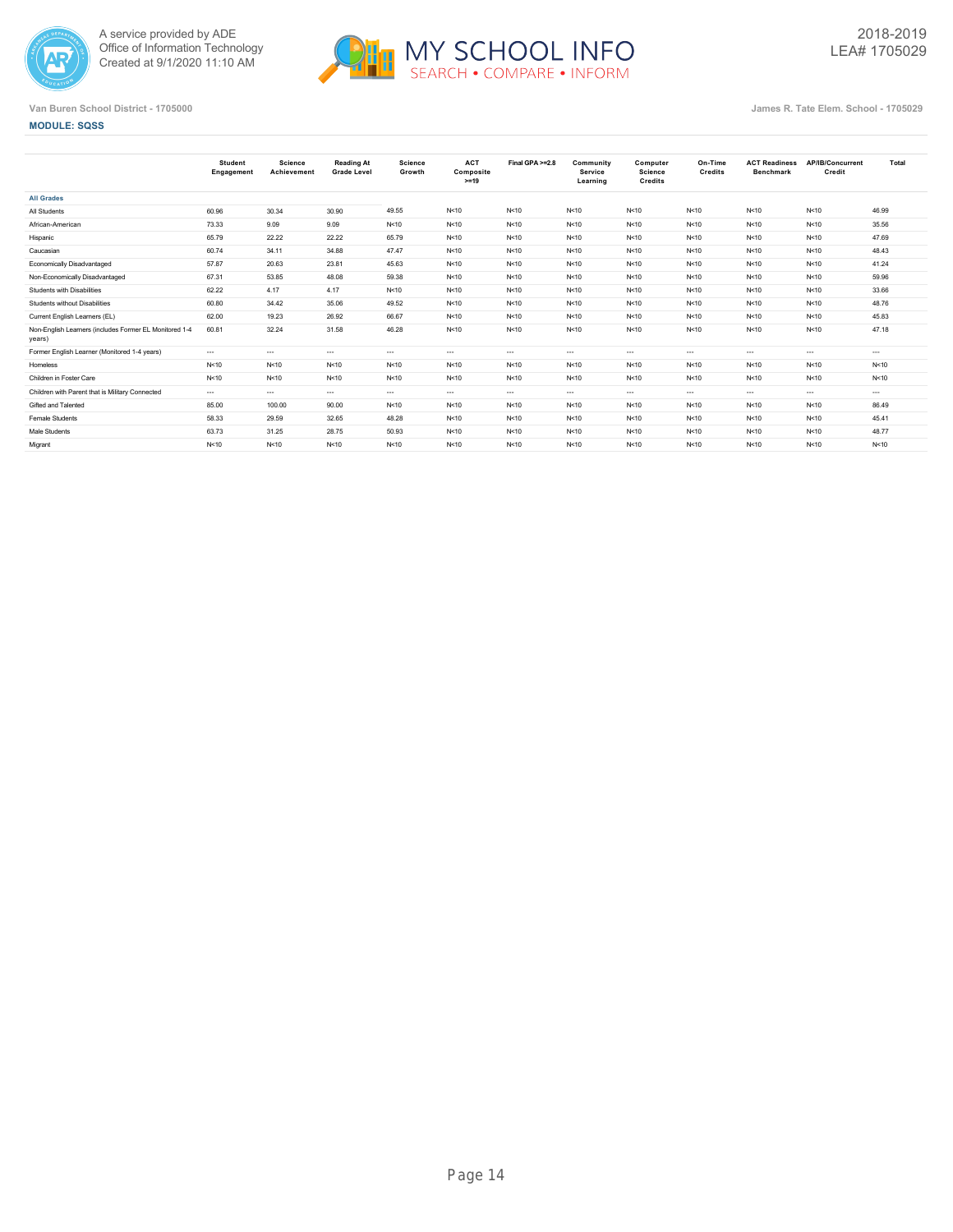A service provided by ADE
Office of Information Technology
Created at 9/1/2020 11:10 AM

MY SCHOOL INFO
SEARCH • COMPARE • INFORM

2018-2019
LEA# 1705029

Van Buren School District - 1705000

James R. Tate Elem. School - 1705029

**MODULE: SQSS**

| | Student Engagement | Science Achievement | Reading At Grade Level | Science Growth | ACT Composite >=19 | Final GPA >=2.8 | Community Service Learning | Computer Science Credits | On-Time Credits | ACT Readiness Benchmark | AP/IB/Concurrent Credit | Total |
|---|---|---|---|---|---|---|---|---|---|---|---|---|
| **All Grades** | | | | | | | | | | | | |
| All Students | 60.96 | 30.34 | 30.90 | 49.55 | N<10 | N<10 | N<10 | N<10 | N<10 | N<10 | N<10 | 46.99 |
| African-American | 73.33 | 9.09 | 9.09 | N<10 | N<10 | N<10 | N<10 | N<10 | N<10 | N<10 | N<10 | 35.56 |
| Hispanic | 65.79 | 22.22 | 22.22 | 65.79 | N<10 | N<10 | N<10 | N<10 | N<10 | N<10 | N<10 | 47.69 |
| Caucasian | 60.74 | 34.11 | 34.88 | 47.47 | N<10 | N<10 | N<10 | N<10 | N<10 | N<10 | N<10 | 48.43 |
| Economically Disadvantaged | 57.87 | 20.63 | 23.81 | 45.63 | N<10 | N<10 | N<10 | N<10 | N<10 | N<10 | N<10 | 41.24 |
| Non-Economically Disadvantaged | 67.31 | 53.85 | 48.08 | 59.38 | N<10 | N<10 | N<10 | N<10 | N<10 | N<10 | N<10 | 59.96 |
| Students with Disabilities | 62.22 | 4.17 | 4.17 | N<10 | N<10 | N<10 | N<10 | N<10 | N<10 | N<10 | N<10 | 33.66 |
| Students without Disabilities | 60.80 | 34.42 | 35.06 | 49.52 | N<10 | N<10 | N<10 | N<10 | N<10 | N<10 | N<10 | 48.76 |
| Current English Learners (EL) | 62.00 | 19.23 | 26.92 | 66.67 | N<10 | N<10 | N<10 | N<10 | N<10 | N<10 | N<10 | 45.83 |
| Non-English Learners (includes Former EL Monitored 1-4 years) | 60.81 | 32.24 | 31.58 | 46.28 | N<10 | N<10 | N<10 | N<10 | N<10 | N<10 | N<10 | 47.18 |
| Former English Learner (Monitored 1-4 years) | --- | --- | --- | --- | --- | --- | --- | --- | --- | --- | --- | --- |
| Homeless | N<10 | N<10 | N<10 | N<10 | N<10 | N<10 | N<10 | N<10 | N<10 | N<10 | N<10 | N<10 |
| Children in Foster Care | N<10 | N<10 | N<10 | N<10 | N<10 | N<10 | N<10 | N<10 | N<10 | N<10 | N<10 | N<10 |
| Children with Parent that is Military Connected | --- | --- | --- | --- | --- | --- | --- | --- | --- | --- | --- | --- |
| Gifted and Talented | 85.00 | 100.00 | 90.00 | N<10 | N<10 | N<10 | N<10 | N<10 | N<10 | N<10 | N<10 | 86.49 |
| Female Students | 58.33 | 29.59 | 32.65 | 48.28 | N<10 | N<10 | N<10 | N<10 | N<10 | N<10 | N<10 | 45.41 |
| Male Students | 63.73 | 31.25 | 28.75 | 50.93 | N<10 | N<10 | N<10 | N<10 | N<10 | N<10 | N<10 | 48.77 |
| Migrant | N<10 | N<10 | N<10 | N<10 | N<10 | N<10 | N<10 | N<10 | N<10 | N<10 | N<10 | N<10 |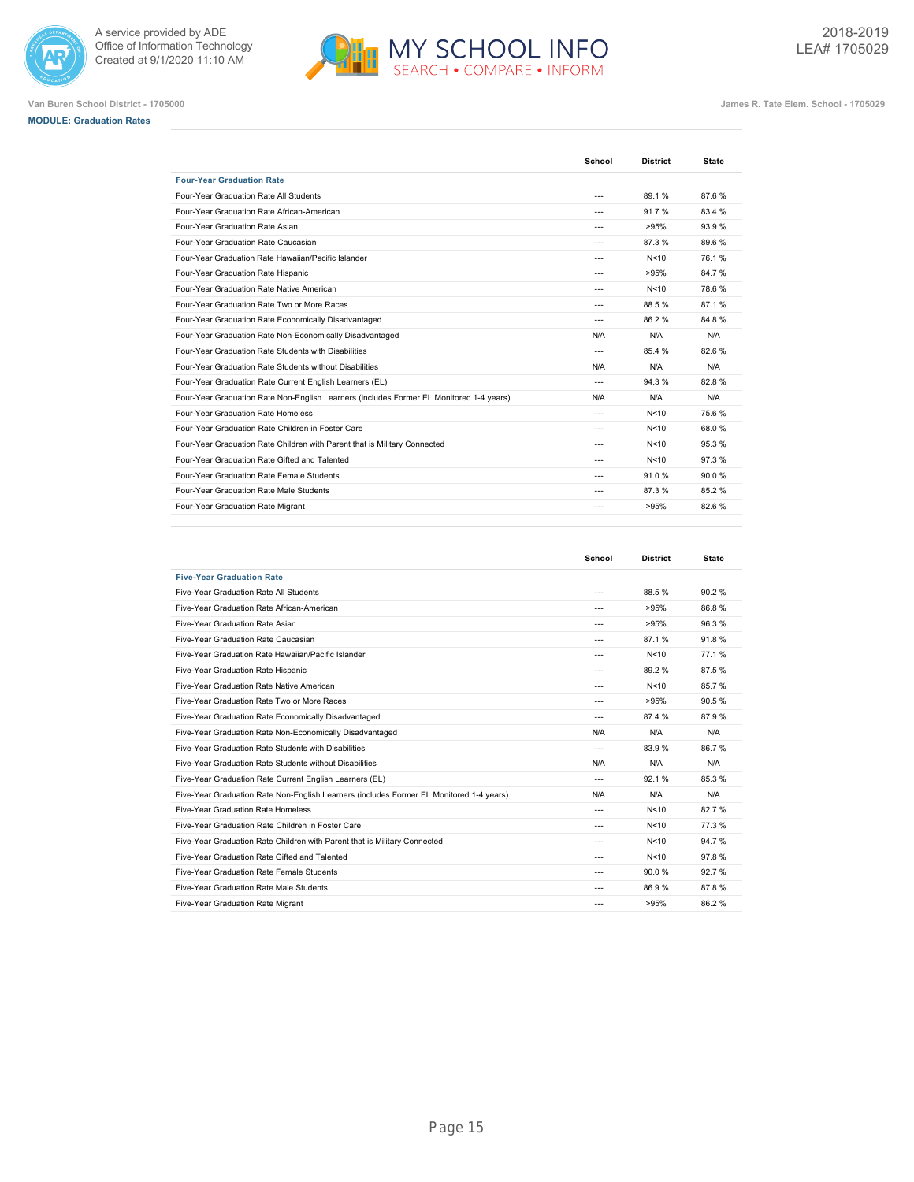A service provided by ADE
Office of Information Technology
Created at 9/1/2020 11:10 AM

2018-2019
LEA# 1705029

Van Buren School District - 1705000

James R. Tate Elem. School - 1705029

**MODULE: Graduation Rates**

| | School | District | State |
|---|---|---|---|
| **Four-Year Graduation Rate** | | | |
| Four-Year Graduation Rate All Students | --- | 89.1 % | 87.6 % |
| Four-Year Graduation Rate African-American | --- | 91.7 % | 83.4 % |
| Four-Year Graduation Rate Asian | --- | >95% | 93.9 % |
| Four-Year Graduation Rate Caucasian | --- | 87.3 % | 89.6 % |
| Four-Year Graduation Rate Hawaiian/Pacific Islander | --- | N<10 | 76.1 % |
| Four-Year Graduation Rate Hispanic | --- | >95% | 84.7 % |
| Four-Year Graduation Rate Native American | --- | N<10 | 78.6 % |
| Four-Year Graduation Rate Two or More Races | --- | 88.5 % | 87.1 % |
| Four-Year Graduation Rate Economically Disadvantaged | --- | 86.2 % | 84.8 % |
| Four-Year Graduation Rate Non-Economically Disadvantaged | N/A | N/A | N/A |
| Four-Year Graduation Rate Students with Disabilities | --- | 85.4 % | 82.6 % |
| Four-Year Graduation Rate Students without Disabilities | N/A | N/A | N/A |
| Four-Year Graduation Rate Current English Learners (EL) | --- | 94.3 % | 82.8 % |
| Four-Year Graduation Rate Non-English Learners (includes Former EL Monitored 1-4 years) | N/A | N/A | N/A |
| Four-Year Graduation Rate Homeless | --- | N<10 | 75.6 % |
| Four-Year Graduation Rate Children in Foster Care | --- | N<10 | 68.0 % |
| Four-Year Graduation Rate Children with Parent that is Military Connected | --- | N<10 | 95.3 % |
| Four-Year Graduation Rate Gifted and Talented | --- | N<10 | 97.3 % |
| Four-Year Graduation Rate Female Students | --- | 91.0 % | 90.0 % |
| Four-Year Graduation Rate Male Students | --- | 87.3 % | 85.2 % |
| Four-Year Graduation Rate Migrant | --- | >95% | 82.6 % |

| | School | District | State |
|---|---|---|---|
| **Five-Year Graduation Rate** | | | |
| Five-Year Graduation Rate All Students | --- | 88.5 % | 90.2 % |
| Five-Year Graduation Rate African-American | --- | >95% | 86.8 % |
| Five-Year Graduation Rate Asian | --- | >95% | 96.3 % |
| Five-Year Graduation Rate Caucasian | --- | 87.1 % | 91.8 % |
| Five-Year Graduation Rate Hawaiian/Pacific Islander | --- | N<10 | 77.1 % |
| Five-Year Graduation Rate Hispanic | --- | 89.2 % | 87.5 % |
| Five-Year Graduation Rate Native American | --- | N<10 | 85.7 % |
| Five-Year Graduation Rate Two or More Races | --- | >95% | 90.5 % |
| Five-Year Graduation Rate Economically Disadvantaged | --- | 87.4 % | 87.9 % |
| Five-Year Graduation Rate Non-Economically Disadvantaged | N/A | N/A | N/A |
| Five-Year Graduation Rate Students with Disabilities | --- | 83.9 % | 86.7 % |
| Five-Year Graduation Rate Students without Disabilities | N/A | N/A | N/A |
| Five-Year Graduation Rate Current English Learners (EL) | --- | 92.1 % | 85.3 % |
| Five-Year Graduation Rate Non-English Learners (includes Former EL Monitored 1-4 years) | N/A | N/A | N/A |
| Five-Year Graduation Rate Homeless | --- | N<10 | 82.7 % |
| Five-Year Graduation Rate Children in Foster Care | --- | N<10 | 77.3 % |
| Five-Year Graduation Rate Children with Parent that is Military Connected | --- | N<10 | 94.7 % |
| Five-Year Graduation Rate Gifted and Talented | --- | N<10 | 97.8 % |
| Five-Year Graduation Rate Female Students | --- | 90.0 % | 92.7 % |
| Five-Year Graduation Rate Male Students | --- | 86.9 % | 87.8 % |
| Five-Year Graduation Rate Migrant | --- | >95% | 86.2 % |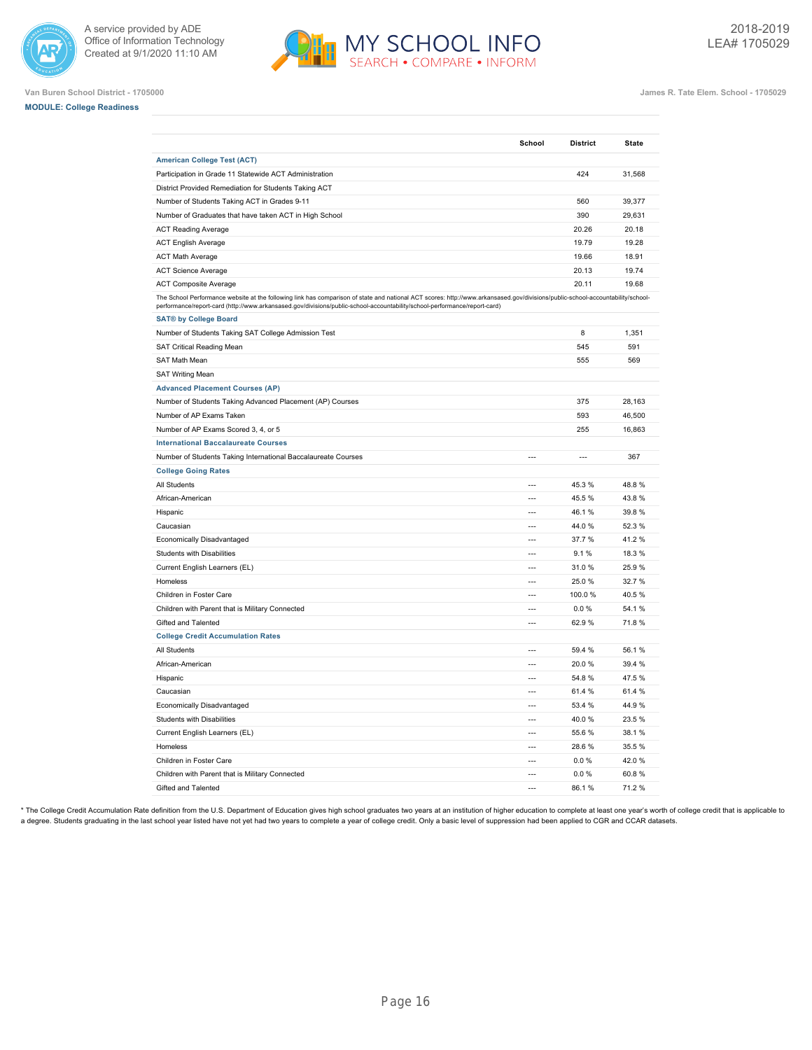Van Buren School District - 1705000

James R. Tate Elem. School - 1705029

**MODULE: College Readiness**

| | School | District | State |
|---|---|---|---|
| **American College Test (ACT)** | | | |
| Participation in Grade 11 Statewide ACT Administration | | 424 | 31,568 |
| District Provided Remediation for Students Taking ACT | | | |
| Number of Students Taking ACT in Grades 9-11 | | 560 | 39,377 |
| Number of Graduates that have taken ACT in High School | | 390 | 29,631 |
| ACT Reading Average | | 20.26 | 20.18 |
| ACT English Average | | 19.79 | 19.28 |
| ACT Math Average | | 19.66 | 18.91 |
| ACT Science Average | | 20.13 | 19.74 |
| ACT Composite Average | | 20.11 | 19.68 |
| The School Performance website at the following link has comparison of state and national ACT scores: http://www.arkansased.gov/divisions/public-school-accountability/school-performance/report-card (http://www.arkansased.gov/divisions/public-school-accountability/school-performance/report-card) | | | |
| **SAT® by College Board** | | | |
| Number of Students Taking SAT College Admission Test | | 8 | 1,351 |
| SAT Critical Reading Mean | | 545 | 591 |
| SAT Math Mean | | 555 | 569 |
| SAT Writing Mean | | | |
| **Advanced Placement Courses (AP)** | | | |
| Number of Students Taking Advanced Placement (AP) Courses | | 375 | 28,163 |
| Number of AP Exams Taken | | 593 | 46,500 |
| Number of AP Exams Scored 3, 4, or 5 | | 255 | 16,863 |
| **International Baccalaureate Courses** | | | |
| Number of Students Taking International Baccalaureate Courses | --- | --- | 367 |
| **College Going Rates** | | | |
| All Students | --- | 45.3 % | 48.8 % |
| African-American | --- | 45.5 % | 43.8 % |
| Hispanic | --- | 46.1 % | 39.8 % |
| Caucasian | --- | 44.0 % | 52.3 % |
| Economically Disadvantaged | --- | 37.7 % | 41.2 % |
| Students with Disabilities | --- | 9.1 % | 18.3 % |
| Current English Learners (EL) | --- | 31.0 % | 25.9 % |
| Homeless | --- | 25.0 % | 32.7 % |
| Children in Foster Care | --- | 100.0 % | 40.5 % |
| Children with Parent that is Military Connected | --- | 0.0 % | 54.1 % |
| Gifted and Talented | --- | 62.9 % | 71.8 % |
| **College Credit Accumulation Rates** | | | |
| All Students | --- | 59.4 % | 56.1 % |
| African-American | --- | 20.0 % | 39.4 % |
| Hispanic | --- | 54.8 % | 47.5 % |
| Caucasian | --- | 61.4 % | 61.4 % |
| Economically Disadvantaged | --- | 53.4 % | 44.9 % |
| Students with Disabilities | --- | 40.0 % | 23.5 % |
| Current English Learners (EL) | --- | 55.6 % | 38.1 % |
| Homeless | --- | 28.6 % | 35.5 % |
| Children in Foster Care | --- | 0.0 % | 42.0 % |
| Children with Parent that is Military Connected | --- | 0.0 % | 60.8 % |
| Gifted and Talented | --- | 86.1 % | 71.2 % |

* The College Credit Accumulation Rate definition from the U.S. Department of Education gives high school graduates two years at an institution of higher education to complete at least one year's worth of college credit that is applicable to a degree. Students graduating in the last school year listed have not yet had two years to complete a year of college credit. Only a basic level of suppression had been applied to CGR and CCAR datasets.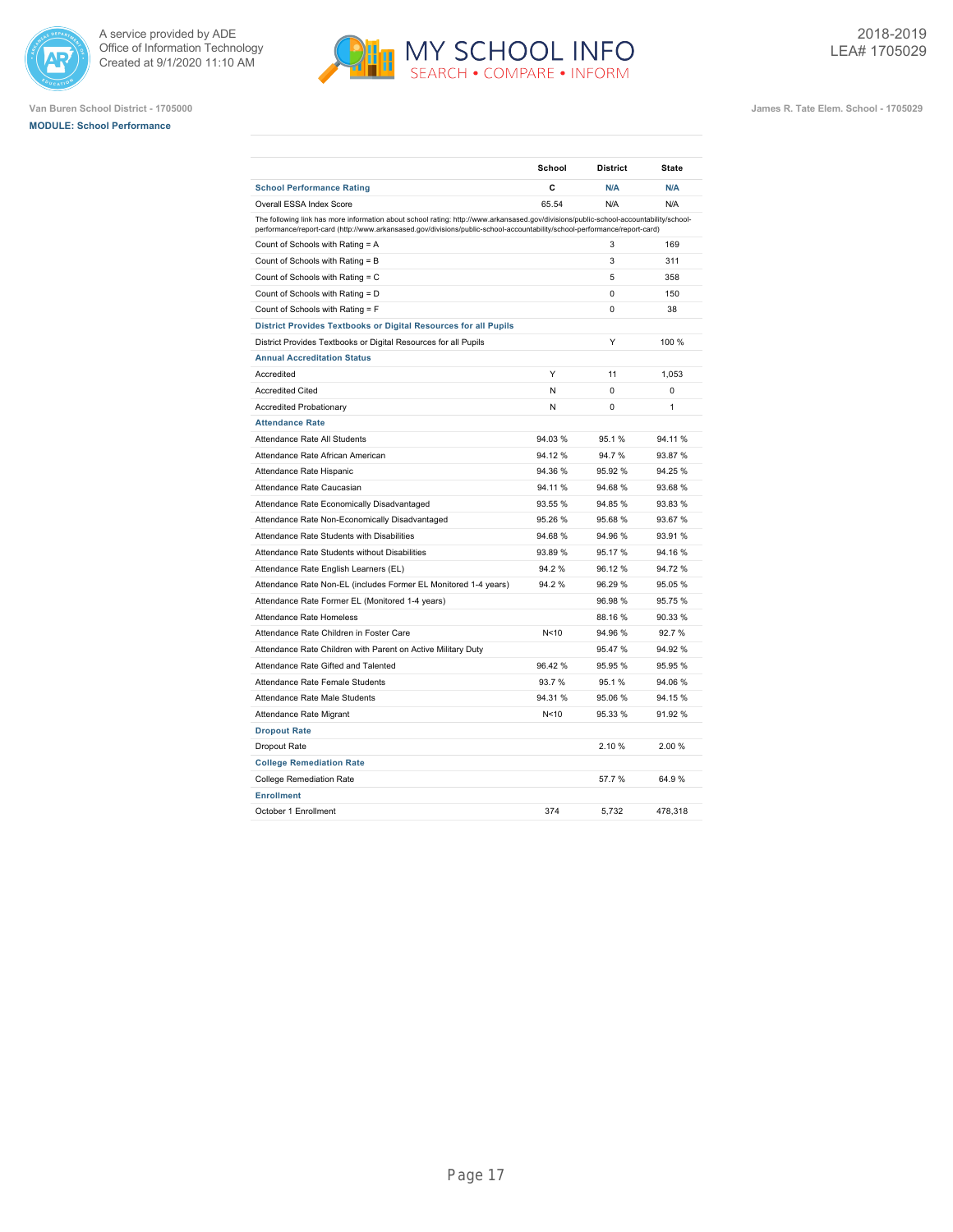Van Buren School District - 1705000

**MODULE: School Performance**

James R. Tate Elem. School - 1705029

2018-2019
LEA# 1705029

| | School | District | State |
|---|---|---|---|
| **School Performance Rating** | C | N/A | N/A |
| Overall ESSA Index Score | 65.54 | N/A | N/A |
| The following link has more information about school rating: http://www.arkansased.gov/divisions/public-school-accountability/school-performance/report-card (http://www.arkansased.gov/divisions/public-school-accountability/school-performance/report-card) | | | |
| Count of Schools with Rating = A | | 3 | 169 |
| Count of Schools with Rating = B | | 3 | 311 |
| Count of Schools with Rating = C | | 5 | 358 |
| Count of Schools with Rating = D | | 0 | 150 |
| Count of Schools with Rating = F | | 0 | 38 |
| **District Provides Textbooks or Digital Resources for all Pupils** | | | |
| District Provides Textbooks or Digital Resources for all Pupils | | Y | 100 % |
| **Annual Accreditation Status** | | | |
| Accredited | Y | 11 | 1,053 |
| Accredited Cited | N | 0 | 0 |
| Accredited Probationary | N | 0 | 1 |
| **Attendance Rate** | | | |
| Attendance Rate All Students | 94.03 % | 95.1 % | 94.11 % |
| Attendance Rate African American | 94.12 % | 94.7 % | 93.87 % |
| Attendance Rate Hispanic | 94.36 % | 95.92 % | 94.25 % |
| Attendance Rate Caucasian | 94.11 % | 94.68 % | 93.68 % |
| Attendance Rate Economically Disadvantaged | 93.55 % | 94.85 % | 93.83 % |
| Attendance Rate Non-Economically Disadvantaged | 95.26 % | 95.68 % | 93.67 % |
| Attendance Rate Students with Disabilities | 94.68 % | 94.96 % | 93.91 % |
| Attendance Rate Students without Disabilities | 93.89 % | 95.17 % | 94.16 % |
| Attendance Rate English Learners (EL) | 94.2 % | 96.12 % | 94.72 % |
| Attendance Rate Non-EL (includes Former EL Monitored 1-4 years) | 94.2 % | 96.29 % | 95.05 % |
| Attendance Rate Former EL (Monitored 1-4 years) | | 96.98 % | 95.75 % |
| Attendance Rate Homeless | | 88.16 % | 90.33 % |
| Attendance Rate Children in Foster Care | N<10 | 94.96 % | 92.7 % |
| Attendance Rate Children with Parent on Active Military Duty | | 95.47 % | 94.92 % |
| Attendance Rate Gifted and Talented | 96.42 % | 95.95 % | 95.95 % |
| Attendance Rate Female Students | 93.7 % | 95.1 % | 94.06 % |
| Attendance Rate Male Students | 94.31 % | 95.06 % | 94.15 % |
| Attendance Rate Migrant | N<10 | 95.33 % | 91.92 % |
| **Dropout Rate** | | | |
| Dropout Rate | | 2.10 % | 2.00 % |
| **College Remediation Rate** | | | |
| College Remediation Rate | | 57.7 % | 64.9 % |
| **Enrollment** | | | |
| October 1 Enrollment | 374 | 5,732 | 478,318 |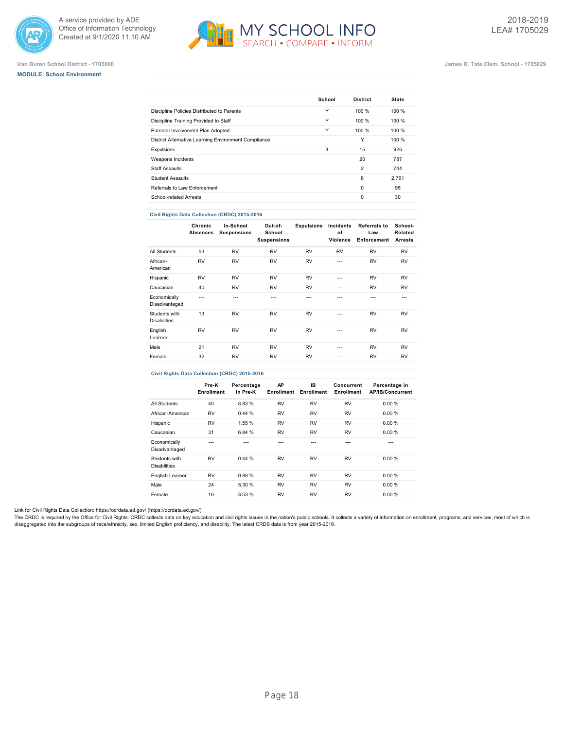Van Buren School District - 1705000

**MODULE: School Environment**

James R. Tate Elem. School - 1705029

| | School | District | State |
|---|---|---|---|
| Discipline Policies Distributed to Parents | Y | 100 % | 100 % |
| Discipline Training Provided to Staff | Y | 100 % | 100 % |
| Parental Involvement Plan Adopted | Y | 100 % | 100 % |
| District Alternative Learning Environment Compliance | | Y | 100 % |
| Expulsions | 3 | 15 | 926 |
| Weapons Incidents | | 20 | 787 |
| Staff Assaults | | 2 | 744 |
| Student Assaults | | 8 | 2,761 |
| Referrals to Law Enforcement | | 0 | 95 |
| School-related Arrests | | 0 | 30 |

**Civil Rights Data Collection (CRDC) 2015-2016**

| | Chronic Absences | In-School Suspensions | Out-of-School Suspensions | Expulsions | Incidents of Violence | Referrals to Law Enforcement | School-Related Arrests |
|---|---|---|---|---|---|---|---|
| All Students | 53 | RV | RV | RV | RV | RV | RV |
| African-American | RV | RV | RV | RV | --- | RV | RV |
| Hispanic | RV | RV | RV | RV | --- | RV | RV |
| Caucasian | 40 | RV | RV | RV | --- | RV | RV |
| Economically Disadvantaged | --- | --- | --- | --- | --- | --- | --- |
| Students with Disabilities | 13 | RV | RV | RV | --- | RV | RV |
| English Learner | RV | RV | RV | RV | --- | RV | RV |
| Male | 21 | RV | RV | RV | --- | RV | RV |
| Female | 32 | RV | RV | RV | --- | RV | RV |

**Civil Rights Data Collection (CRDC) 2015-2016**

| | Pre-K Enrollment | Percentage in Pre-K | AP Enrollment | IB Enrollment | Concurrent Enrollment | Percentage in AP/IB/Concurrent |
|---|---|---|---|---|---|---|
| All Students | 40 | 8.83 % | RV | RV | RV | 0.00 % |
| African-American | RV | 0.44 % | RV | RV | RV | 0.00 % |
| Hispanic | RV | 1.55 % | RV | RV | RV | 0.00 % |
| Caucasian | 31 | 6.84 % | RV | RV | RV | 0.00 % |
| Economically Disadvantaged | --- | --- | --- | --- | --- | --- |
| Students with Disabilities | RV | 0.44 % | RV | RV | RV | 0.00 % |
| English Learner | RV | 0.88 % | RV | RV | RV | 0.00 % |
| Male | 24 | 5.30 % | RV | RV | RV | 0.00 % |
| Female | 16 | 3.53 % | RV | RV | RV | 0.00 % |

Link for Civil Rights Data Collection: https://ocrdata.ed.gov/ (https://ocrdata.ed.gov/)

The CRDC is required by the Office for Civil Rights. CRDC collects data on key education and civil rights issues in the nation's public schools. It collects a variety of information on enrollment, programs, and services, most of which is disaggregated into the subgroups of race/ethnicity, sex, limited English proficiency, and disability. The latest CRDS data is from year 2015-2016.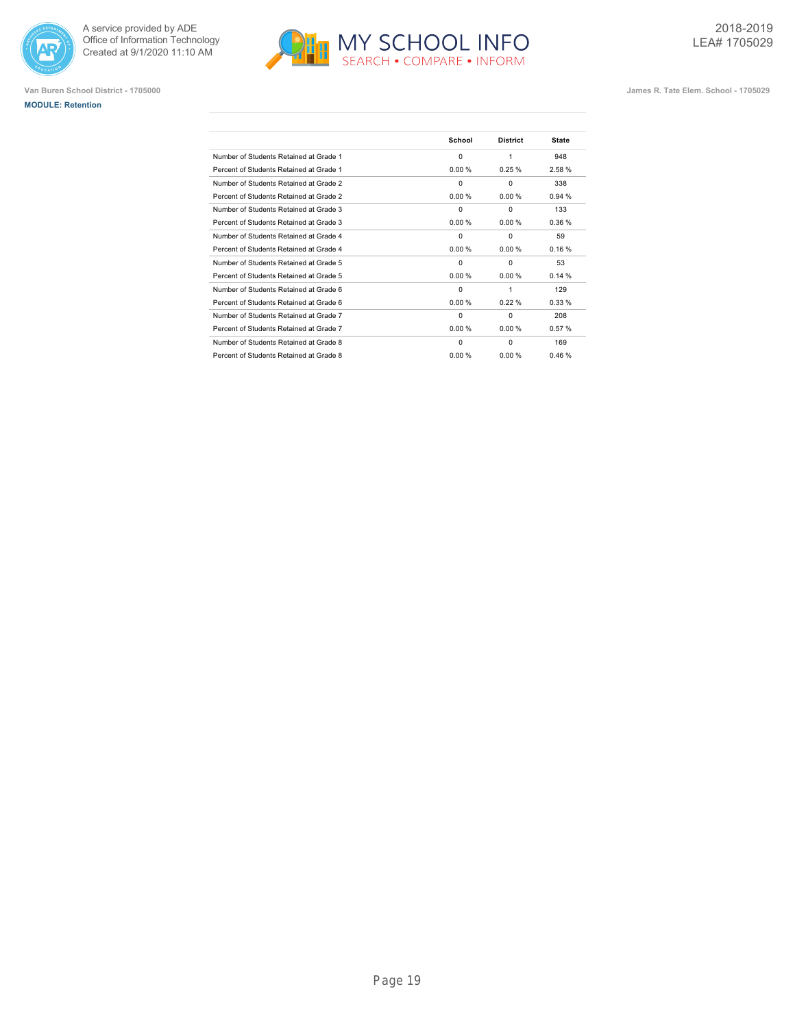Van Buren School District - 1705000

James R. Tate Elem. School - 1705029

**MODULE: Retention**

| | School | District | State |
|---|---|---|---|
| Number of Students Retained at Grade 1 | 0 | 1 | 948 |
| Percent of Students Retained at Grade 1 | 0.00 % | 0.25 % | 2.58 % |
| Number of Students Retained at Grade 2 | 0 | 0 | 338 |
| Percent of Students Retained at Grade 2 | 0.00 % | 0.00 % | 0.94 % |
| Number of Students Retained at Grade 3 | 0 | 0 | 133 |
| Percent of Students Retained at Grade 3 | 0.00 % | 0.00 % | 0.36 % |
| Number of Students Retained at Grade 4 | 0 | 0 | 59 |
| Percent of Students Retained at Grade 4 | 0.00 % | 0.00 % | 0.16 % |
| Number of Students Retained at Grade 5 | 0 | 0 | 53 |
| Percent of Students Retained at Grade 5 | 0.00 % | 0.00 % | 0.14 % |
| Number of Students Retained at Grade 6 | 0 | 1 | 129 |
| Percent of Students Retained at Grade 6 | 0.00 % | 0.22 % | 0.33 % |
| Number of Students Retained at Grade 7 | 0 | 0 | 208 |
| Percent of Students Retained at Grade 7 | 0.00 % | 0.00 % | 0.57 % |
| Number of Students Retained at Grade 8 | 0 | 0 | 169 |
| Percent of Students Retained at Grade 8 | 0.00 % | 0.00 % | 0.46 % |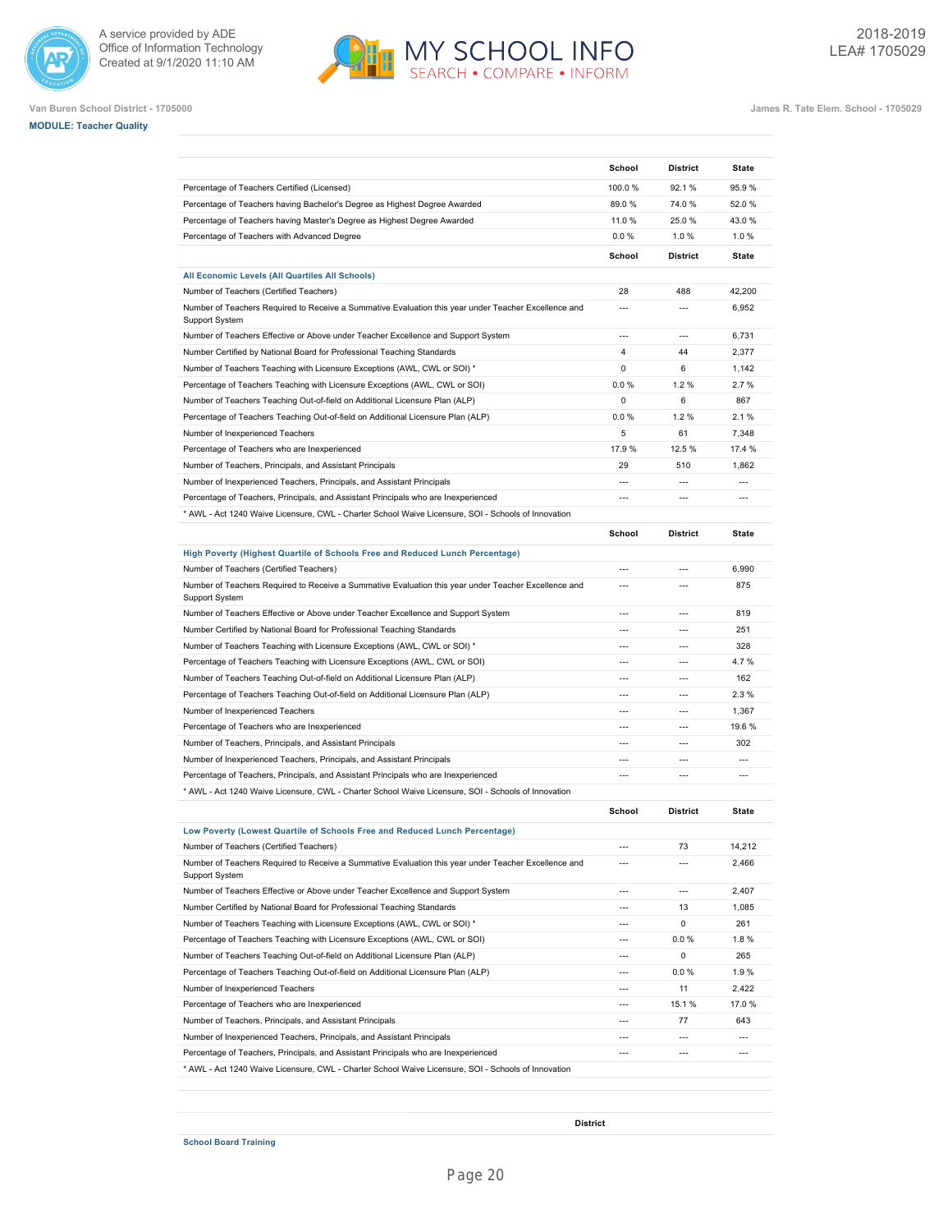Van Buren School District - 1705000

James R. Tate Elem. School - 1705029

**MODULE: Teacher Quality**

| | School | District | State |
|---|---|---|---|
| Percentage of Teachers Certified (Licensed) | 100.0 % | 92.1 % | 95.9 % |
| Percentage of Teachers having Bachelor's Degree as Highest Degree Awarded | 89.0 % | 74.0 % | 52.0 % |
| Percentage of Teachers having Master's Degree as Highest Degree Awarded | 11.0 % | 25.0 % | 43.0 % |
| Percentage of Teachers with Advanced Degree | 0.0 % | 1.0 % | 1.0 % |

| | School | District | State |
|---|---|---|---|
| **All Economic Levels (All Quartiles All Schools)** | | | |
| Number of Teachers (Certified Teachers) | 28 | 488 | 42,200 |
| Number of Teachers Required to Receive a Summative Evaluation this year under Teacher Excellence and Support System | --- | --- | 6,952 |
| Number of Teachers Effective or Above under Teacher Excellence and Support System | --- | --- | 6,731 |
| Number Certified by National Board for Professional Teaching Standards | 4 | 44 | 2,377 |
| Number of Teachers Teaching with Licensure Exceptions (AWL, CWL or SOI) * | 0 | 6 | 1,142 |
| Percentage of Teachers Teaching with Licensure Exceptions (AWL, CWL or SOI) | 0.0 % | 1.2 % | 2.7 % |
| Number of Teachers Teaching Out-of-field on Additional Licensure Plan (ALP) | 0 | 6 | 867 |
| Percentage of Teachers Teaching Out-of-field on Additional Licensure Plan (ALP) | 0.0 % | 1.2 % | 2.1 % |
| Number of Inexperienced Teachers | 5 | 61 | 7,348 |
| Percentage of Teachers who are Inexperienced | 17.9 % | 12.5 % | 17.4 % |
| Number of Teachers, Principals, and Assistant Principals | 29 | 510 | 1,862 |
| Number of Inexperienced Teachers, Principals, and Assistant Principals | --- | --- | --- |
| Percentage of Teachers, Principals, and Assistant Principals who are Inexperienced | --- | --- | --- |

* AWL - Act 1240 Waive Licensure, CWL - Charter School Waive Licensure, SOI - Schools of Innovation

| | School | District | State |
|---|---|---|---|
| **High Poverty (Highest Quartile of Schools Free and Reduced Lunch Percentage)** | | | |
| Number of Teachers (Certified Teachers) | --- | --- | 6,990 |
| Number of Teachers Required to Receive a Summative Evaluation this year under Teacher Excellence and Support System | --- | --- | 875 |
| Number of Teachers Effective or Above under Teacher Excellence and Support System | --- | --- | 819 |
| Number Certified by National Board for Professional Teaching Standards | --- | --- | 251 |
| Number of Teachers Teaching with Licensure Exceptions (AWL, CWL or SOI) * | --- | --- | 328 |
| Percentage of Teachers Teaching with Licensure Exceptions (AWL, CWL or SOI) | --- | --- | 4.7 % |
| Number of Teachers Teaching Out-of-field on Additional Licensure Plan (ALP) | --- | --- | 162 |
| Percentage of Teachers Teaching Out-of-field on Additional Licensure Plan (ALP) | --- | --- | 2.3 % |
| Number of Inexperienced Teachers | --- | --- | 1,367 |
| Percentage of Teachers who are Inexperienced | --- | --- | 19.6 % |
| Number of Teachers, Principals, and Assistant Principals | --- | --- | 302 |
| Number of Inexperienced Teachers, Principals, and Assistant Principals | --- | --- | --- |
| Percentage of Teachers, Principals, and Assistant Principals who are Inexperienced | --- | --- | --- |

* AWL - Act 1240 Waive Licensure, CWL - Charter School Waive Licensure, SOI - Schools of Innovation

| | School | District | State |
|---|---|---|---|
| **Low Poverty (Lowest Quartile of Schools Free and Reduced Lunch Percentage)** | | | |
| Number of Teachers (Certified Teachers) | --- | 73 | 14,212 |
| Number of Teachers Required to Receive a Summative Evaluation this year under Teacher Excellence and Support System | --- | --- | 2,466 |
| Number of Teachers Effective or Above under Teacher Excellence and Support System | --- | --- | 2,407 |
| Number Certified by National Board for Professional Teaching Standards | --- | 13 | 1,085 |
| Number of Teachers Teaching with Licensure Exceptions (AWL, CWL or SOI) * | --- | 0 | 261 |
| Percentage of Teachers Teaching with Licensure Exceptions (AWL, CWL or SOI) | --- | 0.0 % | 1.8 % |
| Number of Teachers Teaching Out-of-field on Additional Licensure Plan (ALP) | --- | 0 | 265 |
| Percentage of Teachers Teaching Out-of-field on Additional Licensure Plan (ALP) | --- | 0.0 % | 1.9 % |
| Number of Inexperienced Teachers | --- | 11 | 2,422 |
| Percentage of Teachers who are Inexperienced | --- | 15.1 % | 17.0 % |
| Number of Teachers, Principals, and Assistant Principals | --- | 77 | 643 |
| Number of Inexperienced Teachers, Principals, and Assistant Principals | --- | --- | --- |
| Percentage of Teachers, Principals, and Assistant Principals who are Inexperienced | --- | --- | --- |

* AWL - Act 1240 Waive Licensure, CWL - Charter School Waive Licensure, SOI - Schools of Innovation

| | District |
|---|---|
| **School Board Training** | |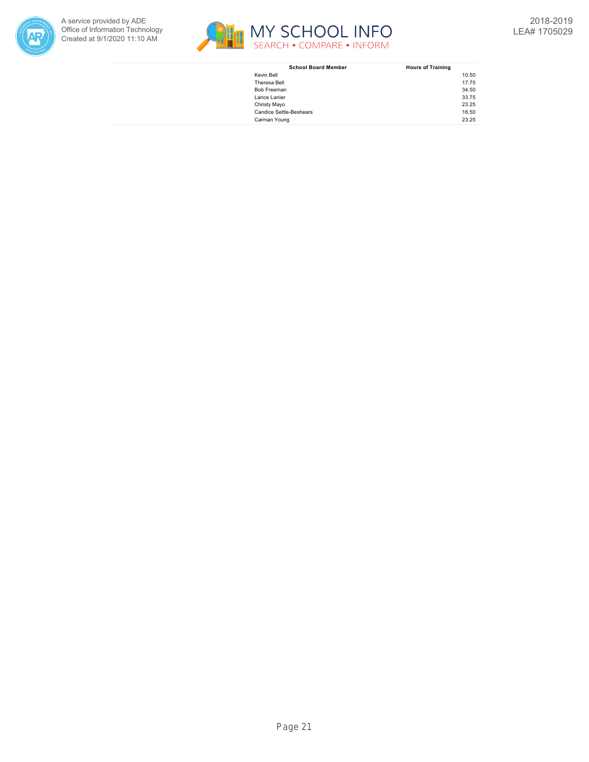| School Board Member | Hours of Training |
| --- | --- |
| Kevin Bell | 10.50 |
| Theresa Bell | 17.75 |
| Bob Freeman | 34.50 |
| Lance Lanier | 33.75 |
| Christy Mayo | 23.25 |
| Candice Settle-Beshears | 16.50 |
| Carman Young | 23.25 |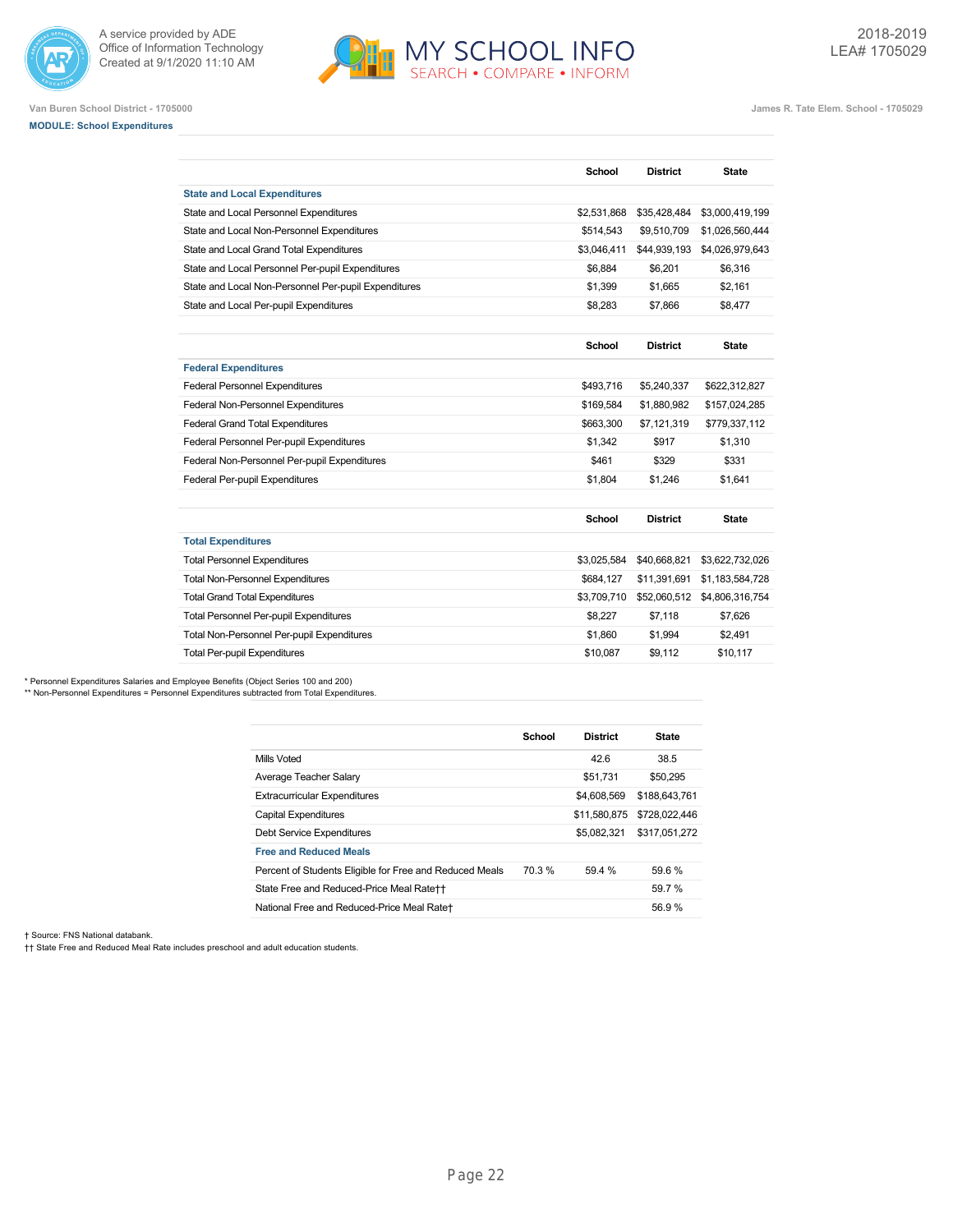Van Buren School District - 1705000

James R. Tate Elem. School - 1705029

**MODULE: School Expenditures**

| | School | District | State |
|---|---|---|---|
| **State and Local Expenditures** | | | |
| State and Local Personnel Expenditures | $2,531,868 | $35,428,484 | $3,000,419,199 |
| State and Local Non-Personnel Expenditures | $514,543 | $9,510,709 | $1,026,560,444 |
| State and Local Grand Total Expenditures | $3,046,411 | $44,939,193 | $4,026,979,643 |
| State and Local Personnel Per-pupil Expenditures | $6,884 | $6,201 | $6,316 |
| State and Local Non-Personnel Per-pupil Expenditures | $1,399 | $1,665 | $2,161 |
| State and Local Per-pupil Expenditures | $8,283 | $7,866 | $8,477 |

| | School | District | State |
|---|---|---|---|
| **Federal Expenditures** | | | |
| Federal Personnel Expenditures | $493,716 | $5,240,337 | $622,312,827 |
| Federal Non-Personnel Expenditures | $169,584 | $1,880,982 | $157,024,285 |
| Federal Grand Total Expenditures | $663,300 | $7,121,319 | $779,337,112 |
| Federal Personnel Per-pupil Expenditures | $1,342 | $917 | $1,310 |
| Federal Non-Personnel Per-pupil Expenditures | $461 | $329 | $331 |
| Federal Per-pupil Expenditures | $1,804 | $1,246 | $1,641 |

| | School | District | State |
|---|---|---|---|
| **Total Expenditures** | | | |
| Total Personnel Expenditures | $3,025,584 | $40,668,821 | $3,622,732,026 |
| Total Non-Personnel Expenditures | $684,127 | $11,391,691 | $1,183,584,728 |
| Total Grand Total Expenditures | $3,709,710 | $52,060,512 | $4,806,316,754 |
| Total Personnel Per-pupil Expenditures | $8,227 | $7,118 | $7,626 |
| Total Non-Personnel Per-pupil Expenditures | $1,860 | $1,994 | $2,491 |
| Total Per-pupil Expenditures | $10,087 | $9,112 | $10,117 |

* Personnel Expenditures Salaries and Employee Benefits (Object Series 100 and 200)
** Non-Personnel Expenditures = Personnel Expenditures subtracted from Total Expenditures.

| | School | District | State |
|---|---|---|---|
| Mills Voted | | 42.6 | 38.5 |
| Average Teacher Salary | | $51,731 | $50,295 |
| Extracurricular Expenditures | | $4,608,569 | $188,643,761 |
| Capital Expenditures | | $11,580,875 | $728,022,446 |
| Debt Service Expenditures | | $5,082,321 | $317,051,272 |
| **Free and Reduced Meals** | | | |
| Percent of Students Eligible for Free and Reduced Meals | 70.3 % | 59.4 % | 59.6 % |
| State Free and Reduced-Price Meal Rate†† | | | 59.7 % |
| National Free and Reduced-Price Meal Rate† | | | 56.9 % |

† Source: FNS National databank.
†† State Free and Reduced Meal Rate includes preschool and adult education students.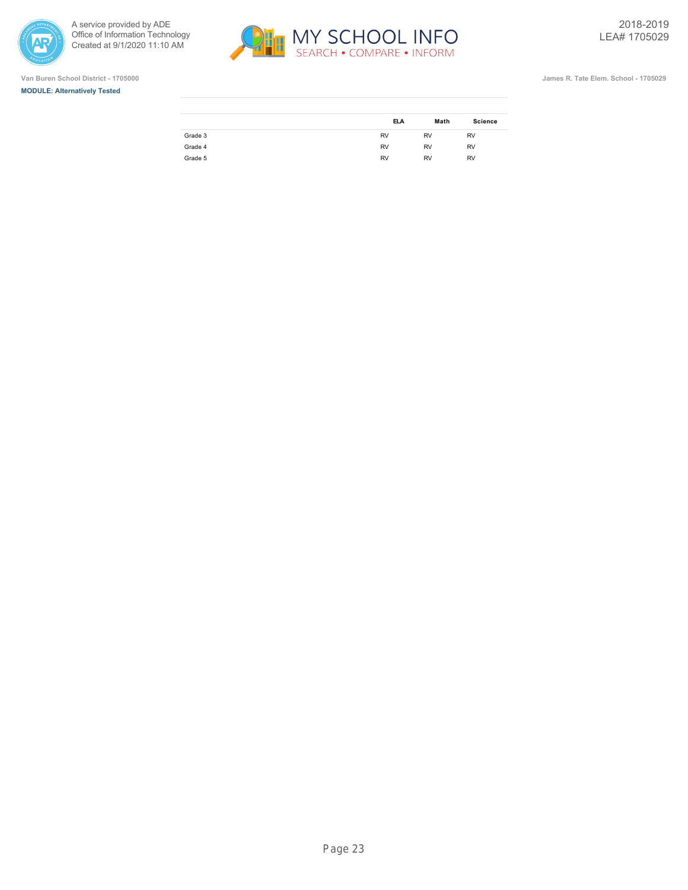Van Buren School District - 1705000

**MODULE: Alternatively Tested**

James R. Tate Elem. School - 1705029

2018-2019
LEA# 1705029

| | ELA | Math | Science |
|---|---|---|---|
| Grade 3 | RV | RV | RV |
| Grade 4 | RV | RV | RV |
| Grade 5 | RV | RV | RV |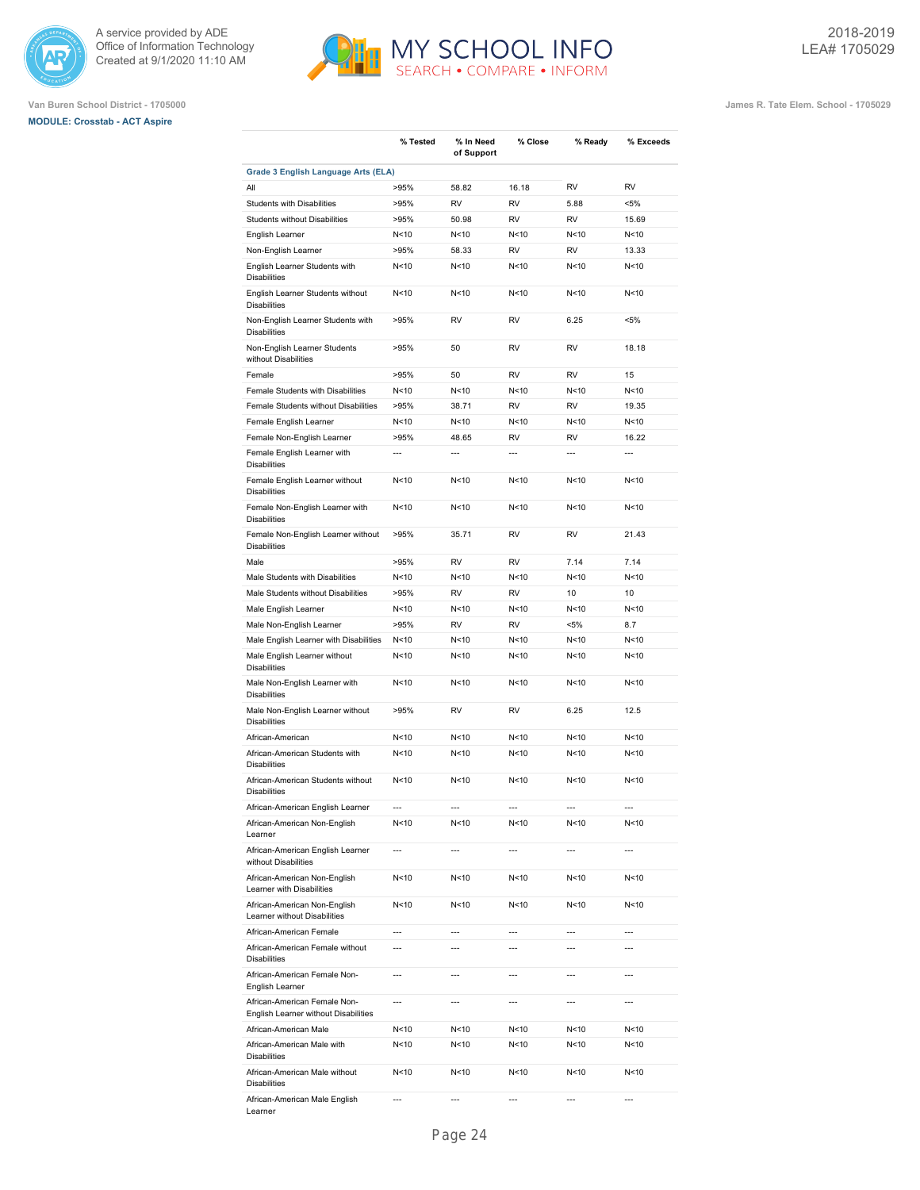Van Buren School District - 1705000

**MODULE: Crosstab - ACT Aspire**

James R. Tate Elem. School - 1705029

2018-2019
LEA# 1705029

| | % Tested | % In Need of Support | % Close | % Ready | % Exceeds |
|---|---|---|---|---|---|
| **Grade 3 English Language Arts (ELA)** | | | | | |
| All | >95% | 58.82 | 16.18 | RV | RV |
| Students with Disabilities | >95% | RV | RV | 5.88 | <5% |
| Students without Disabilities | >95% | 50.98 | RV | RV | 15.69 |
| English Learner | N<10 | N<10 | N<10 | N<10 | N<10 |
| Non-English Learner | >95% | 58.33 | RV | RV | 13.33 |
| English Learner Students with Disabilities | N<10 | N<10 | N<10 | N<10 | N<10 |
| English Learner Students without Disabilities | N<10 | N<10 | N<10 | N<10 | N<10 |
| Non-English Learner Students with Disabilities | >95% | RV | RV | 6.25 | <5% |
| Non-English Learner Students without Disabilities | >95% | 50 | RV | RV | 18.18 |
| Female | >95% | 50 | RV | RV | 15 |
| Female Students with Disabilities | N<10 | N<10 | N<10 | N<10 | N<10 |
| Female Students without Disabilities | >95% | 38.71 | RV | RV | 19.35 |
| Female English Learner | N<10 | N<10 | N<10 | N<10 | N<10 |
| Female Non-English Learner | >95% | 48.65 | RV | RV | 16.22 |
| Female English Learner with Disabilities | --- | --- | --- | --- | --- |
| Female English Learner without Disabilities | N<10 | N<10 | N<10 | N<10 | N<10 |
| Female Non-English Learner with Disabilities | N<10 | N<10 | N<10 | N<10 | N<10 |
| Female Non-English Learner without Disabilities | >95% | 35.71 | RV | RV | 21.43 |
| Male | >95% | RV | RV | 7.14 | 7.14 |
| Male Students with Disabilities | N<10 | N<10 | N<10 | N<10 | N<10 |
| Male Students without Disabilities | >95% | RV | RV | 10 | 10 |
| Male English Learner | N<10 | N<10 | N<10 | N<10 | N<10 |
| Male Non-English Learner | >95% | RV | RV | <5% | 8.7 |
| Male English Learner with Disabilities | N<10 | N<10 | N<10 | N<10 | N<10 |
| Male English Learner without Disabilities | N<10 | N<10 | N<10 | N<10 | N<10 |
| Male Non-English Learner with Disabilities | N<10 | N<10 | N<10 | N<10 | N<10 |
| Male Non-English Learner without Disabilities | >95% | RV | RV | 6.25 | 12.5 |
| African-American | N<10 | N<10 | N<10 | N<10 | N<10 |
| African-American Students with Disabilities | N<10 | N<10 | N<10 | N<10 | N<10 |
| African-American Students without Disabilities | N<10 | N<10 | N<10 | N<10 | N<10 |
| African-American English Learner | --- | --- | --- | --- | --- |
| African-American Non-English Learner | N<10 | N<10 | N<10 | N<10 | N<10 |
| African-American English Learner without Disabilities | --- | --- | --- | --- | --- |
| African-American Non-English Learner with Disabilities | N<10 | N<10 | N<10 | N<10 | N<10 |
| African-American Non-English Learner without Disabilities | N<10 | N<10 | N<10 | N<10 | N<10 |
| African-American Female | --- | --- | --- | --- | --- |
| African-American Female without Disabilities | --- | --- | --- | --- | --- |
| African-American Female Non-English Learner | --- | --- | --- | --- | --- |
| African-American Female Non-English Learner without Disabilities | --- | --- | --- | --- | --- |
| African-American Male | N<10 | N<10 | N<10 | N<10 | N<10 |
| African-American Male with Disabilities | N<10 | N<10 | N<10 | N<10 | N<10 |
| African-American Male without Disabilities | N<10 | N<10 | N<10 | N<10 | N<10 |
| African-American Male English Learner | --- | --- | --- | --- | --- |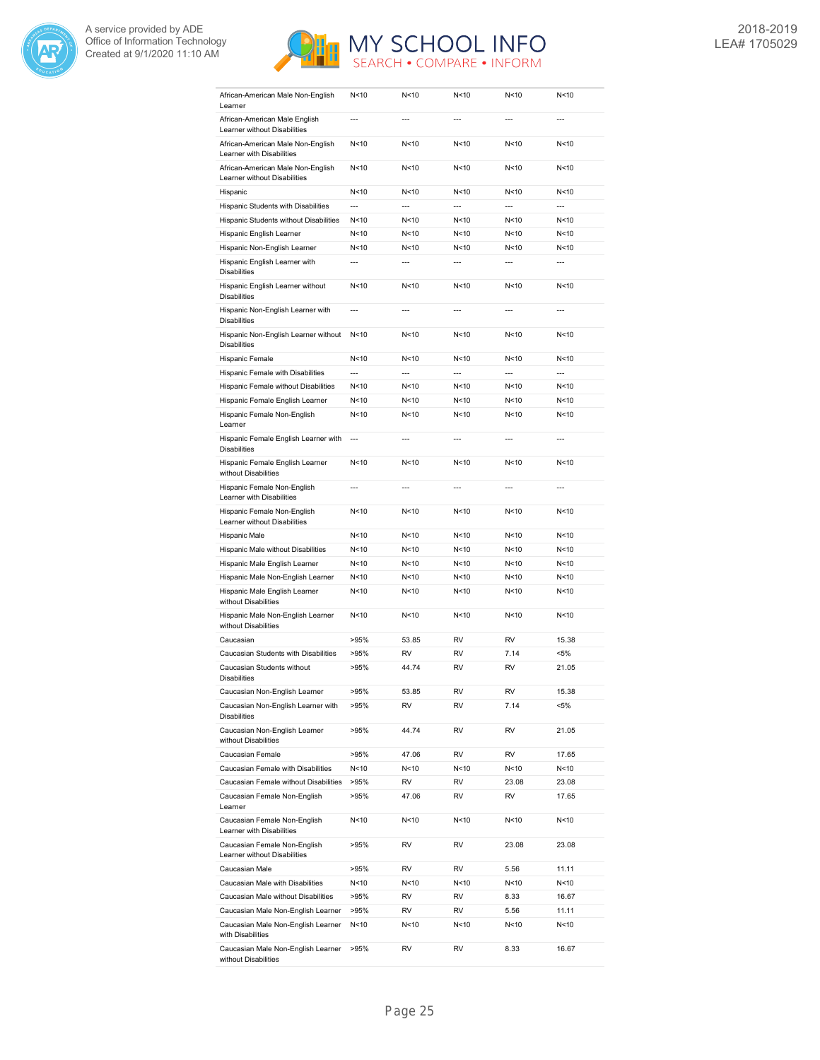| | | | | | |
|---|---|---|---|---|---|
| African-American Male Non-English Learner | N<10 | N<10 | N<10 | N<10 | N<10 |
| African-American Male English Learner without Disabilities | --- | --- | --- | --- | --- |
| African-American Male Non-English Learner with Disabilities | N<10 | N<10 | N<10 | N<10 | N<10 |
| African-American Male Non-English Learner without Disabilities | N<10 | N<10 | N<10 | N<10 | N<10 |
| Hispanic | N<10 | N<10 | N<10 | N<10 | N<10 |
| Hispanic Students with Disabilities | --- | --- | --- | --- | --- |
| Hispanic Students without Disabilities | N<10 | N<10 | N<10 | N<10 | N<10 |
| Hispanic English Learner | N<10 | N<10 | N<10 | N<10 | N<10 |
| Hispanic Non-English Learner | N<10 | N<10 | N<10 | N<10 | N<10 |
| Hispanic English Learner with Disabilities | --- | --- | --- | --- | --- |
| Hispanic English Learner without Disabilities | N<10 | N<10 | N<10 | N<10 | N<10 |
| Hispanic Non-English Learner with Disabilities | --- | --- | --- | --- | --- |
| Hispanic Non-English Learner without Disabilities | N<10 | N<10 | N<10 | N<10 | N<10 |
| Hispanic Female | N<10 | N<10 | N<10 | N<10 | N<10 |
| Hispanic Female with Disabilities | --- | --- | --- | --- | --- |
| Hispanic Female without Disabilities | N<10 | N<10 | N<10 | N<10 | N<10 |
| Hispanic Female English Learner | N<10 | N<10 | N<10 | N<10 | N<10 |
| Hispanic Female Non-English Learner | N<10 | N<10 | N<10 | N<10 | N<10 |
| Hispanic Female English Learner with Disabilities | --- | --- | --- | --- | --- |
| Hispanic Female English Learner without Disabilities | N<10 | N<10 | N<10 | N<10 | N<10 |
| Hispanic Female Non-English Learner with Disabilities | --- | --- | --- | --- | --- |
| Hispanic Female Non-English Learner without Disabilities | N<10 | N<10 | N<10 | N<10 | N<10 |
| Hispanic Male | N<10 | N<10 | N<10 | N<10 | N<10 |
| Hispanic Male without Disabilities | N<10 | N<10 | N<10 | N<10 | N<10 |
| Hispanic Male English Learner | N<10 | N<10 | N<10 | N<10 | N<10 |
| Hispanic Male Non-English Learner | N<10 | N<10 | N<10 | N<10 | N<10 |
| Hispanic Male English Learner without Disabilities | N<10 | N<10 | N<10 | N<10 | N<10 |
| Hispanic Male Non-English Learner without Disabilities | N<10 | N<10 | N<10 | N<10 | N<10 |
| Caucasian | >95% | 53.85 | RV | RV | 15.38 |
| Caucasian Students with Disabilities | >95% | RV | RV | 7.14 | <5% |
| Caucasian Students without Disabilities | >95% | 44.74 | RV | RV | 21.05 |
| Caucasian Non-English Learner | >95% | 53.85 | RV | RV | 15.38 |
| Caucasian Non-English Learner with Disabilities | >95% | RV | RV | 7.14 | <5% |
| Caucasian Non-English Learner without Disabilities | >95% | 44.74 | RV | RV | 21.05 |
| Caucasian Female | >95% | 47.06 | RV | RV | 17.65 |
| Caucasian Female with Disabilities | N<10 | N<10 | N<10 | N<10 | N<10 |
| Caucasian Female without Disabilities | >95% | RV | RV | 23.08 | 23.08 |
| Caucasian Female Non-English Learner | >95% | 47.06 | RV | RV | 17.65 |
| Caucasian Female Non-English Learner with Disabilities | N<10 | N<10 | N<10 | N<10 | N<10 |
| Caucasian Female Non-English Learner without Disabilities | >95% | RV | RV | 23.08 | 23.08 |
| Caucasian Male | >95% | RV | RV | 5.56 | 11.11 |
| Caucasian Male with Disabilities | N<10 | N<10 | N<10 | N<10 | N<10 |
| Caucasian Male without Disabilities | >95% | RV | RV | 8.33 | 16.67 |
| Caucasian Male Non-English Learner | >95% | RV | RV | 5.56 | 11.11 |
| Caucasian Male Non-English Learner with Disabilities | N<10 | N<10 | N<10 | N<10 | N<10 |
| Caucasian Male Non-English Learner without Disabilities | >95% | RV | RV | 8.33 | 16.67 |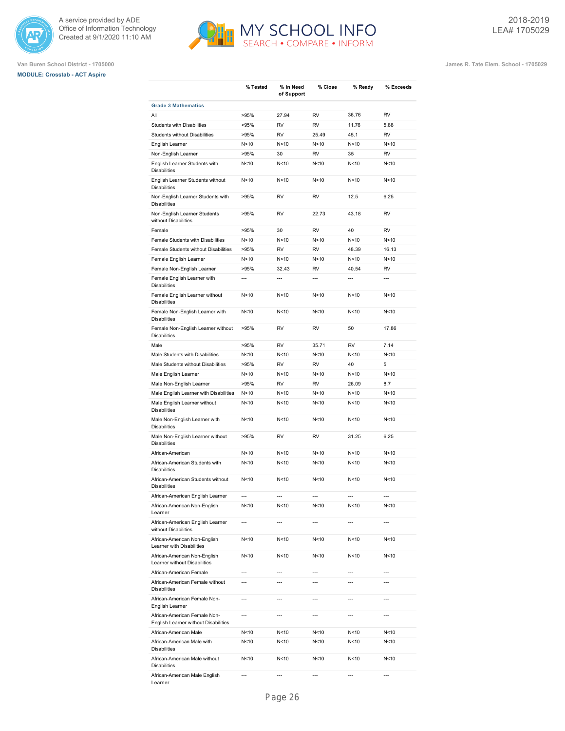A service provided by ADE
Office of Information Technology
Created at 9/1/2020 11:10 AM

MY SCHOOL INFO
SEARCH • COMPARE • INFORM

2018-2019
LEA# 1705029

Van Buren School District - 1705000

James R. Tate Elem. School - 1705029

**MODULE: Crosstab - ACT Aspire**

| | % Tested | % In Need of Support | % Close | % Ready | % Exceeds |
|---|---|---|---|---|---|
| **Grade 3 Mathematics** | | | | | |
| All | >95% | 27.94 | RV | 36.76 | RV |
| Students with Disabilities | >95% | RV | RV | 11.76 | 5.88 |
| Students without Disabilities | >95% | RV | 25.49 | 45.1 | RV |
| English Learner | N<10 | N<10 | N<10 | N<10 | N<10 |
| Non-English Learner | >95% | 30 | RV | 35 | RV |
| English Learner Students with Disabilities | N<10 | N<10 | N<10 | N<10 | N<10 |
| English Learner Students without Disabilities | N<10 | N<10 | N<10 | N<10 | N<10 |
| Non-English Learner Students with Disabilities | >95% | RV | RV | 12.5 | 6.25 |
| Non-English Learner Students without Disabilities | >95% | RV | 22.73 | 43.18 | RV |
| Female | >95% | 30 | RV | 40 | RV |
| Female Students with Disabilities | N<10 | N<10 | N<10 | N<10 | N<10 |
| Female Students without Disabilities | >95% | RV | RV | 48.39 | 16.13 |
| Female English Learner | N<10 | N<10 | N<10 | N<10 | N<10 |
| Female Non-English Learner | >95% | 32.43 | RV | 40.54 | RV |
| Female English Learner with Disabilities | --- | --- | --- | --- | --- |
| Female English Learner without Disabilities | N<10 | N<10 | N<10 | N<10 | N<10 |
| Female Non-English Learner with Disabilities | N<10 | N<10 | N<10 | N<10 | N<10 |
| Female Non-English Learner without Disabilities | >95% | RV | RV | 50 | 17.86 |
| Male | >95% | RV | 35.71 | RV | 7.14 |
| Male Students with Disabilities | N<10 | N<10 | N<10 | N<10 | N<10 |
| Male Students without Disabilities | >95% | RV | RV | 40 | 5 |
| Male English Learner | N<10 | N<10 | N<10 | N<10 | N<10 |
| Male Non-English Learner | >95% | RV | RV | 26.09 | 8.7 |
| Male English Learner with Disabilities | N<10 | N<10 | N<10 | N<10 | N<10 |
| Male English Learner without Disabilities | N<10 | N<10 | N<10 | N<10 | N<10 |
| Male Non-English Learner with Disabilities | N<10 | N<10 | N<10 | N<10 | N<10 |
| Male Non-English Learner without Disabilities | >95% | RV | RV | 31.25 | 6.25 |
| African-American | N<10 | N<10 | N<10 | N<10 | N<10 |
| African-American Students with Disabilities | N<10 | N<10 | N<10 | N<10 | N<10 |
| African-American Students without Disabilities | N<10 | N<10 | N<10 | N<10 | N<10 |
| African-American English Learner | --- | --- | --- | --- | --- |
| African-American Non-English Learner | N<10 | N<10 | N<10 | N<10 | N<10 |
| African-American English Learner without Disabilities | --- | --- | --- | --- | --- |
| African-American Non-English Learner with Disabilities | N<10 | N<10 | N<10 | N<10 | N<10 |
| African-American Non-English Learner without Disabilities | N<10 | N<10 | N<10 | N<10 | N<10 |
| African-American Female | --- | --- | --- | --- | --- |
| African-American Female without Disabilities | --- | --- | --- | --- | --- |
| African-American Female Non-English Learner | --- | --- | --- | --- | --- |
| African-American Female Non-English Learner without Disabilities | --- | --- | --- | --- | --- |
| African-American Male | N<10 | N<10 | N<10 | N<10 | N<10 |
| African-American Male with Disabilities | N<10 | N<10 | N<10 | N<10 | N<10 |
| African-American Male without Disabilities | N<10 | N<10 | N<10 | N<10 | N<10 |
| African-American Male English Learner | --- | --- | --- | --- | --- |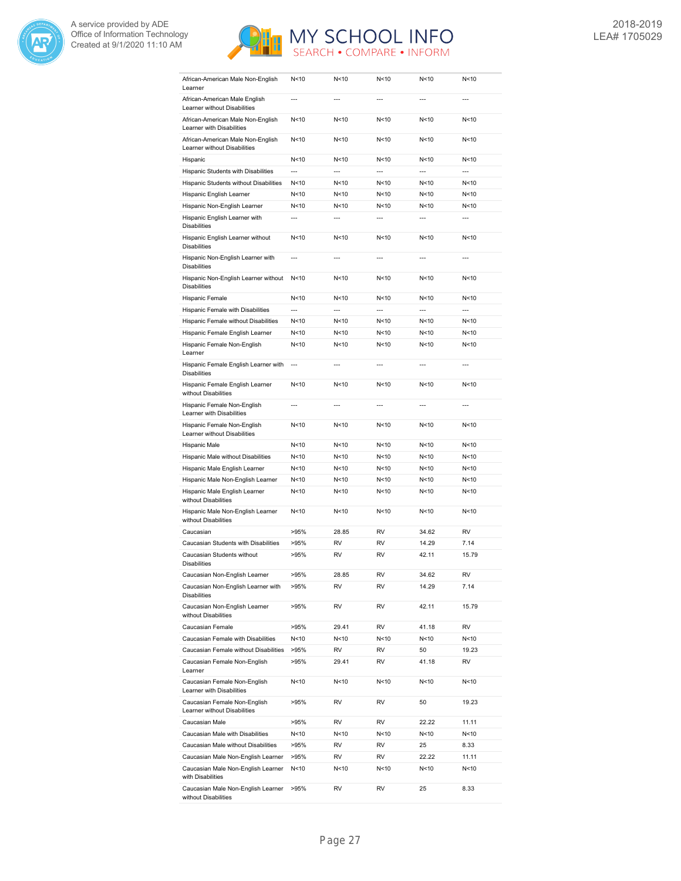| | | | | | |
|---|---|---|---|---|---|
| African-American Male Non-English Learner | N<10 | N<10 | N<10 | N<10 | N<10 |
| African-American Male English Learner without Disabilities | --- | --- | --- | --- | --- |
| African-American Male Non-English Learner with Disabilities | N<10 | N<10 | N<10 | N<10 | N<10 |
| African-American Male Non-English Learner without Disabilities | N<10 | N<10 | N<10 | N<10 | N<10 |
| Hispanic | N<10 | N<10 | N<10 | N<10 | N<10 |
| Hispanic Students with Disabilities | --- | --- | --- | --- | --- |
| Hispanic Students without Disabilities | N<10 | N<10 | N<10 | N<10 | N<10 |
| Hispanic English Learner | N<10 | N<10 | N<10 | N<10 | N<10 |
| Hispanic Non-English Learner | N<10 | N<10 | N<10 | N<10 | N<10 |
| Hispanic English Learner with Disabilities | --- | --- | --- | --- | --- |
| Hispanic English Learner without Disabilities | N<10 | N<10 | N<10 | N<10 | N<10 |
| Hispanic Non-English Learner with Disabilities | --- | --- | --- | --- | --- |
| Hispanic Non-English Learner without Disabilities | N<10 | N<10 | N<10 | N<10 | N<10 |
| Hispanic Female | N<10 | N<10 | N<10 | N<10 | N<10 |
| Hispanic Female with Disabilities | --- | --- | --- | --- | --- |
| Hispanic Female without Disabilities | N<10 | N<10 | N<10 | N<10 | N<10 |
| Hispanic Female English Learner | N<10 | N<10 | N<10 | N<10 | N<10 |
| Hispanic Female Non-English Learner | N<10 | N<10 | N<10 | N<10 | N<10 |
| Hispanic Female English Learner with Disabilities | --- | --- | --- | --- | --- |
| Hispanic Female English Learner without Disabilities | N<10 | N<10 | N<10 | N<10 | N<10 |
| Hispanic Female Non-English Learner with Disabilities | --- | --- | --- | --- | --- |
| Hispanic Female Non-English Learner without Disabilities | N<10 | N<10 | N<10 | N<10 | N<10 |
| Hispanic Male | N<10 | N<10 | N<10 | N<10 | N<10 |
| Hispanic Male without Disabilities | N<10 | N<10 | N<10 | N<10 | N<10 |
| Hispanic Male English Learner | N<10 | N<10 | N<10 | N<10 | N<10 |
| Hispanic Male Non-English Learner | N<10 | N<10 | N<10 | N<10 | N<10 |
| Hispanic Male English Learner without Disabilities | N<10 | N<10 | N<10 | N<10 | N<10 |
| Hispanic Male Non-English Learner without Disabilities | N<10 | N<10 | N<10 | N<10 | N<10 |
| Caucasian | >95% | 28.85 | RV | 34.62 | RV |
| Caucasian Students with Disabilities | >95% | RV | RV | 14.29 | 7.14 |
| Caucasian Students without Disabilities | >95% | RV | RV | 42.11 | 15.79 |
| Caucasian Non-English Learner | >95% | 28.85 | RV | 34.62 | RV |
| Caucasian Non-English Learner with Disabilities | >95% | RV | RV | 14.29 | 7.14 |
| Caucasian Non-English Learner without Disabilities | >95% | RV | RV | 42.11 | 15.79 |
| Caucasian Female | >95% | 29.41 | RV | 41.18 | RV |
| Caucasian Female with Disabilities | N<10 | N<10 | N<10 | N<10 | N<10 |
| Caucasian Female without Disabilities | >95% | RV | RV | 50 | 19.23 |
| Caucasian Female Non-English Learner | >95% | 29.41 | RV | 41.18 | RV |
| Caucasian Female Non-English Learner with Disabilities | N<10 | N<10 | N<10 | N<10 | N<10 |
| Caucasian Female Non-English Learner without Disabilities | >95% | RV | RV | 50 | 19.23 |
| Caucasian Male | >95% | RV | RV | 22.22 | 11.11 |
| Caucasian Male with Disabilities | N<10 | N<10 | N<10 | N<10 | N<10 |
| Caucasian Male without Disabilities | >95% | RV | RV | 25 | 8.33 |
| Caucasian Male Non-English Learner | >95% | RV | RV | 22.22 | 11.11 |
| Caucasian Male Non-English Learner with Disabilities | N<10 | N<10 | N<10 | N<10 | N<10 |
| Caucasian Male Non-English Learner without Disabilities | >95% | RV | RV | 25 | 8.33 |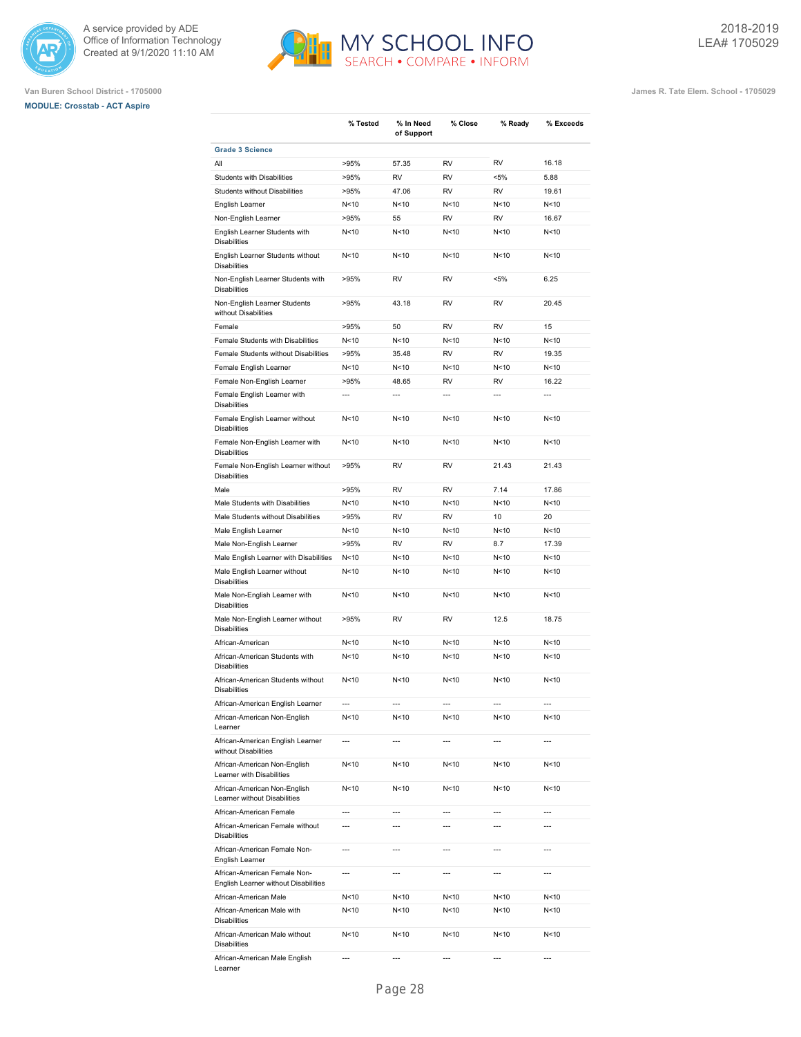Van Buren School District - 1705000

James R. Tate Elem. School - 1705029

**MODULE: Crosstab - ACT Aspire**

| | % Tested | % In Need of Support | % Close | % Ready | % Exceeds |
|---|---|---|---|---|---|
| **Grade 3 Science** | | | | | |
| All | >95% | 57.35 | RV | RV | 16.18 |
| Students with Disabilities | >95% | RV | RV | <5% | 5.88 |
| Students without Disabilities | >95% | 47.06 | RV | RV | 19.61 |
| English Learner | N<10 | N<10 | N<10 | N<10 | N<10 |
| Non-English Learner | >95% | 55 | RV | RV | 16.67 |
| English Learner Students with Disabilities | N<10 | N<10 | N<10 | N<10 | N<10 |
| English Learner Students without Disabilities | N<10 | N<10 | N<10 | N<10 | N<10 |
| Non-English Learner Students with Disabilities | >95% | RV | RV | <5% | 6.25 |
| Non-English Learner Students without Disabilities | >95% | 43.18 | RV | RV | 20.45 |
| Female | >95% | 50 | RV | RV | 15 |
| Female Students with Disabilities | N<10 | N<10 | N<10 | N<10 | N<10 |
| Female Students without Disabilities | >95% | 35.48 | RV | RV | 19.35 |
| Female English Learner | N<10 | N<10 | N<10 | N<10 | N<10 |
| Female Non-English Learner | >95% | 48.65 | RV | RV | 16.22 |
| Female English Learner with Disabilities | --- | --- | --- | --- | --- |
| Female English Learner without Disabilities | N<10 | N<10 | N<10 | N<10 | N<10 |
| Female Non-English Learner with Disabilities | N<10 | N<10 | N<10 | N<10 | N<10 |
| Female Non-English Learner without Disabilities | >95% | RV | RV | 21.43 | 21.43 |
| Male | >95% | RV | RV | 7.14 | 17.86 |
| Male Students with Disabilities | N<10 | N<10 | N<10 | N<10 | N<10 |
| Male Students without Disabilities | >95% | RV | RV | 10 | 20 |
| Male English Learner | N<10 | N<10 | N<10 | N<10 | N<10 |
| Male Non-English Learner | >95% | RV | RV | 8.7 | 17.39 |
| Male English Learner with Disabilities | N<10 | N<10 | N<10 | N<10 | N<10 |
| Male English Learner without Disabilities | N<10 | N<10 | N<10 | N<10 | N<10 |
| Male Non-English Learner with Disabilities | N<10 | N<10 | N<10 | N<10 | N<10 |
| Male Non-English Learner without Disabilities | >95% | RV | RV | 12.5 | 18.75 |
| African-American | N<10 | N<10 | N<10 | N<10 | N<10 |
| African-American Students with Disabilities | N<10 | N<10 | N<10 | N<10 | N<10 |
| African-American Students without Disabilities | N<10 | N<10 | N<10 | N<10 | N<10 |
| African-American English Learner | --- | --- | --- | --- | --- |
| African-American Non-English Learner | N<10 | N<10 | N<10 | N<10 | N<10 |
| African-American English Learner without Disabilities | --- | --- | --- | --- | --- |
| African-American Non-English Learner with Disabilities | N<10 | N<10 | N<10 | N<10 | N<10 |
| African-American Non-English Learner without Disabilities | N<10 | N<10 | N<10 | N<10 | N<10 |
| African-American Female | --- | --- | --- | --- | --- |
| African-American Female without Disabilities | --- | --- | --- | --- | --- |
| African-American Female Non-English Learner | --- | --- | --- | --- | --- |
| African-American Female Non-English Learner without Disabilities | --- | --- | --- | --- | --- |
| African-American Male | N<10 | N<10 | N<10 | N<10 | N<10 |
| African-American Male with Disabilities | N<10 | N<10 | N<10 | N<10 | N<10 |
| African-American Male without Disabilities | N<10 | N<10 | N<10 | N<10 | N<10 |
| African-American Male English Learner | --- | --- | --- | --- | --- |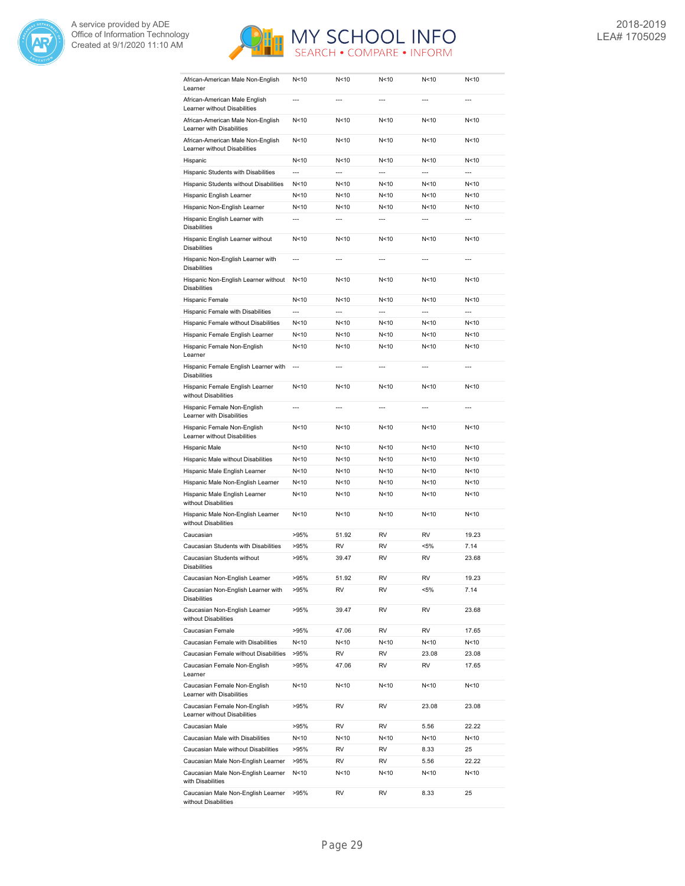| | | | | | |
|---|---|---|---|---|---|
| African-American Male Non-English Learner | N<10 | N<10 | N<10 | N<10 | N<10 |
| African-American Male English Learner without Disabilities | --- | --- | --- | --- | --- |
| African-American Male Non-English Learner with Disabilities | N<10 | N<10 | N<10 | N<10 | N<10 |
| African-American Male Non-English Learner without Disabilities | N<10 | N<10 | N<10 | N<10 | N<10 |
| Hispanic | N<10 | N<10 | N<10 | N<10 | N<10 |
| Hispanic Students with Disabilities | --- | --- | --- | --- | --- |
| Hispanic Students without Disabilities | N<10 | N<10 | N<10 | N<10 | N<10 |
| Hispanic English Learner | N<10 | N<10 | N<10 | N<10 | N<10 |
| Hispanic Non-English Learner | N<10 | N<10 | N<10 | N<10 | N<10 |
| Hispanic English Learner with Disabilities | --- | --- | --- | --- | --- |
| Hispanic English Learner without Disabilities | N<10 | N<10 | N<10 | N<10 | N<10 |
| Hispanic Non-English Learner with Disabilities | --- | --- | --- | --- | --- |
| Hispanic Non-English Learner without Disabilities | N<10 | N<10 | N<10 | N<10 | N<10 |
| Hispanic Female | N<10 | N<10 | N<10 | N<10 | N<10 |
| Hispanic Female with Disabilities | --- | --- | --- | --- | --- |
| Hispanic Female without Disabilities | N<10 | N<10 | N<10 | N<10 | N<10 |
| Hispanic Female English Learner | N<10 | N<10 | N<10 | N<10 | N<10 |
| Hispanic Female Non-English Learner | N<10 | N<10 | N<10 | N<10 | N<10 |
| Hispanic Female English Learner with Disabilities | --- | --- | --- | --- | --- |
| Hispanic Female English Learner without Disabilities | N<10 | N<10 | N<10 | N<10 | N<10 |
| Hispanic Female Non-English Learner with Disabilities | --- | --- | --- | --- | --- |
| Hispanic Female Non-English Learner without Disabilities | N<10 | N<10 | N<10 | N<10 | N<10 |
| Hispanic Male | N<10 | N<10 | N<10 | N<10 | N<10 |
| Hispanic Male without Disabilities | N<10 | N<10 | N<10 | N<10 | N<10 |
| Hispanic Male English Learner | N<10 | N<10 | N<10 | N<10 | N<10 |
| Hispanic Male Non-English Learner | N<10 | N<10 | N<10 | N<10 | N<10 |
| Hispanic Male English Learner without Disabilities | N<10 | N<10 | N<10 | N<10 | N<10 |
| Hispanic Male Non-English Learner without Disabilities | N<10 | N<10 | N<10 | N<10 | N<10 |
| Caucasian | >95% | 51.92 | RV | RV | 19.23 |
| Caucasian Students with Disabilities | >95% | RV | RV | <5% | 7.14 |
| Caucasian Students without Disabilities | >95% | 39.47 | RV | RV | 23.68 |
| Caucasian Non-English Learner | >95% | 51.92 | RV | RV | 19.23 |
| Caucasian Non-English Learner with Disabilities | >95% | RV | RV | <5% | 7.14 |
| Caucasian Non-English Learner without Disabilities | >95% | 39.47 | RV | RV | 23.68 |
| Caucasian Female | >95% | 47.06 | RV | RV | 17.65 |
| Caucasian Female with Disabilities | N<10 | N<10 | N<10 | N<10 | N<10 |
| Caucasian Female without Disabilities | >95% | RV | RV | 23.08 | 23.08 |
| Caucasian Female Non-English Learner | >95% | 47.06 | RV | RV | 17.65 |
| Caucasian Female Non-English Learner with Disabilities | N<10 | N<10 | N<10 | N<10 | N<10 |
| Caucasian Female Non-English Learner without Disabilities | >95% | RV | RV | 23.08 | 23.08 |
| Caucasian Male | >95% | RV | RV | 5.56 | 22.22 |
| Caucasian Male with Disabilities | N<10 | N<10 | N<10 | N<10 | N<10 |
| Caucasian Male without Disabilities | >95% | RV | RV | 8.33 | 25 |
| Caucasian Male Non-English Learner | >95% | RV | RV | 5.56 | 22.22 |
| Caucasian Male Non-English Learner with Disabilities | N<10 | N<10 | N<10 | N<10 | N<10 |
| Caucasian Male Non-English Learner without Disabilities | >95% | RV | RV | 8.33 | 25 |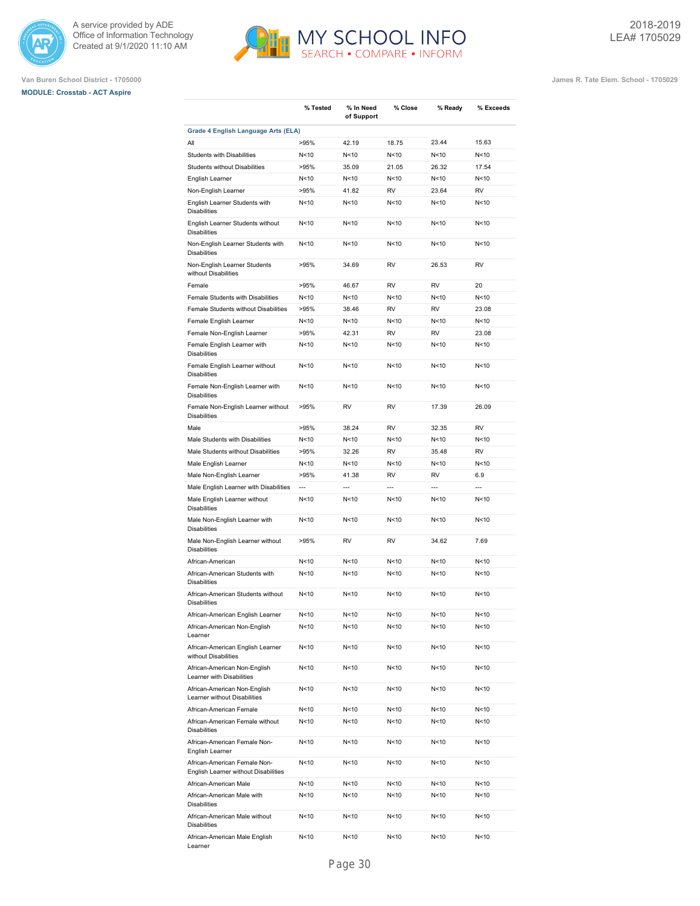Van Buren School District - 1705000

James R. Tate Elem. School - 1705029

**MODULE: Crosstab - ACT Aspire**

| | % Tested | % In Need of Support | % Close | % Ready | % Exceeds |
|---|---|---|---|---|---|
| **Grade 4 English Language Arts (ELA)** | | | | | |
| All | >95% | 42.19 | 18.75 | 23.44 | 15.63 |
| Students with Disabilities | N<10 | N<10 | N<10 | N<10 | N<10 |
| Students without Disabilities | >95% | 35.09 | 21.05 | 26.32 | 17.54 |
| English Learner | N<10 | N<10 | N<10 | N<10 | N<10 |
| Non-English Learner | >95% | 41.82 | RV | 23.64 | RV |
| English Learner Students with Disabilities | N<10 | N<10 | N<10 | N<10 | N<10 |
| English Learner Students without Disabilities | N<10 | N<10 | N<10 | N<10 | N<10 |
| Non-English Learner Students with Disabilities | N<10 | N<10 | N<10 | N<10 | N<10 |
| Non-English Learner Students without Disabilities | >95% | 34.69 | RV | 26.53 | RV |
| Female | >95% | 46.67 | RV | RV | 20 |
| Female Students with Disabilities | N<10 | N<10 | N<10 | N<10 | N<10 |
| Female Students without Disabilities | >95% | 38.46 | RV | RV | 23.08 |
| Female English Learner | N<10 | N<10 | N<10 | N<10 | N<10 |
| Female Non-English Learner | >95% | 42.31 | RV | RV | 23.08 |
| Female English Learner with Disabilities | N<10 | N<10 | N<10 | N<10 | N<10 |
| Female English Learner without Disabilities | N<10 | N<10 | N<10 | N<10 | N<10 |
| Female Non-English Learner with Disabilities | N<10 | N<10 | N<10 | N<10 | N<10 |
| Female Non-English Learner without Disabilities | >95% | RV | RV | 17.39 | 26.09 |
| Male | >95% | 38.24 | RV | 32.35 | RV |
| Male Students with Disabilities | N<10 | N<10 | N<10 | N<10 | N<10 |
| Male Students without Disabilities | >95% | 32.26 | RV | 35.48 | RV |
| Male English Learner | N<10 | N<10 | N<10 | N<10 | N<10 |
| Male Non-English Learner | >95% | 41.38 | RV | RV | 6.9 |
| Male English Learner with Disabilities | --- | --- | --- | --- | --- |
| Male English Learner without Disabilities | N<10 | N<10 | N<10 | N<10 | N<10 |
| Male Non-English Learner with Disabilities | N<10 | N<10 | N<10 | N<10 | N<10 |
| Male Non-English Learner without Disabilities | >95% | RV | RV | 34.62 | 7.69 |
| African-American | N<10 | N<10 | N<10 | N<10 | N<10 |
| African-American Students with Disabilities | N<10 | N<10 | N<10 | N<10 | N<10 |
| African-American Students without Disabilities | N<10 | N<10 | N<10 | N<10 | N<10 |
| African-American English Learner | N<10 | N<10 | N<10 | N<10 | N<10 |
| African-American Non-English Learner | N<10 | N<10 | N<10 | N<10 | N<10 |
| African-American English Learner without Disabilities | N<10 | N<10 | N<10 | N<10 | N<10 |
| African-American Non-English Learner with Disabilities | N<10 | N<10 | N<10 | N<10 | N<10 |
| African-American Non-English Learner without Disabilities | N<10 | N<10 | N<10 | N<10 | N<10 |
| African-American Female | N<10 | N<10 | N<10 | N<10 | N<10 |
| African-American Female without Disabilities | N<10 | N<10 | N<10 | N<10 | N<10 |
| African-American Female Non-English Learner | N<10 | N<10 | N<10 | N<10 | N<10 |
| African-American Female Non-English Learner without Disabilities | N<10 | N<10 | N<10 | N<10 | N<10 |
| African-American Male | N<10 | N<10 | N<10 | N<10 | N<10 |
| African-American Male with Disabilities | N<10 | N<10 | N<10 | N<10 | N<10 |
| African-American Male without Disabilities | N<10 | N<10 | N<10 | N<10 | N<10 |
| African-American Male English Learner | N<10 | N<10 | N<10 | N<10 | N<10 |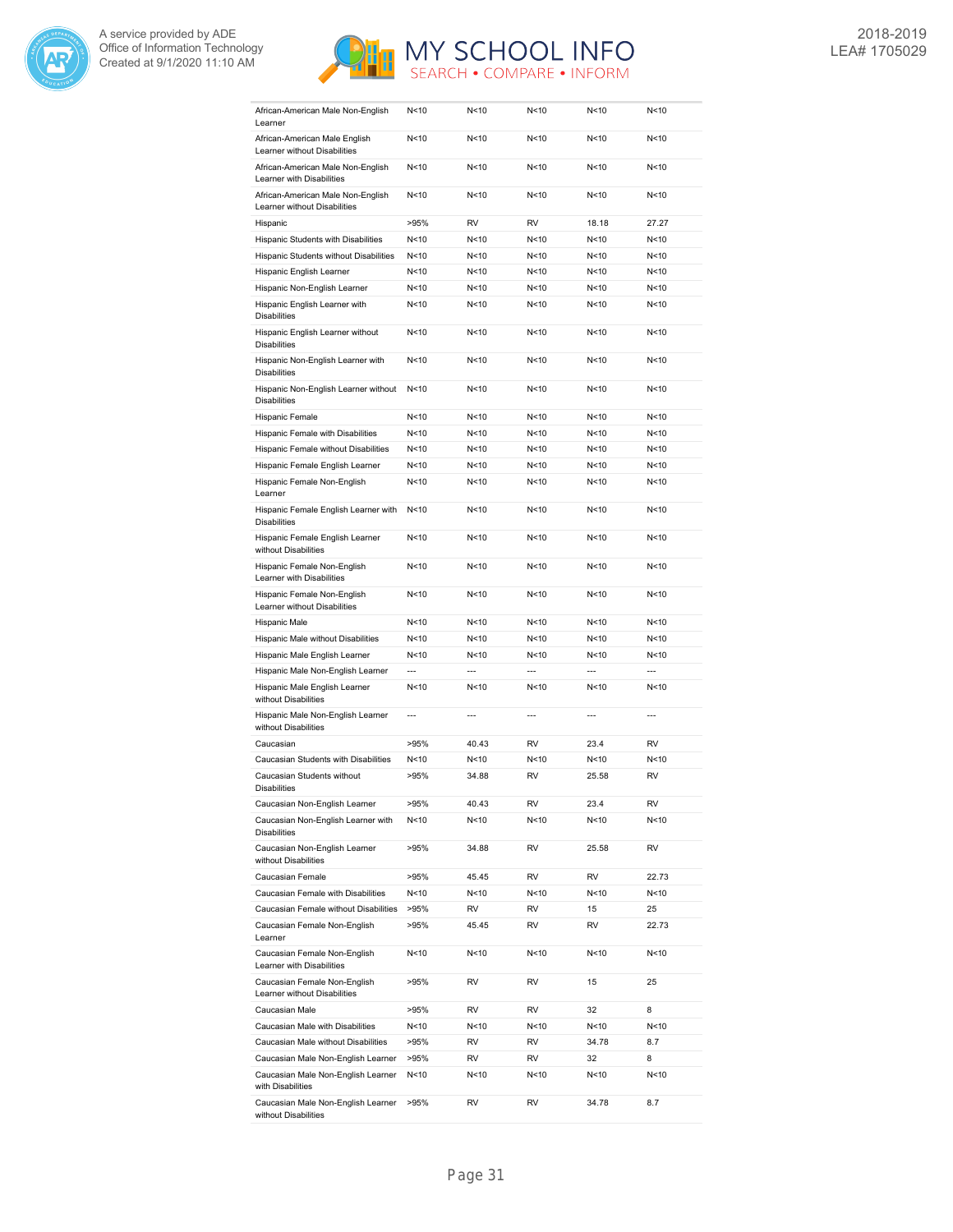| | | | | | |
|---|---|---|---|---|---|
| African-American Male Non-English Learner | N<10 | N<10 | N<10 | N<10 | N<10 |
| African-American Male English Learner without Disabilities | N<10 | N<10 | N<10 | N<10 | N<10 |
| African-American Male Non-English Learner with Disabilities | N<10 | N<10 | N<10 | N<10 | N<10 |
| African-American Male Non-English Learner without Disabilities | N<10 | N<10 | N<10 | N<10 | N<10 |
| Hispanic | >95% | RV | RV | 18.18 | 27.27 |
| Hispanic Students with Disabilities | N<10 | N<10 | N<10 | N<10 | N<10 |
| Hispanic Students without Disabilities | N<10 | N<10 | N<10 | N<10 | N<10 |
| Hispanic English Learner | N<10 | N<10 | N<10 | N<10 | N<10 |
| Hispanic Non-English Learner | N<10 | N<10 | N<10 | N<10 | N<10 |
| Hispanic English Learner with Disabilities | N<10 | N<10 | N<10 | N<10 | N<10 |
| Hispanic English Learner without Disabilities | N<10 | N<10 | N<10 | N<10 | N<10 |
| Hispanic Non-English Learner with Disabilities | N<10 | N<10 | N<10 | N<10 | N<10 |
| Hispanic Non-English Learner without Disabilities | N<10 | N<10 | N<10 | N<10 | N<10 |
| Hispanic Female | N<10 | N<10 | N<10 | N<10 | N<10 |
| Hispanic Female with Disabilities | N<10 | N<10 | N<10 | N<10 | N<10 |
| Hispanic Female without Disabilities | N<10 | N<10 | N<10 | N<10 | N<10 |
| Hispanic Female English Learner | N<10 | N<10 | N<10 | N<10 | N<10 |
| Hispanic Female Non-English Learner | N<10 | N<10 | N<10 | N<10 | N<10 |
| Hispanic Female English Learner with Disabilities | N<10 | N<10 | N<10 | N<10 | N<10 |
| Hispanic Female English Learner without Disabilities | N<10 | N<10 | N<10 | N<10 | N<10 |
| Hispanic Female Non-English Learner with Disabilities | N<10 | N<10 | N<10 | N<10 | N<10 |
| Hispanic Female Non-English Learner without Disabilities | N<10 | N<10 | N<10 | N<10 | N<10 |
| Hispanic Male | N<10 | N<10 | N<10 | N<10 | N<10 |
| Hispanic Male without Disabilities | N<10 | N<10 | N<10 | N<10 | N<10 |
| Hispanic Male English Learner | N<10 | N<10 | N<10 | N<10 | N<10 |
| Hispanic Male Non-English Learner | --- | --- | --- | --- | --- |
| Hispanic Male English Learner without Disabilities | N<10 | N<10 | N<10 | N<10 | N<10 |
| Hispanic Male Non-English Learner without Disabilities | --- | --- | --- | --- | --- |
| Caucasian | >95% | 40.43 | RV | 23.4 | RV |
| Caucasian Students with Disabilities | N<10 | N<10 | N<10 | N<10 | N<10 |
| Caucasian Students without Disabilities | >95% | 34.88 | RV | 25.58 | RV |
| Caucasian Non-English Learner | >95% | 40.43 | RV | 23.4 | RV |
| Caucasian Non-English Learner with Disabilities | N<10 | N<10 | N<10 | N<10 | N<10 |
| Caucasian Non-English Learner without Disabilities | >95% | 34.88 | RV | 25.58 | RV |
| Caucasian Female | >95% | 45.45 | RV | RV | 22.73 |
| Caucasian Female with Disabilities | N<10 | N<10 | N<10 | N<10 | N<10 |
| Caucasian Female without Disabilities | >95% | RV | RV | 15 | 25 |
| Caucasian Female Non-English Learner | >95% | 45.45 | RV | RV | 22.73 |
| Caucasian Female Non-English Learner with Disabilities | N<10 | N<10 | N<10 | N<10 | N<10 |
| Caucasian Female Non-English Learner without Disabilities | >95% | RV | RV | 15 | 25 |
| Caucasian Male | >95% | RV | RV | 32 | 8 |
| Caucasian Male with Disabilities | N<10 | N<10 | N<10 | N<10 | N<10 |
| Caucasian Male without Disabilities | >95% | RV | RV | 34.78 | 8.7 |
| Caucasian Male Non-English Learner | >95% | RV | RV | 32 | 8 |
| Caucasian Male Non-English Learner with Disabilities | N<10 | N<10 | N<10 | N<10 | N<10 |
| Caucasian Male Non-English Learner without Disabilities | >95% | RV | RV | 34.78 | 8.7 |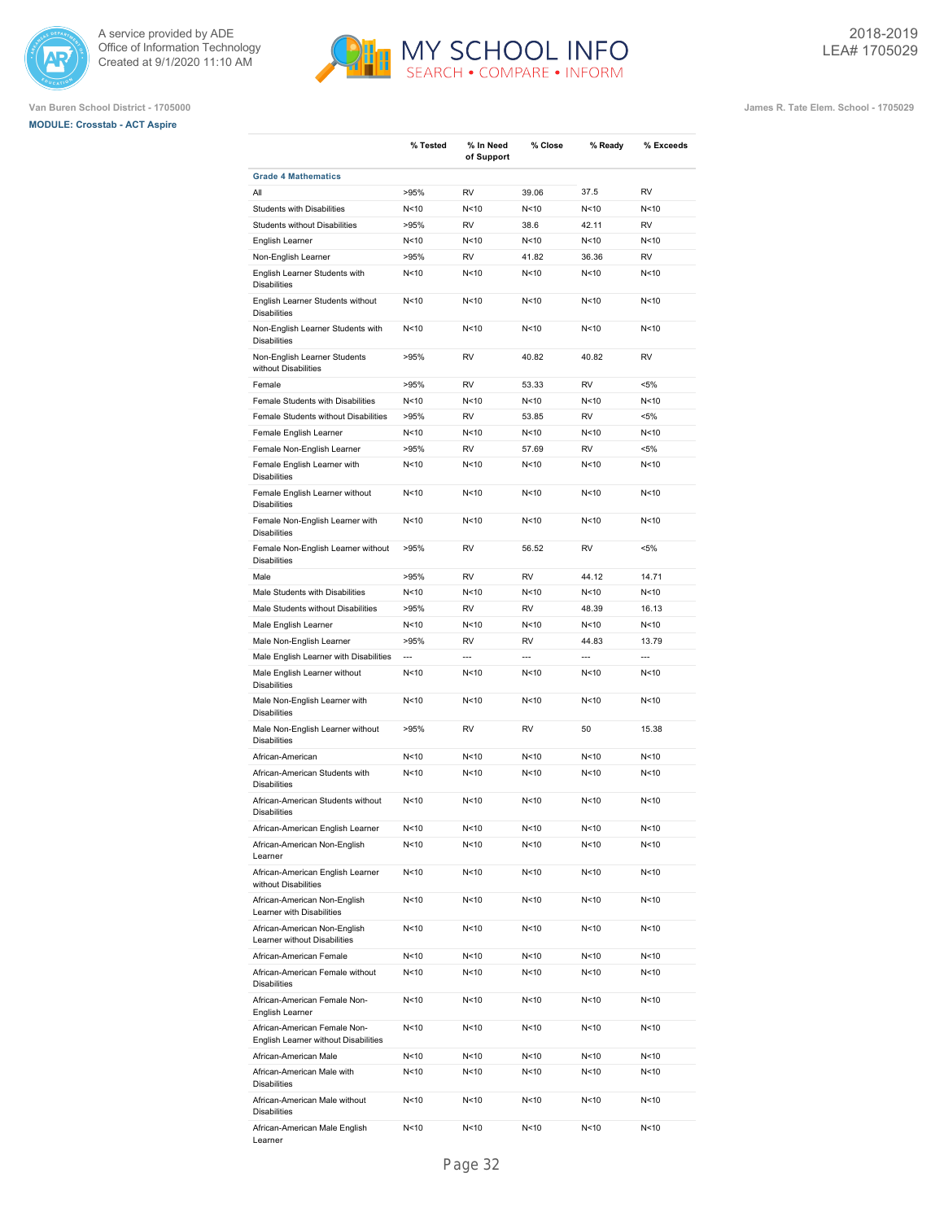Van Buren School District - 1705000

James R. Tate Elem. School - 1705029

**MODULE: Crosstab - ACT Aspire**

| | % Tested | % In Need of Support | % Close | % Ready | % Exceeds |
|---|---|---|---|---|---|
| **Grade 4 Mathematics** | | | | | |
| All | >95% | RV | 39.06 | 37.5 | RV |
| Students with Disabilities | N<10 | N<10 | N<10 | N<10 | N<10 |
| Students without Disabilities | >95% | RV | 38.6 | 42.11 | RV |
| English Learner | N<10 | N<10 | N<10 | N<10 | N<10 |
| Non-English Learner | >95% | RV | 41.82 | 36.36 | RV |
| English Learner Students with Disabilities | N<10 | N<10 | N<10 | N<10 | N<10 |
| English Learner Students without Disabilities | N<10 | N<10 | N<10 | N<10 | N<10 |
| Non-English Learner Students with Disabilities | N<10 | N<10 | N<10 | N<10 | N<10 |
| Non-English Learner Students without Disabilities | >95% | RV | 40.82 | 40.82 | RV |
| Female | >95% | RV | 53.33 | RV | <5% |
| Female Students with Disabilities | N<10 | N<10 | N<10 | N<10 | N<10 |
| Female Students without Disabilities | >95% | RV | 53.85 | RV | <5% |
| Female English Learner | N<10 | N<10 | N<10 | N<10 | N<10 |
| Female Non-English Learner | >95% | RV | 57.69 | RV | <5% |
| Female English Learner with Disabilities | N<10 | N<10 | N<10 | N<10 | N<10 |
| Female English Learner without Disabilities | N<10 | N<10 | N<10 | N<10 | N<10 |
| Female Non-English Learner with Disabilities | N<10 | N<10 | N<10 | N<10 | N<10 |
| Female Non-English Learner without Disabilities | >95% | RV | 56.52 | RV | <5% |
| Male | >95% | RV | RV | 44.12 | 14.71 |
| Male Students with Disabilities | N<10 | N<10 | N<10 | N<10 | N<10 |
| Male Students without Disabilities | >95% | RV | RV | 48.39 | 16.13 |
| Male English Learner | N<10 | N<10 | N<10 | N<10 | N<10 |
| Male Non-English Learner | >95% | RV | RV | 44.83 | 13.79 |
| Male English Learner with Disabilities | --- | --- | --- | --- | --- |
| Male English Learner without Disabilities | N<10 | N<10 | N<10 | N<10 | N<10 |
| Male Non-English Learner with Disabilities | N<10 | N<10 | N<10 | N<10 | N<10 |
| Male Non-English Learner without Disabilities | >95% | RV | RV | 50 | 15.38 |
| African-American | N<10 | N<10 | N<10 | N<10 | N<10 |
| African-American Students with Disabilities | N<10 | N<10 | N<10 | N<10 | N<10 |
| African-American Students without Disabilities | N<10 | N<10 | N<10 | N<10 | N<10 |
| African-American English Learner | N<10 | N<10 | N<10 | N<10 | N<10 |
| African-American Non-English Learner | N<10 | N<10 | N<10 | N<10 | N<10 |
| African-American English Learner without Disabilities | N<10 | N<10 | N<10 | N<10 | N<10 |
| African-American Non-English Learner with Disabilities | N<10 | N<10 | N<10 | N<10 | N<10 |
| African-American Non-English Learner without Disabilities | N<10 | N<10 | N<10 | N<10 | N<10 |
| African-American Female | N<10 | N<10 | N<10 | N<10 | N<10 |
| African-American Female without Disabilities | N<10 | N<10 | N<10 | N<10 | N<10 |
| African-American Female Non-English Learner | N<10 | N<10 | N<10 | N<10 | N<10 |
| African-American Female Non-English Learner without Disabilities | N<10 | N<10 | N<10 | N<10 | N<10 |
| African-American Male | N<10 | N<10 | N<10 | N<10 | N<10 |
| African-American Male with Disabilities | N<10 | N<10 | N<10 | N<10 | N<10 |
| African-American Male without Disabilities | N<10 | N<10 | N<10 | N<10 | N<10 |
| African-American Male English Learner | N<10 | N<10 | N<10 | N<10 | N<10 |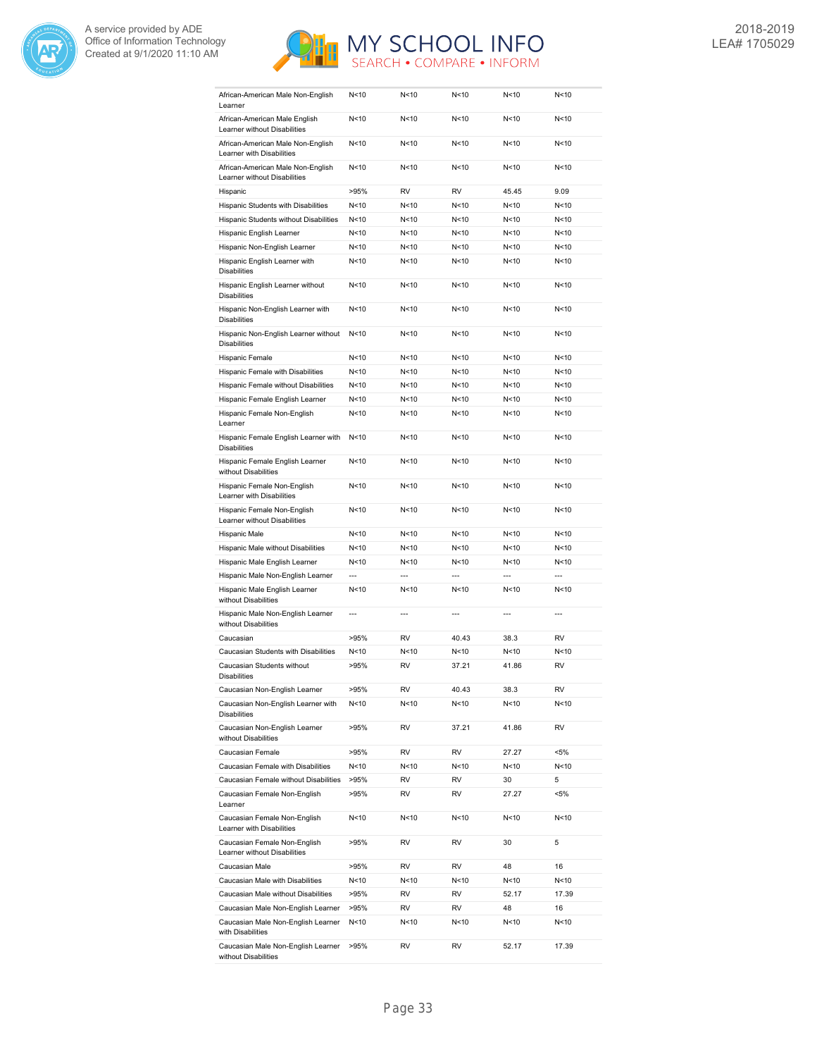| | | | | | |
|---|---|---|---|---|---|
| African-American Male Non-English Learner | N<10 | N<10 | N<10 | N<10 | N<10 |
| African-American Male English Learner without Disabilities | N<10 | N<10 | N<10 | N<10 | N<10 |
| African-American Male Non-English Learner with Disabilities | N<10 | N<10 | N<10 | N<10 | N<10 |
| African-American Male Non-English Learner without Disabilities | N<10 | N<10 | N<10 | N<10 | N<10 |
| Hispanic | >95% | RV | RV | 45.45 | 9.09 |
| Hispanic Students with Disabilities | N<10 | N<10 | N<10 | N<10 | N<10 |
| Hispanic Students without Disabilities | N<10 | N<10 | N<10 | N<10 | N<10 |
| Hispanic English Learner | N<10 | N<10 | N<10 | N<10 | N<10 |
| Hispanic Non-English Learner | N<10 | N<10 | N<10 | N<10 | N<10 |
| Hispanic English Learner with Disabilities | N<10 | N<10 | N<10 | N<10 | N<10 |
| Hispanic English Learner without Disabilities | N<10 | N<10 | N<10 | N<10 | N<10 |
| Hispanic Non-English Learner with Disabilities | N<10 | N<10 | N<10 | N<10 | N<10 |
| Hispanic Non-English Learner without Disabilities | N<10 | N<10 | N<10 | N<10 | N<10 |
| Hispanic Female | N<10 | N<10 | N<10 | N<10 | N<10 |
| Hispanic Female with Disabilities | N<10 | N<10 | N<10 | N<10 | N<10 |
| Hispanic Female without Disabilities | N<10 | N<10 | N<10 | N<10 | N<10 |
| Hispanic Female English Learner | N<10 | N<10 | N<10 | N<10 | N<10 |
| Hispanic Female Non-English Learner | N<10 | N<10 | N<10 | N<10 | N<10 |
| Hispanic Female English Learner with Disabilities | N<10 | N<10 | N<10 | N<10 | N<10 |
| Hispanic Female English Learner without Disabilities | N<10 | N<10 | N<10 | N<10 | N<10 |
| Hispanic Female Non-English Learner with Disabilities | N<10 | N<10 | N<10 | N<10 | N<10 |
| Hispanic Female Non-English Learner without Disabilities | N<10 | N<10 | N<10 | N<10 | N<10 |
| Hispanic Male | N<10 | N<10 | N<10 | N<10 | N<10 |
| Hispanic Male without Disabilities | N<10 | N<10 | N<10 | N<10 | N<10 |
| Hispanic Male English Learner | N<10 | N<10 | N<10 | N<10 | N<10 |
| Hispanic Male Non-English Learner | --- | --- | --- | --- | --- |
| Hispanic Male English Learner without Disabilities | N<10 | N<10 | N<10 | N<10 | N<10 |
| Hispanic Male Non-English Learner without Disabilities | --- | --- | --- | --- | --- |
| Caucasian | >95% | RV | 40.43 | 38.3 | RV |
| Caucasian Students with Disabilities | N<10 | N<10 | N<10 | N<10 | N<10 |
| Caucasian Students without Disabilities | >95% | RV | 37.21 | 41.86 | RV |
| Caucasian Non-English Learner | >95% | RV | 40.43 | 38.3 | RV |
| Caucasian Non-English Learner with Disabilities | N<10 | N<10 | N<10 | N<10 | N<10 |
| Caucasian Non-English Learner without Disabilities | >95% | RV | 37.21 | 41.86 | RV |
| Caucasian Female | >95% | RV | RV | 27.27 | <5% |
| Caucasian Female with Disabilities | N<10 | N<10 | N<10 | N<10 | N<10 |
| Caucasian Female without Disabilities | >95% | RV | RV | 30 | 5 |
| Caucasian Female Non-English Learner | >95% | RV | RV | 27.27 | <5% |
| Caucasian Female Non-English Learner with Disabilities | N<10 | N<10 | N<10 | N<10 | N<10 |
| Caucasian Female Non-English Learner without Disabilities | >95% | RV | RV | 30 | 5 |
| Caucasian Male | >95% | RV | RV | 48 | 16 |
| Caucasian Male with Disabilities | N<10 | N<10 | N<10 | N<10 | N<10 |
| Caucasian Male without Disabilities | >95% | RV | RV | 52.17 | 17.39 |
| Caucasian Male Non-English Learner | >95% | RV | RV | 48 | 16 |
| Caucasian Male Non-English Learner with Disabilities | N<10 | N<10 | N<10 | N<10 | N<10 |
| Caucasian Male Non-English Learner without Disabilities | >95% | RV | RV | 52.17 | 17.39 |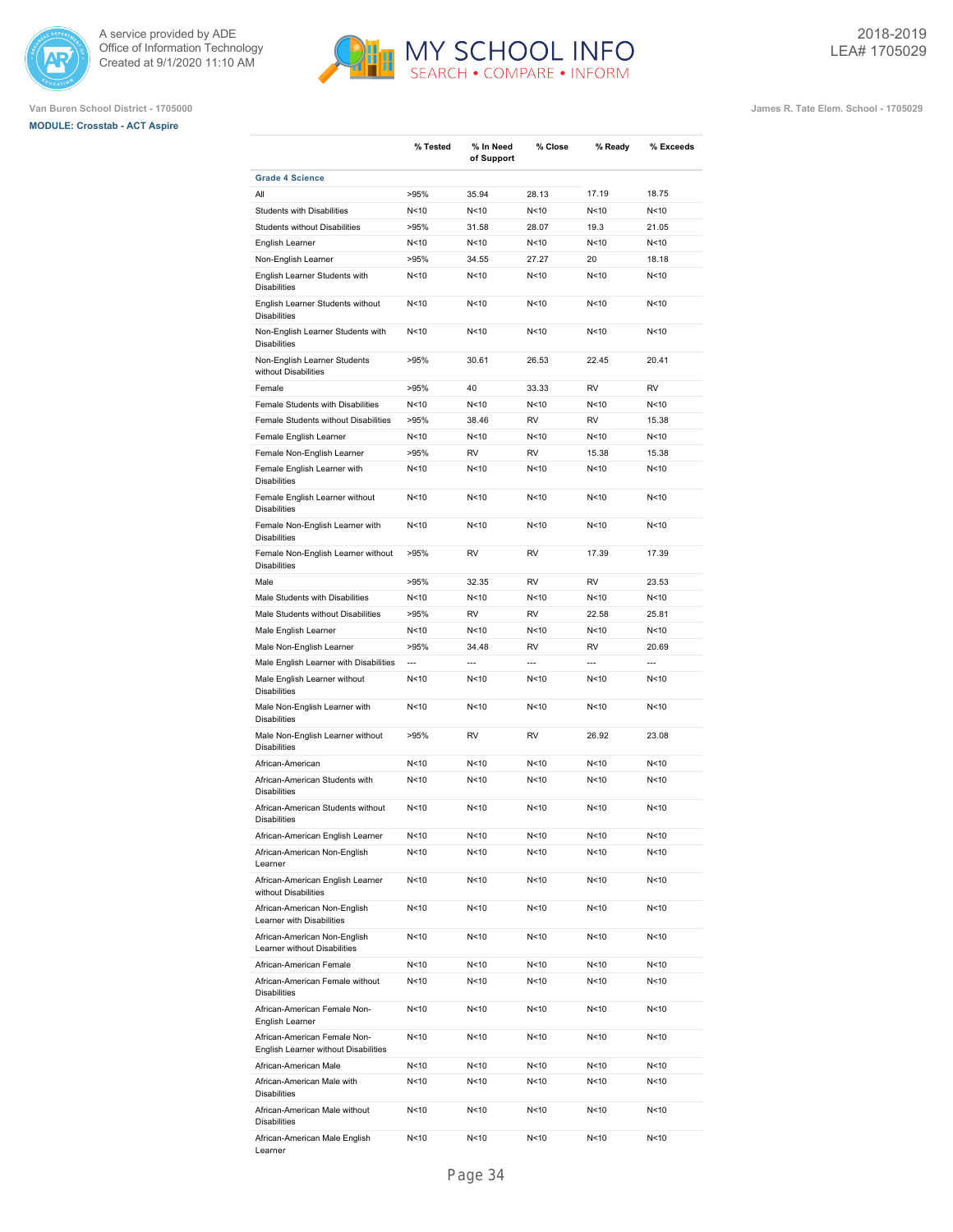Van Buren School District - 1705000

**MODULE: Crosstab - ACT Aspire**

James R. Tate Elem. School - 1705029

2018-2019
LEA# 1705029

| | % Tested | % In Need of Support | % Close | % Ready | % Exceeds |
|---|---|---|---|---|---|
| **Grade 4 Science** | | | | | |
| All | >95% | 35.94 | 28.13 | 17.19 | 18.75 |
| Students with Disabilities | N<10 | N<10 | N<10 | N<10 | N<10 |
| Students without Disabilities | >95% | 31.58 | 28.07 | 19.3 | 21.05 |
| English Learner | N<10 | N<10 | N<10 | N<10 | N<10 |
| Non-English Learner | >95% | 34.55 | 27.27 | 20 | 18.18 |
| English Learner Students with Disabilities | N<10 | N<10 | N<10 | N<10 | N<10 |
| English Learner Students without Disabilities | N<10 | N<10 | N<10 | N<10 | N<10 |
| Non-English Learner Students with Disabilities | N<10 | N<10 | N<10 | N<10 | N<10 |
| Non-English Learner Students without Disabilities | >95% | 30.61 | 26.53 | 22.45 | 20.41 |
| Female | >95% | 40 | 33.33 | RV | RV |
| Female Students with Disabilities | N<10 | N<10 | N<10 | N<10 | N<10 |
| Female Students without Disabilities | >95% | 38.46 | RV | RV | 15.38 |
| Female English Learner | N<10 | N<10 | N<10 | N<10 | N<10 |
| Female Non-English Learner | >95% | RV | RV | 15.38 | 15.38 |
| Female English Learner with Disabilities | N<10 | N<10 | N<10 | N<10 | N<10 |
| Female English Learner without Disabilities | N<10 | N<10 | N<10 | N<10 | N<10 |
| Female Non-English Learner with Disabilities | N<10 | N<10 | N<10 | N<10 | N<10 |
| Female Non-English Learner without Disabilities | >95% | RV | RV | 17.39 | 17.39 |
| Male | >95% | 32.35 | RV | RV | 23.53 |
| Male Students with Disabilities | N<10 | N<10 | N<10 | N<10 | N<10 |
| Male Students without Disabilities | >95% | RV | RV | 22.58 | 25.81 |
| Male English Learner | N<10 | N<10 | N<10 | N<10 | N<10 |
| Male Non-English Learner | >95% | 34.48 | RV | RV | 20.69 |
| Male English Learner with Disabilities | --- | --- | --- | --- | --- |
| Male English Learner without Disabilities | N<10 | N<10 | N<10 | N<10 | N<10 |
| Male Non-English Learner with Disabilities | N<10 | N<10 | N<10 | N<10 | N<10 |
| Male Non-English Learner without Disabilities | >95% | RV | RV | 26.92 | 23.08 |
| African-American | N<10 | N<10 | N<10 | N<10 | N<10 |
| African-American Students with Disabilities | N<10 | N<10 | N<10 | N<10 | N<10 |
| African-American Students without Disabilities | N<10 | N<10 | N<10 | N<10 | N<10 |
| African-American English Learner | N<10 | N<10 | N<10 | N<10 | N<10 |
| African-American Non-English Learner | N<10 | N<10 | N<10 | N<10 | N<10 |
| African-American English Learner without Disabilities | N<10 | N<10 | N<10 | N<10 | N<10 |
| African-American Non-English Learner with Disabilities | N<10 | N<10 | N<10 | N<10 | N<10 |
| African-American Non-English Learner without Disabilities | N<10 | N<10 | N<10 | N<10 | N<10 |
| African-American Female | N<10 | N<10 | N<10 | N<10 | N<10 |
| African-American Female without Disabilities | N<10 | N<10 | N<10 | N<10 | N<10 |
| African-American Female Non-English Learner | N<10 | N<10 | N<10 | N<10 | N<10 |
| African-American Female Non-English Learner without Disabilities | N<10 | N<10 | N<10 | N<10 | N<10 |
| African-American Male | N<10 | N<10 | N<10 | N<10 | N<10 |
| African-American Male with Disabilities | N<10 | N<10 | N<10 | N<10 | N<10 |
| African-American Male without Disabilities | N<10 | N<10 | N<10 | N<10 | N<10 |
| African-American Male English Learner | N<10 | N<10 | N<10 | N<10 | N<10 |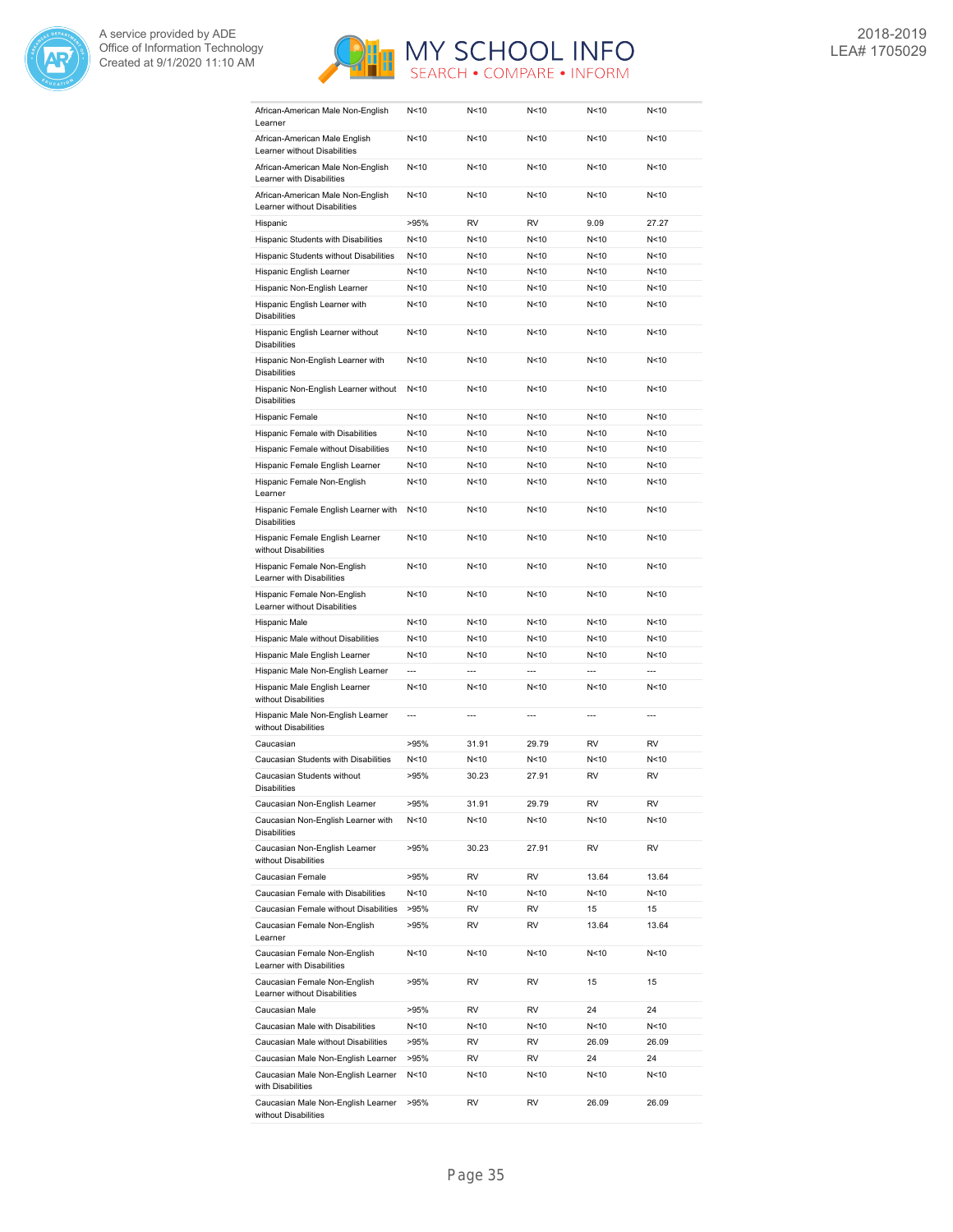| | | | | | |
|---|---|---|---|---|---|
| African-American Male Non-English Learner | N<10 | N<10 | N<10 | N<10 | N<10 |
| African-American Male English Learner without Disabilities | N<10 | N<10 | N<10 | N<10 | N<10 |
| African-American Male Non-English Learner with Disabilities | N<10 | N<10 | N<10 | N<10 | N<10 |
| African-American Male Non-English Learner without Disabilities | N<10 | N<10 | N<10 | N<10 | N<10 |
| Hispanic | >95% | RV | RV | 9.09 | 27.27 |
| Hispanic Students with Disabilities | N<10 | N<10 | N<10 | N<10 | N<10 |
| Hispanic Students without Disabilities | N<10 | N<10 | N<10 | N<10 | N<10 |
| Hispanic English Learner | N<10 | N<10 | N<10 | N<10 | N<10 |
| Hispanic Non-English Learner | N<10 | N<10 | N<10 | N<10 | N<10 |
| Hispanic English Learner with Disabilities | N<10 | N<10 | N<10 | N<10 | N<10 |
| Hispanic English Learner without Disabilities | N<10 | N<10 | N<10 | N<10 | N<10 |
| Hispanic Non-English Learner with Disabilities | N<10 | N<10 | N<10 | N<10 | N<10 |
| Hispanic Non-English Learner without Disabilities | N<10 | N<10 | N<10 | N<10 | N<10 |
| Hispanic Female | N<10 | N<10 | N<10 | N<10 | N<10 |
| Hispanic Female with Disabilities | N<10 | N<10 | N<10 | N<10 | N<10 |
| Hispanic Female without Disabilities | N<10 | N<10 | N<10 | N<10 | N<10 |
| Hispanic Female English Learner | N<10 | N<10 | N<10 | N<10 | N<10 |
| Hispanic Female Non-English Learner | N<10 | N<10 | N<10 | N<10 | N<10 |
| Hispanic Female English Learner with Disabilities | N<10 | N<10 | N<10 | N<10 | N<10 |
| Hispanic Female English Learner without Disabilities | N<10 | N<10 | N<10 | N<10 | N<10 |
| Hispanic Female Non-English Learner with Disabilities | N<10 | N<10 | N<10 | N<10 | N<10 |
| Hispanic Female Non-English Learner without Disabilities | N<10 | N<10 | N<10 | N<10 | N<10 |
| Hispanic Male | N<10 | N<10 | N<10 | N<10 | N<10 |
| Hispanic Male without Disabilities | N<10 | N<10 | N<10 | N<10 | N<10 |
| Hispanic Male English Learner | N<10 | N<10 | N<10 | N<10 | N<10 |
| Hispanic Male Non-English Learner | --- | --- | --- | --- | --- |
| Hispanic Male English Learner without Disabilities | N<10 | N<10 | N<10 | N<10 | N<10 |
| Hispanic Male Non-English Learner without Disabilities | --- | --- | --- | --- | --- |
| Caucasian | >95% | 31.91 | 29.79 | RV | RV |
| Caucasian Students with Disabilities | N<10 | N<10 | N<10 | N<10 | N<10 |
| Caucasian Students without Disabilities | >95% | 30.23 | 27.91 | RV | RV |
| Caucasian Non-English Learner | >95% | 31.91 | 29.79 | RV | RV |
| Caucasian Non-English Learner with Disabilities | N<10 | N<10 | N<10 | N<10 | N<10 |
| Caucasian Non-English Learner without Disabilities | >95% | 30.23 | 27.91 | RV | RV |
| Caucasian Female | >95% | RV | RV | 13.64 | 13.64 |
| Caucasian Female with Disabilities | N<10 | N<10 | N<10 | N<10 | N<10 |
| Caucasian Female without Disabilities | >95% | RV | RV | 15 | 15 |
| Caucasian Female Non-English Learner | >95% | RV | RV | 13.64 | 13.64 |
| Caucasian Female Non-English Learner with Disabilities | N<10 | N<10 | N<10 | N<10 | N<10 |
| Caucasian Female Non-English Learner without Disabilities | >95% | RV | RV | 15 | 15 |
| Caucasian Male | >95% | RV | RV | 24 | 24 |
| Caucasian Male with Disabilities | N<10 | N<10 | N<10 | N<10 | N<10 |
| Caucasian Male without Disabilities | >95% | RV | RV | 26.09 | 26.09 |
| Caucasian Male Non-English Learner | >95% | RV | RV | 24 | 24 |
| Caucasian Male Non-English Learner with Disabilities | N<10 | N<10 | N<10 | N<10 | N<10 |
| Caucasian Male Non-English Learner without Disabilities | >95% | RV | RV | 26.09 | 26.09 |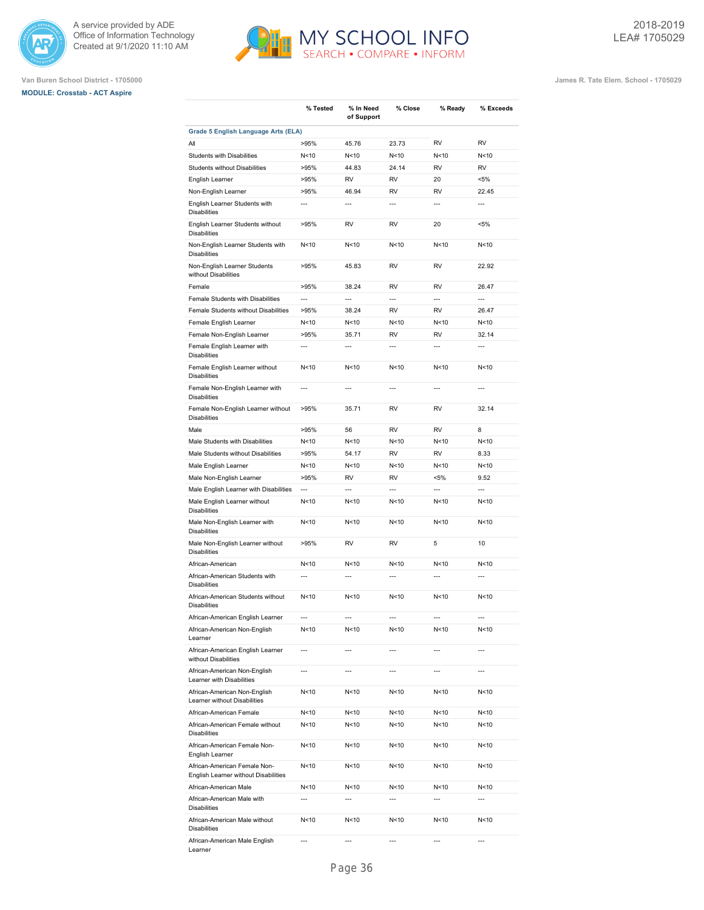Van Buren School District - 1705000

**MODULE: Crosstab - ACT Aspire**

James R. Tate Elem. School - 1705029

| | % Tested | % In Need of Support | % Close | % Ready | % Exceeds |
|---|---|---|---|---|---|
| **Grade 5 English Language Arts (ELA)** | | | | | |
| All | >95% | 45.76 | 23.73 | RV | RV |
| Students with Disabilities | N<10 | N<10 | N<10 | N<10 | N<10 |
| Students without Disabilities | >95% | 44.83 | 24.14 | RV | RV |
| English Learner | >95% | RV | RV | 20 | <5% |
| Non-English Learner | >95% | 46.94 | RV | RV | 22.45 |
| English Learner Students with Disabilities | --- | --- | --- | --- | --- |
| English Learner Students without Disabilities | >95% | RV | RV | 20 | <5% |
| Non-English Learner Students with Disabilities | N<10 | N<10 | N<10 | N<10 | N<10 |
| Non-English Learner Students without Disabilities | >95% | 45.83 | RV | RV | 22.92 |
| Female | >95% | 38.24 | RV | RV | 26.47 |
| Female Students with Disabilities | --- | --- | --- | --- | --- |
| Female Students without Disabilities | >95% | 38.24 | RV | RV | 26.47 |
| Female English Learner | N<10 | N<10 | N<10 | N<10 | N<10 |
| Female Non-English Learner | >95% | 35.71 | RV | RV | 32.14 |
| Female English Learner with Disabilities | --- | --- | --- | --- | --- |
| Female English Learner without Disabilities | N<10 | N<10 | N<10 | N<10 | N<10 |
| Female Non-English Learner with Disabilities | --- | --- | --- | --- | --- |
| Female Non-English Learner without Disabilities | >95% | 35.71 | RV | RV | 32.14 |
| Male | >95% | 56 | RV | RV | 8 |
| Male Students with Disabilities | N<10 | N<10 | N<10 | N<10 | N<10 |
| Male Students without Disabilities | >95% | 54.17 | RV | RV | 8.33 |
| Male English Learner | N<10 | N<10 | N<10 | N<10 | N<10 |
| Male Non-English Learner | >95% | RV | RV | <5% | 9.52 |
| Male English Learner with Disabilities | --- | --- | --- | --- | --- |
| Male English Learner without Disabilities | N<10 | N<10 | N<10 | N<10 | N<10 |
| Male Non-English Learner with Disabilities | N<10 | N<10 | N<10 | N<10 | N<10 |
| Male Non-English Learner without Disabilities | >95% | RV | RV | 5 | 10 |
| African-American | N<10 | N<10 | N<10 | N<10 | N<10 |
| African-American Students with Disabilities | --- | --- | --- | --- | --- |
| African-American Students without Disabilities | N<10 | N<10 | N<10 | N<10 | N<10 |
| African-American English Learner | --- | --- | --- | --- | --- |
| African-American Non-English Learner | N<10 | N<10 | N<10 | N<10 | N<10 |
| African-American English Learner without Disabilities | --- | --- | --- | --- | --- |
| African-American Non-English Learner with Disabilities | --- | --- | --- | --- | --- |
| African-American Non-English Learner without Disabilities | N<10 | N<10 | N<10 | N<10 | N<10 |
| African-American Female | N<10 | N<10 | N<10 | N<10 | N<10 |
| African-American Female without Disabilities | N<10 | N<10 | N<10 | N<10 | N<10 |
| African-American Female Non-English Learner | N<10 | N<10 | N<10 | N<10 | N<10 |
| African-American Female Non-English Learner without Disabilities | N<10 | N<10 | N<10 | N<10 | N<10 |
| African-American Male | N<10 | N<10 | N<10 | N<10 | N<10 |
| African-American Male with Disabilities | --- | --- | --- | --- | --- |
| African-American Male without Disabilities | N<10 | N<10 | N<10 | N<10 | N<10 |
| African-American Male English Learner | --- | --- | --- | --- | --- |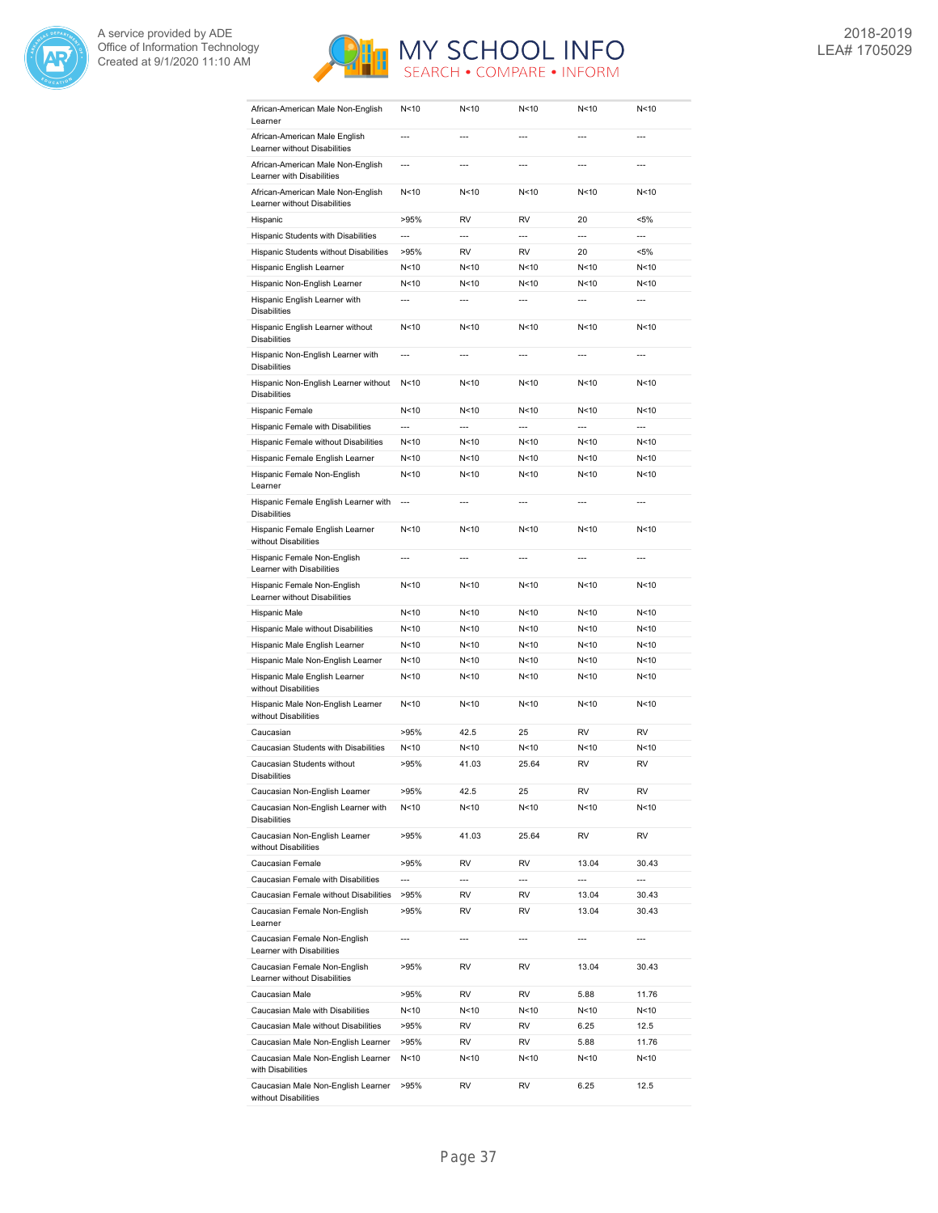| | | | | | |
|---|---|---|---|---|---|
| African-American Male Non-English Learner | N<10 | N<10 | N<10 | N<10 | N<10 |
| African-American Male English Learner without Disabilities | --- | --- | --- | --- | --- |
| African-American Male Non-English Learner with Disabilities | --- | --- | --- | --- | --- |
| African-American Male Non-English Learner without Disabilities | N<10 | N<10 | N<10 | N<10 | N<10 |
| Hispanic | >95% | RV | RV | 20 | <5% |
| Hispanic Students with Disabilities | --- | --- | --- | --- | --- |
| Hispanic Students without Disabilities | >95% | RV | RV | 20 | <5% |
| Hispanic English Learner | N<10 | N<10 | N<10 | N<10 | N<10 |
| Hispanic Non-English Learner | N<10 | N<10 | N<10 | N<10 | N<10 |
| Hispanic English Learner with Disabilities | --- | --- | --- | --- | --- |
| Hispanic English Learner without Disabilities | N<10 | N<10 | N<10 | N<10 | N<10 |
| Hispanic Non-English Learner with Disabilities | --- | --- | --- | --- | --- |
| Hispanic Non-English Learner without Disabilities | N<10 | N<10 | N<10 | N<10 | N<10 |
| Hispanic Female | N<10 | N<10 | N<10 | N<10 | N<10 |
| Hispanic Female with Disabilities | --- | --- | --- | --- | --- |
| Hispanic Female without Disabilities | N<10 | N<10 | N<10 | N<10 | N<10 |
| Hispanic Female English Learner | N<10 | N<10 | N<10 | N<10 | N<10 |
| Hispanic Female Non-English Learner | N<10 | N<10 | N<10 | N<10 | N<10 |
| Hispanic Female English Learner with Disabilities | --- | --- | --- | --- | --- |
| Hispanic Female English Learner without Disabilities | N<10 | N<10 | N<10 | N<10 | N<10 |
| Hispanic Female Non-English Learner with Disabilities | --- | --- | --- | --- | --- |
| Hispanic Female Non-English Learner without Disabilities | N<10 | N<10 | N<10 | N<10 | N<10 |
| Hispanic Male | N<10 | N<10 | N<10 | N<10 | N<10 |
| Hispanic Male without Disabilities | N<10 | N<10 | N<10 | N<10 | N<10 |
| Hispanic Male English Learner | N<10 | N<10 | N<10 | N<10 | N<10 |
| Hispanic Male Non-English Learner | N<10 | N<10 | N<10 | N<10 | N<10 |
| Hispanic Male English Learner without Disabilities | N<10 | N<10 | N<10 | N<10 | N<10 |
| Hispanic Male Non-English Learner without Disabilities | N<10 | N<10 | N<10 | N<10 | N<10 |
| Caucasian | >95% | 42.5 | 25 | RV | RV |
| Caucasian Students with Disabilities | N<10 | N<10 | N<10 | N<10 | N<10 |
| Caucasian Students without Disabilities | >95% | 41.03 | 25.64 | RV | RV |
| Caucasian Non-English Learner | >95% | 42.5 | 25 | RV | RV |
| Caucasian Non-English Learner with Disabilities | N<10 | N<10 | N<10 | N<10 | N<10 |
| Caucasian Non-English Learner without Disabilities | >95% | 41.03 | 25.64 | RV | RV |
| Caucasian Female | >95% | RV | RV | 13.04 | 30.43 |
| Caucasian Female with Disabilities | --- | --- | --- | --- | --- |
| Caucasian Female without Disabilities | >95% | RV | RV | 13.04 | 30.43 |
| Caucasian Female Non-English Learner | >95% | RV | RV | 13.04 | 30.43 |
| Caucasian Female Non-English Learner with Disabilities | --- | --- | --- | --- | --- |
| Caucasian Female Non-English Learner without Disabilities | >95% | RV | RV | 13.04 | 30.43 |
| Caucasian Male | >95% | RV | RV | 5.88 | 11.76 |
| Caucasian Male with Disabilities | N<10 | N<10 | N<10 | N<10 | N<10 |
| Caucasian Male without Disabilities | >95% | RV | RV | 6.25 | 12.5 |
| Caucasian Male Non-English Learner | >95% | RV | RV | 5.88 | 11.76 |
| Caucasian Male Non-English Learner with Disabilities | N<10 | N<10 | N<10 | N<10 | N<10 |
| Caucasian Male Non-English Learner without Disabilities | >95% | RV | RV | 6.25 | 12.5 |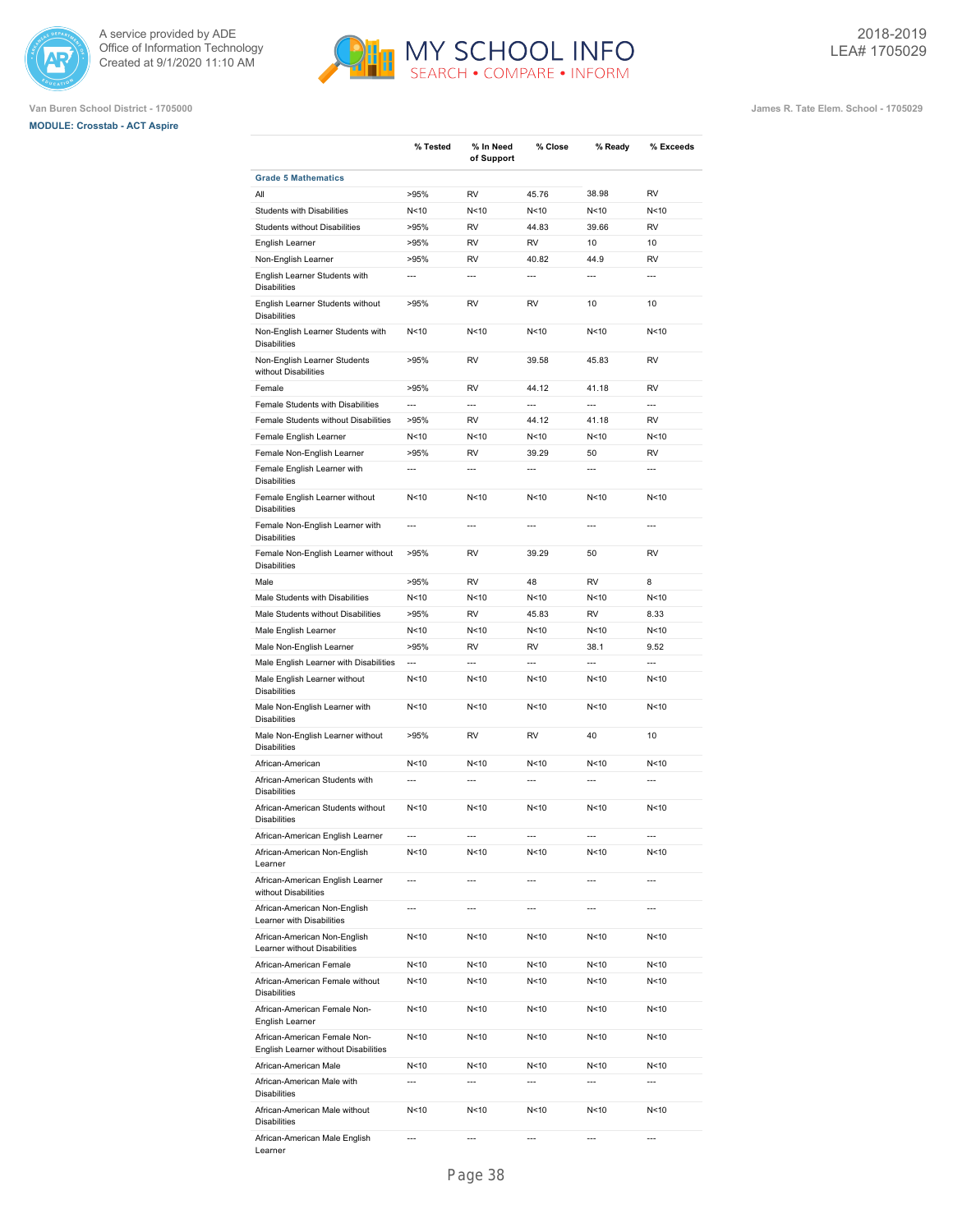Van Buren School District - 1705000

James R. Tate Elem. School - 1705029

**MODULE: Crosstab - ACT Aspire**

| | % Tested | % In Need of Support | % Close | % Ready | % Exceeds |
|---|---|---|---|---|---|
| **Grade 5 Mathematics** | | | | | |
| All | >95% | RV | 45.76 | 38.98 | RV |
| Students with Disabilities | N<10 | N<10 | N<10 | N<10 | N<10 |
| Students without Disabilities | >95% | RV | 44.83 | 39.66 | RV |
| English Learner | >95% | RV | RV | 10 | 10 |
| Non-English Learner | >95% | RV | 40.82 | 44.9 | RV |
| English Learner Students with Disabilities | --- | --- | --- | --- | --- |
| English Learner Students without Disabilities | >95% | RV | RV | 10 | 10 |
| Non-English Learner Students with Disabilities | N<10 | N<10 | N<10 | N<10 | N<10 |
| Non-English Learner Students without Disabilities | >95% | RV | 39.58 | 45.83 | RV |
| Female | >95% | RV | 44.12 | 41.18 | RV |
| Female Students with Disabilities | --- | --- | --- | --- | --- |
| Female Students without Disabilities | >95% | RV | 44.12 | 41.18 | RV |
| Female English Learner | N<10 | N<10 | N<10 | N<10 | N<10 |
| Female Non-English Learner | >95% | RV | 39.29 | 50 | RV |
| Female English Learner with Disabilities | --- | --- | --- | --- | --- |
| Female English Learner without Disabilities | N<10 | N<10 | N<10 | N<10 | N<10 |
| Female Non-English Learner with Disabilities | --- | --- | --- | --- | --- |
| Female Non-English Learner without Disabilities | >95% | RV | 39.29 | 50 | RV |
| Male | >95% | RV | 48 | RV | 8 |
| Male Students with Disabilities | N<10 | N<10 | N<10 | N<10 | N<10 |
| Male Students without Disabilities | >95% | RV | 45.83 | RV | 8.33 |
| Male English Learner | N<10 | N<10 | N<10 | N<10 | N<10 |
| Male Non-English Learner | >95% | RV | RV | 38.1 | 9.52 |
| Male English Learner with Disabilities | --- | --- | --- | --- | --- |
| Male English Learner without Disabilities | N<10 | N<10 | N<10 | N<10 | N<10 |
| Male Non-English Learner with Disabilities | N<10 | N<10 | N<10 | N<10 | N<10 |
| Male Non-English Learner without Disabilities | >95% | RV | RV | 40 | 10 |
| African-American | N<10 | N<10 | N<10 | N<10 | N<10 |
| African-American Students with Disabilities | --- | --- | --- | --- | --- |
| African-American Students without Disabilities | N<10 | N<10 | N<10 | N<10 | N<10 |
| African-American English Learner | --- | --- | --- | --- | --- |
| African-American Non-English Learner | N<10 | N<10 | N<10 | N<10 | N<10 |
| African-American English Learner without Disabilities | --- | --- | --- | --- | --- |
| African-American Non-English Learner with Disabilities | --- | --- | --- | --- | --- |
| African-American Non-English Learner without Disabilities | N<10 | N<10 | N<10 | N<10 | N<10 |
| African-American Female | N<10 | N<10 | N<10 | N<10 | N<10 |
| African-American Female without Disabilities | N<10 | N<10 | N<10 | N<10 | N<10 |
| African-American Female Non-English Learner | N<10 | N<10 | N<10 | N<10 | N<10 |
| African-American Female Non-English Learner without Disabilities | N<10 | N<10 | N<10 | N<10 | N<10 |
| African-American Male | N<10 | N<10 | N<10 | N<10 | N<10 |
| African-American Male with Disabilities | --- | --- | --- | --- | --- |
| African-American Male without Disabilities | N<10 | N<10 | N<10 | N<10 | N<10 |
| African-American Male English Learner | --- | --- | --- | --- | --- |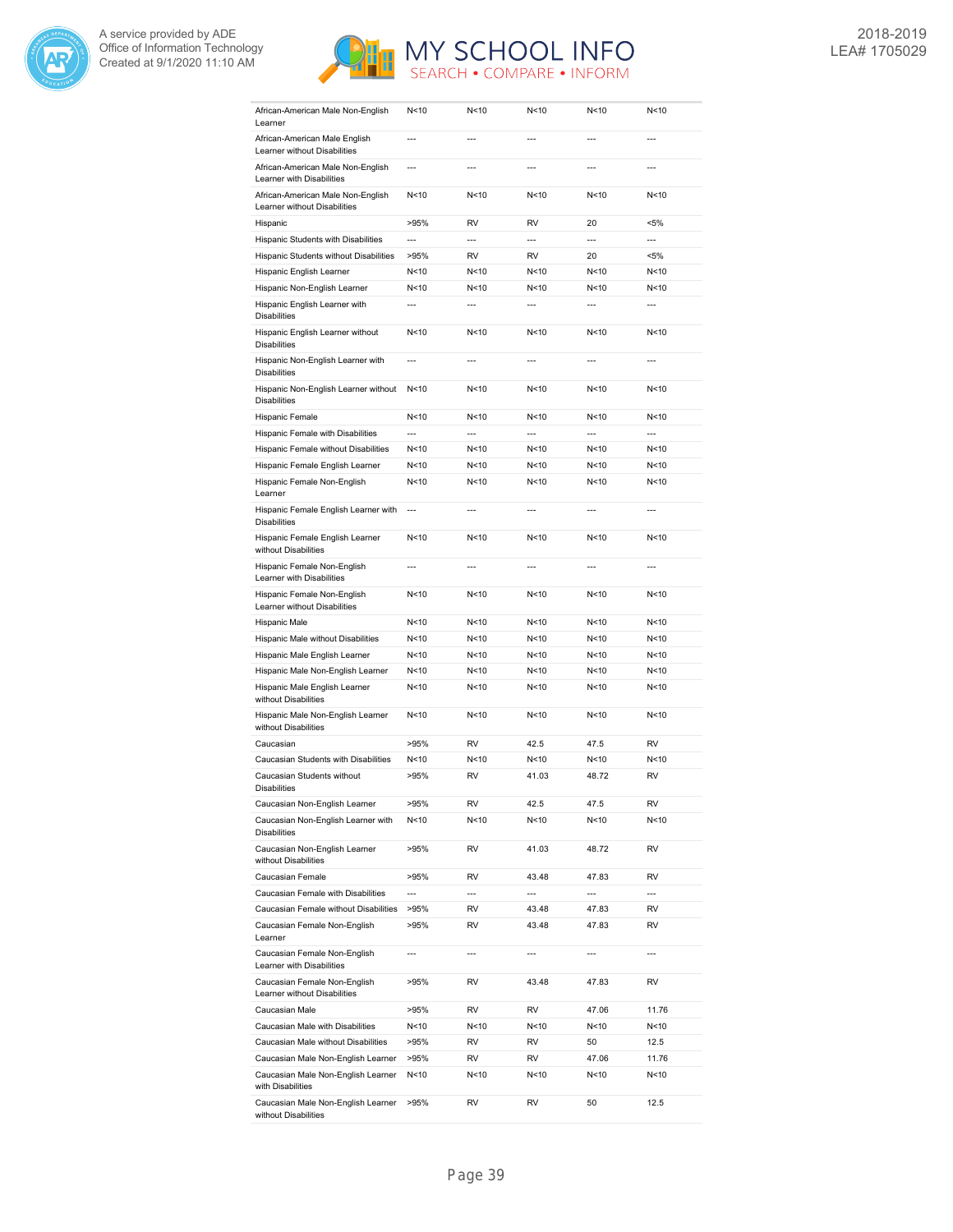| | | | | | |
|---|---|---|---|---|---|
| African-American Male Non-English Learner | N<10 | N<10 | N<10 | N<10 | N<10 |
| African-American Male English Learner without Disabilities | --- | --- | --- | --- | --- |
| African-American Male Non-English Learner with Disabilities | --- | --- | --- | --- | --- |
| African-American Male Non-English Learner without Disabilities | N<10 | N<10 | N<10 | N<10 | N<10 |
| Hispanic | >95% | RV | RV | 20 | <5% |
| Hispanic Students with Disabilities | --- | --- | --- | --- | --- |
| Hispanic Students without Disabilities | >95% | RV | RV | 20 | <5% |
| Hispanic English Learner | N<10 | N<10 | N<10 | N<10 | N<10 |
| Hispanic Non-English Learner | N<10 | N<10 | N<10 | N<10 | N<10 |
| Hispanic English Learner with Disabilities | --- | --- | --- | --- | --- |
| Hispanic English Learner without Disabilities | N<10 | N<10 | N<10 | N<10 | N<10 |
| Hispanic Non-English Learner with Disabilities | --- | --- | --- | --- | --- |
| Hispanic Non-English Learner without Disabilities | N<10 | N<10 | N<10 | N<10 | N<10 |
| Hispanic Female | N<10 | N<10 | N<10 | N<10 | N<10 |
| Hispanic Female with Disabilities | --- | --- | --- | --- | --- |
| Hispanic Female without Disabilities | N<10 | N<10 | N<10 | N<10 | N<10 |
| Hispanic Female English Learner | N<10 | N<10 | N<10 | N<10 | N<10 |
| Hispanic Female Non-English Learner | N<10 | N<10 | N<10 | N<10 | N<10 |
| Hispanic Female English Learner with Disabilities | --- | --- | --- | --- | --- |
| Hispanic Female English Learner without Disabilities | N<10 | N<10 | N<10 | N<10 | N<10 |
| Hispanic Female Non-English Learner with Disabilities | --- | --- | --- | --- | --- |
| Hispanic Female Non-English Learner without Disabilities | N<10 | N<10 | N<10 | N<10 | N<10 |
| Hispanic Male | N<10 | N<10 | N<10 | N<10 | N<10 |
| Hispanic Male without Disabilities | N<10 | N<10 | N<10 | N<10 | N<10 |
| Hispanic Male English Learner | N<10 | N<10 | N<10 | N<10 | N<10 |
| Hispanic Male Non-English Learner | N<10 | N<10 | N<10 | N<10 | N<10 |
| Hispanic Male English Learner without Disabilities | N<10 | N<10 | N<10 | N<10 | N<10 |
| Hispanic Male Non-English Learner without Disabilities | N<10 | N<10 | N<10 | N<10 | N<10 |
| Caucasian | >95% | RV | 42.5 | 47.5 | RV |
| Caucasian Students with Disabilities | N<10 | N<10 | N<10 | N<10 | N<10 |
| Caucasian Students without Disabilities | >95% | RV | 41.03 | 48.72 | RV |
| Caucasian Non-English Learner | >95% | RV | 42.5 | 47.5 | RV |
| Caucasian Non-English Learner with Disabilities | N<10 | N<10 | N<10 | N<10 | N<10 |
| Caucasian Non-English Learner without Disabilities | >95% | RV | 41.03 | 48.72 | RV |
| Caucasian Female | >95% | RV | 43.48 | 47.83 | RV |
| Caucasian Female with Disabilities | --- | --- | --- | --- | --- |
| Caucasian Female without Disabilities | >95% | RV | 43.48 | 47.83 | RV |
| Caucasian Female Non-English Learner | >95% | RV | 43.48 | 47.83 | RV |
| Caucasian Female Non-English Learner with Disabilities | --- | --- | --- | --- | --- |
| Caucasian Female Non-English Learner without Disabilities | >95% | RV | 43.48 | 47.83 | RV |
| Caucasian Male | >95% | RV | RV | 47.06 | 11.76 |
| Caucasian Male with Disabilities | N<10 | N<10 | N<10 | N<10 | N<10 |
| Caucasian Male without Disabilities | >95% | RV | RV | 50 | 12.5 |
| Caucasian Male Non-English Learner | >95% | RV | RV | 47.06 | 11.76 |
| Caucasian Male Non-English Learner with Disabilities | N<10 | N<10 | N<10 | N<10 | N<10 |
| Caucasian Male Non-English Learner without Disabilities | >95% | RV | RV | 50 | 12.5 |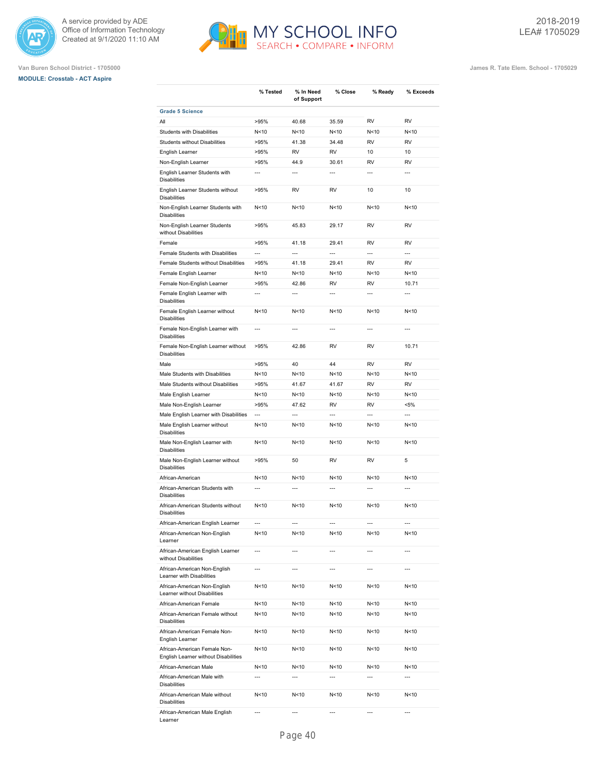Van Buren School District - 1705000

**MODULE: Crosstab - ACT Aspire**

James R. Tate Elem. School - 1705029

2018-2019
LEA# 1705029

| | % Tested | % In Need of Support | % Close | % Ready | % Exceeds |
|---|---|---|---|---|---|
| **Grade 5 Science** | | | | | |
| All | >95% | 40.68 | 35.59 | RV | RV |
| Students with Disabilities | N<10 | N<10 | N<10 | N<10 | N<10 |
| Students without Disabilities | >95% | 41.38 | 34.48 | RV | RV |
| English Learner | >95% | RV | RV | 10 | 10 |
| Non-English Learner | >95% | 44.9 | 30.61 | RV | RV |
| English Learner Students with Disabilities | --- | --- | --- | --- | --- |
| English Learner Students without Disabilities | >95% | RV | RV | 10 | 10 |
| Non-English Learner Students with Disabilities | N<10 | N<10 | N<10 | N<10 | N<10 |
| Non-English Learner Students without Disabilities | >95% | 45.83 | 29.17 | RV | RV |
| Female | >95% | 41.18 | 29.41 | RV | RV |
| Female Students with Disabilities | --- | --- | --- | --- | --- |
| Female Students without Disabilities | >95% | 41.18 | 29.41 | RV | RV |
| Female English Learner | N<10 | N<10 | N<10 | N<10 | N<10 |
| Female Non-English Learner | >95% | 42.86 | RV | RV | 10.71 |
| Female English Learner with Disabilities | --- | --- | --- | --- | --- |
| Female English Learner without Disabilities | N<10 | N<10 | N<10 | N<10 | N<10 |
| Female Non-English Learner with Disabilities | --- | --- | --- | --- | --- |
| Female Non-English Learner without Disabilities | >95% | 42.86 | RV | RV | 10.71 |
| Male | >95% | 40 | 44 | RV | RV |
| Male Students with Disabilities | N<10 | N<10 | N<10 | N<10 | N<10 |
| Male Students without Disabilities | >95% | 41.67 | 41.67 | RV | RV |
| Male English Learner | N<10 | N<10 | N<10 | N<10 | N<10 |
| Male Non-English Learner | >95% | 47.62 | RV | RV | <5% |
| Male English Learner with Disabilities | --- | --- | --- | --- | --- |
| Male English Learner without Disabilities | N<10 | N<10 | N<10 | N<10 | N<10 |
| Male Non-English Learner with Disabilities | N<10 | N<10 | N<10 | N<10 | N<10 |
| Male Non-English Learner without Disabilities | >95% | 50 | RV | RV | 5 |
| African-American | N<10 | N<10 | N<10 | N<10 | N<10 |
| African-American Students with Disabilities | --- | --- | --- | --- | --- |
| African-American Students without Disabilities | N<10 | N<10 | N<10 | N<10 | N<10 |
| African-American English Learner | --- | --- | --- | --- | --- |
| African-American Non-English Learner | N<10 | N<10 | N<10 | N<10 | N<10 |
| African-American English Learner without Disabilities | --- | --- | --- | --- | --- |
| African-American Non-English Learner with Disabilities | --- | --- | --- | --- | --- |
| African-American Non-English Learner without Disabilities | N<10 | N<10 | N<10 | N<10 | N<10 |
| African-American Female | N<10 | N<10 | N<10 | N<10 | N<10 |
| African-American Female without Disabilities | N<10 | N<10 | N<10 | N<10 | N<10 |
| African-American Female Non-English Learner | N<10 | N<10 | N<10 | N<10 | N<10 |
| African-American Female Non-English Learner without Disabilities | N<10 | N<10 | N<10 | N<10 | N<10 |
| African-American Male | N<10 | N<10 | N<10 | N<10 | N<10 |
| African-American Male with Disabilities | --- | --- | --- | --- | --- |
| African-American Male without Disabilities | N<10 | N<10 | N<10 | N<10 | N<10 |
| African-American Male English Learner | --- | --- | --- | --- | --- |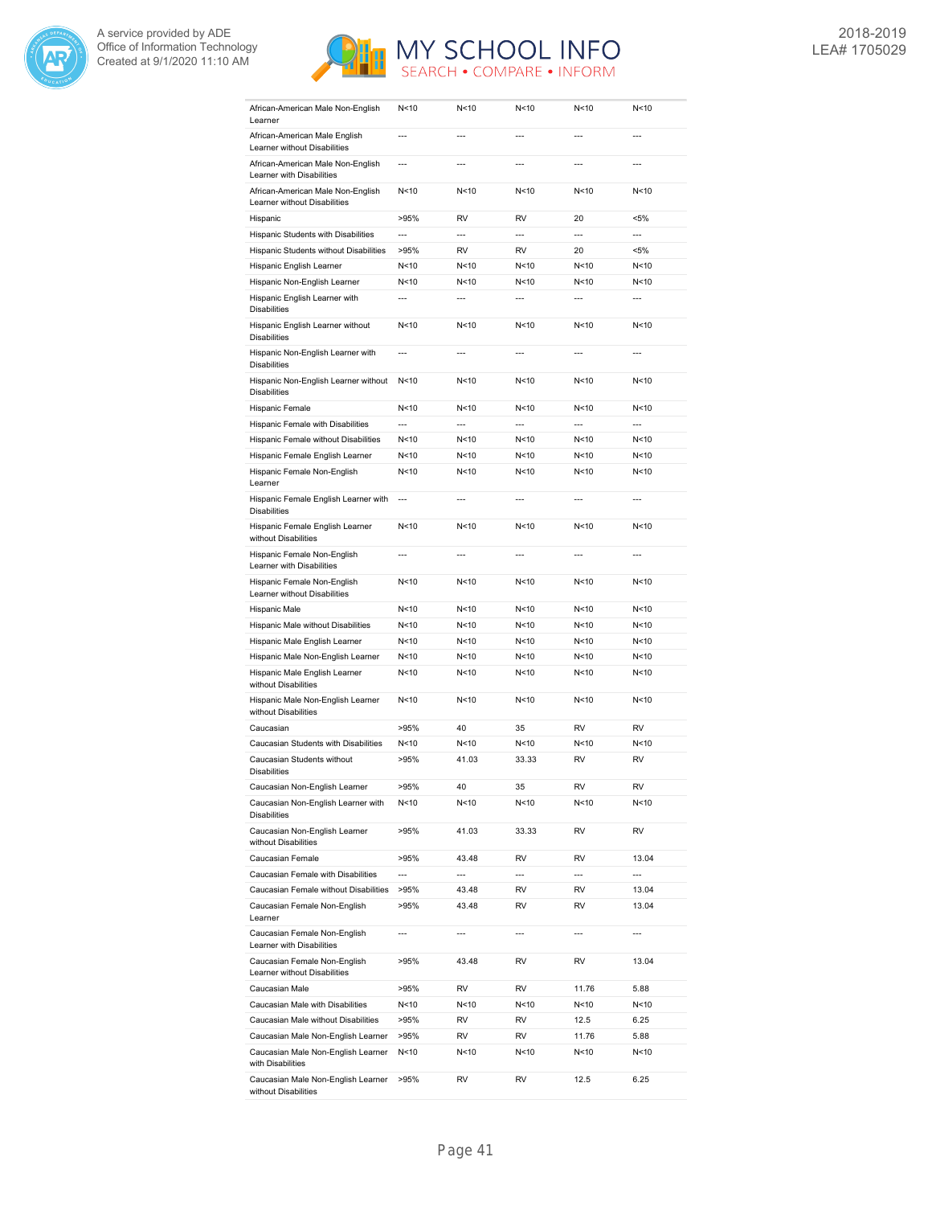| | | | | | |
|---|---|---|---|---|---|
| African-American Male Non-English Learner | N<10 | N<10 | N<10 | N<10 | N<10 |
| African-American Male English Learner without Disabilities | --- | --- | --- | --- | --- |
| African-American Male Non-English Learner with Disabilities | --- | --- | --- | --- | --- |
| African-American Male Non-English Learner without Disabilities | N<10 | N<10 | N<10 | N<10 | N<10 |
| Hispanic | >95% | RV | RV | 20 | <5% |
| Hispanic Students with Disabilities | --- | --- | --- | --- | --- |
| Hispanic Students without Disabilities | >95% | RV | RV | 20 | <5% |
| Hispanic English Learner | N<10 | N<10 | N<10 | N<10 | N<10 |
| Hispanic Non-English Learner | N<10 | N<10 | N<10 | N<10 | N<10 |
| Hispanic English Learner with Disabilities | --- | --- | --- | --- | --- |
| Hispanic English Learner without Disabilities | N<10 | N<10 | N<10 | N<10 | N<10 |
| Hispanic Non-English Learner with Disabilities | --- | --- | --- | --- | --- |
| Hispanic Non-English Learner without Disabilities | N<10 | N<10 | N<10 | N<10 | N<10 |
| Hispanic Female | N<10 | N<10 | N<10 | N<10 | N<10 |
| Hispanic Female with Disabilities | --- | --- | --- | --- | --- |
| Hispanic Female without Disabilities | N<10 | N<10 | N<10 | N<10 | N<10 |
| Hispanic Female English Learner | N<10 | N<10 | N<10 | N<10 | N<10 |
| Hispanic Female Non-English Learner | N<10 | N<10 | N<10 | N<10 | N<10 |
| Hispanic Female English Learner with Disabilities | --- | --- | --- | --- | --- |
| Hispanic Female English Learner without Disabilities | N<10 | N<10 | N<10 | N<10 | N<10 |
| Hispanic Female Non-English Learner with Disabilities | --- | --- | --- | --- | --- |
| Hispanic Female Non-English Learner without Disabilities | N<10 | N<10 | N<10 | N<10 | N<10 |
| Hispanic Male | N<10 | N<10 | N<10 | N<10 | N<10 |
| Hispanic Male without Disabilities | N<10 | N<10 | N<10 | N<10 | N<10 |
| Hispanic Male English Learner | N<10 | N<10 | N<10 | N<10 | N<10 |
| Hispanic Male Non-English Learner | N<10 | N<10 | N<10 | N<10 | N<10 |
| Hispanic Male English Learner without Disabilities | N<10 | N<10 | N<10 | N<10 | N<10 |
| Hispanic Male Non-English Learner without Disabilities | N<10 | N<10 | N<10 | N<10 | N<10 |
| Caucasian | >95% | 40 | 35 | RV | RV |
| Caucasian Students with Disabilities | N<10 | N<10 | N<10 | N<10 | N<10 |
| Caucasian Students without Disabilities | >95% | 41.03 | 33.33 | RV | RV |
| Caucasian Non-English Learner | >95% | 40 | 35 | RV | RV |
| Caucasian Non-English Learner with Disabilities | N<10 | N<10 | N<10 | N<10 | N<10 |
| Caucasian Non-English Learner without Disabilities | >95% | 41.03 | 33.33 | RV | RV |
| Caucasian Female | >95% | 43.48 | RV | RV | 13.04 |
| Caucasian Female with Disabilities | --- | --- | --- | --- | --- |
| Caucasian Female without Disabilities | >95% | 43.48 | RV | RV | 13.04 |
| Caucasian Female Non-English Learner | >95% | 43.48 | RV | RV | 13.04 |
| Caucasian Female Non-English Learner with Disabilities | --- | --- | --- | --- | --- |
| Caucasian Female Non-English Learner without Disabilities | >95% | 43.48 | RV | RV | 13.04 |
| Caucasian Male | >95% | RV | RV | 11.76 | 5.88 |
| Caucasian Male with Disabilities | N<10 | N<10 | N<10 | N<10 | N<10 |
| Caucasian Male without Disabilities | >95% | RV | RV | 12.5 | 6.25 |
| Caucasian Male Non-English Learner | >95% | RV | RV | 11.76 | 5.88 |
| Caucasian Male Non-English Learner with Disabilities | N<10 | N<10 | N<10 | N<10 | N<10 |
| Caucasian Male Non-English Learner without Disabilities | >95% | RV | RV | 12.5 | 6.25 |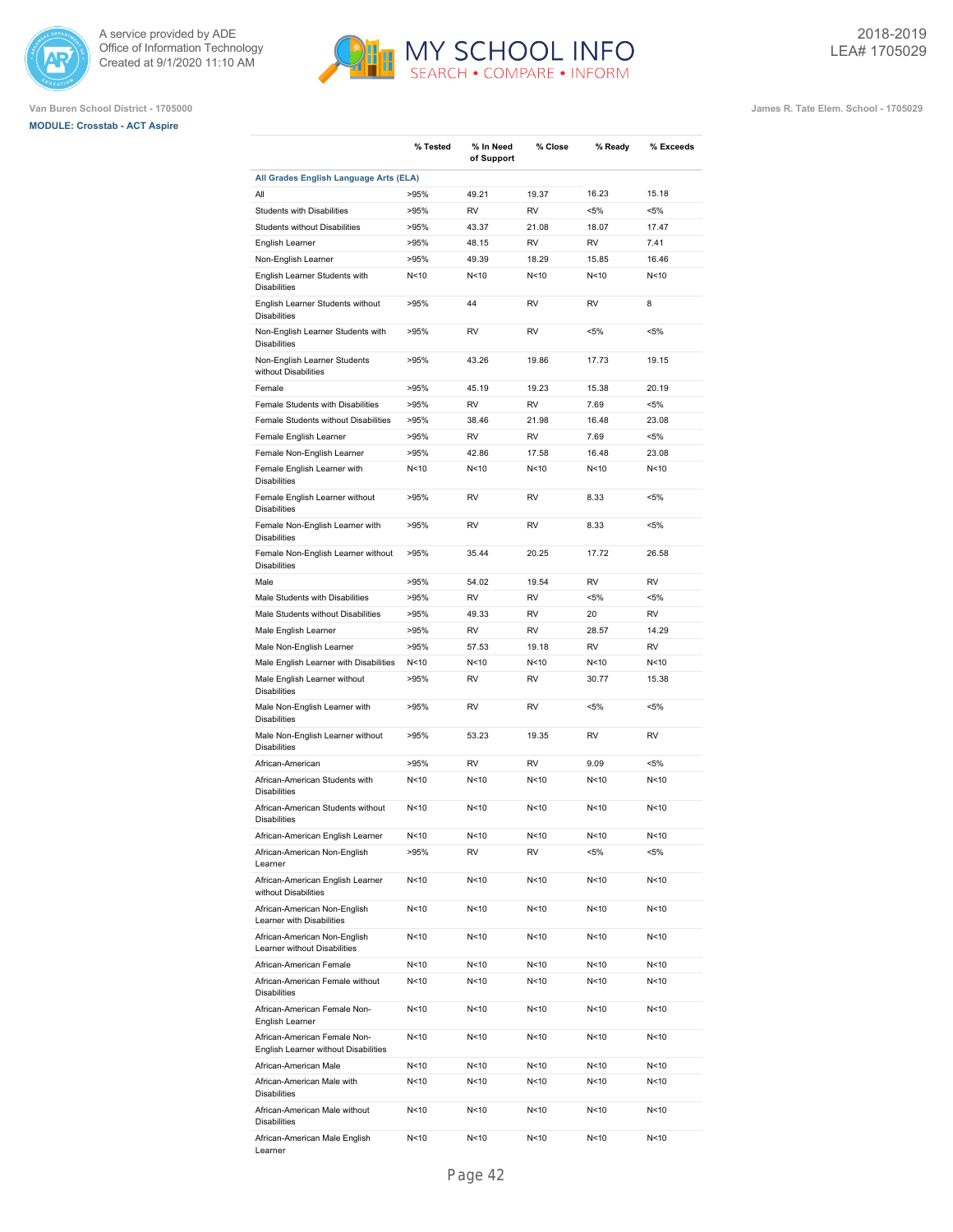Van Buren School District - 1705000

**MODULE: Crosstab - ACT Aspire**

James R. Tate Elem. School - 1705029

| | % Tested | % In Need of Support | % Close | % Ready | % Exceeds |
|---|---|---|---|---|---|
| **All Grades English Language Arts (ELA)** | | | | | |
| All | >95% | 49.21 | 19.37 | 16.23 | 15.18 |
| Students with Disabilities | >95% | RV | RV | <5% | <5% |
| Students without Disabilities | >95% | 43.37 | 21.08 | 18.07 | 17.47 |
| English Learner | >95% | 48.15 | RV | RV | 7.41 |
| Non-English Learner | >95% | 49.39 | 18.29 | 15.85 | 16.46 |
| English Learner Students with Disabilities | N<10 | N<10 | N<10 | N<10 | N<10 |
| English Learner Students without Disabilities | >95% | 44 | RV | RV | 8 |
| Non-English Learner Students with Disabilities | >95% | RV | RV | <5% | <5% |
| Non-English Learner Students without Disabilities | >95% | 43.26 | 19.86 | 17.73 | 19.15 |
| Female | >95% | 45.19 | 19.23 | 15.38 | 20.19 |
| Female Students with Disabilities | >95% | RV | RV | 7.69 | <5% |
| Female Students without Disabilities | >95% | 38.46 | 21.98 | 16.48 | 23.08 |
| Female English Learner | >95% | RV | RV | 7.69 | <5% |
| Female Non-English Learner | >95% | 42.86 | 17.58 | 16.48 | 23.08 |
| Female English Learner with Disabilities | N<10 | N<10 | N<10 | N<10 | N<10 |
| Female English Learner without Disabilities | >95% | RV | RV | 8.33 | <5% |
| Female Non-English Learner with Disabilities | >95% | RV | RV | 8.33 | <5% |
| Female Non-English Learner without Disabilities | >95% | 35.44 | 20.25 | 17.72 | 26.58 |
| Male | >95% | 54.02 | 19.54 | RV | RV |
| Male Students with Disabilities | >95% | RV | RV | <5% | <5% |
| Male Students without Disabilities | >95% | 49.33 | RV | 20 | RV |
| Male English Learner | >95% | RV | RV | 28.57 | 14.29 |
| Male Non-English Learner | >95% | 57.53 | 19.18 | RV | RV |
| Male English Learner with Disabilities | N<10 | N<10 | N<10 | N<10 | N<10 |
| Male English Learner without Disabilities | >95% | RV | RV | 30.77 | 15.38 |
| Male Non-English Learner with Disabilities | >95% | RV | RV | <5% | <5% |
| Male Non-English Learner without Disabilities | >95% | 53.23 | 19.35 | RV | RV |
| African-American | >95% | RV | RV | 9.09 | <5% |
| African-American Students with Disabilities | N<10 | N<10 | N<10 | N<10 | N<10 |
| African-American Students without Disabilities | N<10 | N<10 | N<10 | N<10 | N<10 |
| African-American English Learner | N<10 | N<10 | N<10 | N<10 | N<10 |
| African-American Non-English Learner | >95% | RV | RV | <5% | <5% |
| African-American English Learner without Disabilities | N<10 | N<10 | N<10 | N<10 | N<10 |
| African-American Non-English Learner with Disabilities | N<10 | N<10 | N<10 | N<10 | N<10 |
| African-American Non-English Learner without Disabilities | N<10 | N<10 | N<10 | N<10 | N<10 |
| African-American Female | N<10 | N<10 | N<10 | N<10 | N<10 |
| African-American Female without Disabilities | N<10 | N<10 | N<10 | N<10 | N<10 |
| African-American Female Non-English Learner | N<10 | N<10 | N<10 | N<10 | N<10 |
| African-American Female Non-English Learner without Disabilities | N<10 | N<10 | N<10 | N<10 | N<10 |
| African-American Male | N<10 | N<10 | N<10 | N<10 | N<10 |
| African-American Male with Disabilities | N<10 | N<10 | N<10 | N<10 | N<10 |
| African-American Male without Disabilities | N<10 | N<10 | N<10 | N<10 | N<10 |
| African-American Male English Learner | N<10 | N<10 | N<10 | N<10 | N<10 |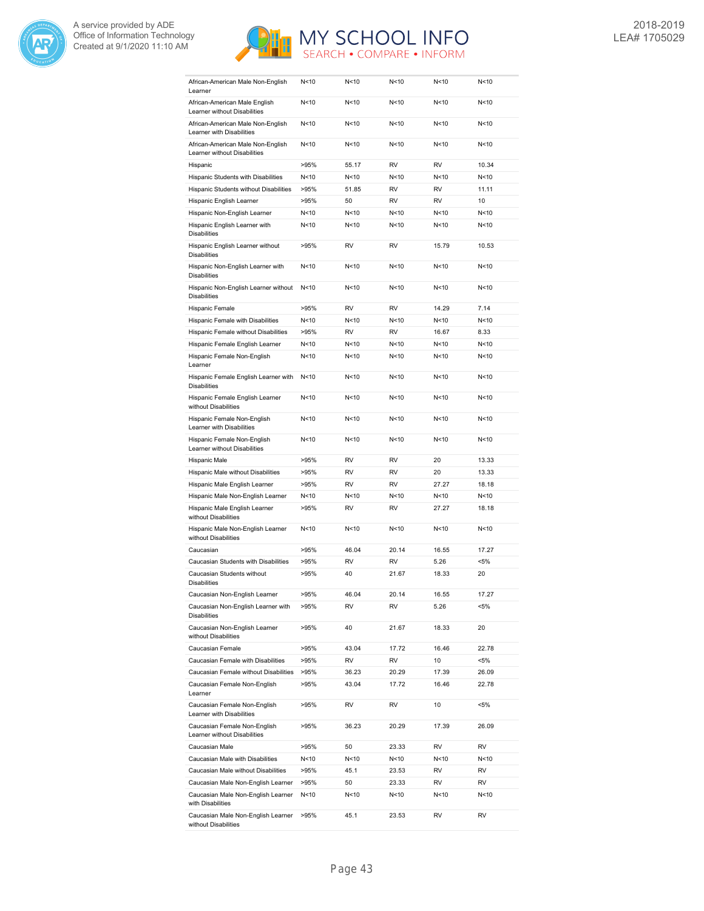| | | | | | |
|---|---|---|---|---|---|
| African-American Male Non-English Learner | N<10 | N<10 | N<10 | N<10 | N<10 |
| African-American Male English Learner without Disabilities | N<10 | N<10 | N<10 | N<10 | N<10 |
| African-American Male Non-English Learner with Disabilities | N<10 | N<10 | N<10 | N<10 | N<10 |
| African-American Male Non-English Learner without Disabilities | N<10 | N<10 | N<10 | N<10 | N<10 |
| Hispanic | >95% | 55.17 | RV | RV | 10.34 |
| Hispanic Students with Disabilities | N<10 | N<10 | N<10 | N<10 | N<10 |
| Hispanic Students without Disabilities | >95% | 51.85 | RV | RV | 11.11 |
| Hispanic English Learner | >95% | 50 | RV | RV | 10 |
| Hispanic Non-English Learner | N<10 | N<10 | N<10 | N<10 | N<10 |
| Hispanic English Learner with Disabilities | N<10 | N<10 | N<10 | N<10 | N<10 |
| Hispanic English Learner without Disabilities | >95% | RV | RV | 15.79 | 10.53 |
| Hispanic Non-English Learner with Disabilities | N<10 | N<10 | N<10 | N<10 | N<10 |
| Hispanic Non-English Learner without Disabilities | N<10 | N<10 | N<10 | N<10 | N<10 |
| Hispanic Female | >95% | RV | RV | 14.29 | 7.14 |
| Hispanic Female with Disabilities | N<10 | N<10 | N<10 | N<10 | N<10 |
| Hispanic Female without Disabilities | >95% | RV | RV | 16.67 | 8.33 |
| Hispanic Female English Learner | N<10 | N<10 | N<10 | N<10 | N<10 |
| Hispanic Female Non-English Learner | N<10 | N<10 | N<10 | N<10 | N<10 |
| Hispanic Female English Learner with Disabilities | N<10 | N<10 | N<10 | N<10 | N<10 |
| Hispanic Female English Learner without Disabilities | N<10 | N<10 | N<10 | N<10 | N<10 |
| Hispanic Female Non-English Learner with Disabilities | N<10 | N<10 | N<10 | N<10 | N<10 |
| Hispanic Female Non-English Learner without Disabilities | N<10 | N<10 | N<10 | N<10 | N<10 |
| Hispanic Male | >95% | RV | RV | 20 | 13.33 |
| Hispanic Male without Disabilities | >95% | RV | RV | 20 | 13.33 |
| Hispanic Male English Learner | >95% | RV | RV | 27.27 | 18.18 |
| Hispanic Male Non-English Learner | N<10 | N<10 | N<10 | N<10 | N<10 |
| Hispanic Male English Learner without Disabilities | >95% | RV | RV | 27.27 | 18.18 |
| Hispanic Male Non-English Learner without Disabilities | N<10 | N<10 | N<10 | N<10 | N<10 |
| Caucasian | >95% | 46.04 | 20.14 | 16.55 | 17.27 |
| Caucasian Students with Disabilities | >95% | RV | RV | 5.26 | <5% |
| Caucasian Students without Disabilities | >95% | 40 | 21.67 | 18.33 | 20 |
| Caucasian Non-English Learner | >95% | 46.04 | 20.14 | 16.55 | 17.27 |
| Caucasian Non-English Learner with Disabilities | >95% | RV | RV | 5.26 | <5% |
| Caucasian Non-English Learner without Disabilities | >95% | 40 | 21.67 | 18.33 | 20 |
| Caucasian Female | >95% | 43.04 | 17.72 | 16.46 | 22.78 |
| Caucasian Female with Disabilities | >95% | RV | RV | 10 | <5% |
| Caucasian Female without Disabilities | >95% | 36.23 | 20.29 | 17.39 | 26.09 |
| Caucasian Female Non-English Learner | >95% | 43.04 | 17.72 | 16.46 | 22.78 |
| Caucasian Female Non-English Learner with Disabilities | >95% | RV | RV | 10 | <5% |
| Caucasian Female Non-English Learner without Disabilities | >95% | 36.23 | 20.29 | 17.39 | 26.09 |
| Caucasian Male | >95% | 50 | 23.33 | RV | RV |
| Caucasian Male with Disabilities | N<10 | N<10 | N<10 | N<10 | N<10 |
| Caucasian Male without Disabilities | >95% | 45.1 | 23.53 | RV | RV |
| Caucasian Male Non-English Learner | >95% | 50 | 23.33 | RV | RV |
| Caucasian Male Non-English Learner with Disabilities | N<10 | N<10 | N<10 | N<10 | N<10 |
| Caucasian Male Non-English Learner without Disabilities | >95% | 45.1 | 23.53 | RV | RV |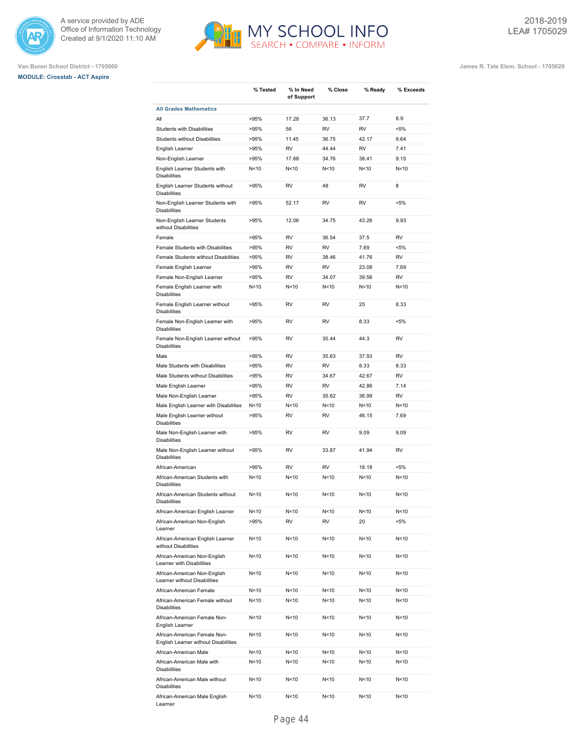Van Buren School District - 1705000

James R. Tate Elem. School - 1705029

**MODULE: Crosstab - ACT Aspire**

| | % Tested | % In Need of Support | % Close | % Ready | % Exceeds |
|---|---|---|---|---|---|
| **All Grades Mathematics** | | | | | |
| All | >95% | 17.28 | 36.13 | 37.7 | 8.9 |
| Students with Disabilities | >95% | 56 | RV | RV | <5% |
| Students without Disabilities | >95% | 11.45 | 36.75 | 42.17 | 9.64 |
| English Learner | >95% | RV | 44.44 | RV | 7.41 |
| Non-English Learner | >95% | 17.68 | 34.76 | 38.41 | 9.15 |
| English Learner Students with Disabilities | N<10 | N<10 | N<10 | N<10 | N<10 |
| English Learner Students without Disabilities | >95% | RV | 48 | RV | 8 |
| Non-English Learner Students with Disabilities | >95% | 52.17 | RV | RV | <5% |
| Non-English Learner Students without Disabilities | >95% | 12.06 | 34.75 | 43.26 | 9.93 |
| Female | >95% | RV | 36.54 | 37.5 | RV |
| Female Students with Disabilities | >95% | RV | RV | 7.69 | <5% |
| Female Students without Disabilities | >95% | RV | 38.46 | 41.76 | RV |
| Female English Learner | >95% | RV | RV | 23.08 | 7.69 |
| Female Non-English Learner | >95% | RV | 34.07 | 39.56 | RV |
| Female English Learner with Disabilities | N<10 | N<10 | N<10 | N<10 | N<10 |
| Female English Learner without Disabilities | >95% | RV | RV | 25 | 8.33 |
| Female Non-English Learner with Disabilities | >95% | RV | RV | 8.33 | <5% |
| Female Non-English Learner without Disabilities | >95% | RV | 35.44 | 44.3 | RV |
| Male | >95% | RV | 35.63 | 37.93 | RV |
| Male Students with Disabilities | >95% | RV | RV | 8.33 | 8.33 |
| Male Students without Disabilities | >95% | RV | 34.67 | 42.67 | RV |
| Male English Learner | >95% | RV | RV | 42.86 | 7.14 |
| Male Non-English Learner | >95% | RV | 35.62 | 36.99 | RV |
| Male English Learner with Disabilities | N<10 | N<10 | N<10 | N<10 | N<10 |
| Male English Learner without Disabilities | >95% | RV | RV | 46.15 | 7.69 |
| Male Non-English Learner with Disabilities | >95% | RV | RV | 9.09 | 9.09 |
| Male Non-English Learner without Disabilities | >95% | RV | 33.87 | 41.94 | RV |
| African-American | >95% | RV | RV | 18.18 | <5% |
| African-American Students with Disabilities | N<10 | N<10 | N<10 | N<10 | N<10 |
| African-American Students without Disabilities | N<10 | N<10 | N<10 | N<10 | N<10 |
| African-American English Learner | N<10 | N<10 | N<10 | N<10 | N<10 |
| African-American Non-English Learner | >95% | RV | RV | 20 | <5% |
| African-American English Learner without Disabilities | N<10 | N<10 | N<10 | N<10 | N<10 |
| African-American Non-English Learner with Disabilities | N<10 | N<10 | N<10 | N<10 | N<10 |
| African-American Non-English Learner without Disabilities | N<10 | N<10 | N<10 | N<10 | N<10 |
| African-American Female | N<10 | N<10 | N<10 | N<10 | N<10 |
| African-American Female without Disabilities | N<10 | N<10 | N<10 | N<10 | N<10 |
| African-American Female Non-English Learner | N<10 | N<10 | N<10 | N<10 | N<10 |
| African-American Female Non-English Learner without Disabilities | N<10 | N<10 | N<10 | N<10 | N<10 |
| African-American Male | N<10 | N<10 | N<10 | N<10 | N<10 |
| African-American Male with Disabilities | N<10 | N<10 | N<10 | N<10 | N<10 |
| African-American Male without Disabilities | N<10 | N<10 | N<10 | N<10 | N<10 |
| African-American Male English Learner | N<10 | N<10 | N<10 | N<10 | N<10 |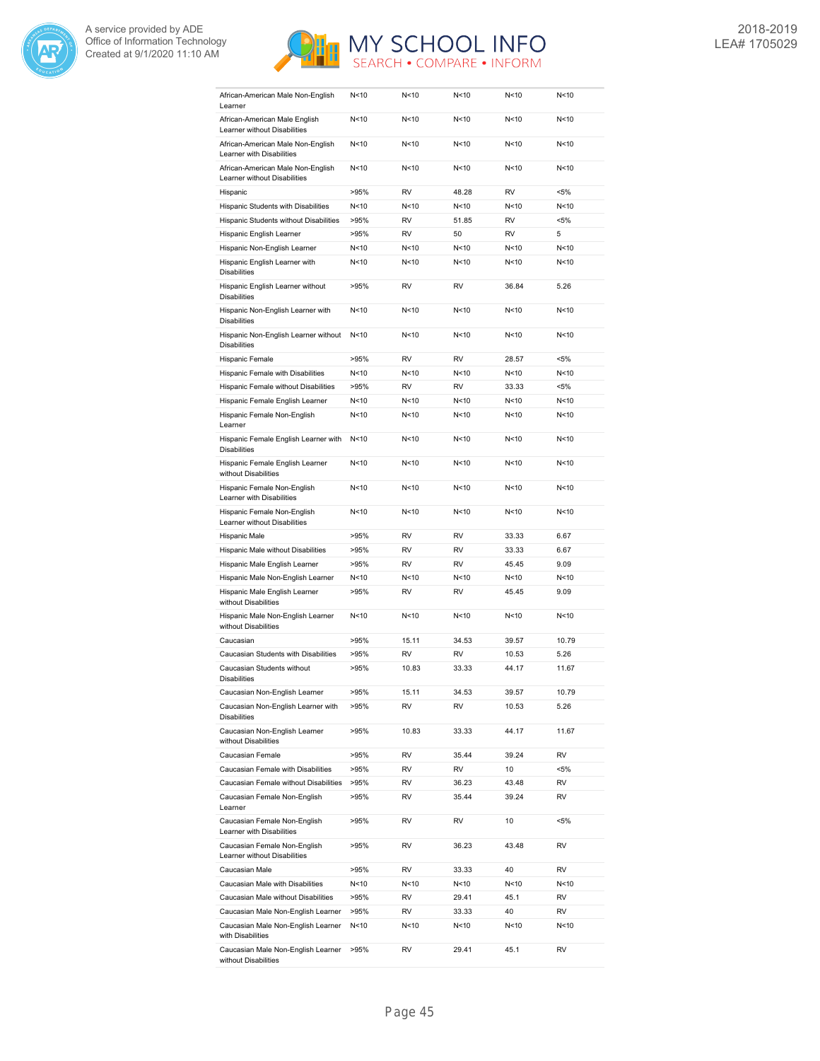| | | | | | |
|---|---|---|---|---|---|
| African-American Male Non-English Learner | N<10 | N<10 | N<10 | N<10 | N<10 |
| African-American Male English Learner without Disabilities | N<10 | N<10 | N<10 | N<10 | N<10 |
| African-American Male Non-English Learner with Disabilities | N<10 | N<10 | N<10 | N<10 | N<10 |
| African-American Male Non-English Learner without Disabilities | N<10 | N<10 | N<10 | N<10 | N<10 |
| Hispanic | >95% | RV | 48.28 | RV | <5% |
| Hispanic Students with Disabilities | N<10 | N<10 | N<10 | N<10 | N<10 |
| Hispanic Students without Disabilities | >95% | RV | 51.85 | RV | <5% |
| Hispanic English Learner | >95% | RV | 50 | RV | 5 |
| Hispanic Non-English Learner | N<10 | N<10 | N<10 | N<10 | N<10 |
| Hispanic English Learner with Disabilities | N<10 | N<10 | N<10 | N<10 | N<10 |
| Hispanic English Learner without Disabilities | >95% | RV | RV | 36.84 | 5.26 |
| Hispanic Non-English Learner with Disabilities | N<10 | N<10 | N<10 | N<10 | N<10 |
| Hispanic Non-English Learner without Disabilities | N<10 | N<10 | N<10 | N<10 | N<10 |
| Hispanic Female | >95% | RV | RV | 28.57 | <5% |
| Hispanic Female with Disabilities | N<10 | N<10 | N<10 | N<10 | N<10 |
| Hispanic Female without Disabilities | >95% | RV | RV | 33.33 | <5% |
| Hispanic Female English Learner | N<10 | N<10 | N<10 | N<10 | N<10 |
| Hispanic Female Non-English Learner | N<10 | N<10 | N<10 | N<10 | N<10 |
| Hispanic Female English Learner with Disabilities | N<10 | N<10 | N<10 | N<10 | N<10 |
| Hispanic Female English Learner without Disabilities | N<10 | N<10 | N<10 | N<10 | N<10 |
| Hispanic Female Non-English Learner with Disabilities | N<10 | N<10 | N<10 | N<10 | N<10 |
| Hispanic Female Non-English Learner without Disabilities | N<10 | N<10 | N<10 | N<10 | N<10 |
| Hispanic Male | >95% | RV | RV | 33.33 | 6.67 |
| Hispanic Male without Disabilities | >95% | RV | RV | 33.33 | 6.67 |
| Hispanic Male English Learner | >95% | RV | RV | 45.45 | 9.09 |
| Hispanic Male Non-English Learner | N<10 | N<10 | N<10 | N<10 | N<10 |
| Hispanic Male English Learner without Disabilities | >95% | RV | RV | 45.45 | 9.09 |
| Hispanic Male Non-English Learner without Disabilities | N<10 | N<10 | N<10 | N<10 | N<10 |
| Caucasian | >95% | 15.11 | 34.53 | 39.57 | 10.79 |
| Caucasian Students with Disabilities | >95% | RV | RV | 10.53 | 5.26 |
| Caucasian Students without Disabilities | >95% | 10.83 | 33.33 | 44.17 | 11.67 |
| Caucasian Non-English Learner | >95% | 15.11 | 34.53 | 39.57 | 10.79 |
| Caucasian Non-English Learner with Disabilities | >95% | RV | RV | 10.53 | 5.26 |
| Caucasian Non-English Learner without Disabilities | >95% | 10.83 | 33.33 | 44.17 | 11.67 |
| Caucasian Female | >95% | RV | 35.44 | 39.24 | RV |
| Caucasian Female with Disabilities | >95% | RV | RV | 10 | <5% |
| Caucasian Female without Disabilities | >95% | RV | 36.23 | 43.48 | RV |
| Caucasian Female Non-English Learner | >95% | RV | 35.44 | 39.24 | RV |
| Caucasian Female Non-English Learner with Disabilities | >95% | RV | RV | 10 | <5% |
| Caucasian Female Non-English Learner without Disabilities | >95% | RV | 36.23 | 43.48 | RV |
| Caucasian Male | >95% | RV | 33.33 | 40 | RV |
| Caucasian Male with Disabilities | N<10 | N<10 | N<10 | N<10 | N<10 |
| Caucasian Male without Disabilities | >95% | RV | 29.41 | 45.1 | RV |
| Caucasian Male Non-English Learner | >95% | RV | 33.33 | 40 | RV |
| Caucasian Male Non-English Learner with Disabilities | N<10 | N<10 | N<10 | N<10 | N<10 |
| Caucasian Male Non-English Learner without Disabilities | >95% | RV | 29.41 | 45.1 | RV |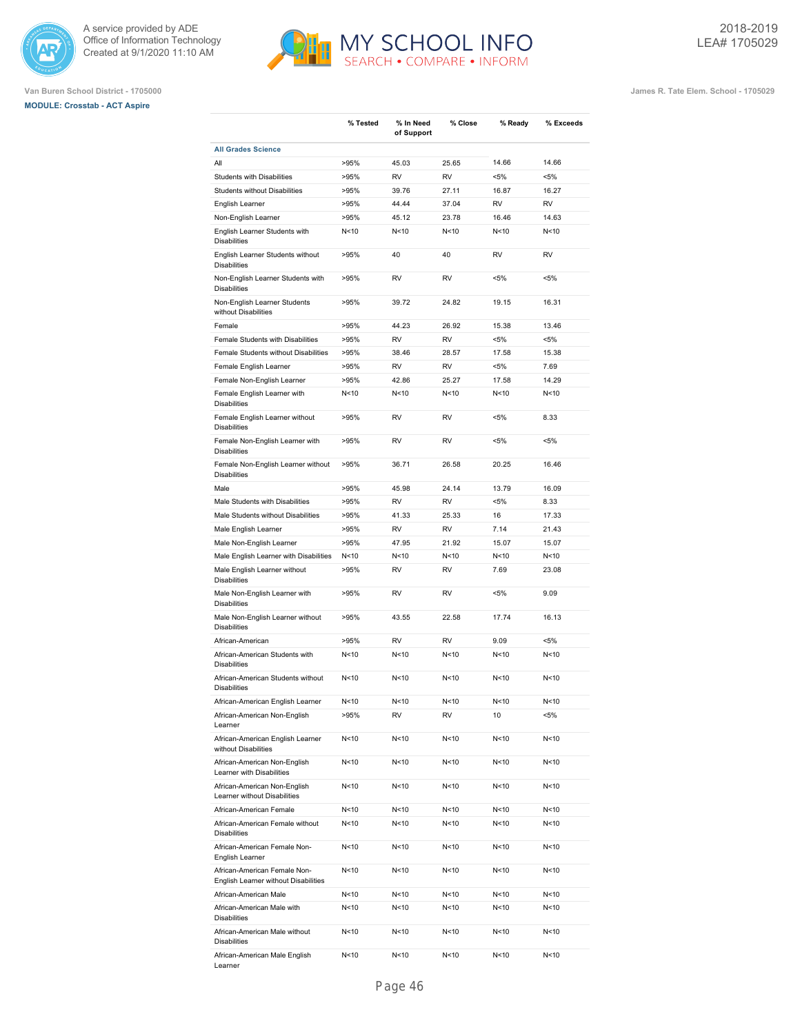A service provided by ADE
Office of Information Technology
Created at 9/1/2020 11:10 AM

MY SCHOOL INFO
SEARCH • COMPARE • INFORM

2018-2019
LEA# 1705029

Van Buren School District - 1705000

James R. Tate Elem. School - 1705029

**MODULE: Crosstab - ACT Aspire**

| | % Tested | % In Need of Support | % Close | % Ready | % Exceeds |
|---|---|---|---|---|---|
| **All Grades Science** | | | | | |
| All | >95% | 45.03 | 25.65 | 14.66 | 14.66 |
| Students with Disabilities | >95% | RV | RV | <5% | <5% |
| Students without Disabilities | >95% | 39.76 | 27.11 | 16.87 | 16.27 |
| English Learner | >95% | 44.44 | 37.04 | RV | RV |
| Non-English Learner | >95% | 45.12 | 23.78 | 16.46 | 14.63 |
| English Learner Students with Disabilities | N<10 | N<10 | N<10 | N<10 | N<10 |
| English Learner Students without Disabilities | >95% | 40 | 40 | RV | RV |
| Non-English Learner Students with Disabilities | >95% | RV | RV | <5% | <5% |
| Non-English Learner Students without Disabilities | >95% | 39.72 | 24.82 | 19.15 | 16.31 |
| Female | >95% | 44.23 | 26.92 | 15.38 | 13.46 |
| Female Students with Disabilities | >95% | RV | RV | <5% | <5% |
| Female Students without Disabilities | >95% | 38.46 | 28.57 | 17.58 | 15.38 |
| Female English Learner | >95% | RV | RV | <5% | 7.69 |
| Female Non-English Learner | >95% | 42.86 | 25.27 | 17.58 | 14.29 |
| Female English Learner with Disabilities | N<10 | N<10 | N<10 | N<10 | N<10 |
| Female English Learner without Disabilities | >95% | RV | RV | <5% | 8.33 |
| Female Non-English Learner with Disabilities | >95% | RV | RV | <5% | <5% |
| Female Non-English Learner without Disabilities | >95% | 36.71 | 26.58 | 20.25 | 16.46 |
| Male | >95% | 45.98 | 24.14 | 13.79 | 16.09 |
| Male Students with Disabilities | >95% | RV | RV | <5% | 8.33 |
| Male Students without Disabilities | >95% | 41.33 | 25.33 | 16 | 17.33 |
| Male English Learner | >95% | RV | RV | 7.14 | 21.43 |
| Male Non-English Learner | >95% | 47.95 | 21.92 | 15.07 | 15.07 |
| Male English Learner with Disabilities | N<10 | N<10 | N<10 | N<10 | N<10 |
| Male English Learner without Disabilities | >95% | RV | RV | 7.69 | 23.08 |
| Male Non-English Learner with Disabilities | >95% | RV | RV | <5% | 9.09 |
| Male Non-English Learner without Disabilities | >95% | 43.55 | 22.58 | 17.74 | 16.13 |
| African-American | >95% | RV | RV | 9.09 | <5% |
| African-American Students with Disabilities | N<10 | N<10 | N<10 | N<10 | N<10 |
| African-American Students without Disabilities | N<10 | N<10 | N<10 | N<10 | N<10 |
| African-American English Learner | N<10 | N<10 | N<10 | N<10 | N<10 |
| African-American Non-English Learner | >95% | RV | RV | 10 | <5% |
| African-American English Learner without Disabilities | N<10 | N<10 | N<10 | N<10 | N<10 |
| African-American Non-English Learner with Disabilities | N<10 | N<10 | N<10 | N<10 | N<10 |
| African-American Non-English Learner without Disabilities | N<10 | N<10 | N<10 | N<10 | N<10 |
| African-American Female | N<10 | N<10 | N<10 | N<10 | N<10 |
| African-American Female without Disabilities | N<10 | N<10 | N<10 | N<10 | N<10 |
| African-American Female Non-English Learner | N<10 | N<10 | N<10 | N<10 | N<10 |
| African-American Female Non-English Learner without Disabilities | N<10 | N<10 | N<10 | N<10 | N<10 |
| African-American Male | N<10 | N<10 | N<10 | N<10 | N<10 |
| African-American Male with Disabilities | N<10 | N<10 | N<10 | N<10 | N<10 |
| African-American Male without Disabilities | N<10 | N<10 | N<10 | N<10 | N<10 |
| African-American Male English Learner | N<10 | N<10 | N<10 | N<10 | N<10 |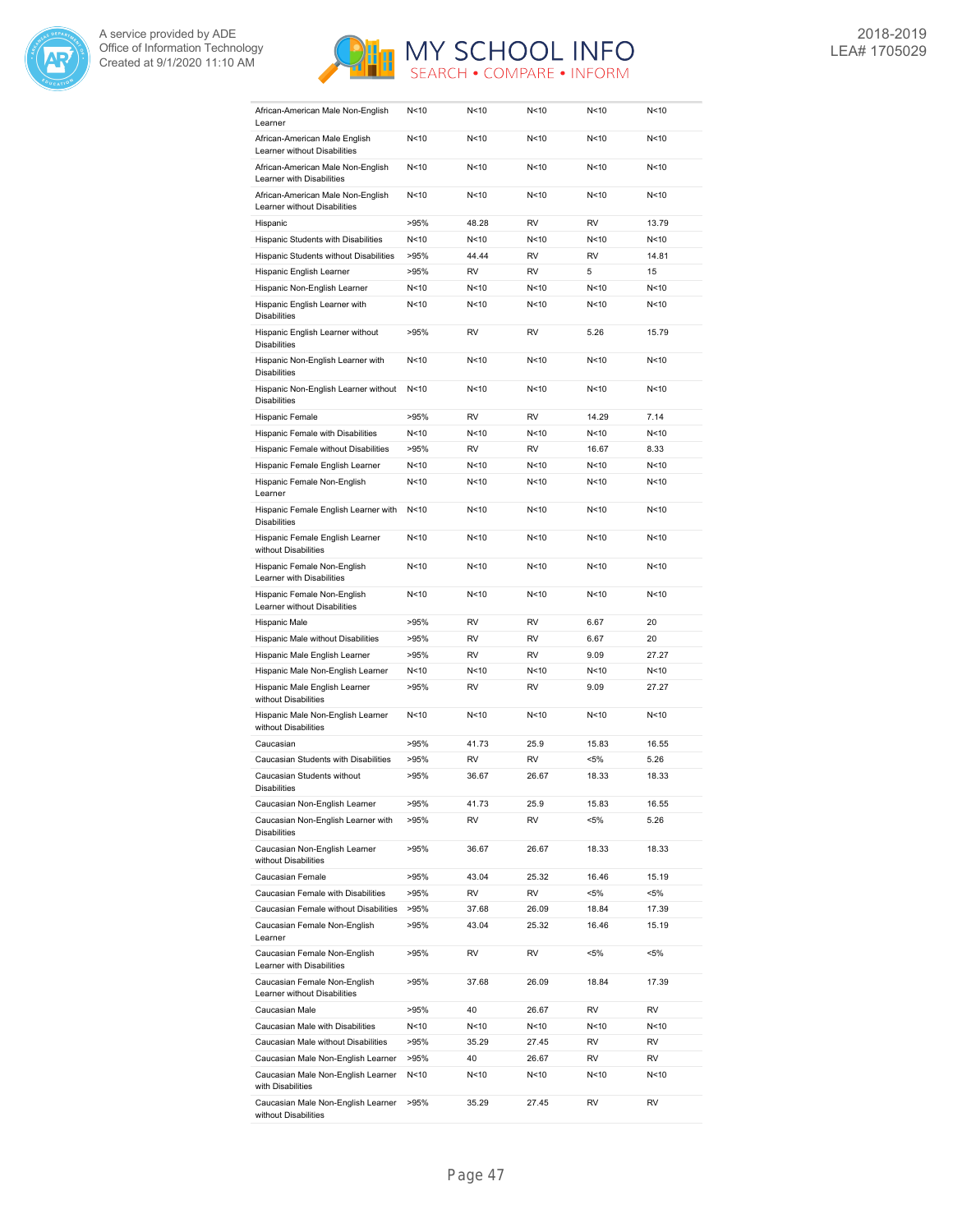| | | | | | |
|---|---|---|---|---|---|
| African-American Male Non-English Learner | N<10 | N<10 | N<10 | N<10 | N<10 |
| African-American Male English Learner without Disabilities | N<10 | N<10 | N<10 | N<10 | N<10 |
| African-American Male Non-English Learner with Disabilities | N<10 | N<10 | N<10 | N<10 | N<10 |
| African-American Male Non-English Learner without Disabilities | N<10 | N<10 | N<10 | N<10 | N<10 |
| Hispanic | >95% | 48.28 | RV | RV | 13.79 |
| Hispanic Students with Disabilities | N<10 | N<10 | N<10 | N<10 | N<10 |
| Hispanic Students without Disabilities | >95% | 44.44 | RV | RV | 14.81 |
| Hispanic English Learner | >95% | RV | RV | 5 | 15 |
| Hispanic Non-English Learner | N<10 | N<10 | N<10 | N<10 | N<10 |
| Hispanic English Learner with Disabilities | N<10 | N<10 | N<10 | N<10 | N<10 |
| Hispanic English Learner without Disabilities | >95% | RV | RV | 5.26 | 15.79 |
| Hispanic Non-English Learner with Disabilities | N<10 | N<10 | N<10 | N<10 | N<10 |
| Hispanic Non-English Learner without Disabilities | N<10 | N<10 | N<10 | N<10 | N<10 |
| Hispanic Female | >95% | RV | RV | 14.29 | 7.14 |
| Hispanic Female with Disabilities | N<10 | N<10 | N<10 | N<10 | N<10 |
| Hispanic Female without Disabilities | >95% | RV | RV | 16.67 | 8.33 |
| Hispanic Female English Learner | N<10 | N<10 | N<10 | N<10 | N<10 |
| Hispanic Female Non-English Learner | N<10 | N<10 | N<10 | N<10 | N<10 |
| Hispanic Female English Learner with Disabilities | N<10 | N<10 | N<10 | N<10 | N<10 |
| Hispanic Female English Learner without Disabilities | N<10 | N<10 | N<10 | N<10 | N<10 |
| Hispanic Female Non-English Learner with Disabilities | N<10 | N<10 | N<10 | N<10 | N<10 |
| Hispanic Female Non-English Learner without Disabilities | N<10 | N<10 | N<10 | N<10 | N<10 |
| Hispanic Male | >95% | RV | RV | 6.67 | 20 |
| Hispanic Male without Disabilities | >95% | RV | RV | 6.67 | 20 |
| Hispanic Male English Learner | >95% | RV | RV | 9.09 | 27.27 |
| Hispanic Male Non-English Learner | N<10 | N<10 | N<10 | N<10 | N<10 |
| Hispanic Male English Learner without Disabilities | >95% | RV | RV | 9.09 | 27.27 |
| Hispanic Male Non-English Learner without Disabilities | N<10 | N<10 | N<10 | N<10 | N<10 |
| Caucasian | >95% | 41.73 | 25.9 | 15.83 | 16.55 |
| Caucasian Students with Disabilities | >95% | RV | RV | <5% | 5.26 |
| Caucasian Students without Disabilities | >95% | 36.67 | 26.67 | 18.33 | 18.33 |
| Caucasian Non-English Learner | >95% | 41.73 | 25.9 | 15.83 | 16.55 |
| Caucasian Non-English Learner with Disabilities | >95% | RV | RV | <5% | 5.26 |
| Caucasian Non-English Learner without Disabilities | >95% | 36.67 | 26.67 | 18.33 | 18.33 |
| Caucasian Female | >95% | 43.04 | 25.32 | 16.46 | 15.19 |
| Caucasian Female with Disabilities | >95% | RV | RV | <5% | <5% |
| Caucasian Female without Disabilities | >95% | 37.68 | 26.09 | 18.84 | 17.39 |
| Caucasian Female Non-English Learner | >95% | 43.04 | 25.32 | 16.46 | 15.19 |
| Caucasian Female Non-English Learner with Disabilities | >95% | RV | RV | <5% | <5% |
| Caucasian Female Non-English Learner without Disabilities | >95% | 37.68 | 26.09 | 18.84 | 17.39 |
| Caucasian Male | >95% | 40 | 26.67 | RV | RV |
| Caucasian Male with Disabilities | N<10 | N<10 | N<10 | N<10 | N<10 |
| Caucasian Male without Disabilities | >95% | 35.29 | 27.45 | RV | RV |
| Caucasian Male Non-English Learner | >95% | 40 | 26.67 | RV | RV |
| Caucasian Male Non-English Learner with Disabilities | N<10 | N<10 | N<10 | N<10 | N<10 |
| Caucasian Male Non-English Learner without Disabilities | >95% | 35.29 | 27.45 | RV | RV |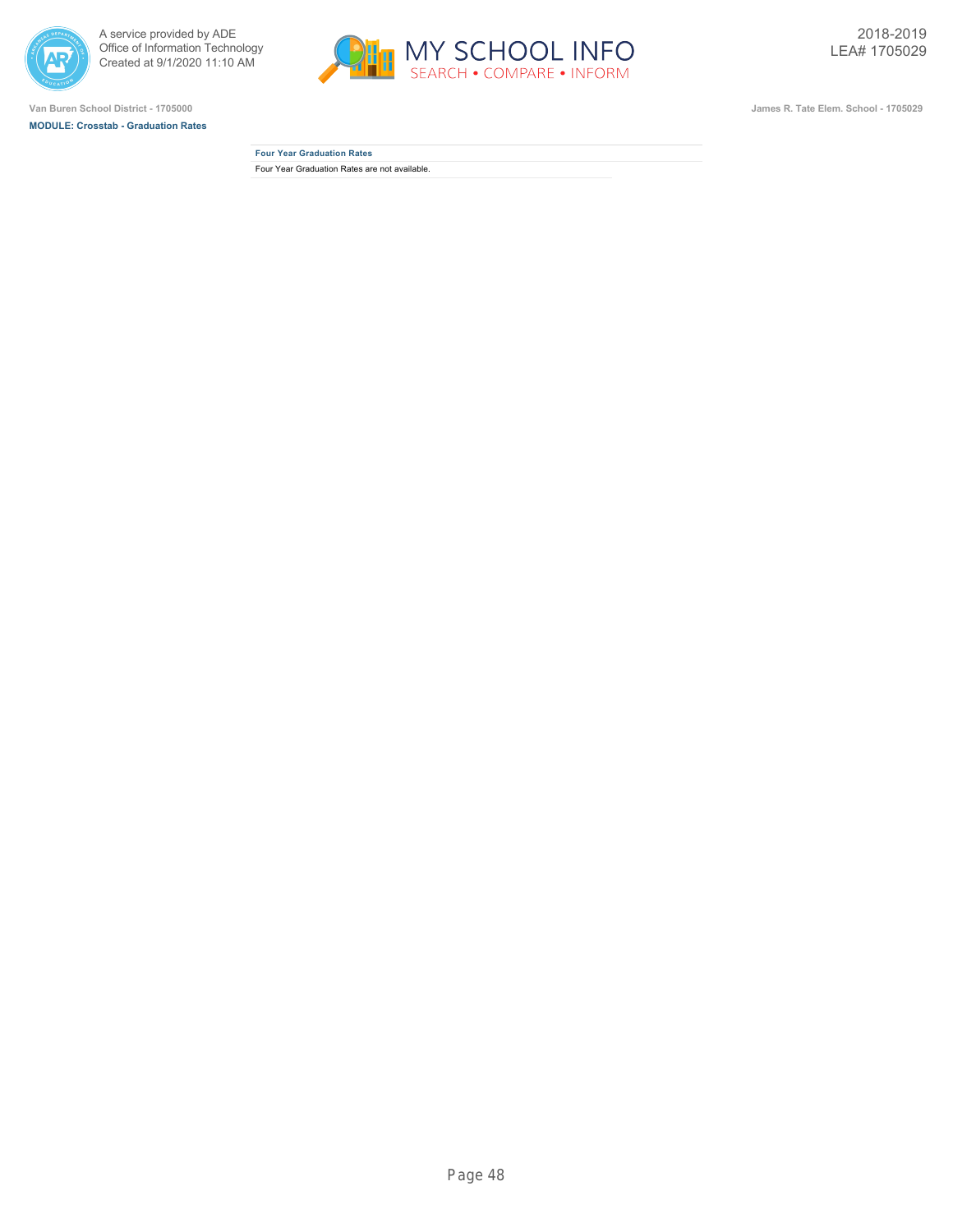Van Buren School District - 1705000

**MODULE: Crosstab - Graduation Rates**

James R. Tate Elem. School - 1705029

### Four Year Graduation Rates

Four Year Graduation Rates are not available.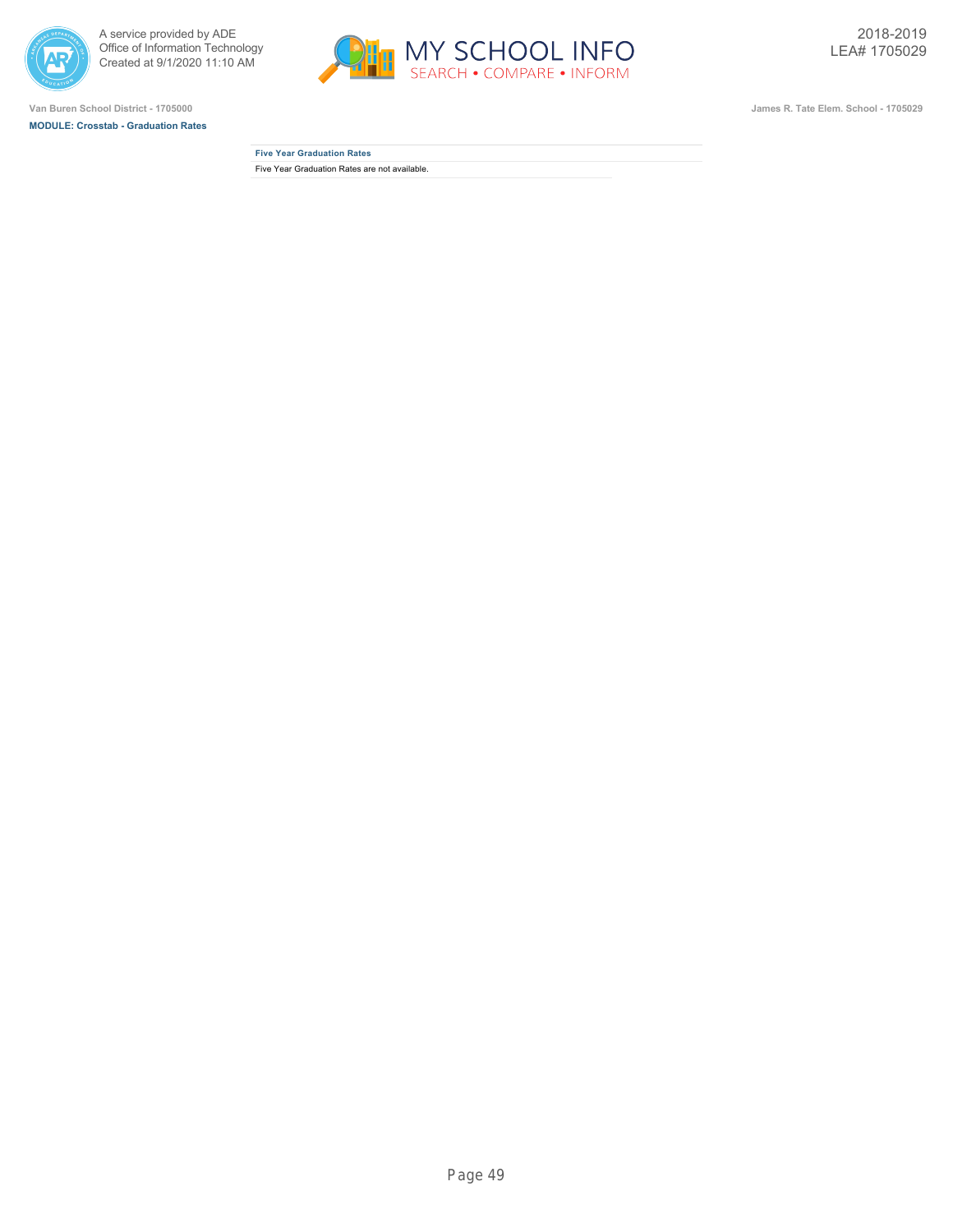Van Buren School District - 1705000

**MODULE: Crosstab - Graduation Rates**

James R. Tate Elem. School - 1705029

2018-2019
LEA# 1705029

| Five Year Graduation Rates |
| --- |
| Five Year Graduation Rates are not available. |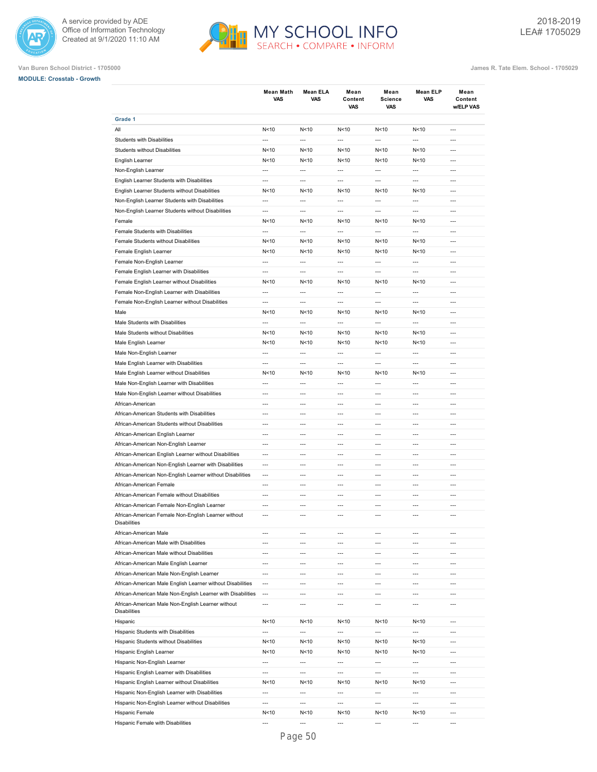Van Buren School District - 1705000

James R. Tate Elem. School - 1705029

**MODULE: Crosstab - Growth**

| | Mean Math VAS | Mean ELA VAS | Mean Content VAS | Mean Science VAS | Mean ELP VAS | Mean Content w/ELP VAS |
|---|---|---|---|---|---|---|
| **Grade 1** | | | | | | |
| All | N<10 | N<10 | N<10 | N<10 | N<10 | --- |
| Students with Disabilities | --- | --- | --- | --- | --- | --- |
| Students without Disabilities | N<10 | N<10 | N<10 | N<10 | N<10 | --- |
| English Learner | N<10 | N<10 | N<10 | N<10 | N<10 | --- |
| Non-English Learner | --- | --- | --- | --- | --- | --- |
| English Learner Students with Disabilities | --- | --- | --- | --- | --- | --- |
| English Learner Students without Disabilities | N<10 | N<10 | N<10 | N<10 | N<10 | --- |
| Non-English Learner Students with Disabilities | --- | --- | --- | --- | --- | --- |
| Non-English Learner Students without Disabilities | --- | --- | --- | --- | --- | --- |
| Female | N<10 | N<10 | N<10 | N<10 | N<10 | --- |
| Female Students with Disabilities | --- | --- | --- | --- | --- | --- |
| Female Students without Disabilities | N<10 | N<10 | N<10 | N<10 | N<10 | --- |
| Female English Learner | N<10 | N<10 | N<10 | N<10 | N<10 | --- |
| Female Non-English Learner | --- | --- | --- | --- | --- | --- |
| Female English Learner with Disabilities | --- | --- | --- | --- | --- | --- |
| Female English Learner without Disabilities | N<10 | N<10 | N<10 | N<10 | N<10 | --- |
| Female Non-English Learner with Disabilities | --- | --- | --- | --- | --- | --- |
| Female Non-English Learner without Disabilities | --- | --- | --- | --- | --- | --- |
| Male | N<10 | N<10 | N<10 | N<10 | N<10 | --- |
| Male Students with Disabilities | --- | --- | --- | --- | --- | --- |
| Male Students without Disabilities | N<10 | N<10 | N<10 | N<10 | N<10 | --- |
| Male English Learner | N<10 | N<10 | N<10 | N<10 | N<10 | --- |
| Male Non-English Learner | --- | --- | --- | --- | --- | --- |
| Male English Learner with Disabilities | --- | --- | --- | --- | --- | --- |
| Male English Learner without Disabilities | N<10 | N<10 | N<10 | N<10 | N<10 | --- |
| Male Non-English Learner with Disabilities | --- | --- | --- | --- | --- | --- |
| Male Non-English Learner without Disabilities | --- | --- | --- | --- | --- | --- |
| African-American | --- | --- | --- | --- | --- | --- |
| African-American Students with Disabilities | --- | --- | --- | --- | --- | --- |
| African-American Students without Disabilities | --- | --- | --- | --- | --- | --- |
| African-American English Learner | --- | --- | --- | --- | --- | --- |
| African-American Non-English Learner | --- | --- | --- | --- | --- | --- |
| African-American English Learner without Disabilities | --- | --- | --- | --- | --- | --- |
| African-American Non-English Learner with Disabilities | --- | --- | --- | --- | --- | --- |
| African-American Non-English Learner without Disabilities | --- | --- | --- | --- | --- | --- |
| African-American Female | --- | --- | --- | --- | --- | --- |
| African-American Female without Disabilities | --- | --- | --- | --- | --- | --- |
| African-American Female Non-English Learner | --- | --- | --- | --- | --- | --- |
| African-American Female Non-English Learner without Disabilities | --- | --- | --- | --- | --- | --- |
| African-American Male | --- | --- | --- | --- | --- | --- |
| African-American Male with Disabilities | --- | --- | --- | --- | --- | --- |
| African-American Male without Disabilities | --- | --- | --- | --- | --- | --- |
| African-American Male English Learner | --- | --- | --- | --- | --- | --- |
| African-American Male Non-English Learner | --- | --- | --- | --- | --- | --- |
| African-American Male English Learner without Disabilities | --- | --- | --- | --- | --- | --- |
| African-American Male Non-English Learner with Disabilities | --- | --- | --- | --- | --- | --- |
| African-American Male Non-English Learner without Disabilities | --- | --- | --- | --- | --- | --- |
| Hispanic | N<10 | N<10 | N<10 | N<10 | N<10 | --- |
| Hispanic Students with Disabilities | --- | --- | --- | --- | --- | --- |
| Hispanic Students without Disabilities | N<10 | N<10 | N<10 | N<10 | N<10 | --- |
| Hispanic English Learner | N<10 | N<10 | N<10 | N<10 | N<10 | --- |
| Hispanic Non-English Learner | --- | --- | --- | --- | --- | --- |
| Hispanic English Learner with Disabilities | --- | --- | --- | --- | --- | --- |
| Hispanic English Learner without Disabilities | N<10 | N<10 | N<10 | N<10 | N<10 | --- |
| Hispanic Non-English Learner with Disabilities | --- | --- | --- | --- | --- | --- |
| Hispanic Non-English Learner without Disabilities | --- | --- | --- | --- | --- | --- |
| Hispanic Female | N<10 | N<10 | N<10 | N<10 | N<10 | --- |
| Hispanic Female with Disabilities | --- | --- | --- | --- | --- | --- |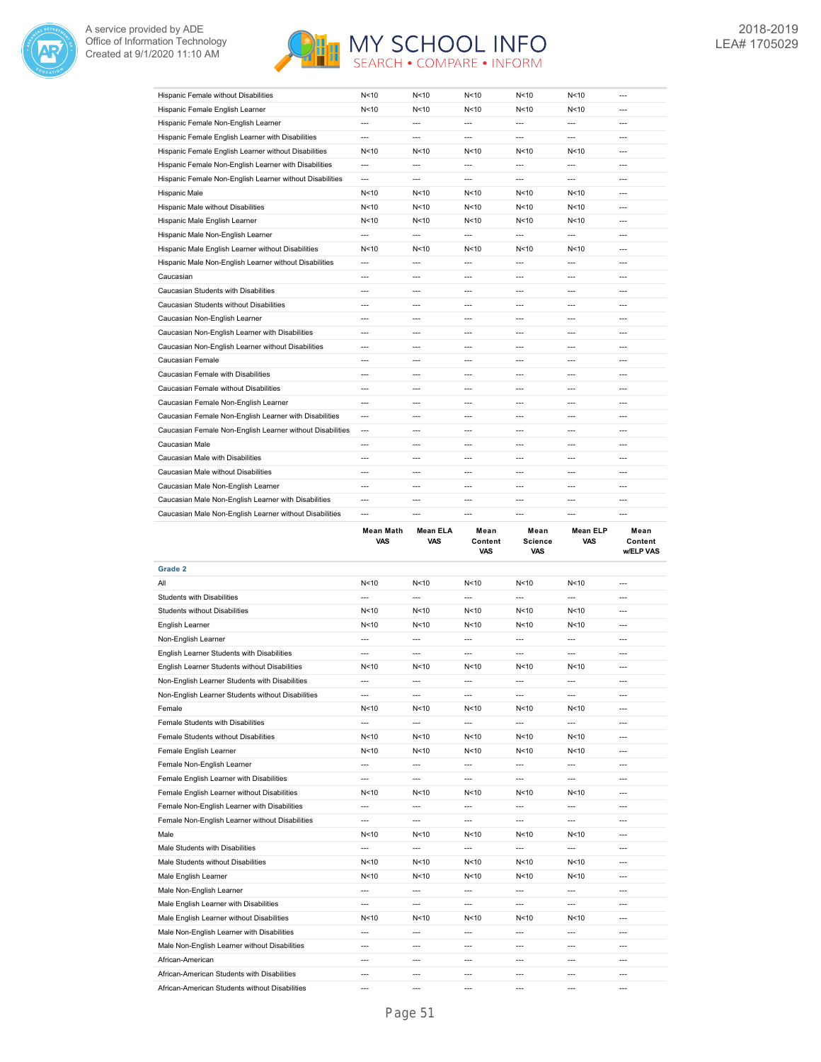| | | | | | | |
|---|---|---|---|---|---|---|
| Hispanic Female without Disabilities | N<10 | N<10 | N<10 | N<10 | N<10 | --- |
| Hispanic Female English Learner | N<10 | N<10 | N<10 | N<10 | N<10 | --- |
| Hispanic Female Non-English Learner | --- | --- | --- | --- | --- | --- |
| Hispanic Female English Learner with Disabilities | --- | --- | --- | --- | --- | --- |
| Hispanic Female English Learner without Disabilities | N<10 | N<10 | N<10 | N<10 | N<10 | --- |
| Hispanic Female Non-English Learner with Disabilities | --- | --- | --- | --- | --- | --- |
| Hispanic Female Non-English Learner without Disabilities | --- | --- | --- | --- | --- | --- |
| Hispanic Male | N<10 | N<10 | N<10 | N<10 | N<10 | --- |
| Hispanic Male without Disabilities | N<10 | N<10 | N<10 | N<10 | N<10 | --- |
| Hispanic Male English Learner | N<10 | N<10 | N<10 | N<10 | N<10 | --- |
| Hispanic Male Non-English Learner | --- | --- | --- | --- | --- | --- |
| Hispanic Male English Learner without Disabilities | N<10 | N<10 | N<10 | N<10 | N<10 | --- |
| Hispanic Male Non-English Learner without Disabilities | --- | --- | --- | --- | --- | --- |
| Caucasian | --- | --- | --- | --- | --- | --- |
| Caucasian Students with Disabilities | --- | --- | --- | --- | --- | --- |
| Caucasian Students without Disabilities | --- | --- | --- | --- | --- | --- |
| Caucasian Non-English Learner | --- | --- | --- | --- | --- | --- |
| Caucasian Non-English Learner with Disabilities | --- | --- | --- | --- | --- | --- |
| Caucasian Non-English Learner without Disabilities | --- | --- | --- | --- | --- | --- |
| Caucasian Female | --- | --- | --- | --- | --- | --- |
| Caucasian Female with Disabilities | --- | --- | --- | --- | --- | --- |
| Caucasian Female without Disabilities | --- | --- | --- | --- | --- | --- |
| Caucasian Female Non-English Learner | --- | --- | --- | --- | --- | --- |
| Caucasian Female Non-English Learner with Disabilities | --- | --- | --- | --- | --- | --- |
| Caucasian Female Non-English Learner without Disabilities | --- | --- | --- | --- | --- | --- |
| Caucasian Male | --- | --- | --- | --- | --- | --- |
| Caucasian Male with Disabilities | --- | --- | --- | --- | --- | --- |
| Caucasian Male without Disabilities | --- | --- | --- | --- | --- | --- |
| Caucasian Male Non-English Learner | --- | --- | --- | --- | --- | --- |
| Caucasian Male Non-English Learner with Disabilities | --- | --- | --- | --- | --- | --- |
| Caucasian Male Non-English Learner without Disabilities | --- | --- | --- | --- | --- | --- |

| | Mean Math VAS | Mean ELA VAS | Mean Content VAS | Mean Science VAS | Mean ELP VAS | Mean Content w/ELP VAS |
|---|---|---|---|---|---|---|
| **Grade 2** | | | | | | |
| All | N<10 | N<10 | N<10 | N<10 | N<10 | --- |
| Students with Disabilities | --- | --- | --- | --- | --- | --- |
| Students without Disabilities | N<10 | N<10 | N<10 | N<10 | N<10 | --- |
| English Learner | N<10 | N<10 | N<10 | N<10 | N<10 | --- |
| Non-English Learner | --- | --- | --- | --- | --- | --- |
| English Learner Students with Disabilities | --- | --- | --- | --- | --- | --- |
| English Learner Students without Disabilities | N<10 | N<10 | N<10 | N<10 | N<10 | --- |
| Non-English Learner Students with Disabilities | --- | --- | --- | --- | --- | --- |
| Non-English Learner Students without Disabilities | --- | --- | --- | --- | --- | --- |
| Female | N<10 | N<10 | N<10 | N<10 | N<10 | --- |
| Female Students with Disabilities | --- | --- | --- | --- | --- | --- |
| Female Students without Disabilities | N<10 | N<10 | N<10 | N<10 | N<10 | --- |
| Female English Learner | N<10 | N<10 | N<10 | N<10 | N<10 | --- |
| Female Non-English Learner | --- | --- | --- | --- | --- | --- |
| Female English Learner with Disabilities | --- | --- | --- | --- | --- | --- |
| Female English Learner without Disabilities | N<10 | N<10 | N<10 | N<10 | N<10 | --- |
| Female Non-English Learner with Disabilities | --- | --- | --- | --- | --- | --- |
| Female Non-English Learner without Disabilities | --- | --- | --- | --- | --- | --- |
| Male | N<10 | N<10 | N<10 | N<10 | N<10 | --- |
| Male Students with Disabilities | --- | --- | --- | --- | --- | --- |
| Male Students without Disabilities | N<10 | N<10 | N<10 | N<10 | N<10 | --- |
| Male English Learner | N<10 | N<10 | N<10 | N<10 | N<10 | --- |
| Male Non-English Learner | --- | --- | --- | --- | --- | --- |
| Male English Learner with Disabilities | --- | --- | --- | --- | --- | --- |
| Male English Learner without Disabilities | N<10 | N<10 | N<10 | N<10 | N<10 | --- |
| Male Non-English Learner with Disabilities | --- | --- | --- | --- | --- | --- |
| Male Non-English Learner without Disabilities | --- | --- | --- | --- | --- | --- |
| African-American | --- | --- | --- | --- | --- | --- |
| African-American Students with Disabilities | --- | --- | --- | --- | --- | --- |
| African-American Students without Disabilities | --- | --- | --- | --- | --- | --- |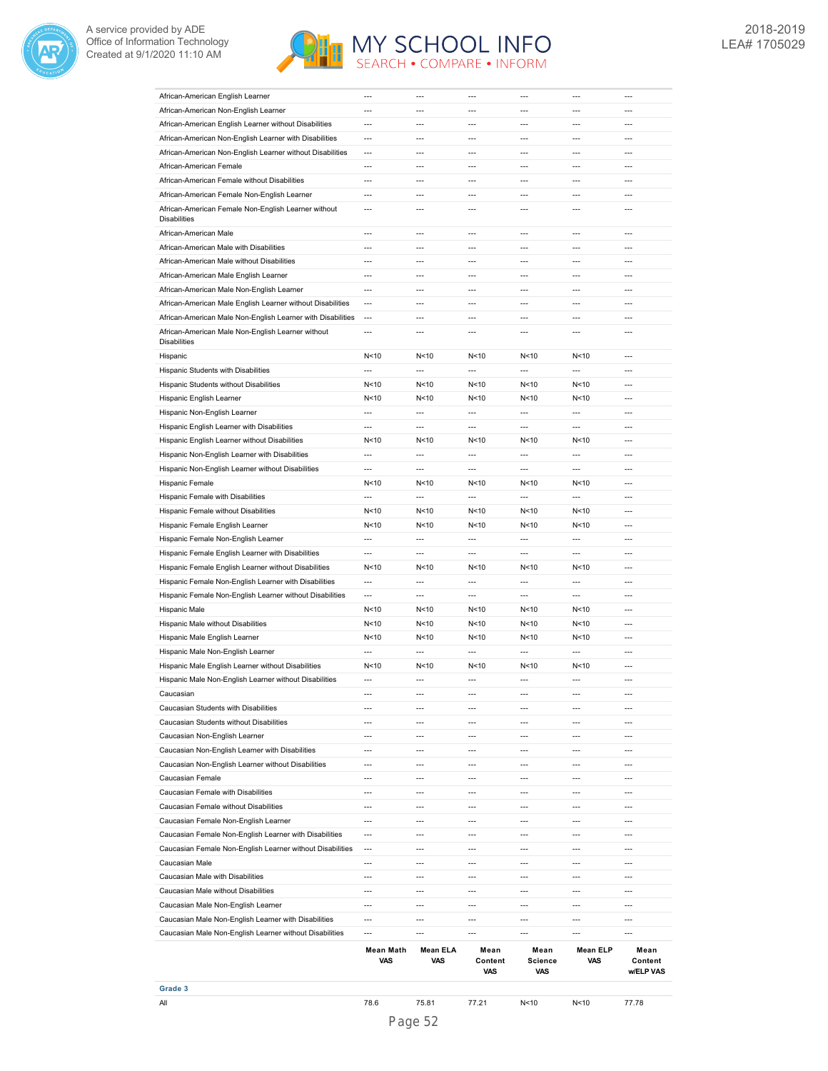| | | | | | | |
|---|---|---|---|---|---|---|
| African-American English Learner | --- | --- | --- | --- | --- | --- |
| African-American Non-English Learner | --- | --- | --- | --- | --- | --- |
| African-American English Learner without Disabilities | --- | --- | --- | --- | --- | --- |
| African-American Non-English Learner with Disabilities | --- | --- | --- | --- | --- | --- |
| African-American Non-English Learner without Disabilities | --- | --- | --- | --- | --- | --- |
| African-American Female | --- | --- | --- | --- | --- | --- |
| African-American Female without Disabilities | --- | --- | --- | --- | --- | --- |
| African-American Female Non-English Learner | --- | --- | --- | --- | --- | --- |
| African-American Female Non-English Learner without Disabilities | --- | --- | --- | --- | --- | --- |
| African-American Male | --- | --- | --- | --- | --- | --- |
| African-American Male with Disabilities | --- | --- | --- | --- | --- | --- |
| African-American Male without Disabilities | --- | --- | --- | --- | --- | --- |
| African-American Male English Learner | --- | --- | --- | --- | --- | --- |
| African-American Male Non-English Learner | --- | --- | --- | --- | --- | --- |
| African-American Male English Learner without Disabilities | --- | --- | --- | --- | --- | --- |
| African-American Male Non-English Learner with Disabilities | --- | --- | --- | --- | --- | --- |
| African-American Male Non-English Learner without Disabilities | --- | --- | --- | --- | --- | --- |
| Hispanic | N<10 | N<10 | N<10 | N<10 | N<10 | --- |
| Hispanic Students with Disabilities | --- | --- | --- | --- | --- | --- |
| Hispanic Students without Disabilities | N<10 | N<10 | N<10 | N<10 | N<10 | --- |
| Hispanic English Learner | N<10 | N<10 | N<10 | N<10 | N<10 | --- |
| Hispanic Non-English Learner | --- | --- | --- | --- | --- | --- |
| Hispanic English Learner with Disabilities | --- | --- | --- | --- | --- | --- |
| Hispanic English Learner without Disabilities | N<10 | N<10 | N<10 | N<10 | N<10 | --- |
| Hispanic Non-English Learner with Disabilities | --- | --- | --- | --- | --- | --- |
| Hispanic Non-English Learner without Disabilities | --- | --- | --- | --- | --- | --- |
| Hispanic Female | N<10 | N<10 | N<10 | N<10 | N<10 | --- |
| Hispanic Female with Disabilities | --- | --- | --- | --- | --- | --- |
| Hispanic Female without Disabilities | N<10 | N<10 | N<10 | N<10 | N<10 | --- |
| Hispanic Female English Learner | N<10 | N<10 | N<10 | N<10 | N<10 | --- |
| Hispanic Female Non-English Learner | --- | --- | --- | --- | --- | --- |
| Hispanic Female English Learner with Disabilities | --- | --- | --- | --- | --- | --- |
| Hispanic Female English Learner without Disabilities | N<10 | N<10 | N<10 | N<10 | N<10 | --- |
| Hispanic Female Non-English Learner with Disabilities | --- | --- | --- | --- | --- | --- |
| Hispanic Female Non-English Learner without Disabilities | --- | --- | --- | --- | --- | --- |
| Hispanic Male | N<10 | N<10 | N<10 | N<10 | N<10 | --- |
| Hispanic Male without Disabilities | N<10 | N<10 | N<10 | N<10 | N<10 | --- |
| Hispanic Male English Learner | N<10 | N<10 | N<10 | N<10 | N<10 | --- |
| Hispanic Male Non-English Learner | --- | --- | --- | --- | --- | --- |
| Hispanic Male English Learner without Disabilities | N<10 | N<10 | N<10 | N<10 | N<10 | --- |
| Hispanic Male Non-English Learner without Disabilities | --- | --- | --- | --- | --- | --- |
| Caucasian | --- | --- | --- | --- | --- | --- |
| Caucasian Students with Disabilities | --- | --- | --- | --- | --- | --- |
| Caucasian Students without Disabilities | --- | --- | --- | --- | --- | --- |
| Caucasian Non-English Learner | --- | --- | --- | --- | --- | --- |
| Caucasian Non-English Learner with Disabilities | --- | --- | --- | --- | --- | --- |
| Caucasian Non-English Learner without Disabilities | --- | --- | --- | --- | --- | --- |
| Caucasian Female | --- | --- | --- | --- | --- | --- |
| Caucasian Female with Disabilities | --- | --- | --- | --- | --- | --- |
| Caucasian Female without Disabilities | --- | --- | --- | --- | --- | --- |
| Caucasian Female Non-English Learner | --- | --- | --- | --- | --- | --- |
| Caucasian Female Non-English Learner with Disabilities | --- | --- | --- | --- | --- | --- |
| Caucasian Female Non-English Learner without Disabilities | --- | --- | --- | --- | --- | --- |
| Caucasian Male | --- | --- | --- | --- | --- | --- |
| Caucasian Male with Disabilities | --- | --- | --- | --- | --- | --- |
| Caucasian Male without Disabilities | --- | --- | --- | --- | --- | --- |
| Caucasian Male Non-English Learner | --- | --- | --- | --- | --- | --- |
| Caucasian Male Non-English Learner with Disabilities | --- | --- | --- | --- | --- | --- |
| Caucasian Male Non-English Learner without Disabilities | --- | --- | --- | --- | --- | --- |

| | Mean Math VAS | Mean ELA VAS | Mean Content VAS | Mean Science VAS | Mean ELP VAS | Mean Content w/ELP VAS |
|---|---|---|---|---|---|---|
| **Grade 3** | | | | | | |
| All | 78.6 | 75.81 | 77.21 | N<10 | N<10 | 77.78 |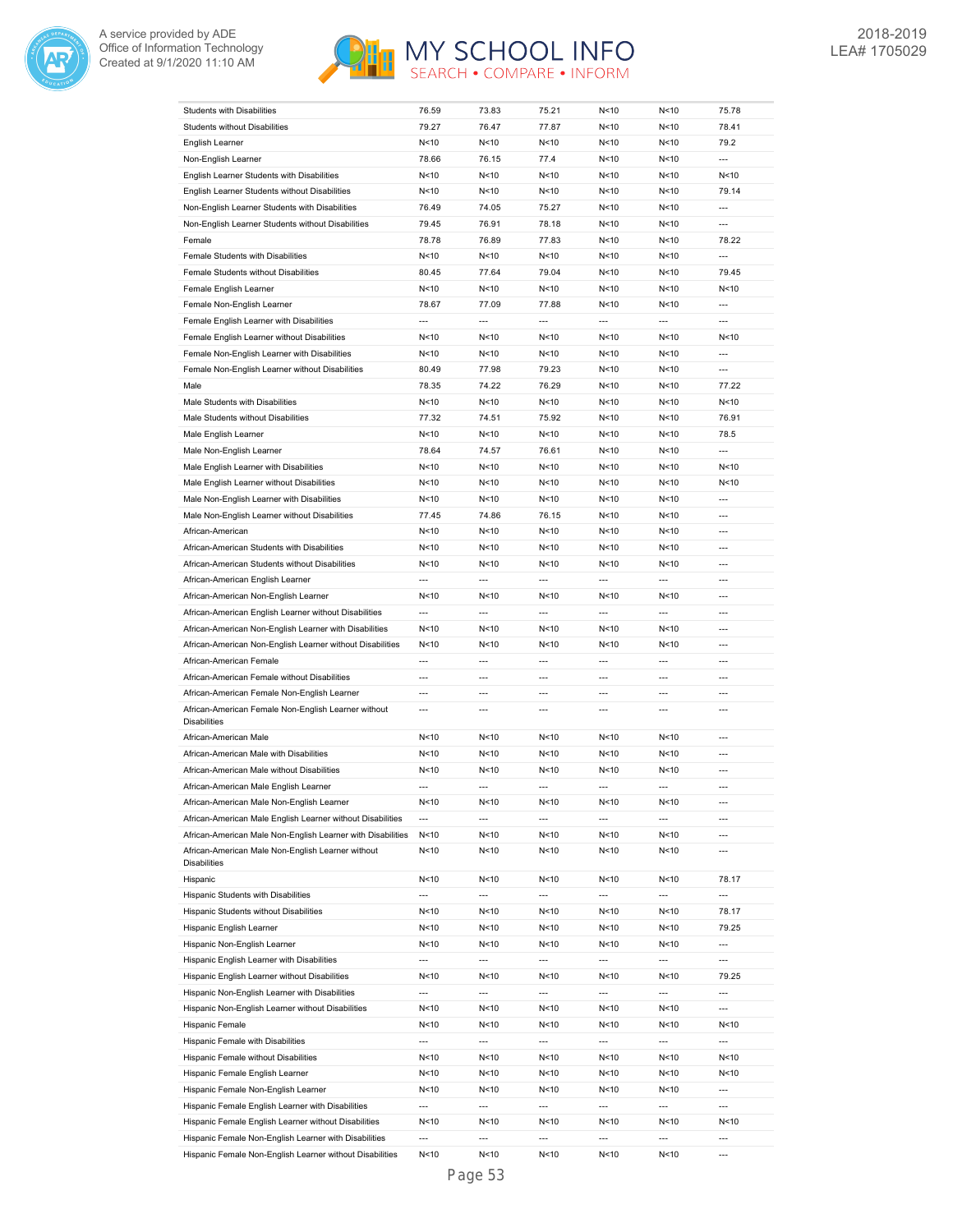| | | | | | | |
|---|---|---|---|---|---|---|
| Students with Disabilities | 76.59 | 73.83 | 75.21 | N<10 | N<10 | 75.78 |
| Students without Disabilities | 79.27 | 76.47 | 77.87 | N<10 | N<10 | 78.41 |
| English Learner | N<10 | N<10 | N<10 | N<10 | N<10 | 79.2 |
| Non-English Learner | 78.66 | 76.15 | 77.4 | N<10 | N<10 | --- |
| English Learner Students with Disabilities | N<10 | N<10 | N<10 | N<10 | N<10 | N<10 |
| English Learner Students without Disabilities | N<10 | N<10 | N<10 | N<10 | N<10 | 79.14 |
| Non-English Learner Students with Disabilities | 76.49 | 74.05 | 75.27 | N<10 | N<10 | --- |
| Non-English Learner Students without Disabilities | 79.45 | 76.91 | 78.18 | N<10 | N<10 | --- |
| Female | 78.78 | 76.89 | 77.83 | N<10 | N<10 | 78.22 |
| Female Students with Disabilities | N<10 | N<10 | N<10 | N<10 | N<10 | --- |
| Female Students without Disabilities | 80.45 | 77.64 | 79.04 | N<10 | N<10 | 79.45 |
| Female English Learner | N<10 | N<10 | N<10 | N<10 | N<10 | N<10 |
| Female Non-English Learner | 78.67 | 77.09 | 77.88 | N<10 | N<10 | --- |
| Female English Learner with Disabilities | --- | --- | --- | --- | --- | --- |
| Female English Learner without Disabilities | N<10 | N<10 | N<10 | N<10 | N<10 | N<10 |
| Female Non-English Learner with Disabilities | N<10 | N<10 | N<10 | N<10 | N<10 | --- |
| Female Non-English Learner without Disabilities | 80.49 | 77.98 | 79.23 | N<10 | N<10 | --- |
| Male | 78.35 | 74.22 | 76.29 | N<10 | N<10 | 77.22 |
| Male Students with Disabilities | N<10 | N<10 | N<10 | N<10 | N<10 | N<10 |
| Male Students without Disabilities | 77.32 | 74.51 | 75.92 | N<10 | N<10 | 76.91 |
| Male English Learner | N<10 | N<10 | N<10 | N<10 | N<10 | 78.5 |
| Male Non-English Learner | 78.64 | 74.57 | 76.61 | N<10 | N<10 | --- |
| Male English Learner with Disabilities | N<10 | N<10 | N<10 | N<10 | N<10 | N<10 |
| Male English Learner without Disabilities | N<10 | N<10 | N<10 | N<10 | N<10 | N<10 |
| Male Non-English Learner with Disabilities | N<10 | N<10 | N<10 | N<10 | N<10 | --- |
| Male Non-English Learner without Disabilities | 77.45 | 74.86 | 76.15 | N<10 | N<10 | --- |
| African-American | N<10 | N<10 | N<10 | N<10 | N<10 | --- |
| African-American Students with Disabilities | N<10 | N<10 | N<10 | N<10 | N<10 | --- |
| African-American Students without Disabilities | N<10 | N<10 | N<10 | N<10 | N<10 | --- |
| African-American English Learner | --- | --- | --- | --- | --- | --- |
| African-American Non-English Learner | N<10 | N<10 | N<10 | N<10 | N<10 | --- |
| African-American English Learner without Disabilities | --- | --- | --- | --- | --- | --- |
| African-American Non-English Learner with Disabilities | N<10 | N<10 | N<10 | N<10 | N<10 | --- |
| African-American Non-English Learner without Disabilities | N<10 | N<10 | N<10 | N<10 | N<10 | --- |
| African-American Female | --- | --- | --- | --- | --- | --- |
| African-American Female without Disabilities | --- | --- | --- | --- | --- | --- |
| African-American Female Non-English Learner | --- | --- | --- | --- | --- | --- |
| African-American Female Non-English Learner without Disabilities | --- | --- | --- | --- | --- | --- |
| African-American Male | N<10 | N<10 | N<10 | N<10 | N<10 | --- |
| African-American Male with Disabilities | N<10 | N<10 | N<10 | N<10 | N<10 | --- |
| African-American Male without Disabilities | N<10 | N<10 | N<10 | N<10 | N<10 | --- |
| African-American Male English Learner | --- | --- | --- | --- | --- | --- |
| African-American Male Non-English Learner | N<10 | N<10 | N<10 | N<10 | N<10 | --- |
| African-American Male English Learner without Disabilities | --- | --- | --- | --- | --- | --- |
| African-American Male Non-English Learner with Disabilities | N<10 | N<10 | N<10 | N<10 | N<10 | --- |
| African-American Male Non-English Learner without Disabilities | N<10 | N<10 | N<10 | N<10 | N<10 | --- |
| Hispanic | N<10 | N<10 | N<10 | N<10 | N<10 | 78.17 |
| Hispanic Students with Disabilities | --- | --- | --- | --- | --- | --- |
| Hispanic Students without Disabilities | N<10 | N<10 | N<10 | N<10 | N<10 | 78.17 |
| Hispanic English Learner | N<10 | N<10 | N<10 | N<10 | N<10 | 79.25 |
| Hispanic Non-English Learner | N<10 | N<10 | N<10 | N<10 | N<10 | --- |
| Hispanic English Learner with Disabilities | --- | --- | --- | --- | --- | --- |
| Hispanic English Learner without Disabilities | N<10 | N<10 | N<10 | N<10 | N<10 | 79.25 |
| Hispanic Non-English Learner with Disabilities | --- | --- | --- | --- | --- | --- |
| Hispanic Non-English Learner without Disabilities | N<10 | N<10 | N<10 | N<10 | N<10 | --- |
| Hispanic Female | N<10 | N<10 | N<10 | N<10 | N<10 | N<10 |
| Hispanic Female with Disabilities | --- | --- | --- | --- | --- | --- |
| Hispanic Female without Disabilities | N<10 | N<10 | N<10 | N<10 | N<10 | N<10 |
| Hispanic Female English Learner | N<10 | N<10 | N<10 | N<10 | N<10 | N<10 |
| Hispanic Female Non-English Learner | N<10 | N<10 | N<10 | N<10 | N<10 | --- |
| Hispanic Female English Learner with Disabilities | --- | --- | --- | --- | --- | --- |
| Hispanic Female English Learner without Disabilities | N<10 | N<10 | N<10 | N<10 | N<10 | N<10 |
| Hispanic Female Non-English Learner with Disabilities | --- | --- | --- | --- | --- | --- |
| Hispanic Female Non-English Learner without Disabilities | N<10 | N<10 | N<10 | N<10 | N<10 | --- |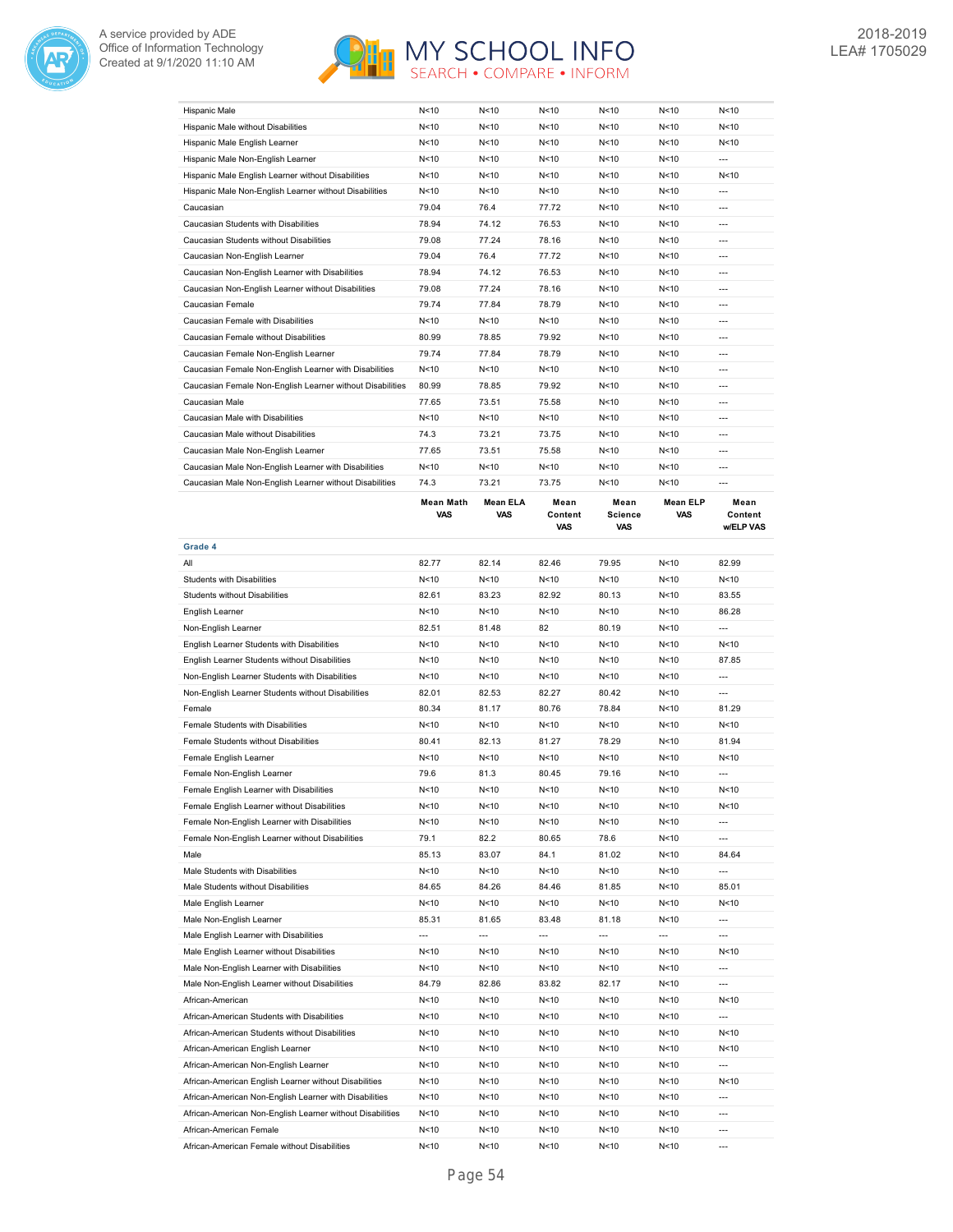| | Mean Math VAS | Mean ELA VAS | Mean Content VAS | Mean Science VAS | Mean ELP VAS | Mean Content w/ELP VAS |
|---|---|---|---|---|---|---|
| Hispanic Male | N<10 | N<10 | N<10 | N<10 | N<10 | N<10 |
| Hispanic Male without Disabilities | N<10 | N<10 | N<10 | N<10 | N<10 | N<10 |
| Hispanic Male English Learner | N<10 | N<10 | N<10 | N<10 | N<10 | N<10 |
| Hispanic Male Non-English Learner | N<10 | N<10 | N<10 | N<10 | N<10 | --- |
| Hispanic Male English Learner without Disabilities | N<10 | N<10 | N<10 | N<10 | N<10 | N<10 |
| Hispanic Male Non-English Learner without Disabilities | N<10 | N<10 | N<10 | N<10 | N<10 | --- |
| Caucasian | 79.04 | 76.4 | 77.72 | N<10 | N<10 | --- |
| Caucasian Students with Disabilities | 78.94 | 74.12 | 76.53 | N<10 | N<10 | --- |
| Caucasian Students without Disabilities | 79.08 | 77.24 | 78.16 | N<10 | N<10 | --- |
| Caucasian Non-English Learner | 79.04 | 76.4 | 77.72 | N<10 | N<10 | --- |
| Caucasian Non-English Learner with Disabilities | 78.94 | 74.12 | 76.53 | N<10 | N<10 | --- |
| Caucasian Non-English Learner without Disabilities | 79.08 | 77.24 | 78.16 | N<10 | N<10 | --- |
| Caucasian Female | 79.74 | 77.84 | 78.79 | N<10 | N<10 | --- |
| Caucasian Female with Disabilities | N<10 | N<10 | N<10 | N<10 | N<10 | --- |
| Caucasian Female without Disabilities | 80.99 | 78.85 | 79.92 | N<10 | N<10 | --- |
| Caucasian Female Non-English Learner | 79.74 | 77.84 | 78.79 | N<10 | N<10 | --- |
| Caucasian Female Non-English Learner with Disabilities | N<10 | N<10 | N<10 | N<10 | N<10 | --- |
| Caucasian Female Non-English Learner without Disabilities | 80.99 | 78.85 | 79.92 | N<10 | N<10 | --- |
| Caucasian Male | 77.65 | 73.51 | 75.58 | N<10 | N<10 | --- |
| Caucasian Male with Disabilities | N<10 | N<10 | N<10 | N<10 | N<10 | --- |
| Caucasian Male without Disabilities | 74.3 | 73.21 | 73.75 | N<10 | N<10 | --- |
| Caucasian Male Non-English Learner | 77.65 | 73.51 | 75.58 | N<10 | N<10 | --- |
| Caucasian Male Non-English Learner with Disabilities | N<10 | N<10 | N<10 | N<10 | N<10 | --- |
| Caucasian Male Non-English Learner without Disabilities | 74.3 | 73.21 | 73.75 | N<10 | N<10 | --- |

| | Mean Math VAS | Mean ELA VAS | Mean Content VAS | Mean Science VAS | Mean ELP VAS | Mean Content w/ELP VAS |
|---|---|---|---|---|---|---|
| **Grade 4** | | | | | | |
| All | 82.77 | 82.14 | 82.46 | 79.95 | N<10 | 82.99 |
| Students with Disabilities | N<10 | N<10 | N<10 | N<10 | N<10 | N<10 |
| Students without Disabilities | 82.61 | 83.23 | 82.92 | 80.13 | N<10 | 83.55 |
| English Learner | N<10 | N<10 | N<10 | N<10 | N<10 | 86.28 |
| Non-English Learner | 82.51 | 81.48 | 82 | 80.19 | N<10 | --- |
| English Learner Students with Disabilities | N<10 | N<10 | N<10 | N<10 | N<10 | N<10 |
| English Learner Students without Disabilities | N<10 | N<10 | N<10 | N<10 | N<10 | 87.85 |
| Non-English Learner Students with Disabilities | N<10 | N<10 | N<10 | N<10 | N<10 | --- |
| Non-English Learner Students without Disabilities | 82.01 | 82.53 | 82.27 | 80.42 | N<10 | --- |
| Female | 80.34 | 81.17 | 80.76 | 78.84 | N<10 | 81.29 |
| Female Students with Disabilities | N<10 | N<10 | N<10 | N<10 | N<10 | N<10 |
| Female Students without Disabilities | 80.41 | 82.13 | 81.27 | 78.29 | N<10 | 81.94 |
| Female English Learner | N<10 | N<10 | N<10 | N<10 | N<10 | N<10 |
| Female Non-English Learner | 79.6 | 81.3 | 80.45 | 79.16 | N<10 | --- |
| Female English Learner with Disabilities | N<10 | N<10 | N<10 | N<10 | N<10 | N<10 |
| Female English Learner without Disabilities | N<10 | N<10 | N<10 | N<10 | N<10 | N<10 |
| Female Non-English Learner with Disabilities | N<10 | N<10 | N<10 | N<10 | N<10 | --- |
| Female Non-English Learner without Disabilities | 79.1 | 82.2 | 80.65 | 78.6 | N<10 | --- |
| Male | 85.13 | 83.07 | 84.1 | 81.02 | N<10 | 84.64 |
| Male Students with Disabilities | N<10 | N<10 | N<10 | N<10 | N<10 | --- |
| Male Students without Disabilities | 84.65 | 84.26 | 84.46 | 81.85 | N<10 | 85.01 |
| Male English Learner | N<10 | N<10 | N<10 | N<10 | N<10 | N<10 |
| Male Non-English Learner | 85.31 | 81.65 | 83.48 | 81.18 | N<10 | --- |
| Male English Learner with Disabilities | --- | --- | --- | --- | --- | --- |
| Male English Learner without Disabilities | N<10 | N<10 | N<10 | N<10 | N<10 | N<10 |
| Male Non-English Learner with Disabilities | N<10 | N<10 | N<10 | N<10 | N<10 | --- |
| Male Non-English Learner without Disabilities | 84.79 | 82.86 | 83.82 | 82.17 | N<10 | --- |
| African-American | N<10 | N<10 | N<10 | N<10 | N<10 | N<10 |
| African-American Students with Disabilities | N<10 | N<10 | N<10 | N<10 | N<10 | --- |
| African-American Students without Disabilities | N<10 | N<10 | N<10 | N<10 | N<10 | N<10 |
| African-American English Learner | N<10 | N<10 | N<10 | N<10 | N<10 | N<10 |
| African-American Non-English Learner | N<10 | N<10 | N<10 | N<10 | N<10 | --- |
| African-American English Learner without Disabilities | N<10 | N<10 | N<10 | N<10 | N<10 | N<10 |
| African-American Non-English Learner with Disabilities | N<10 | N<10 | N<10 | N<10 | N<10 | --- |
| African-American Non-English Learner without Disabilities | N<10 | N<10 | N<10 | N<10 | N<10 | --- |
| African-American Female | N<10 | N<10 | N<10 | N<10 | N<10 | --- |
| African-American Female without Disabilities | N<10 | N<10 | N<10 | N<10 | N<10 | --- |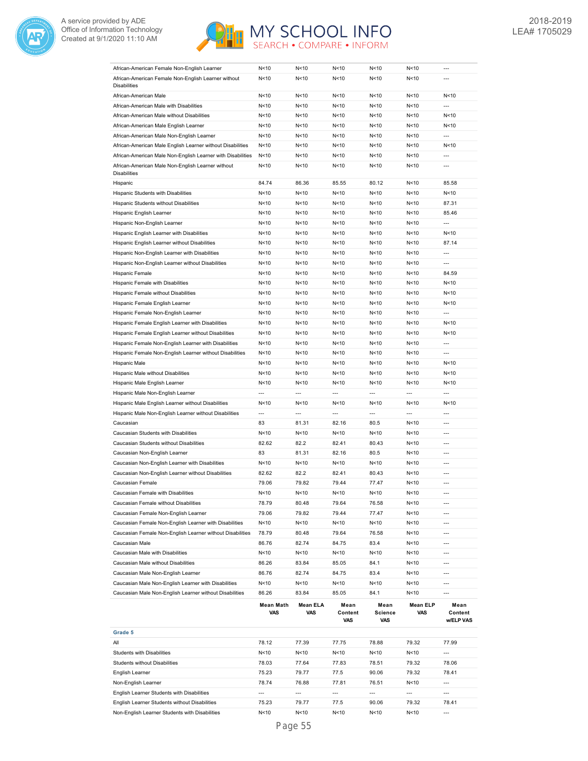| | | | | | | |
|---|---|---|---|---|---|---|
| African-American Female Non-English Learner | N<10 | N<10 | N<10 | N<10 | N<10 | --- |
| African-American Female Non-English Learner without Disabilities | N<10 | N<10 | N<10 | N<10 | N<10 | --- |
| African-American Male | N<10 | N<10 | N<10 | N<10 | N<10 | N<10 |
| African-American Male with Disabilities | N<10 | N<10 | N<10 | N<10 | N<10 | --- |
| African-American Male without Disabilities | N<10 | N<10 | N<10 | N<10 | N<10 | N<10 |
| African-American Male English Learner | N<10 | N<10 | N<10 | N<10 | N<10 | N<10 |
| African-American Male Non-English Learner | N<10 | N<10 | N<10 | N<10 | N<10 | --- |
| African-American Male English Learner without Disabilities | N<10 | N<10 | N<10 | N<10 | N<10 | N<10 |
| African-American Male Non-English Learner with Disabilities | N<10 | N<10 | N<10 | N<10 | N<10 | --- |
| African-American Male Non-English Learner without Disabilities | N<10 | N<10 | N<10 | N<10 | N<10 | --- |
| Hispanic | 84.74 | 86.36 | 85.55 | 80.12 | N<10 | 85.58 |
| Hispanic Students with Disabilities | N<10 | N<10 | N<10 | N<10 | N<10 | N<10 |
| Hispanic Students without Disabilities | N<10 | N<10 | N<10 | N<10 | N<10 | 87.31 |
| Hispanic English Learner | N<10 | N<10 | N<10 | N<10 | N<10 | 85.46 |
| Hispanic Non-English Learner | N<10 | N<10 | N<10 | N<10 | N<10 | --- |
| Hispanic English Learner with Disabilities | N<10 | N<10 | N<10 | N<10 | N<10 | N<10 |
| Hispanic English Learner without Disabilities | N<10 | N<10 | N<10 | N<10 | N<10 | 87.14 |
| Hispanic Non-English Learner with Disabilities | N<10 | N<10 | N<10 | N<10 | N<10 | --- |
| Hispanic Non-English Learner without Disabilities | N<10 | N<10 | N<10 | N<10 | N<10 | --- |
| Hispanic Female | N<10 | N<10 | N<10 | N<10 | N<10 | 84.59 |
| Hispanic Female with Disabilities | N<10 | N<10 | N<10 | N<10 | N<10 | N<10 |
| Hispanic Female without Disabilities | N<10 | N<10 | N<10 | N<10 | N<10 | N<10 |
| Hispanic Female English Learner | N<10 | N<10 | N<10 | N<10 | N<10 | N<10 |
| Hispanic Female Non-English Learner | N<10 | N<10 | N<10 | N<10 | N<10 | --- |
| Hispanic Female English Learner with Disabilities | N<10 | N<10 | N<10 | N<10 | N<10 | N<10 |
| Hispanic Female English Learner without Disabilities | N<10 | N<10 | N<10 | N<10 | N<10 | N<10 |
| Hispanic Female Non-English Learner with Disabilities | N<10 | N<10 | N<10 | N<10 | N<10 | --- |
| Hispanic Female Non-English Learner without Disabilities | N<10 | N<10 | N<10 | N<10 | N<10 | --- |
| Hispanic Male | N<10 | N<10 | N<10 | N<10 | N<10 | N<10 |
| Hispanic Male without Disabilities | N<10 | N<10 | N<10 | N<10 | N<10 | N<10 |
| Hispanic Male English Learner | N<10 | N<10 | N<10 | N<10 | N<10 | N<10 |
| Hispanic Male Non-English Learner | --- | --- | --- | --- | --- | --- |
| Hispanic Male English Learner without Disabilities | N<10 | N<10 | N<10 | N<10 | N<10 | N<10 |
| Hispanic Male Non-English Learner without Disabilities | --- | --- | --- | --- | --- | --- |
| Caucasian | 83 | 81.31 | 82.16 | 80.5 | N<10 | --- |
| Caucasian Students with Disabilities | N<10 | N<10 | N<10 | N<10 | N<10 | --- |
| Caucasian Students without Disabilities | 82.62 | 82.2 | 82.41 | 80.43 | N<10 | --- |
| Caucasian Non-English Learner | 83 | 81.31 | 82.16 | 80.5 | N<10 | --- |
| Caucasian Non-English Learner with Disabilities | N<10 | N<10 | N<10 | N<10 | N<10 | --- |
| Caucasian Non-English Learner without Disabilities | 82.62 | 82.2 | 82.41 | 80.43 | N<10 | --- |
| Caucasian Female | 79.06 | 79.82 | 79.44 | 77.47 | N<10 | --- |
| Caucasian Female with Disabilities | N<10 | N<10 | N<10 | N<10 | N<10 | --- |
| Caucasian Female without Disabilities | 78.79 | 80.48 | 79.64 | 76.58 | N<10 | --- |
| Caucasian Female Non-English Learner | 79.06 | 79.82 | 79.44 | 77.47 | N<10 | --- |
| Caucasian Female Non-English Learner with Disabilities | N<10 | N<10 | N<10 | N<10 | N<10 | --- |
| Caucasian Female Non-English Learner without Disabilities | 78.79 | 80.48 | 79.64 | 76.58 | N<10 | --- |
| Caucasian Male | 86.76 | 82.74 | 84.75 | 83.4 | N<10 | --- |
| Caucasian Male with Disabilities | N<10 | N<10 | N<10 | N<10 | N<10 | --- |
| Caucasian Male without Disabilities | 86.26 | 83.84 | 85.05 | 84.1 | N<10 | --- |
| Caucasian Male Non-English Learner | 86.76 | 82.74 | 84.75 | 83.4 | N<10 | --- |
| Caucasian Male Non-English Learner with Disabilities | N<10 | N<10 | N<10 | N<10 | N<10 | --- |
| Caucasian Male Non-English Learner without Disabilities | 86.26 | 83.84 | 85.05 | 84.1 | N<10 | --- |

| | Mean Math VAS | Mean ELA VAS | Mean Content VAS | Mean Science VAS | Mean ELP VAS | Mean Content w/ELP VAS |
|---|---|---|---|---|---|---|
| **Grade 5** | | | | | | |
| All | 78.12 | 77.39 | 77.75 | 78.88 | 79.32 | 77.99 |
| Students with Disabilities | N<10 | N<10 | N<10 | N<10 | N<10 | --- |
| Students without Disabilities | 78.03 | 77.64 | 77.83 | 78.51 | 79.32 | 78.06 |
| English Learner | 75.23 | 79.77 | 77.5 | 90.06 | 79.32 | 78.41 |
| Non-English Learner | 78.74 | 76.88 | 77.81 | 76.51 | N<10 | --- |
| English Learner Students with Disabilities | --- | --- | --- | --- | --- | --- |
| English Learner Students without Disabilities | 75.23 | 79.77 | 77.5 | 90.06 | 79.32 | 78.41 |
| Non-English Learner Students with Disabilities | N<10 | N<10 | N<10 | N<10 | N<10 | --- |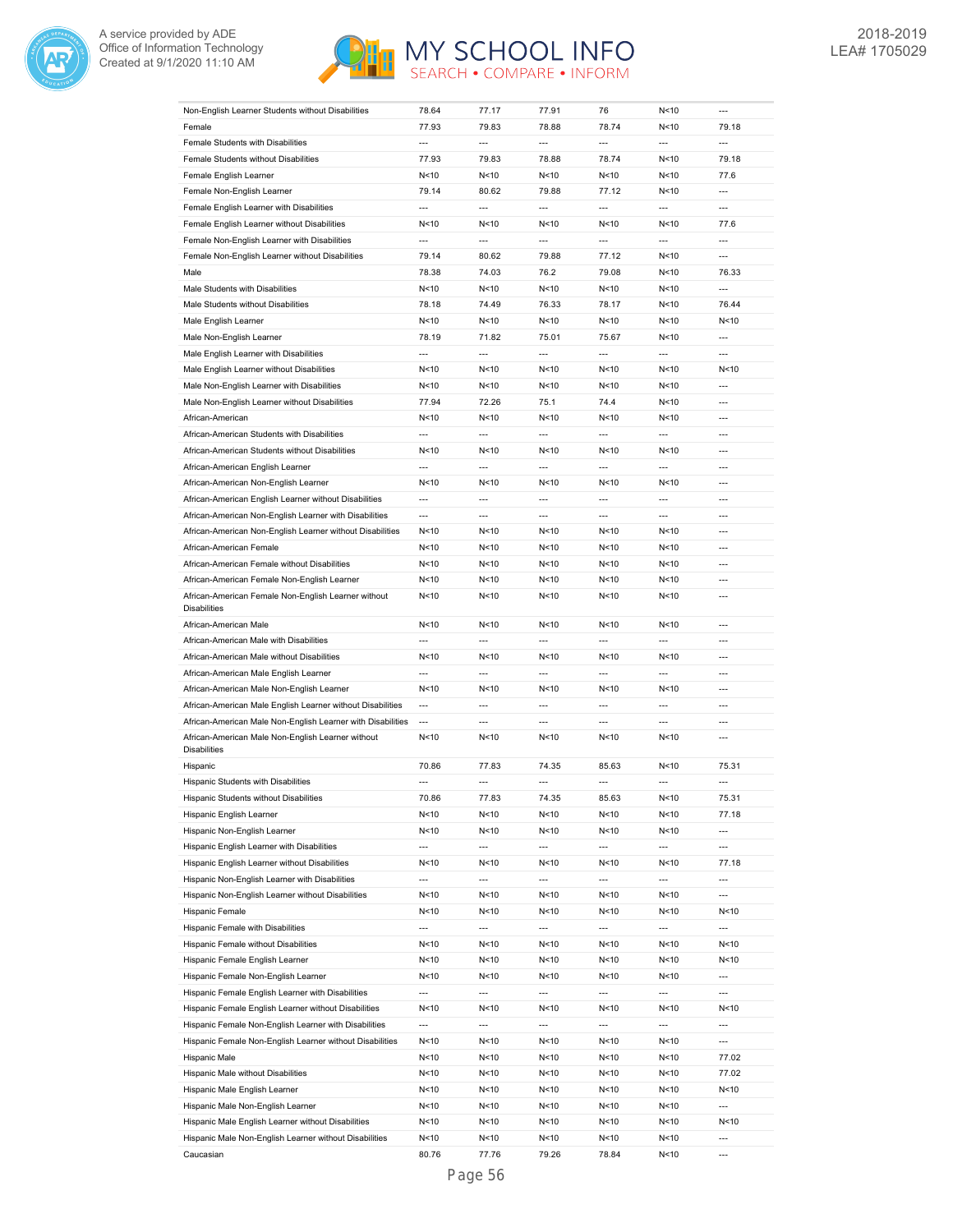| | | | | | | |
|---|---|---|---|---|---|---|
| Non-English Learner Students without Disabilities | 78.64 | 77.17 | 77.91 | 76 | N<10 | --- |
| Female | 77.93 | 79.83 | 78.88 | 78.74 | N<10 | 79.18 |
| Female Students with Disabilities | --- | --- | --- | --- | --- | --- |
| Female Students without Disabilities | 77.93 | 79.83 | 78.88 | 78.74 | N<10 | 79.18 |
| Female English Learner | N<10 | N<10 | N<10 | N<10 | N<10 | 77.6 |
| Female Non-English Learner | 79.14 | 80.62 | 79.88 | 77.12 | N<10 | --- |
| Female English Learner with Disabilities | --- | --- | --- | --- | --- | --- |
| Female English Learner without Disabilities | N<10 | N<10 | N<10 | N<10 | N<10 | 77.6 |
| Female Non-English Learner with Disabilities | --- | --- | --- | --- | --- | --- |
| Female Non-English Learner without Disabilities | 79.14 | 80.62 | 79.88 | 77.12 | N<10 | --- |
| Male | 78.38 | 74.03 | 76.2 | 79.08 | N<10 | 76.33 |
| Male Students with Disabilities | N<10 | N<10 | N<10 | N<10 | N<10 | --- |
| Male Students without Disabilities | 78.18 | 74.49 | 76.33 | 78.17 | N<10 | 76.44 |
| Male English Learner | N<10 | N<10 | N<10 | N<10 | N<10 | N<10 |
| Male Non-English Learner | 78.19 | 71.82 | 75.01 | 75.67 | N<10 | --- |
| Male English Learner with Disabilities | --- | --- | --- | --- | --- | --- |
| Male English Learner without Disabilities | N<10 | N<10 | N<10 | N<10 | N<10 | N<10 |
| Male Non-English Learner with Disabilities | N<10 | N<10 | N<10 | N<10 | N<10 | --- |
| Male Non-English Learner without Disabilities | 77.94 | 72.26 | 75.1 | 74.4 | N<10 | --- |
| African-American | N<10 | N<10 | N<10 | N<10 | N<10 | --- |
| African-American Students with Disabilities | --- | --- | --- | --- | --- | --- |
| African-American Students without Disabilities | N<10 | N<10 | N<10 | N<10 | N<10 | --- |
| African-American English Learner | --- | --- | --- | --- | --- | --- |
| African-American Non-English Learner | N<10 | N<10 | N<10 | N<10 | N<10 | --- |
| African-American English Learner without Disabilities | --- | --- | --- | --- | --- | --- |
| African-American Non-English Learner with Disabilities | --- | --- | --- | --- | --- | --- |
| African-American Non-English Learner without Disabilities | N<10 | N<10 | N<10 | N<10 | N<10 | --- |
| African-American Female | N<10 | N<10 | N<10 | N<10 | N<10 | --- |
| African-American Female without Disabilities | N<10 | N<10 | N<10 | N<10 | N<10 | --- |
| African-American Female Non-English Learner | N<10 | N<10 | N<10 | N<10 | N<10 | --- |
| African-American Female Non-English Learner without Disabilities | N<10 | N<10 | N<10 | N<10 | N<10 | --- |
| African-American Male | N<10 | N<10 | N<10 | N<10 | N<10 | --- |
| African-American Male with Disabilities | --- | --- | --- | --- | --- | --- |
| African-American Male without Disabilities | N<10 | N<10 | N<10 | N<10 | N<10 | --- |
| African-American Male English Learner | --- | --- | --- | --- | --- | --- |
| African-American Male Non-English Learner | N<10 | N<10 | N<10 | N<10 | N<10 | --- |
| African-American Male English Learner without Disabilities | --- | --- | --- | --- | --- | --- |
| African-American Male Non-English Learner with Disabilities | --- | --- | --- | --- | --- | --- |
| African-American Male Non-English Learner without Disabilities | N<10 | N<10 | N<10 | N<10 | N<10 | --- |
| Hispanic | 70.86 | 77.83 | 74.35 | 85.63 | N<10 | 75.31 |
| Hispanic Students with Disabilities | --- | --- | --- | --- | --- | --- |
| Hispanic Students without Disabilities | 70.86 | 77.83 | 74.35 | 85.63 | N<10 | 75.31 |
| Hispanic English Learner | N<10 | N<10 | N<10 | N<10 | N<10 | 77.18 |
| Hispanic Non-English Learner | N<10 | N<10 | N<10 | N<10 | N<10 | --- |
| Hispanic English Learner with Disabilities | --- | --- | --- | --- | --- | --- |
| Hispanic English Learner without Disabilities | N<10 | N<10 | N<10 | N<10 | N<10 | 77.18 |
| Hispanic Non-English Learner with Disabilities | --- | --- | --- | --- | --- | --- |
| Hispanic Non-English Learner without Disabilities | N<10 | N<10 | N<10 | N<10 | N<10 | --- |
| Hispanic Female | N<10 | N<10 | N<10 | N<10 | N<10 | N<10 |
| Hispanic Female with Disabilities | --- | --- | --- | --- | --- | --- |
| Hispanic Female without Disabilities | N<10 | N<10 | N<10 | N<10 | N<10 | N<10 |
| Hispanic Female English Learner | N<10 | N<10 | N<10 | N<10 | N<10 | N<10 |
| Hispanic Female Non-English Learner | N<10 | N<10 | N<10 | N<10 | N<10 | --- |
| Hispanic Female English Learner with Disabilities | --- | --- | --- | --- | --- | --- |
| Hispanic Female English Learner without Disabilities | N<10 | N<10 | N<10 | N<10 | N<10 | N<10 |
| Hispanic Female Non-English Learner with Disabilities | --- | --- | --- | --- | --- | --- |
| Hispanic Female Non-English Learner without Disabilities | N<10 | N<10 | N<10 | N<10 | N<10 | --- |
| Hispanic Male | N<10 | N<10 | N<10 | N<10 | N<10 | 77.02 |
| Hispanic Male without Disabilities | N<10 | N<10 | N<10 | N<10 | N<10 | 77.02 |
| Hispanic Male English Learner | N<10 | N<10 | N<10 | N<10 | N<10 | N<10 |
| Hispanic Male Non-English Learner | N<10 | N<10 | N<10 | N<10 | N<10 | --- |
| Hispanic Male English Learner without Disabilities | N<10 | N<10 | N<10 | N<10 | N<10 | N<10 |
| Hispanic Male Non-English Learner without Disabilities | N<10 | N<10 | N<10 | N<10 | N<10 | --- |
| Caucasian | 80.76 | 77.76 | 79.26 | 78.84 | N<10 | --- |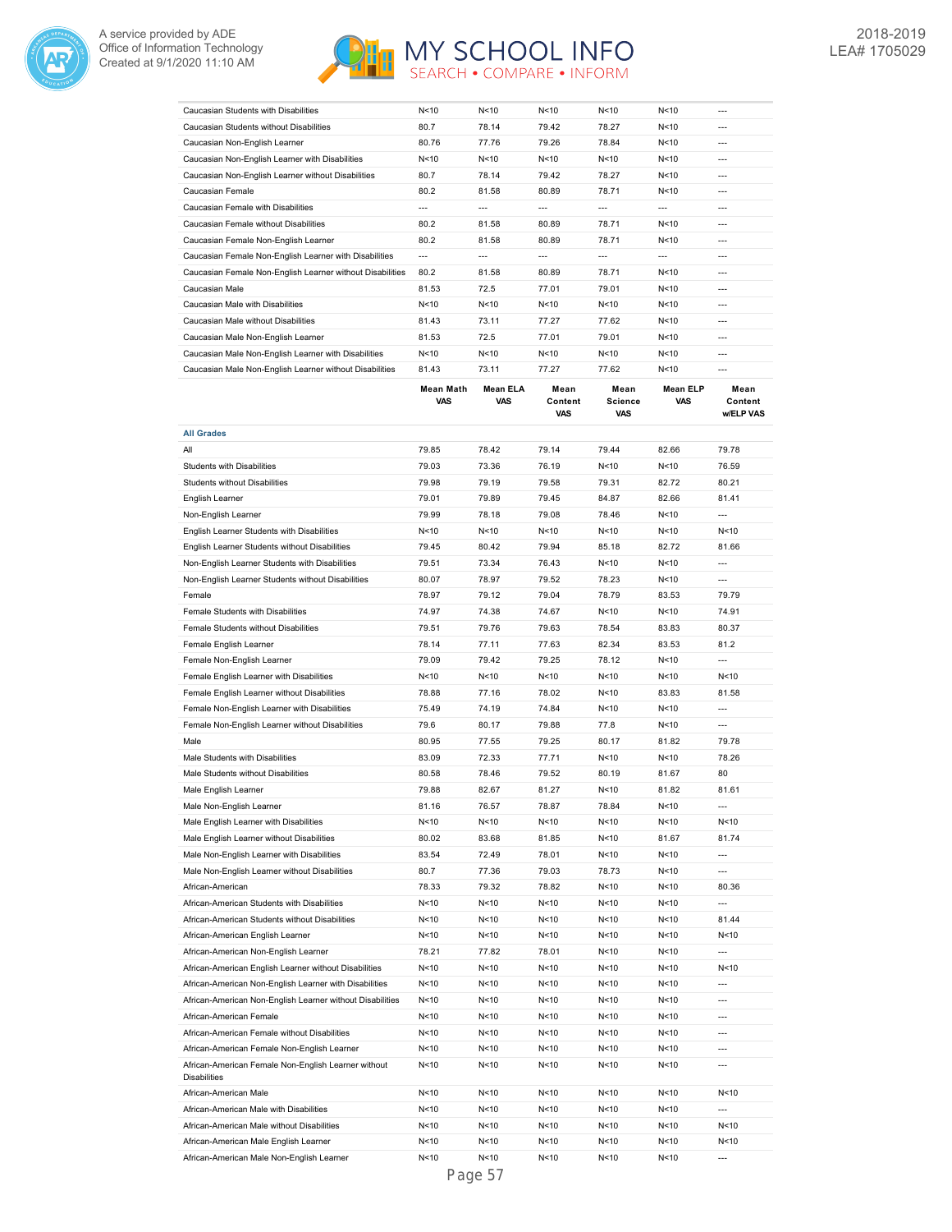| | | | | | | |
|---|---|---|---|---|---|---|
| Caucasian Students with Disabilities | N<10 | N<10 | N<10 | N<10 | N<10 | --- |
| Caucasian Students without Disabilities | 80.7 | 78.14 | 79.42 | 78.27 | N<10 | --- |
| Caucasian Non-English Learner | 80.76 | 77.76 | 79.26 | 78.84 | N<10 | --- |
| Caucasian Non-English Learner with Disabilities | N<10 | N<10 | N<10 | N<10 | N<10 | --- |
| Caucasian Non-English Learner without Disabilities | 80.7 | 78.14 | 79.42 | 78.27 | N<10 | --- |
| Caucasian Female | 80.2 | 81.58 | 80.89 | 78.71 | N<10 | --- |
| Caucasian Female with Disabilities | --- | --- | --- | --- | --- | --- |
| Caucasian Female without Disabilities | 80.2 | 81.58 | 80.89 | 78.71 | N<10 | --- |
| Caucasian Female Non-English Learner | 80.2 | 81.58 | 80.89 | 78.71 | N<10 | --- |
| Caucasian Female Non-English Learner with Disabilities | --- | --- | --- | --- | --- | --- |
| Caucasian Female Non-English Learner without Disabilities | 80.2 | 81.58 | 80.89 | 78.71 | N<10 | --- |
| Caucasian Male | 81.53 | 72.5 | 77.01 | 79.01 | N<10 | --- |
| Caucasian Male with Disabilities | N<10 | N<10 | N<10 | N<10 | N<10 | --- |
| Caucasian Male without Disabilities | 81.43 | 73.11 | 77.27 | 77.62 | N<10 | --- |
| Caucasian Male Non-English Learner | 81.53 | 72.5 | 77.01 | 79.01 | N<10 | --- |
| Caucasian Male Non-English Learner with Disabilities | N<10 | N<10 | N<10 | N<10 | N<10 | --- |
| Caucasian Male Non-English Learner without Disabilities | 81.43 | 73.11 | 77.27 | 77.62 | N<10 | --- |

| | Mean Math VAS | Mean ELA VAS | Mean Content VAS | Mean Science VAS | Mean ELP VAS | Mean Content w/ELP VAS |
|---|---|---|---|---|---|---|
| **All Grades** | | | | | | |
| All | 79.85 | 78.42 | 79.14 | 79.44 | 82.66 | 79.78 |
| Students with Disabilities | 79.03 | 73.36 | 76.19 | N<10 | N<10 | 76.59 |
| Students without Disabilities | 79.98 | 79.19 | 79.58 | 79.31 | 82.72 | 80.21 |
| English Learner | 79.01 | 79.89 | 79.45 | 84.87 | 82.66 | 81.41 |
| Non-English Learner | 79.99 | 78.18 | 79.08 | 78.46 | N<10 | --- |
| English Learner Students with Disabilities | N<10 | N<10 | N<10 | N<10 | N<10 | N<10 |
| English Learner Students without Disabilities | 79.45 | 80.42 | 79.94 | 85.18 | 82.72 | 81.66 |
| Non-English Learner Students with Disabilities | 79.51 | 73.34 | 76.43 | N<10 | N<10 | --- |
| Non-English Learner Students without Disabilities | 80.07 | 78.97 | 79.52 | 78.23 | N<10 | --- |
| Female | 78.97 | 79.12 | 79.04 | 78.79 | 83.53 | 79.79 |
| Female Students with Disabilities | 74.97 | 74.38 | 74.67 | N<10 | N<10 | 74.91 |
| Female Students without Disabilities | 79.51 | 79.76 | 79.63 | 78.54 | 83.83 | 80.37 |
| Female English Learner | 78.14 | 77.11 | 77.63 | 82.34 | 83.53 | 81.2 |
| Female Non-English Learner | 79.09 | 79.42 | 79.25 | 78.12 | N<10 | --- |
| Female English Learner with Disabilities | N<10 | N<10 | N<10 | N<10 | N<10 | N<10 |
| Female English Learner without Disabilities | 78.88 | 77.16 | 78.02 | N<10 | 83.83 | 81.58 |
| Female Non-English Learner with Disabilities | 75.49 | 74.19 | 74.84 | N<10 | N<10 | --- |
| Female Non-English Learner without Disabilities | 79.6 | 80.17 | 79.88 | 77.8 | N<10 | --- |
| Male | 80.95 | 77.55 | 79.25 | 80.17 | 81.82 | 79.78 |
| Male Students with Disabilities | 83.09 | 72.33 | 77.71 | N<10 | N<10 | 78.26 |
| Male Students without Disabilities | 80.58 | 78.46 | 79.52 | 80.19 | 81.67 | 80 |
| Male English Learner | 79.88 | 82.67 | 81.27 | N<10 | 81.82 | 81.61 |
| Male Non-English Learner | 81.16 | 76.57 | 78.87 | 78.84 | N<10 | --- |
| Male English Learner with Disabilities | N<10 | N<10 | N<10 | N<10 | N<10 | N<10 |
| Male English Learner without Disabilities | 80.02 | 83.68 | 81.85 | N<10 | 81.67 | 81.74 |
| Male Non-English Learner with Disabilities | 83.54 | 72.49 | 78.01 | N<10 | N<10 | --- |
| Male Non-English Learner without Disabilities | 80.7 | 77.36 | 79.03 | 78.73 | N<10 | --- |
| African-American | 78.33 | 79.32 | 78.82 | N<10 | N<10 | 80.36 |
| African-American Students with Disabilities | N<10 | N<10 | N<10 | N<10 | N<10 | --- |
| African-American Students without Disabilities | N<10 | N<10 | N<10 | N<10 | N<10 | 81.44 |
| African-American English Learner | N<10 | N<10 | N<10 | N<10 | N<10 | N<10 |
| African-American Non-English Learner | 78.21 | 77.82 | 78.01 | N<10 | N<10 | --- |
| African-American English Learner without Disabilities | N<10 | N<10 | N<10 | N<10 | N<10 | N<10 |
| African-American Non-English Learner with Disabilities | N<10 | N<10 | N<10 | N<10 | N<10 | --- |
| African-American Non-English Learner without Disabilities | N<10 | N<10 | N<10 | N<10 | N<10 | --- |
| African-American Female | N<10 | N<10 | N<10 | N<10 | N<10 | --- |
| African-American Female without Disabilities | N<10 | N<10 | N<10 | N<10 | N<10 | --- |
| African-American Female Non-English Learner | N<10 | N<10 | N<10 | N<10 | N<10 | --- |
| African-American Female Non-English Learner without Disabilities | N<10 | N<10 | N<10 | N<10 | N<10 | --- |
| African-American Male | N<10 | N<10 | N<10 | N<10 | N<10 | N<10 |
| African-American Male with Disabilities | N<10 | N<10 | N<10 | N<10 | N<10 | --- |
| African-American Male without Disabilities | N<10 | N<10 | N<10 | N<10 | N<10 | N<10 |
| African-American Male English Learner | N<10 | N<10 | N<10 | N<10 | N<10 | N<10 |
| African-American Male Non-English Learner | N<10 | N<10 | N<10 | N<10 | N<10 | --- |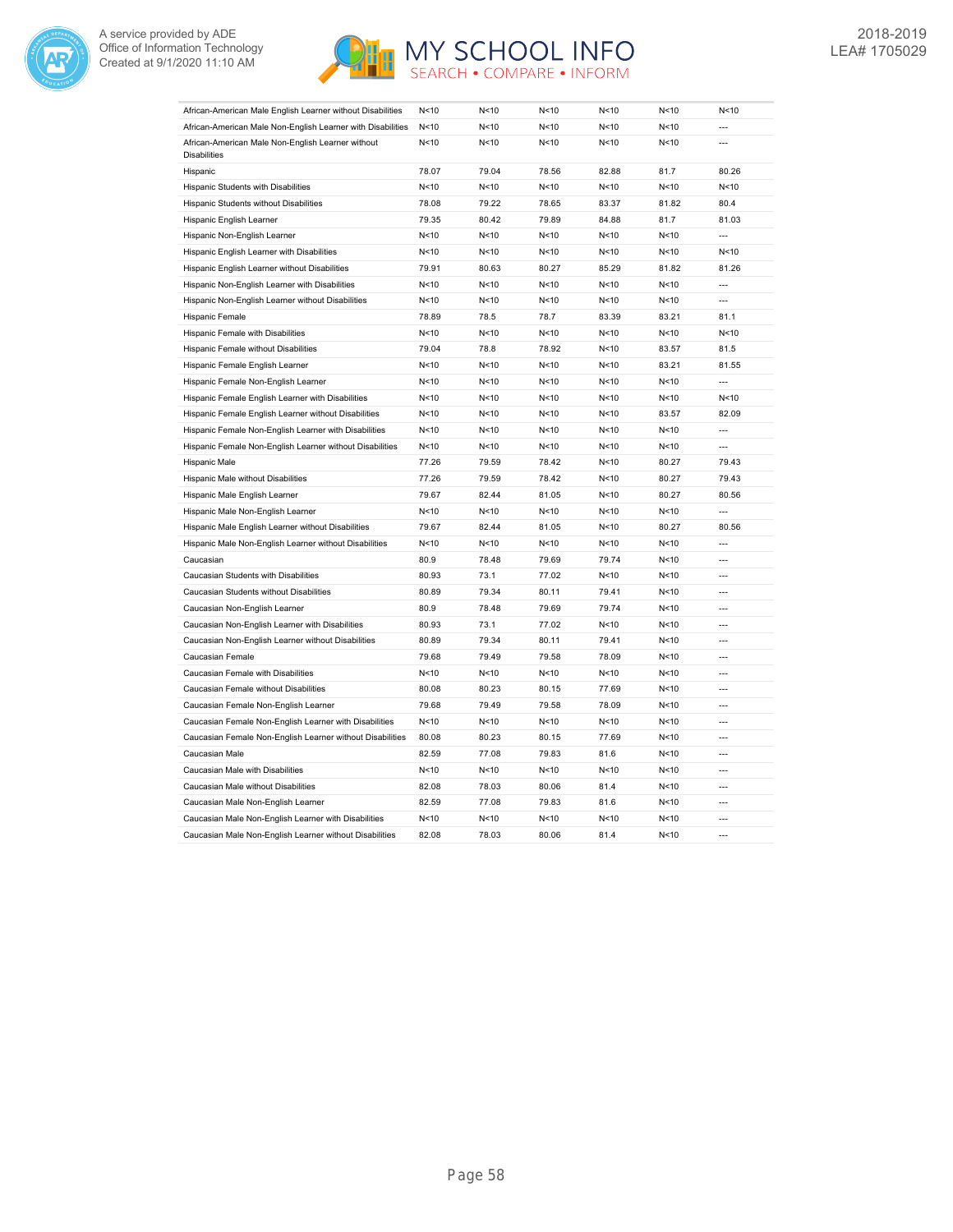| | | | | | | |
|---|---|---|---|---|---|---|
| African-American Male English Learner without Disabilities | N<10 | N<10 | N<10 | N<10 | N<10 | N<10 |
| African-American Male Non-English Learner with Disabilities | N<10 | N<10 | N<10 | N<10 | N<10 | --- |
| African-American Male Non-English Learner without Disabilities | N<10 | N<10 | N<10 | N<10 | N<10 | --- |
| Hispanic | 78.07 | 79.04 | 78.56 | 82.88 | 81.7 | 80.26 |
| Hispanic Students with Disabilities | N<10 | N<10 | N<10 | N<10 | N<10 | N<10 |
| Hispanic Students without Disabilities | 78.08 | 79.22 | 78.65 | 83.37 | 81.82 | 80.4 |
| Hispanic English Learner | 79.35 | 80.42 | 79.89 | 84.88 | 81.7 | 81.03 |
| Hispanic Non-English Learner | N<10 | N<10 | N<10 | N<10 | N<10 | --- |
| Hispanic English Learner with Disabilities | N<10 | N<10 | N<10 | N<10 | N<10 | N<10 |
| Hispanic English Learner without Disabilities | 79.91 | 80.63 | 80.27 | 85.29 | 81.82 | 81.26 |
| Hispanic Non-English Learner with Disabilities | N<10 | N<10 | N<10 | N<10 | N<10 | --- |
| Hispanic Non-English Learner without Disabilities | N<10 | N<10 | N<10 | N<10 | N<10 | --- |
| Hispanic Female | 78.89 | 78.5 | 78.7 | 83.39 | 83.21 | 81.1 |
| Hispanic Female with Disabilities | N<10 | N<10 | N<10 | N<10 | N<10 | N<10 |
| Hispanic Female without Disabilities | 79.04 | 78.8 | 78.92 | N<10 | 83.57 | 81.5 |
| Hispanic Female English Learner | N<10 | N<10 | N<10 | N<10 | 83.21 | 81.55 |
| Hispanic Female Non-English Learner | N<10 | N<10 | N<10 | N<10 | N<10 | --- |
| Hispanic Female English Learner with Disabilities | N<10 | N<10 | N<10 | N<10 | N<10 | N<10 |
| Hispanic Female English Learner without Disabilities | N<10 | N<10 | N<10 | N<10 | 83.57 | 82.09 |
| Hispanic Female Non-English Learner with Disabilities | N<10 | N<10 | N<10 | N<10 | N<10 | --- |
| Hispanic Female Non-English Learner without Disabilities | N<10 | N<10 | N<10 | N<10 | N<10 | --- |
| Hispanic Male | 77.26 | 79.59 | 78.42 | N<10 | 80.27 | 79.43 |
| Hispanic Male without Disabilities | 77.26 | 79.59 | 78.42 | N<10 | 80.27 | 79.43 |
| Hispanic Male English Learner | 79.67 | 82.44 | 81.05 | N<10 | 80.27 | 80.56 |
| Hispanic Male Non-English Learner | N<10 | N<10 | N<10 | N<10 | N<10 | --- |
| Hispanic Male English Learner without Disabilities | 79.67 | 82.44 | 81.05 | N<10 | 80.27 | 80.56 |
| Hispanic Male Non-English Learner without Disabilities | N<10 | N<10 | N<10 | N<10 | N<10 | --- |
| Caucasian | 80.9 | 78.48 | 79.69 | 79.74 | N<10 | --- |
| Caucasian Students with Disabilities | 80.93 | 73.1 | 77.02 | N<10 | N<10 | --- |
| Caucasian Students without Disabilities | 80.89 | 79.34 | 80.11 | 79.41 | N<10 | --- |
| Caucasian Non-English Learner | 80.9 | 78.48 | 79.69 | 79.74 | N<10 | --- |
| Caucasian Non-English Learner with Disabilities | 80.93 | 73.1 | 77.02 | N<10 | N<10 | --- |
| Caucasian Non-English Learner without Disabilities | 80.89 | 79.34 | 80.11 | 79.41 | N<10 | --- |
| Caucasian Female | 79.68 | 79.49 | 79.58 | 78.09 | N<10 | --- |
| Caucasian Female with Disabilities | N<10 | N<10 | N<10 | N<10 | N<10 | --- |
| Caucasian Female without Disabilities | 80.08 | 80.23 | 80.15 | 77.69 | N<10 | --- |
| Caucasian Female Non-English Learner | 79.68 | 79.49 | 79.58 | 78.09 | N<10 | --- |
| Caucasian Female Non-English Learner with Disabilities | N<10 | N<10 | N<10 | N<10 | N<10 | --- |
| Caucasian Female Non-English Learner without Disabilities | 80.08 | 80.23 | 80.15 | 77.69 | N<10 | --- |
| Caucasian Male | 82.59 | 77.08 | 79.83 | 81.6 | N<10 | --- |
| Caucasian Male with Disabilities | N<10 | N<10 | N<10 | N<10 | N<10 | --- |
| Caucasian Male without Disabilities | 82.08 | 78.03 | 80.06 | 81.4 | N<10 | --- |
| Caucasian Male Non-English Learner | 82.59 | 77.08 | 79.83 | 81.6 | N<10 | --- |
| Caucasian Male Non-English Learner with Disabilities | N<10 | N<10 | N<10 | N<10 | N<10 | --- |
| Caucasian Male Non-English Learner without Disabilities | 82.08 | 78.03 | 80.06 | 81.4 | N<10 | --- |